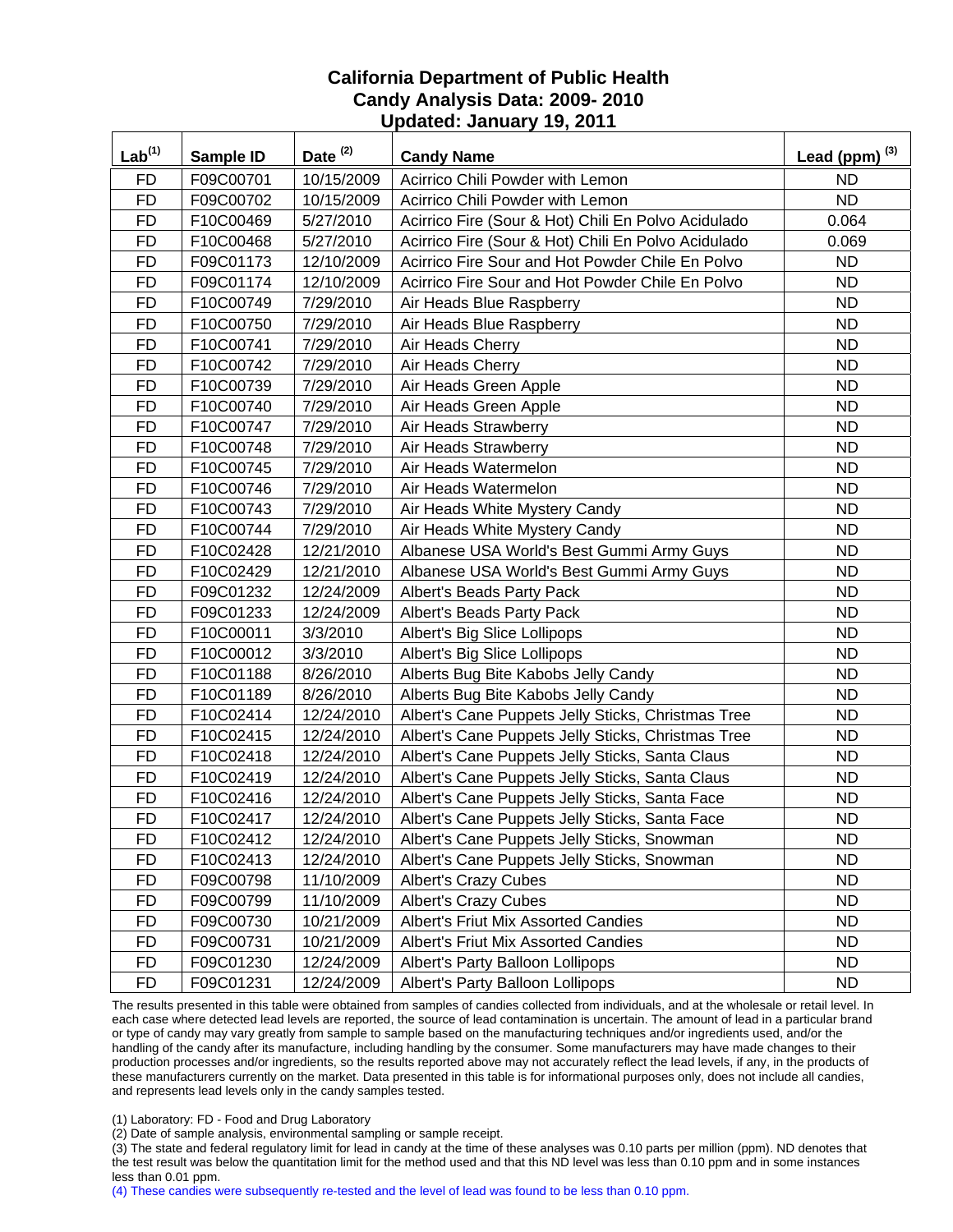# California Department of Public Health
## Candy Analysis Data: 2009- 2010
## Updated: January 19, 2011

| Lab[1] | Sample ID | Date [2] | Candy Name | Lead (ppm) [3] |
|---|---|---|---|---|
| FD | F09C00701 | 10/15/2009 | Acirrico Chili Powder with Lemon | ND |
| FD | F09C00702 | 10/15/2009 | Acirrico Chili Powder with Lemon | ND |
| FD | F10C00469 | 5/27/2010 | Acirrico Fire (Sour & Hot) Chili En Polvo Acidulado | 0.064 |
| FD | F10C00468 | 5/27/2010 | Acirrico Fire (Sour & Hot) Chili En Polvo Acidulado | 0.069 |
| FD | F09C01173 | 12/10/2009 | Acirrico Fire Sour and Hot Powder Chile En Polvo | ND |
| FD | F09C01174 | 12/10/2009 | Acirrico Fire Sour and Hot Powder Chile En Polvo | ND |
| FD | F10C00749 | 7/29/2010 | Air Heads Blue Raspberry | ND |
| FD | F10C00750 | 7/29/2010 | Air Heads Blue Raspberry | ND |
| FD | F10C00741 | 7/29/2010 | Air Heads Cherry | ND |
| FD | F10C00742 | 7/29/2010 | Air Heads Cherry | ND |
| FD | F10C00739 | 7/29/2010 | Air Heads Green Apple | ND |
| FD | F10C00740 | 7/29/2010 | Air Heads Green Apple | ND |
| FD | F10C00747 | 7/29/2010 | Air Heads Strawberry | ND |
| FD | F10C00748 | 7/29/2010 | Air Heads Strawberry | ND |
| FD | F10C00745 | 7/29/2010 | Air Heads Watermelon | ND |
| FD | F10C00746 | 7/29/2010 | Air Heads Watermelon | ND |
| FD | F10C00743 | 7/29/2010 | Air Heads White Mystery Candy | ND |
| FD | F10C00744 | 7/29/2010 | Air Heads White Mystery Candy | ND |
| FD | F10C02428 | 12/21/2010 | Albanese USA World's Best Gummi Army Guys | ND |
| FD | F10C02429 | 12/21/2010 | Albanese USA World's Best Gummi Army Guys | ND |
| FD | F09C01232 | 12/24/2009 | Albert's Beads Party Pack | ND |
| FD | F09C01233 | 12/24/2009 | Albert's Beads Party Pack | ND |
| FD | F10C00011 | 3/3/2010 | Albert's Big Slice Lollipops | ND |
| FD | F10C00012 | 3/3/2010 | Albert's Big Slice Lollipops | ND |
| FD | F10C01188 | 8/26/2010 | Alberts Bug Bite Kabobs Jelly Candy | ND |
| FD | F10C01189 | 8/26/2010 | Alberts Bug Bite Kabobs Jelly Candy | ND |
| FD | F10C02414 | 12/24/2010 | Albert's Cane Puppets Jelly Sticks, Christmas Tree | ND |
| FD | F10C02415 | 12/24/2010 | Albert's Cane Puppets Jelly Sticks, Christmas Tree | ND |
| FD | F10C02418 | 12/24/2010 | Albert's Cane Puppets Jelly Sticks, Santa Claus | ND |
| FD | F10C02419 | 12/24/2010 | Albert's Cane Puppets Jelly Sticks, Santa Claus | ND |
| FD | F10C02416 | 12/24/2010 | Albert's Cane Puppets Jelly Sticks, Santa Face | ND |
| FD | F10C02417 | 12/24/2010 | Albert's Cane Puppets Jelly Sticks, Santa Face | ND |
| FD | F10C02412 | 12/24/2010 | Albert's Cane Puppets Jelly Sticks, Snowman | ND |
| FD | F10C02413 | 12/24/2010 | Albert's Cane Puppets Jelly Sticks, Snowman | ND |
| FD | F09C00798 | 11/10/2009 | Albert's Crazy Cubes | ND |
| FD | F09C00799 | 11/10/2009 | Albert's Crazy Cubes | ND |
| FD | F09C00730 | 10/21/2009 | Albert's Friut Mix Assorted Candies | ND |
| FD | F09C00731 | 10/21/2009 | Albert's Friut Mix Assorted Candies | ND |
| FD | F09C01230 | 12/24/2009 | Albert's Party Balloon Lollipops | ND |
| FD | F09C01231 | 12/24/2009 | Albert's Party Balloon Lollipops | ND |

The results presented in this table were obtained from samples of candies collected from individuals, and at the wholesale or retail level. In each case where detected lead levels are reported, the source of lead contamination is uncertain. The amount of lead in a particular brand or type of candy may vary greatly from sample to sample based on the manufacturing techniques and/or ingredients used, and/or the handling of the candy after its manufacture, including handling by the consumer. Some manufacturers may have made changes to their production processes and/or ingredients, so the results reported above may not accurately reflect the lead levels, if any, in the products of these manufacturers currently on the market. Data presented in this table is for informational purposes only, does not include all candies, and represents lead levels only in the candy samples tested.

(1) Laboratory: FD - Food and Drug Laboratory

(2) Date of sample analysis, environmental sampling or sample receipt.

(3) The state and federal regulatory limit for lead in candy at the time of these analyses was 0.10 parts per million (ppm). ND denotes that the test result was below the quantitation limit for the method used and that this ND level was less than 0.10 ppm and in some instances less than 0.01 ppm.

(4) These candies were subsequently re-tested and the level of lead was found to be less than 0.10 ppm.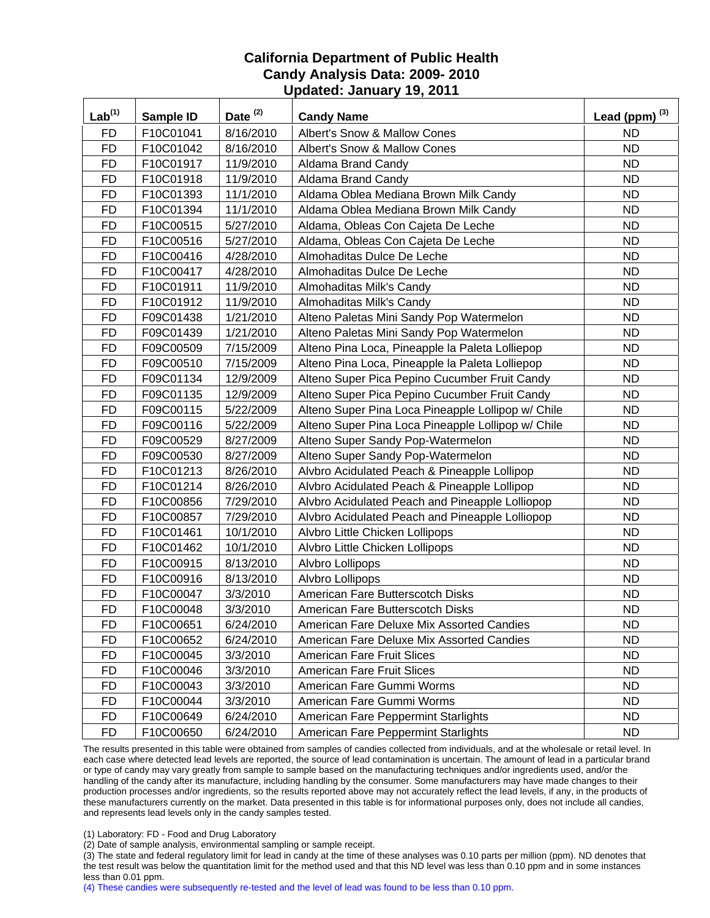# California Department of Public Health
## Candy Analysis Data: 2009- 2010
## Updated: January 19, 2011

| Lab[(1)] | Sample ID | Date [(2)] | Candy Name | Lead (ppm) [(3)] |
|---|---|---|---|---|
| FD | F10C01041 | 8/16/2010 | Albert's Snow & Mallow Cones | ND |
| FD | F10C01042 | 8/16/2010 | Albert's Snow & Mallow Cones | ND |
| FD | F10C01917 | 11/9/2010 | Aldama Brand Candy | ND |
| FD | F10C01918 | 11/9/2010 | Aldama Brand Candy | ND |
| FD | F10C01393 | 11/1/2010 | Aldama Oblea Mediana Brown Milk Candy | ND |
| FD | F10C01394 | 11/1/2010 | Aldama Oblea Mediana Brown Milk Candy | ND |
| FD | F10C00515 | 5/27/2010 | Aldama, Obleas Con Cajeta De Leche | ND |
| FD | F10C00516 | 5/27/2010 | Aldama, Obleas Con Cajeta De Leche | ND |
| FD | F10C00416 | 4/28/2010 | Almohaditas Dulce De Leche | ND |
| FD | F10C00417 | 4/28/2010 | Almohaditas Dulce De Leche | ND |
| FD | F10C01911 | 11/9/2010 | Almohaditas Milk's Candy | ND |
| FD | F10C01912 | 11/9/2010 | Almohaditas Milk's Candy | ND |
| FD | F09C01438 | 1/21/2010 | Alteno Paletas Mini Sandy Pop Watermelon | ND |
| FD | F09C01439 | 1/21/2010 | Alteno Paletas Mini Sandy Pop Watermelon | ND |
| FD | F09C00509 | 7/15/2009 | Alteno Pina Loca, Pineapple la Paleta Lolliepop | ND |
| FD | F09C00510 | 7/15/2009 | Alteno Pina Loca, Pineapple la Paleta Lolliepop | ND |
| FD | F09C01134 | 12/9/2009 | Alteno Super Pica Pepino Cucumber Fruit Candy | ND |
| FD | F09C01135 | 12/9/2009 | Alteno Super Pica Pepino Cucumber Fruit Candy | ND |
| FD | F09C00115 | 5/22/2009 | Alteno Super Pina Loca Pineapple Lollipop w/ Chile | ND |
| FD | F09C00116 | 5/22/2009 | Alteno Super Pina Loca Pineapple Lollipop w/ Chile | ND |
| FD | F09C00529 | 8/27/2009 | Alteno Super Sandy Pop-Watermelon | ND |
| FD | F09C00530 | 8/27/2009 | Alteno Super Sandy Pop-Watermelon | ND |
| FD | F10C01213 | 8/26/2010 | Alvbro Acidulated Peach & Pineapple Lollipop | ND |
| FD | F10C01214 | 8/26/2010 | Alvbro Acidulated Peach & Pineapple Lollipop | ND |
| FD | F10C00856 | 7/29/2010 | Alvbro Acidulated Peach and Pineapple Lolliopop | ND |
| FD | F10C00857 | 7/29/2010 | Alvbro Acidulated Peach and Pineapple Lolliopop | ND |
| FD | F10C01461 | 10/1/2010 | Alvbro Little Chicken Lollipops | ND |
| FD | F10C01462 | 10/1/2010 | Alvbro Little Chicken Lollipops | ND |
| FD | F10C00915 | 8/13/2010 | Alvbro Lollipops | ND |
| FD | F10C00916 | 8/13/2010 | Alvbro Lollipops | ND |
| FD | F10C00047 | 3/3/2010 | American Fare Butterscotch Disks | ND |
| FD | F10C00048 | 3/3/2010 | American Fare Butterscotch Disks | ND |
| FD | F10C00651 | 6/24/2010 | American Fare Deluxe Mix Assorted Candies | ND |
| FD | F10C00652 | 6/24/2010 | American Fare Deluxe Mix Assorted Candies | ND |
| FD | F10C00045 | 3/3/2010 | American Fare Fruit Slices | ND |
| FD | F10C00046 | 3/3/2010 | American Fare Fruit Slices | ND |
| FD | F10C00043 | 3/3/2010 | American Fare Gummi Worms | ND |
| FD | F10C00044 | 3/3/2010 | American Fare Gummi Worms | ND |
| FD | F10C00649 | 6/24/2010 | American Fare Peppermint Starlights | ND |
| FD | F10C00650 | 6/24/2010 | American Fare Peppermint Starlights | ND |

The results presented in this table were obtained from samples of candies collected from individuals, and at the wholesale or retail level. In each case where detected lead levels are reported, the source of lead contamination is uncertain. The amount of lead in a particular brand or type of candy may vary greatly from sample to sample based on the manufacturing techniques and/or ingredients used, and/or the handling of the candy after its manufacture, including handling by the consumer. Some manufacturers may have made changes to their production processes and/or ingredients, so the results reported above may not accurately reflect the lead levels, if any, in the products of these manufacturers currently on the market. Data presented in this table is for informational purposes only, does not include all candies, and represents lead levels only in the candy samples tested.

(1) Laboratory: FD - Food and Drug Laboratory

(2) Date of sample analysis, environmental sampling or sample receipt.

(3) The state and federal regulatory limit for lead in candy at the time of these analyses was 0.10 parts per million (ppm). ND denotes that the test result was below the quantitation limit for the method used and that this ND level was less than 0.10 ppm and in some instances less than 0.01 ppm.

(4) These candies were subsequently re-tested and the level of lead was found to be less than 0.10 ppm.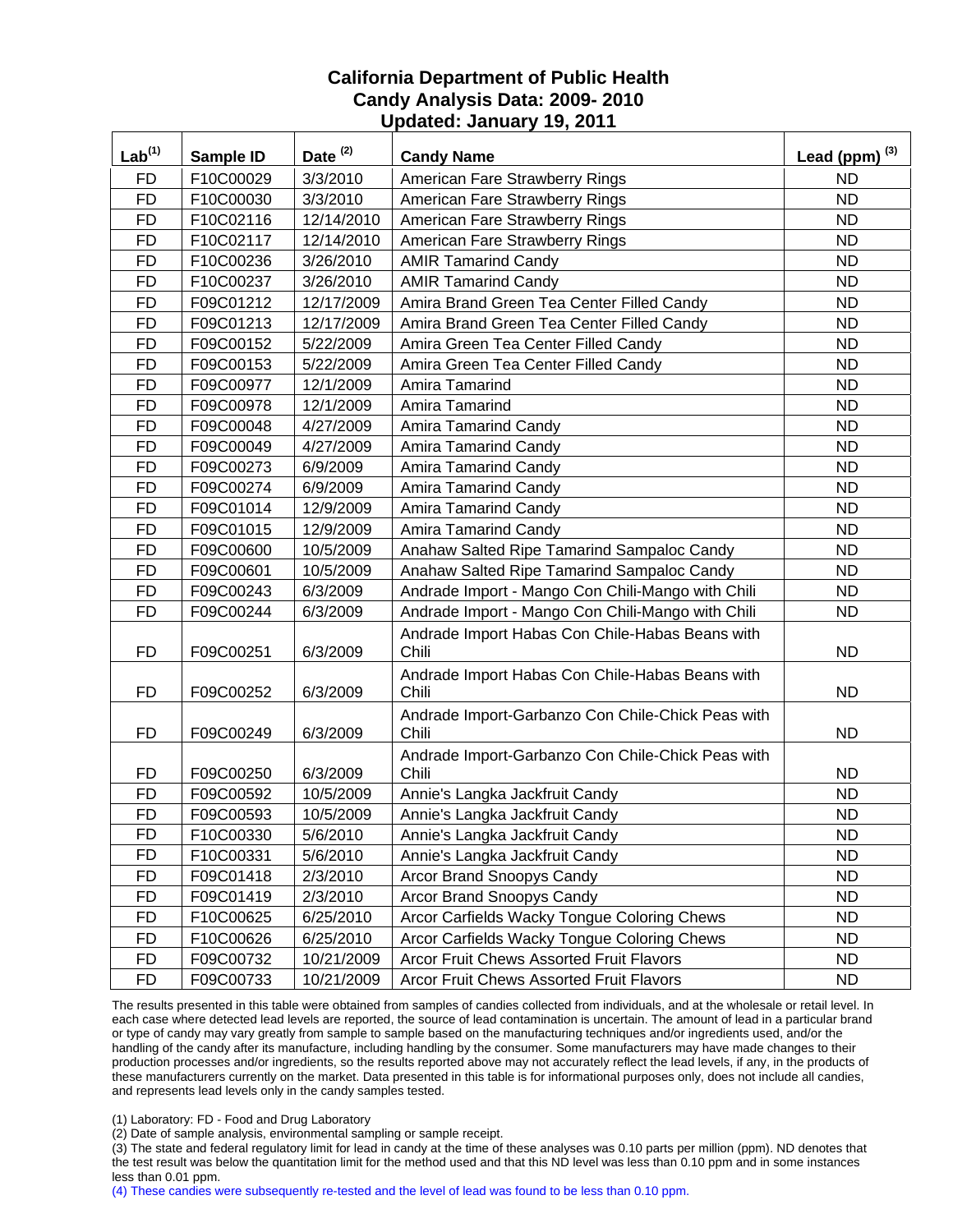# California Department of Public Health
## Candy Analysis Data: 2009- 2010
## Updated: January 19, 2011

| Lab[(1)] | Sample ID | Date [(2)] | Candy Name | Lead (ppm) [(3)] |
|---|---|---|---|---|
| FD | F10C00029 | 3/3/2010 | American Fare Strawberry Rings | ND |
| FD | F10C00030 | 3/3/2010 | American Fare Strawberry Rings | ND |
| FD | F10C02116 | 12/14/2010 | American Fare Strawberry Rings | ND |
| FD | F10C02117 | 12/14/2010 | American Fare Strawberry Rings | ND |
| FD | F10C00236 | 3/26/2010 | AMIR Tamarind Candy | ND |
| FD | F10C00237 | 3/26/2010 | AMIR Tamarind Candy | ND |
| FD | F09C01212 | 12/17/2009 | Amira Brand Green Tea Center Filled Candy | ND |
| FD | F09C01213 | 12/17/2009 | Amira Brand Green Tea Center Filled Candy | ND |
| FD | F09C00152 | 5/22/2009 | Amira Green Tea Center Filled Candy | ND |
| FD | F09C00153 | 5/22/2009 | Amira Green Tea Center Filled Candy | ND |
| FD | F09C00977 | 12/1/2009 | Amira Tamarind | ND |
| FD | F09C00978 | 12/1/2009 | Amira Tamarind | ND |
| FD | F09C00048 | 4/27/2009 | Amira Tamarind Candy | ND |
| FD | F09C00049 | 4/27/2009 | Amira Tamarind Candy | ND |
| FD | F09C00273 | 6/9/2009 | Amira Tamarind Candy | ND |
| FD | F09C00274 | 6/9/2009 | Amira Tamarind Candy | ND |
| FD | F09C01014 | 12/9/2009 | Amira Tamarind Candy | ND |
| FD | F09C01015 | 12/9/2009 | Amira Tamarind Candy | ND |
| FD | F09C00600 | 10/5/2009 | Anahaw Salted Ripe Tamarind Sampaloc Candy | ND |
| FD | F09C00601 | 10/5/2009 | Anahaw Salted Ripe Tamarind Sampaloc Candy | ND |
| FD | F09C00243 | 6/3/2009 | Andrade Import - Mango Con Chili-Mango with Chili | ND |
| FD | F09C00244 | 6/3/2009 | Andrade Import - Mango Con Chili-Mango with Chili | ND |
| FD | F09C00251 | 6/3/2009 | Andrade Import Habas Con Chile-Habas Beans with Chili | ND |
| FD | F09C00252 | 6/3/2009 | Andrade Import Habas Con Chile-Habas Beans with Chili | ND |
| FD | F09C00249 | 6/3/2009 | Andrade Import-Garbanzo Con Chile-Chick Peas with Chili | ND |
| FD | F09C00250 | 6/3/2009 | Andrade Import-Garbanzo Con Chile-Chick Peas with Chili | ND |
| FD | F09C00592 | 10/5/2009 | Annie's Langka Jackfruit Candy | ND |
| FD | F09C00593 | 10/5/2009 | Annie's Langka Jackfruit Candy | ND |
| FD | F10C00330 | 5/6/2010 | Annie's Langka Jackfruit Candy | ND |
| FD | F10C00331 | 5/6/2010 | Annie's Langka Jackfruit Candy | ND |
| FD | F09C01418 | 2/3/2010 | Arcor Brand Snoopys Candy | ND |
| FD | F09C01419 | 2/3/2010 | Arcor Brand Snoopys Candy | ND |
| FD | F10C00625 | 6/25/2010 | Arcor Carfields Wacky Tongue Coloring Chews | ND |
| FD | F10C00626 | 6/25/2010 | Arcor Carfields Wacky Tongue Coloring Chews | ND |
| FD | F09C00732 | 10/21/2009 | Arcor Fruit Chews Assorted Fruit Flavors | ND |
| FD | F09C00733 | 10/21/2009 | Arcor Fruit Chews Assorted Fruit Flavors | ND |

The results presented in this table were obtained from samples of candies collected from individuals, and at the wholesale or retail level. In each case where detected lead levels are reported, the source of lead contamination is uncertain. The amount of lead in a particular brand or type of candy may vary greatly from sample to sample based on the manufacturing techniques and/or ingredients used, and/or the handling of the candy after its manufacture, including handling by the consumer. Some manufacturers may have made changes to their production processes and/or ingredients, so the results reported above may not accurately reflect the lead levels, if any, in the products of these manufacturers currently on the market. Data presented in this table is for informational purposes only, does not include all candies, and represents lead levels only in the candy samples tested.

(1) Laboratory: FD - Food and Drug Laboratory
(2) Date of sample analysis, environmental sampling or sample receipt.
(3) The state and federal regulatory limit for lead in candy at the time of these analyses was 0.10 parts per million (ppm). ND denotes that the test result was below the quantitation limit for the method used and that this ND level was less than 0.10 ppm and in some instances less than 0.01 ppm.
(4) These candies were subsequently re-tested and the level of lead was found to be less than 0.10 ppm.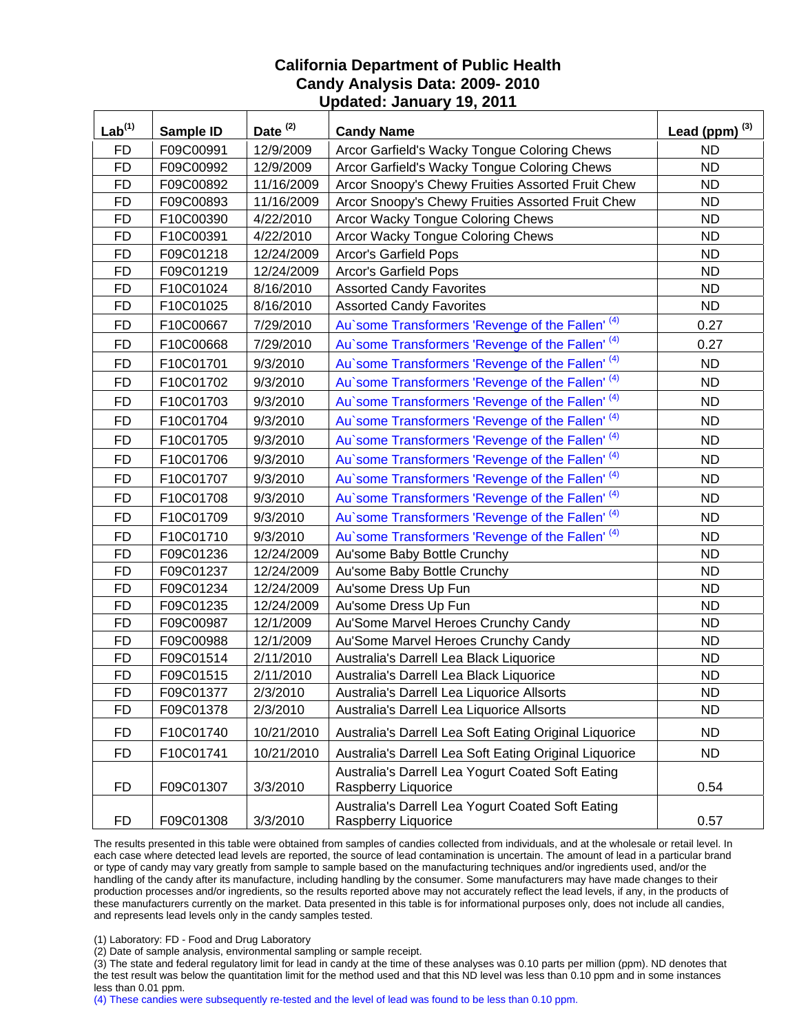# California Department of Public Health
## Candy Analysis Data: 2009- 2010
### Updated: January 19, 2011

| Lab[1] | Sample ID | Date [2] | Candy Name | Lead (ppm) [3] |
|---|---|---|---|---|
| FD | F09C00991 | 12/9/2009 | Arcor Garfield's Wacky Tongue Coloring Chews | ND |
| FD | F09C00992 | 12/9/2009 | Arcor Garfield's Wacky Tongue Coloring Chews | ND |
| FD | F09C00892 | 11/16/2009 | Arcor Snoopy's Chewy Fruities Assorted Fruit Chew | ND |
| FD | F09C00893 | 11/16/2009 | Arcor Snoopy's Chewy Fruities Assorted Fruit Chew | ND |
| FD | F10C00390 | 4/22/2010 | Arcor Wacky Tongue Coloring Chews | ND |
| FD | F10C00391 | 4/22/2010 | Arcor Wacky Tongue Coloring Chews | ND |
| FD | F09C01218 | 12/24/2009 | Arcor's Garfield Pops | ND |
| FD | F09C01219 | 12/24/2009 | Arcor's Garfield Pops | ND |
| FD | F10C01024 | 8/16/2010 | Assorted Candy Favorites | ND |
| FD | F10C01025 | 8/16/2010 | Assorted Candy Favorites | ND |
| FD | F10C00667 | 7/29/2010 | Au`some Transformers 'Revenge of the Fallen' [4] | 0.27 |
| FD | F10C00668 | 7/29/2010 | Au`some Transformers 'Revenge of the Fallen' [4] | 0.27 |
| FD | F10C01701 | 9/3/2010 | Au`some Transformers 'Revenge of the Fallen' [4] | ND |
| FD | F10C01702 | 9/3/2010 | Au`some Transformers 'Revenge of the Fallen' [4] | ND |
| FD | F10C01703 | 9/3/2010 | Au`some Transformers 'Revenge of the Fallen' [4] | ND |
| FD | F10C01704 | 9/3/2010 | Au`some Transformers 'Revenge of the Fallen' [4] | ND |
| FD | F10C01705 | 9/3/2010 | Au`some Transformers 'Revenge of the Fallen' [4] | ND |
| FD | F10C01706 | 9/3/2010 | Au`some Transformers 'Revenge of the Fallen' [4] | ND |
| FD | F10C01707 | 9/3/2010 | Au`some Transformers 'Revenge of the Fallen' [4] | ND |
| FD | F10C01708 | 9/3/2010 | Au`some Transformers 'Revenge of the Fallen' [4] | ND |
| FD | F10C01709 | 9/3/2010 | Au`some Transformers 'Revenge of the Fallen' [4] | ND |
| FD | F10C01710 | 9/3/2010 | Au`some Transformers 'Revenge of the Fallen' [4] | ND |
| FD | F09C01236 | 12/24/2009 | Au'some Baby Bottle Crunchy | ND |
| FD | F09C01237 | 12/24/2009 | Au'some Baby Bottle Crunchy | ND |
| FD | F09C01234 | 12/24/2009 | Au'some Dress Up Fun | ND |
| FD | F09C01235 | 12/24/2009 | Au'some Dress Up Fun | ND |
| FD | F09C00987 | 12/1/2009 | Au'Some Marvel Heroes Crunchy Candy | ND |
| FD | F09C00988 | 12/1/2009 | Au'Some Marvel Heroes Crunchy Candy | ND |
| FD | F09C01514 | 2/11/2010 | Australia's Darrell Lea Black Liquorice | ND |
| FD | F09C01515 | 2/11/2010 | Australia's Darrell Lea Black Liquorice | ND |
| FD | F09C01377 | 2/3/2010 | Australia's Darrell Lea Liquorice Allsorts | ND |
| FD | F09C01378 | 2/3/2010 | Australia's Darrell Lea Liquorice Allsorts | ND |
| FD | F10C01740 | 10/21/2010 | Australia's Darrell Lea Soft Eating Original Liquorice | ND |
| FD | F10C01741 | 10/21/2010 | Australia's Darrell Lea Soft Eating Original Liquorice | ND |
| FD | F09C01307 | 3/3/2010 | Australia's Darrell Lea Yogurt Coated Soft Eating Raspberry Liquorice | 0.54 |
| FD | F09C01308 | 3/3/2010 | Australia's Darrell Lea Yogurt Coated Soft Eating Raspberry Liquorice | 0.57 |

The results presented in this table were obtained from samples of candies collected from individuals, and at the wholesale or retail level. In each case where detected lead levels are reported, the source of lead contamination is uncertain. The amount of lead in a particular brand or type of candy may vary greatly from sample to sample based on the manufacturing techniques and/or ingredients used, and/or the handling of the candy after its manufacture, including handling by the consumer. Some manufacturers may have made changes to their production processes and/or ingredients, so the results reported above may not accurately reflect the lead levels, if any, in the products of these manufacturers currently on the market. Data presented in this table is for informational purposes only, does not include all candies, and represents lead levels only in the candy samples tested.

(1) Laboratory: FD - Food and Drug Laboratory

(2) Date of sample analysis, environmental sampling or sample receipt.

(3) The state and federal regulatory limit for lead in candy at the time of these analyses was 0.10 parts per million (ppm). ND denotes that the test result was below the quantitation limit for the method used and that this ND level was less than 0.10 ppm and in some instances less than 0.01 ppm.

(4) These candies were subsequently re-tested and the level of lead was found to be less than 0.10 ppm.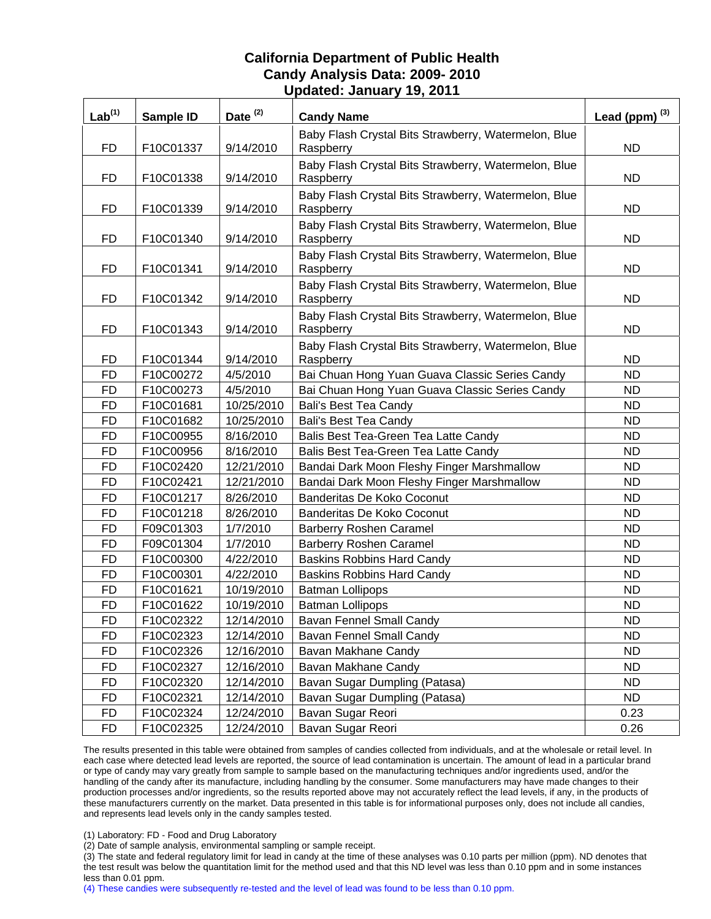# California Department of Public Health
## Candy Analysis Data: 2009- 2010
### Updated: January 19, 2011

| Lab[(1)] | Sample ID | Date [(2)] | Candy Name | Lead (ppm) [(3)] |
|---|---|---|---|---|
| FD | F10C01337 | 9/14/2010 | Baby Flash Crystal Bits Strawberry, Watermelon, Blue Raspberry | ND |
| FD | F10C01338 | 9/14/2010 | Baby Flash Crystal Bits Strawberry, Watermelon, Blue Raspberry | ND |
| FD | F10C01339 | 9/14/2010 | Baby Flash Crystal Bits Strawberry, Watermelon, Blue Raspberry | ND |
| FD | F10C01340 | 9/14/2010 | Baby Flash Crystal Bits Strawberry, Watermelon, Blue Raspberry | ND |
| FD | F10C01341 | 9/14/2010 | Baby Flash Crystal Bits Strawberry, Watermelon, Blue Raspberry | ND |
| FD | F10C01342 | 9/14/2010 | Baby Flash Crystal Bits Strawberry, Watermelon, Blue Raspberry | ND |
| FD | F10C01343 | 9/14/2010 | Baby Flash Crystal Bits Strawberry, Watermelon, Blue Raspberry | ND |
| FD | F10C01344 | 9/14/2010 | Baby Flash Crystal Bits Strawberry, Watermelon, Blue Raspberry | ND |
| FD | F10C00272 | 4/5/2010 | Bai Chuan Hong Yuan Guava Classic Series Candy | ND |
| FD | F10C00273 | 4/5/2010 | Bai Chuan Hong Yuan Guava Classic Series Candy | ND |
| FD | F10C01681 | 10/25/2010 | Bali's Best Tea Candy | ND |
| FD | F10C01682 | 10/25/2010 | Bali's Best Tea Candy | ND |
| FD | F10C00955 | 8/16/2010 | Balis Best Tea-Green Tea Latte Candy | ND |
| FD | F10C00956 | 8/16/2010 | Balis Best Tea-Green Tea Latte Candy | ND |
| FD | F10C02420 | 12/21/2010 | Bandai Dark Moon Fleshy Finger Marshmallow | ND |
| FD | F10C02421 | 12/21/2010 | Bandai Dark Moon Fleshy Finger Marshmallow | ND |
| FD | F10C01217 | 8/26/2010 | Banderitas De Koko Coconut | ND |
| FD | F10C01218 | 8/26/2010 | Banderitas De Koko Coconut | ND |
| FD | F09C01303 | 1/7/2010 | Barberry Roshen Caramel | ND |
| FD | F09C01304 | 1/7/2010 | Barberry Roshen Caramel | ND |
| FD | F10C00300 | 4/22/2010 | Baskins Robbins Hard Candy | ND |
| FD | F10C00301 | 4/22/2010 | Baskins Robbins Hard Candy | ND |
| FD | F10C01621 | 10/19/2010 | Batman Lollipops | ND |
| FD | F10C01622 | 10/19/2010 | Batman Lollipops | ND |
| FD | F10C02322 | 12/14/2010 | Bavan Fennel Small Candy | ND |
| FD | F10C02323 | 12/14/2010 | Bavan Fennel Small Candy | ND |
| FD | F10C02326 | 12/16/2010 | Bavan Makhane Candy | ND |
| FD | F10C02327 | 12/16/2010 | Bavan Makhane Candy | ND |
| FD | F10C02320 | 12/14/2010 | Bavan Sugar Dumpling (Patasa) | ND |
| FD | F10C02321 | 12/14/2010 | Bavan Sugar Dumpling (Patasa) | ND |
| FD | F10C02324 | 12/24/2010 | Bavan Sugar Reori | 0.23 |
| FD | F10C02325 | 12/24/2010 | Bavan Sugar Reori | 0.26 |

The results presented in this table were obtained from samples of candies collected from individuals, and at the wholesale or retail level. In each case where detected lead levels are reported, the source of lead contamination is uncertain. The amount of lead in a particular brand or type of candy may vary greatly from sample to sample based on the manufacturing techniques and/or ingredients used, and/or the handling of the candy after its manufacture, including handling by the consumer. Some manufacturers may have made changes to their production processes and/or ingredients, so the results reported above may not accurately reflect the lead levels, if any, in the products of these manufacturers currently on the market. Data presented in this table is for informational purposes only, does not include all candies, and represents lead levels only in the candy samples tested.

(1) Laboratory: FD - Food and Drug Laboratory

(2) Date of sample analysis, environmental sampling or sample receipt.

(3) The state and federal regulatory limit for lead in candy at the time of these analyses was 0.10 parts per million (ppm). ND denotes that the test result was below the quantitation limit for the method used and that this ND level was less than 0.10 ppm and in some instances less than 0.01 ppm.

(4) These candies were subsequently re-tested and the level of lead was found to be less than 0.10 ppm.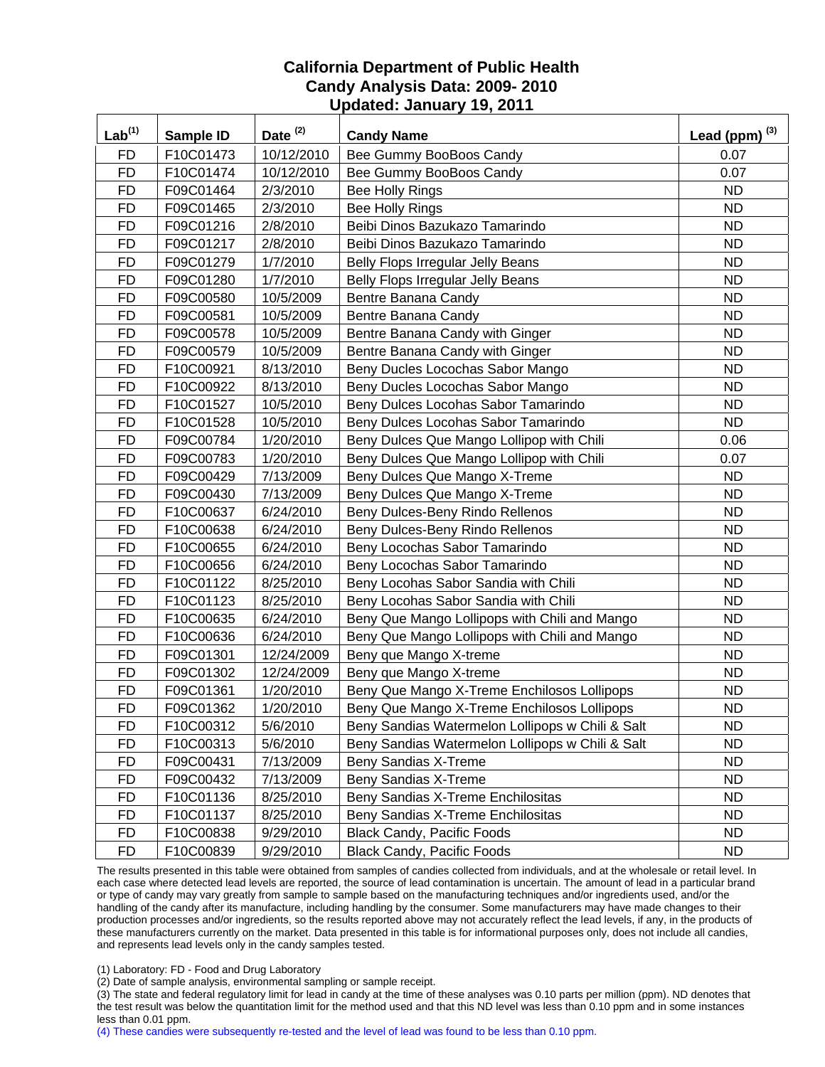# California Department of Public Health
## Candy Analysis Data: 2009- 2010
## Updated: January 19, 2011

| Lab[(1)] | Sample ID | Date [(2)] | Candy Name | Lead (ppm) [(3)] |
|---|---|---|---|---|
| FD | F10C01473 | 10/12/2010 | Bee Gummy BooBoos Candy | 0.07 |
| FD | F10C01474 | 10/12/2010 | Bee Gummy BooBoos Candy | 0.07 |
| FD | F09C01464 | 2/3/2010 | Bee Holly Rings | ND |
| FD | F09C01465 | 2/3/2010 | Bee Holly Rings | ND |
| FD | F09C01216 | 2/8/2010 | Beibi Dinos Bazukazo Tamarindo | ND |
| FD | F09C01217 | 2/8/2010 | Beibi Dinos Bazukazo Tamarindo | ND |
| FD | F09C01279 | 1/7/2010 | Belly Flops Irregular Jelly Beans | ND |
| FD | F09C01280 | 1/7/2010 | Belly Flops Irregular Jelly Beans | ND |
| FD | F09C00580 | 10/5/2009 | Bentre Banana Candy | ND |
| FD | F09C00581 | 10/5/2009 | Bentre Banana Candy | ND |
| FD | F09C00578 | 10/5/2009 | Bentre Banana Candy with Ginger | ND |
| FD | F09C00579 | 10/5/2009 | Bentre Banana Candy with Ginger | ND |
| FD | F10C00921 | 8/13/2010 | Beny Ducles Locochas Sabor Mango | ND |
| FD | F10C00922 | 8/13/2010 | Beny Ducles Locochas Sabor Mango | ND |
| FD | F10C01527 | 10/5/2010 | Beny Dulces Locohas Sabor Tamarindo | ND |
| FD | F10C01528 | 10/5/2010 | Beny Dulces Locohas Sabor Tamarindo | ND |
| FD | F09C00784 | 1/20/2010 | Beny Dulces Que Mango Lollipop with Chili | 0.06 |
| FD | F09C00783 | 1/20/2010 | Beny Dulces Que Mango Lollipop with Chili | 0.07 |
| FD | F09C00429 | 7/13/2009 | Beny Dulces Que Mango X-Treme | ND |
| FD | F09C00430 | 7/13/2009 | Beny Dulces Que Mango X-Treme | ND |
| FD | F10C00637 | 6/24/2010 | Beny Dulces-Beny Rindo Rellenos | ND |
| FD | F10C00638 | 6/24/2010 | Beny Dulces-Beny Rindo Rellenos | ND |
| FD | F10C00655 | 6/24/2010 | Beny Locochas Sabor Tamarindo | ND |
| FD | F10C00656 | 6/24/2010 | Beny Locochas Sabor Tamarindo | ND |
| FD | F10C01122 | 8/25/2010 | Beny Locohas Sabor Sandia with Chili | ND |
| FD | F10C01123 | 8/25/2010 | Beny Locohas Sabor Sandia with Chili | ND |
| FD | F10C00635 | 6/24/2010 | Beny Que Mango Lollipops with Chili and Mango | ND |
| FD | F10C00636 | 6/24/2010 | Beny Que Mango Lollipops with Chili and Mango | ND |
| FD | F09C01301 | 12/24/2009 | Beny que Mango X-treme | ND |
| FD | F09C01302 | 12/24/2009 | Beny que Mango X-treme | ND |
| FD | F09C01361 | 1/20/2010 | Beny Que Mango X-Treme Enchilosos Lollipops | ND |
| FD | F09C01362 | 1/20/2010 | Beny Que Mango X-Treme Enchilosos Lollipops | ND |
| FD | F10C00312 | 5/6/2010 | Beny Sandias Watermelon Lollipops w Chili & Salt | ND |
| FD | F10C00313 | 5/6/2010 | Beny Sandias Watermelon Lollipops w Chili & Salt | ND |
| FD | F09C00431 | 7/13/2009 | Beny Sandias X-Treme | ND |
| FD | F09C00432 | 7/13/2009 | Beny Sandias X-Treme | ND |
| FD | F10C01136 | 8/25/2010 | Beny Sandias X-Treme Enchilositas | ND |
| FD | F10C01137 | 8/25/2010 | Beny Sandias X-Treme Enchilositas | ND |
| FD | F10C00838 | 9/29/2010 | Black Candy, Pacific Foods | ND |
| FD | F10C00839 | 9/29/2010 | Black Candy, Pacific Foods | ND |

The results presented in this table were obtained from samples of candies collected from individuals, and at the wholesale or retail level. In each case where detected lead levels are reported, the source of lead contamination is uncertain. The amount of lead in a particular brand or type of candy may vary greatly from sample to sample based on the manufacturing techniques and/or ingredients used, and/or the handling of the candy after its manufacture, including handling by the consumer. Some manufacturers may have made changes to their production processes and/or ingredients, so the results reported above may not accurately reflect the lead levels, if any, in the products of these manufacturers currently on the market. Data presented in this table is for informational purposes only, does not include all candies, and represents lead levels only in the candy samples tested.

(1) Laboratory: FD - Food and Drug Laboratory

(2) Date of sample analysis, environmental sampling or sample receipt.

(3) The state and federal regulatory limit for lead in candy at the time of these analyses was 0.10 parts per million (ppm). ND denotes that the test result was below the quantitation limit for the method used and that this ND level was less than 0.10 ppm and in some instances less than 0.01 ppm.

(4) These candies were subsequently re-tested and the level of lead was found to be less than 0.10 ppm.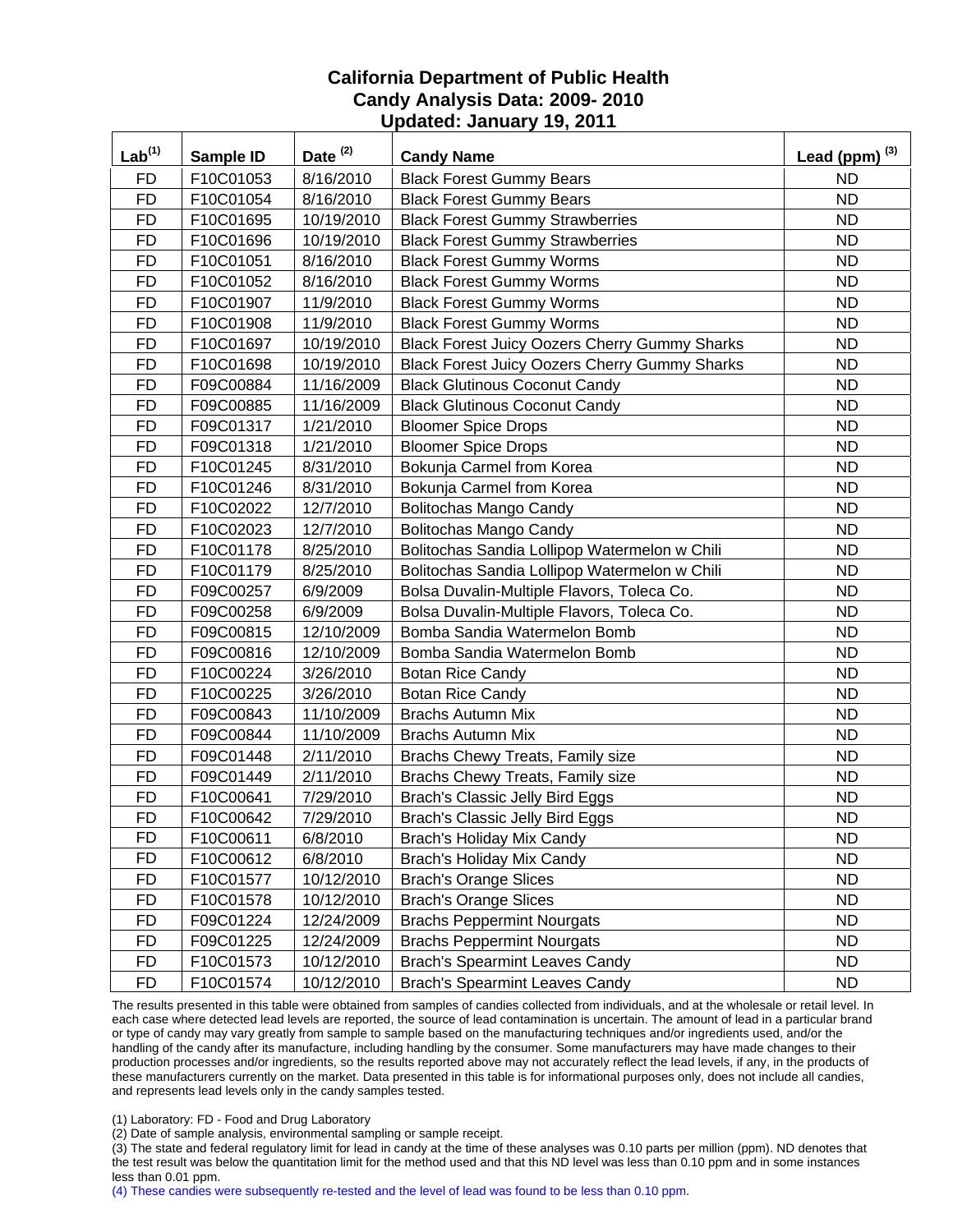**California Department of Public Health**
**Candy Analysis Data: 2009- 2010**
**Updated: January 19, 2011**

| Lab[1] | Sample ID | Date [2] | Candy Name | Lead (ppm) [3] |
|---|---|---|---|---|
| FD | F10C01053 | 8/16/2010 | Black Forest Gummy Bears | ND |
| FD | F10C01054 | 8/16/2010 | Black Forest Gummy Bears | ND |
| FD | F10C01695 | 10/19/2010 | Black Forest Gummy Strawberries | ND |
| FD | F10C01696 | 10/19/2010 | Black Forest Gummy Strawberries | ND |
| FD | F10C01051 | 8/16/2010 | Black Forest Gummy Worms | ND |
| FD | F10C01052 | 8/16/2010 | Black Forest Gummy Worms | ND |
| FD | F10C01907 | 11/9/2010 | Black Forest Gummy Worms | ND |
| FD | F10C01908 | 11/9/2010 | Black Forest Gummy Worms | ND |
| FD | F10C01697 | 10/19/2010 | Black Forest Juicy Oozers Cherry Gummy Sharks | ND |
| FD | F10C01698 | 10/19/2010 | Black Forest Juicy Oozers Cherry Gummy Sharks | ND |
| FD | F09C00884 | 11/16/2009 | Black Glutinous Coconut Candy | ND |
| FD | F09C00885 | 11/16/2009 | Black Glutinous Coconut Candy | ND |
| FD | F09C01317 | 1/21/2010 | Bloomer Spice Drops | ND |
| FD | F09C01318 | 1/21/2010 | Bloomer Spice Drops | ND |
| FD | F10C01245 | 8/31/2010 | Bokunja Carmel from Korea | ND |
| FD | F10C01246 | 8/31/2010 | Bokunja Carmel from Korea | ND |
| FD | F10C02022 | 12/7/2010 | Bolitochas Mango Candy | ND |
| FD | F10C02023 | 12/7/2010 | Bolitochas Mango Candy | ND |
| FD | F10C01178 | 8/25/2010 | Bolitochas Sandia Lollipop Watermelon w Chili | ND |
| FD | F10C01179 | 8/25/2010 | Bolitochas Sandia Lollipop Watermelon w Chili | ND |
| FD | F09C00257 | 6/9/2009 | Bolsa Duvalin-Multiple Flavors, Toleca Co. | ND |
| FD | F09C00258 | 6/9/2009 | Bolsa Duvalin-Multiple Flavors, Toleca Co. | ND |
| FD | F09C00815 | 12/10/2009 | Bomba Sandia Watermelon Bomb | ND |
| FD | F09C00816 | 12/10/2009 | Bomba Sandia Watermelon Bomb | ND |
| FD | F10C00224 | 3/26/2010 | Botan Rice Candy | ND |
| FD | F10C00225 | 3/26/2010 | Botan Rice Candy | ND |
| FD | F09C00843 | 11/10/2009 | Brachs Autumn Mix | ND |
| FD | F09C00844 | 11/10/2009 | Brachs Autumn Mix | ND |
| FD | F09C01448 | 2/11/2010 | Brachs Chewy Treats, Family size | ND |
| FD | F09C01449 | 2/11/2010 | Brachs Chewy Treats, Family size | ND |
| FD | F10C00641 | 7/29/2010 | Brach's Classic Jelly Bird Eggs | ND |
| FD | F10C00642 | 7/29/2010 | Brach's Classic Jelly Bird Eggs | ND |
| FD | F10C00611 | 6/8/2010 | Brach's Holiday Mix Candy | ND |
| FD | F10C00612 | 6/8/2010 | Brach's Holiday Mix Candy | ND |
| FD | F10C01577 | 10/12/2010 | Brach's Orange Slices | ND |
| FD | F10C01578 | 10/12/2010 | Brach's Orange Slices | ND |
| FD | F09C01224 | 12/24/2009 | Brachs Peppermint Nourgats | ND |
| FD | F09C01225 | 12/24/2009 | Brachs Peppermint Nourgats | ND |
| FD | F10C01573 | 10/12/2010 | Brach's Spearmint Leaves Candy | ND |
| FD | F10C01574 | 10/12/2010 | Brach's Spearmint Leaves Candy | ND |

The results presented in this table were obtained from samples of candies collected from individuals, and at the wholesale or retail level. In each case where detected lead levels are reported, the source of lead contamination is uncertain. The amount of lead in a particular brand or type of candy may vary greatly from sample to sample based on the manufacturing techniques and/or ingredients used, and/or the handling of the candy after its manufacture, including handling by the consumer. Some manufacturers may have made changes to their production processes and/or ingredients, so the results reported above may not accurately reflect the lead levels, if any, in the products of these manufacturers currently on the market. Data presented in this table is for informational purposes only, does not include all candies, and represents lead levels only in the candy samples tested.

(1) Laboratory: FD - Food and Drug Laboratory

(2) Date of sample analysis, environmental sampling or sample receipt.

(3) The state and federal regulatory limit for lead in candy at the time of these analyses was 0.10 parts per million (ppm). ND denotes that the test result was below the quantitation limit for the method used and that this ND level was less than 0.10 ppm and in some instances less than 0.01 ppm.

(4) These candies were subsequently re-tested and the level of lead was found to be less than 0.10 ppm.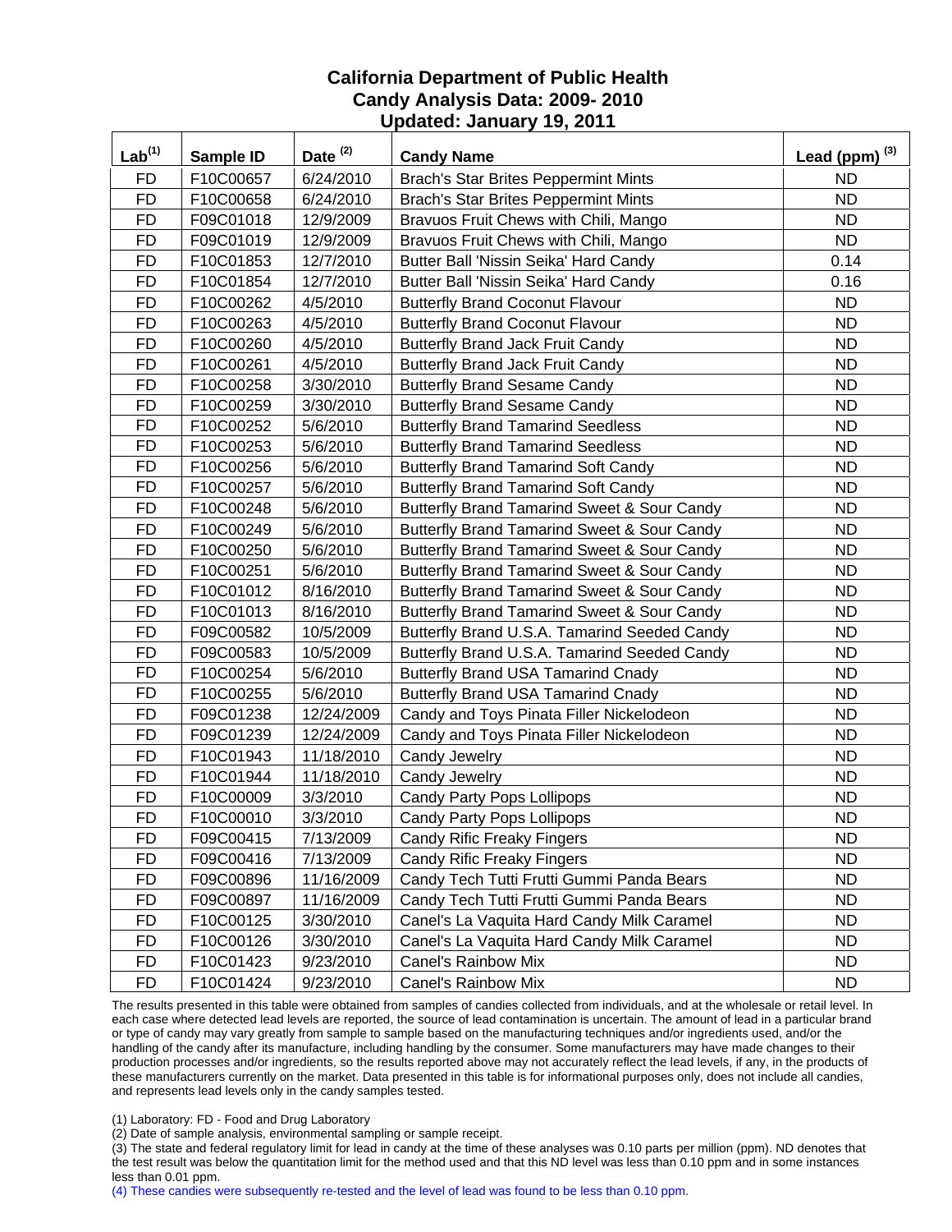# California Department of Public Health
## Candy Analysis Data: 2009- 2010
## Updated: January 19, 2011

| Lab[1] | Sample ID | Date [2] | Candy Name | Lead (ppm) [3] |
|---|---|---|---|---|
| FD | F10C00657 | 6/24/2010 | Brach's Star Brites Peppermint Mints | ND |
| FD | F10C00658 | 6/24/2010 | Brach's Star Brites Peppermint Mints | ND |
| FD | F09C01018 | 12/9/2009 | Bravuos Fruit Chews with Chili, Mango | ND |
| FD | F09C01019 | 12/9/2009 | Bravuos Fruit Chews with Chili, Mango | ND |
| FD | F10C01853 | 12/7/2010 | Butter Ball 'Nissin Seika' Hard Candy | 0.14 |
| FD | F10C01854 | 12/7/2010 | Butter Ball 'Nissin Seika' Hard Candy | 0.16 |
| FD | F10C00262 | 4/5/2010 | Butterfly Brand Coconut Flavour | ND |
| FD | F10C00263 | 4/5/2010 | Butterfly Brand Coconut Flavour | ND |
| FD | F10C00260 | 4/5/2010 | Butterfly Brand Jack Fruit Candy | ND |
| FD | F10C00261 | 4/5/2010 | Butterfly Brand Jack Fruit Candy | ND |
| FD | F10C00258 | 3/30/2010 | Butterfly Brand Sesame Candy | ND |
| FD | F10C00259 | 3/30/2010 | Butterfly Brand Sesame Candy | ND |
| FD | F10C00252 | 5/6/2010 | Butterfly Brand Tamarind Seedless | ND |
| FD | F10C00253 | 5/6/2010 | Butterfly Brand Tamarind Seedless | ND |
| FD | F10C00256 | 5/6/2010 | Butterfly Brand Tamarind Soft Candy | ND |
| FD | F10C00257 | 5/6/2010 | Butterfly Brand Tamarind Soft Candy | ND |
| FD | F10C00248 | 5/6/2010 | Butterfly Brand Tamarind Sweet & Sour Candy | ND |
| FD | F10C00249 | 5/6/2010 | Butterfly Brand Tamarind Sweet & Sour Candy | ND |
| FD | F10C00250 | 5/6/2010 | Butterfly Brand Tamarind Sweet & Sour Candy | ND |
| FD | F10C00251 | 5/6/2010 | Butterfly Brand Tamarind Sweet & Sour Candy | ND |
| FD | F10C01012 | 8/16/2010 | Butterfly Brand Tamarind Sweet & Sour Candy | ND |
| FD | F10C01013 | 8/16/2010 | Butterfly Brand Tamarind Sweet & Sour Candy | ND |
| FD | F09C00582 | 10/5/2009 | Butterfly Brand U.S.A. Tamarind Seeded Candy | ND |
| FD | F09C00583 | 10/5/2009 | Butterfly Brand U.S.A. Tamarind Seeded Candy | ND |
| FD | F10C00254 | 5/6/2010 | Butterfly Brand USA Tamarind Cnady | ND |
| FD | F10C00255 | 5/6/2010 | Butterfly Brand USA Tamarind Cnady | ND |
| FD | F09C01238 | 12/24/2009 | Candy and Toys Pinata Filler Nickelodeon | ND |
| FD | F09C01239 | 12/24/2009 | Candy and Toys Pinata Filler Nickelodeon | ND |
| FD | F10C01943 | 11/18/2010 | Candy Jewelry | ND |
| FD | F10C01944 | 11/18/2010 | Candy Jewelry | ND |
| FD | F10C00009 | 3/3/2010 | Candy Party Pops Lollipops | ND |
| FD | F10C00010 | 3/3/2010 | Candy Party Pops Lollipops | ND |
| FD | F09C00415 | 7/13/2009 | Candy Rific Freaky Fingers | ND |
| FD | F09C00416 | 7/13/2009 | Candy Rific Freaky Fingers | ND |
| FD | F09C00896 | 11/16/2009 | Candy Tech Tutti Frutti Gummi Panda Bears | ND |
| FD | F09C00897 | 11/16/2009 | Candy Tech Tutti Frutti Gummi Panda Bears | ND |
| FD | F10C00125 | 3/30/2010 | Canel's La Vaquita Hard Candy Milk Caramel | ND |
| FD | F10C00126 | 3/30/2010 | Canel's La Vaquita Hard Candy Milk Caramel | ND |
| FD | F10C01423 | 9/23/2010 | Canel's Rainbow Mix | ND |
| FD | F10C01424 | 9/23/2010 | Canel's Rainbow Mix | ND |

The results presented in this table were obtained from samples of candies collected from individuals, and at the wholesale or retail level. In each case where detected lead levels are reported, the source of lead contamination is uncertain. The amount of lead in a particular brand or type of candy may vary greatly from sample to sample based on the manufacturing techniques and/or ingredients used, and/or the handling of the candy after its manufacture, including handling by the consumer. Some manufacturers may have made changes to their production processes and/or ingredients, so the results reported above may not accurately reflect the lead levels, if any, in the products of these manufacturers currently on the market. Data presented in this table is for informational purposes only, does not include all candies, and represents lead levels only in the candy samples tested.

(1) Laboratory: FD - Food and Drug Laboratory

(2) Date of sample analysis, environmental sampling or sample receipt.

(3) The state and federal regulatory limit for lead in candy at the time of these analyses was 0.10 parts per million (ppm). ND denotes that the test result was below the quantitation limit for the method used and that this ND level was less than 0.10 ppm and in some instances less than 0.01 ppm.

(4) These candies were subsequently re-tested and the level of lead was found to be less than 0.10 ppm.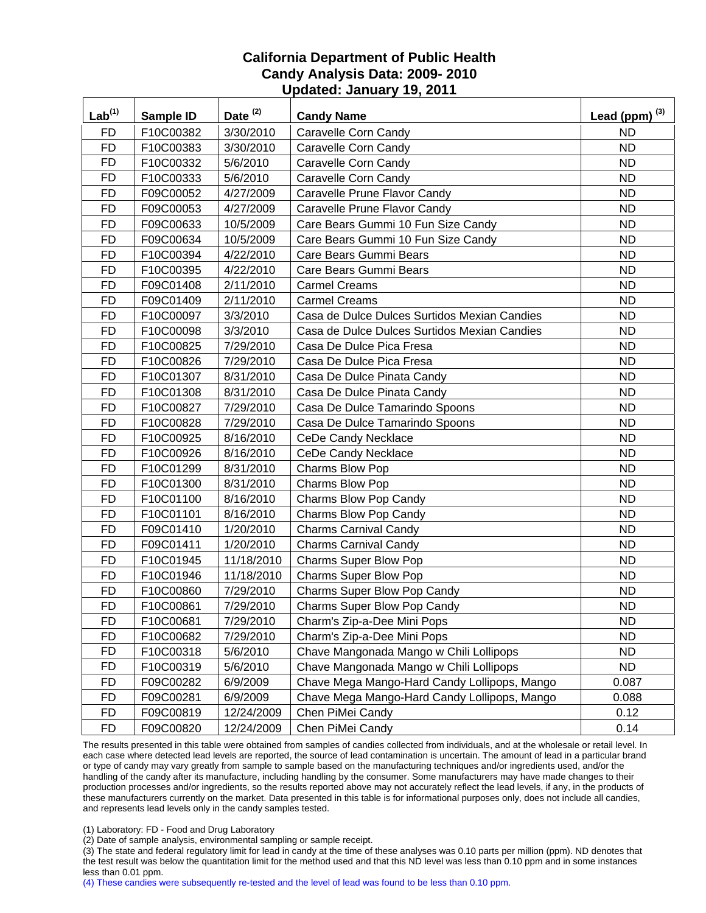# California Department of Public Health
## Candy Analysis Data: 2009- 2010
## Updated: January 19, 2011

| Lab[1] | Sample ID | Date [2] | Candy Name | Lead (ppm) [3] |
|---|---|---|---|---|
| FD | F10C00382 | 3/30/2010 | Caravelle Corn Candy | ND |
| FD | F10C00383 | 3/30/2010 | Caravelle Corn Candy | ND |
| FD | F10C00332 | 5/6/2010 | Caravelle Corn Candy | ND |
| FD | F10C00333 | 5/6/2010 | Caravelle Corn Candy | ND |
| FD | F09C00052 | 4/27/2009 | Caravelle Prune Flavor Candy | ND |
| FD | F09C00053 | 4/27/2009 | Caravelle Prune Flavor Candy | ND |
| FD | F09C00633 | 10/5/2009 | Care Bears Gummi 10 Fun Size Candy | ND |
| FD | F09C00634 | 10/5/2009 | Care Bears Gummi 10 Fun Size Candy | ND |
| FD | F10C00394 | 4/22/2010 | Care Bears Gummi Bears | ND |
| FD | F10C00395 | 4/22/2010 | Care Bears Gummi Bears | ND |
| FD | F09C01408 | 2/11/2010 | Carmel Creams | ND |
| FD | F09C01409 | 2/11/2010 | Carmel Creams | ND |
| FD | F10C00097 | 3/3/2010 | Casa de Dulce Dulces Surtidos Mexian Candies | ND |
| FD | F10C00098 | 3/3/2010 | Casa de Dulce Dulces Surtidos Mexian Candies | ND |
| FD | F10C00825 | 7/29/2010 | Casa De Dulce Pica Fresa | ND |
| FD | F10C00826 | 7/29/2010 | Casa De Dulce Pica Fresa | ND |
| FD | F10C01307 | 8/31/2010 | Casa De Dulce Pinata Candy | ND |
| FD | F10C01308 | 8/31/2010 | Casa De Dulce Pinata Candy | ND |
| FD | F10C00827 | 7/29/2010 | Casa De Dulce Tamarindo Spoons | ND |
| FD | F10C00828 | 7/29/2010 | Casa De Dulce Tamarindo Spoons | ND |
| FD | F10C00925 | 8/16/2010 | CeDe Candy Necklace | ND |
| FD | F10C00926 | 8/16/2010 | CeDe Candy Necklace | ND |
| FD | F10C01299 | 8/31/2010 | Charms Blow Pop | ND |
| FD | F10C01300 | 8/31/2010 | Charms Blow Pop | ND |
| FD | F10C01100 | 8/16/2010 | Charms Blow Pop Candy | ND |
| FD | F10C01101 | 8/16/2010 | Charms Blow Pop Candy | ND |
| FD | F09C01410 | 1/20/2010 | Charms Carnival Candy | ND |
| FD | F09C01411 | 1/20/2010 | Charms Carnival Candy | ND |
| FD | F10C01945 | 11/18/2010 | Charms Super Blow Pop | ND |
| FD | F10C01946 | 11/18/2010 | Charms Super Blow Pop | ND |
| FD | F10C00860 | 7/29/2010 | Charms Super Blow Pop Candy | ND |
| FD | F10C00861 | 7/29/2010 | Charms Super Blow Pop Candy | ND |
| FD | F10C00681 | 7/29/2010 | Charm's Zip-a-Dee Mini Pops | ND |
| FD | F10C00682 | 7/29/2010 | Charm's Zip-a-Dee Mini Pops | ND |
| FD | F10C00318 | 5/6/2010 | Chave Mangonada Mango w Chili Lollipops | ND |
| FD | F10C00319 | 5/6/2010 | Chave Mangonada Mango w Chili Lollipops | ND |
| FD | F09C00282 | 6/9/2009 | Chave Mega Mango-Hard Candy Lollipops, Mango | 0.087 |
| FD | F09C00281 | 6/9/2009 | Chave Mega Mango-Hard Candy Lollipops, Mango | 0.088 |
| FD | F09C00819 | 12/24/2009 | Chen PiMei Candy | 0.12 |
| FD | F09C00820 | 12/24/2009 | Chen PiMei Candy | 0.14 |

The results presented in this table were obtained from samples of candies collected from individuals, and at the wholesale or retail level. In each case where detected lead levels are reported, the source of lead contamination is uncertain. The amount of lead in a particular brand or type of candy may vary greatly from sample to sample based on the manufacturing techniques and/or ingredients used, and/or the handling of the candy after its manufacture, including handling by the consumer. Some manufacturers may have made changes to their production processes and/or ingredients, so the results reported above may not accurately reflect the lead levels, if any, in the products of these manufacturers currently on the market. Data presented in this table is for informational purposes only, does not include all candies, and represents lead levels only in the candy samples tested.

(1) Laboratory: FD - Food and Drug Laboratory

(2) Date of sample analysis, environmental sampling or sample receipt.

(3) The state and federal regulatory limit for lead in candy at the time of these analyses was 0.10 parts per million (ppm). ND denotes that the test result was below the quantitation limit for the method used and that this ND level was less than 0.10 ppm and in some instances less than 0.01 ppm.

(4) These candies were subsequently re-tested and the level of lead was found to be less than 0.10 ppm.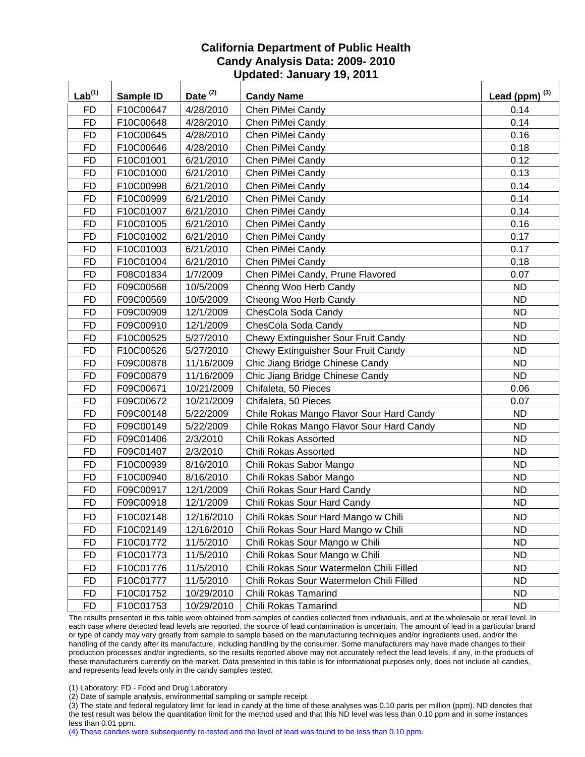# California Department of Public Health
## Candy Analysis Data: 2009- 2010
### Updated: January 19, 2011

| Lab[1] | Sample ID | Date [2] | Candy Name | Lead (ppm) [3] |
|---|---|---|---|---|
| FD | F10C00647 | 4/28/2010 | Chen PiMei Candy | 0.14 |
| FD | F10C00648 | 4/28/2010 | Chen PiMei Candy | 0.14 |
| FD | F10C00645 | 4/28/2010 | Chen PiMei Candy | 0.16 |
| FD | F10C00646 | 4/28/2010 | Chen PiMei Candy | 0.18 |
| FD | F10C01001 | 6/21/2010 | Chen PiMei Candy | 0.12 |
| FD | F10C01000 | 6/21/2010 | Chen PiMei Candy | 0.13 |
| FD | F10C00998 | 6/21/2010 | Chen PiMei Candy | 0.14 |
| FD | F10C00999 | 6/21/2010 | Chen PiMei Candy | 0.14 |
| FD | F10C01007 | 6/21/2010 | Chen PiMei Candy | 0.14 |
| FD | F10C01005 | 6/21/2010 | Chen PiMei Candy | 0.16 |
| FD | F10C01002 | 6/21/2010 | Chen PiMei Candy | 0.17 |
| FD | F10C01003 | 6/21/2010 | Chen PiMei Candy | 0.17 |
| FD | F10C01004 | 6/21/2010 | Chen PiMei Candy | 0.18 |
| FD | F08C01834 | 1/7/2009 | Chen PiMei Candy, Prune Flavored | 0.07 |
| FD | F09C00568 | 10/5/2009 | Cheong Woo Herb Candy | ND |
| FD | F09C00569 | 10/5/2009 | Cheong Woo Herb Candy | ND |
| FD | F09C00909 | 12/1/2009 | ChesCola Soda Candy | ND |
| FD | F09C00910 | 12/1/2009 | ChesCola Soda Candy | ND |
| FD | F10C00525 | 5/27/2010 | Chewy Extinguisher Sour Fruit Candy | ND |
| FD | F10C00526 | 5/27/2010 | Chewy Extinguisher Sour Fruit Candy | ND |
| FD | F09C00878 | 11/16/2009 | Chic Jiang Bridge Chinese Candy | ND |
| FD | F09C00879 | 11/16/2009 | Chic Jiang Bridge Chinese Candy | ND |
| FD | F09C00671 | 10/21/2009 | Chifaleta, 50 Pieces | 0.06 |
| FD | F09C00672 | 10/21/2009 | Chifaleta, 50 Pieces | 0.07 |
| FD | F09C00148 | 5/22/2009 | Chile Rokas Mango Flavor Sour Hard Candy | ND |
| FD | F09C00149 | 5/22/2009 | Chile Rokas Mango Flavor Sour Hard Candy | ND |
| FD | F09C01406 | 2/3/2010 | Chili Rokas Assorted | ND |
| FD | F09C01407 | 2/3/2010 | Chili Rokas Assorted | ND |
| FD | F10C00939 | 8/16/2010 | Chili Rokas Sabor Mango | ND |
| FD | F10C00940 | 8/16/2010 | Chili Rokas Sabor Mango | ND |
| FD | F09C00917 | 12/1/2009 | Chili Rokas Sour Hard Candy | ND |
| FD | F09C00918 | 12/1/2009 | Chili Rokas Sour Hard Candy | ND |
| FD | F10C02148 | 12/16/2010 | Chili Rokas Sour Hard Mango w Chili | ND |
| FD | F10C02149 | 12/16/2010 | Chili Rokas Sour Hard Mango w Chili | ND |
| FD | F10C01772 | 11/5/2010 | Chili Rokas Sour Mango w Chili | ND |
| FD | F10C01773 | 11/5/2010 | Chili Rokas Sour Mango w Chili | ND |
| FD | F10C01776 | 11/5/2010 | Chili Rokas Sour Watermelon Chili Filled | ND |
| FD | F10C01777 | 11/5/2010 | Chili Rokas Sour Watermelon Chili Filled | ND |
| FD | F10C01752 | 10/29/2010 | Chili Rokas Tamarind | ND |
| FD | F10C01753 | 10/29/2010 | Chili Rokas Tamarind | ND |

The results presented in this table were obtained from samples of candies collected from individuals, and at the wholesale or retail level. In each case where detected lead levels are reported, the source of lead contamination is uncertain. The amount of lead in a particular brand or type of candy may vary greatly from sample to sample based on the manufacturing techniques and/or ingredients used, and/or the handling of the candy after its manufacture, including handling by the consumer. Some manufacturers may have made changes to their production processes and/or ingredients, so the results reported above may not accurately reflect the lead levels, if any, in the products of these manufacturers currently on the market. Data presented in this table is for informational purposes only, does not include all candies, and represents lead levels only in the candy samples tested.

(1) Laboratory: FD - Food and Drug Laboratory

(2) Date of sample analysis, environmental sampling or sample receipt.

(3) The state and federal regulatory limit for lead in candy at the time of these analyses was 0.10 parts per million (ppm). ND denotes that the test result was below the quantitation limit for the method used and that this ND level was less than 0.10 ppm and in some instances less than 0.01 ppm.

(4) These candies were subsequently re-tested and the level of lead was found to be less than 0.10 ppm.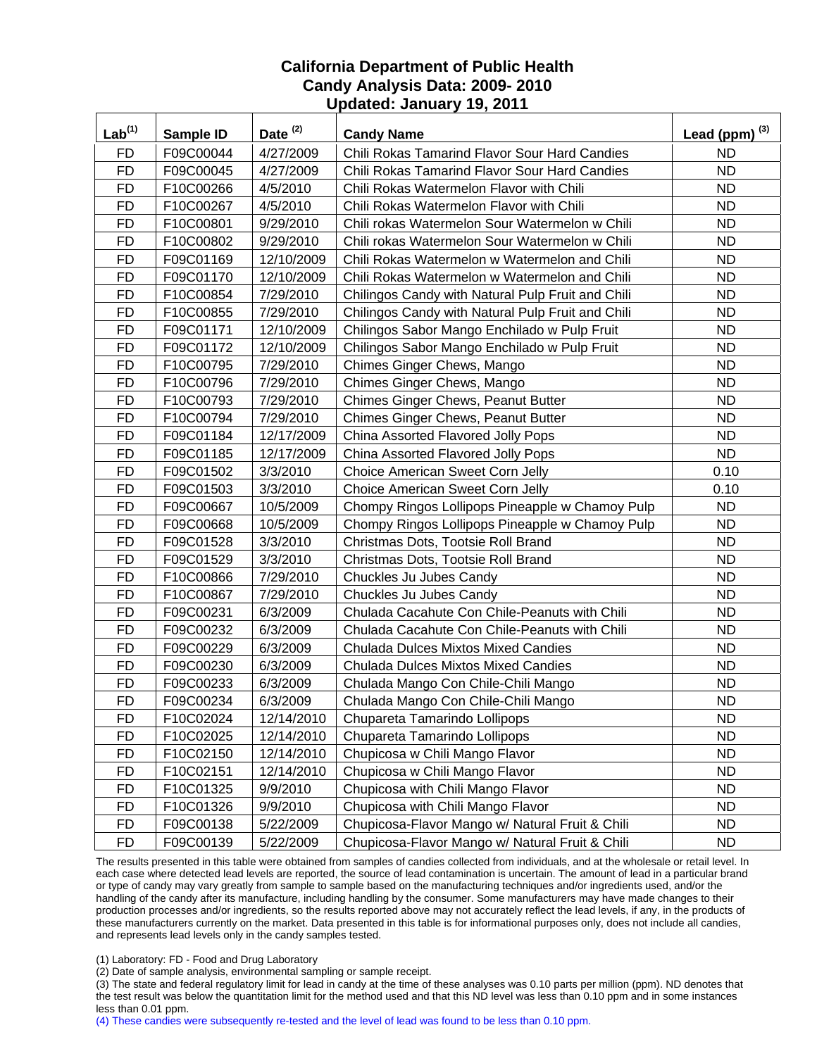# California Department of Public Health
## Candy Analysis Data: 2009- 2010
## Updated: January 19, 2011

| Lab[1] | Sample ID | Date [2] | Candy Name | Lead (ppm) [3] |
|---|---|---|---|---|
| FD | F09C00044 | 4/27/2009 | Chili Rokas Tamarind Flavor Sour Hard Candies | ND |
| FD | F09C00045 | 4/27/2009 | Chili Rokas Tamarind Flavor Sour Hard Candies | ND |
| FD | F10C00266 | 4/5/2010 | Chili Rokas Watermelon Flavor with Chili | ND |
| FD | F10C00267 | 4/5/2010 | Chili Rokas Watermelon Flavor with Chili | ND |
| FD | F10C00801 | 9/29/2010 | Chili rokas Watermelon Sour Watermelon w Chili | ND |
| FD | F10C00802 | 9/29/2010 | Chili rokas Watermelon Sour Watermelon w Chili | ND |
| FD | F09C01169 | 12/10/2009 | Chili Rokas Watermelon w Watermelon and Chili | ND |
| FD | F09C01170 | 12/10/2009 | Chili Rokas Watermelon w Watermelon and Chili | ND |
| FD | F10C00854 | 7/29/2010 | Chilingos Candy with Natural Pulp Fruit and Chili | ND |
| FD | F10C00855 | 7/29/2010 | Chilingos Candy with Natural Pulp Fruit and Chili | ND |
| FD | F09C01171 | 12/10/2009 | Chilingos Sabor Mango Enchilado w Pulp Fruit | ND |
| FD | F09C01172 | 12/10/2009 | Chilingos Sabor Mango Enchilado w Pulp Fruit | ND |
| FD | F10C00795 | 7/29/2010 | Chimes Ginger Chews, Mango | ND |
| FD | F10C00796 | 7/29/2010 | Chimes Ginger Chews, Mango | ND |
| FD | F10C00793 | 7/29/2010 | Chimes Ginger Chews, Peanut Butter | ND |
| FD | F10C00794 | 7/29/2010 | Chimes Ginger Chews, Peanut Butter | ND |
| FD | F09C01184 | 12/17/2009 | China Assorted Flavored Jolly Pops | ND |
| FD | F09C01185 | 12/17/2009 | China Assorted Flavored Jolly Pops | ND |
| FD | F09C01502 | 3/3/2010 | Choice American Sweet Corn Jelly | 0.10 |
| FD | F09C01503 | 3/3/2010 | Choice American Sweet Corn Jelly | 0.10 |
| FD | F09C00667 | 10/5/2009 | Chompy Ringos Lollipops Pineapple w Chamoy Pulp | ND |
| FD | F09C00668 | 10/5/2009 | Chompy Ringos Lollipops Pineapple w Chamoy Pulp | ND |
| FD | F09C01528 | 3/3/2010 | Christmas Dots, Tootsie Roll Brand | ND |
| FD | F09C01529 | 3/3/2010 | Christmas Dots, Tootsie Roll Brand | ND |
| FD | F10C00866 | 7/29/2010 | Chuckles Ju Jubes Candy | ND |
| FD | F10C00867 | 7/29/2010 | Chuckles Ju Jubes Candy | ND |
| FD | F09C00231 | 6/3/2009 | Chulada Cacahute Con Chile-Peanuts with Chili | ND |
| FD | F09C00232 | 6/3/2009 | Chulada Cacahute Con Chile-Peanuts with Chili | ND |
| FD | F09C00229 | 6/3/2009 | Chulada Dulces Mixtos Mixed Candies | ND |
| FD | F09C00230 | 6/3/2009 | Chulada Dulces Mixtos Mixed Candies | ND |
| FD | F09C00233 | 6/3/2009 | Chulada Mango Con Chile-Chili Mango | ND |
| FD | F09C00234 | 6/3/2009 | Chulada Mango Con Chile-Chili Mango | ND |
| FD | F10C02024 | 12/14/2010 | Chupareta Tamarindo Lollipops | ND |
| FD | F10C02025 | 12/14/2010 | Chupareta Tamarindo Lollipops | ND |
| FD | F10C02150 | 12/14/2010 | Chupicosa w Chili Mango Flavor | ND |
| FD | F10C02151 | 12/14/2010 | Chupicosa w Chili Mango Flavor | ND |
| FD | F10C01325 | 9/9/2010 | Chupicosa with Chili Mango Flavor | ND |
| FD | F10C01326 | 9/9/2010 | Chupicosa with Chili Mango Flavor | ND |
| FD | F09C00138 | 5/22/2009 | Chupicosa-Flavor Mango w/ Natural Fruit & Chili | ND |
| FD | F09C00139 | 5/22/2009 | Chupicosa-Flavor Mango w/ Natural Fruit & Chili | ND |

The results presented in this table were obtained from samples of candies collected from individuals, and at the wholesale or retail level. In each case where detected lead levels are reported, the source of lead contamination is uncertain. The amount of lead in a particular brand or type of candy may vary greatly from sample to sample based on the manufacturing techniques and/or ingredients used, and/or the handling of the candy after its manufacture, including handling by the consumer. Some manufacturers may have made changes to their production processes and/or ingredients, so the results reported above may not accurately reflect the lead levels, if any, in the products of these manufacturers currently on the market. Data presented in this table is for informational purposes only, does not include all candies, and represents lead levels only in the candy samples tested.

(1) Laboratory: FD - Food and Drug Laboratory

(2) Date of sample analysis, environmental sampling or sample receipt.

(3) The state and federal regulatory limit for lead in candy at the time of these analyses was 0.10 parts per million (ppm). ND denotes that the test result was below the quantitation limit for the method used and that this ND level was less than 0.10 ppm and in some instances less than 0.01 ppm.

(4) These candies were subsequently re-tested and the level of lead was found to be less than 0.10 ppm.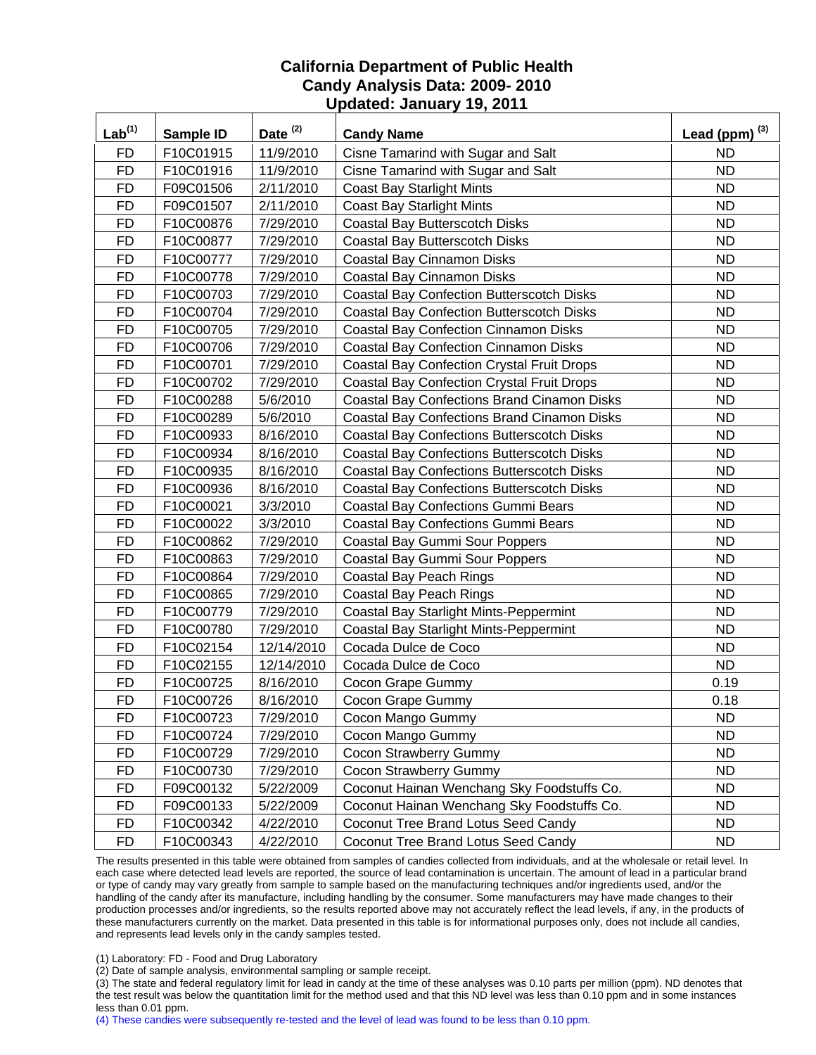# California Department of Public Health
## Candy Analysis Data: 2009- 2010
## Updated: January 19, 2011

| Lab[1] | Sample ID | Date [2] | Candy Name | Lead (ppm) [3] |
|---|---|---|---|---|
| FD | F10C01915 | 11/9/2010 | Cisne Tamarind with Sugar and Salt | ND |
| FD | F10C01916 | 11/9/2010 | Cisne Tamarind with Sugar and Salt | ND |
| FD | F09C01506 | 2/11/2010 | Coast Bay Starlight Mints | ND |
| FD | F09C01507 | 2/11/2010 | Coast Bay Starlight Mints | ND |
| FD | F10C00876 | 7/29/2010 | Coastal Bay Butterscotch Disks | ND |
| FD | F10C00877 | 7/29/2010 | Coastal Bay Butterscotch Disks | ND |
| FD | F10C00777 | 7/29/2010 | Coastal Bay Cinnamon Disks | ND |
| FD | F10C00778 | 7/29/2010 | Coastal Bay Cinnamon Disks | ND |
| FD | F10C00703 | 7/29/2010 | Coastal Bay Confection Butterscotch Disks | ND |
| FD | F10C00704 | 7/29/2010 | Coastal Bay Confection Butterscotch Disks | ND |
| FD | F10C00705 | 7/29/2010 | Coastal Bay Confection Cinnamon Disks | ND |
| FD | F10C00706 | 7/29/2010 | Coastal Bay Confection Cinnamon Disks | ND |
| FD | F10C00701 | 7/29/2010 | Coastal Bay Confection Crystal Fruit Drops | ND |
| FD | F10C00702 | 7/29/2010 | Coastal Bay Confection Crystal Fruit Drops | ND |
| FD | F10C00288 | 5/6/2010 | Coastal Bay Confections Brand Cinamon Disks | ND |
| FD | F10C00289 | 5/6/2010 | Coastal Bay Confections Brand Cinamon Disks | ND |
| FD | F10C00933 | 8/16/2010 | Coastal Bay Confections Butterscotch Disks | ND |
| FD | F10C00934 | 8/16/2010 | Coastal Bay Confections Butterscotch Disks | ND |
| FD | F10C00935 | 8/16/2010 | Coastal Bay Confections Butterscotch Disks | ND |
| FD | F10C00936 | 8/16/2010 | Coastal Bay Confections Butterscotch Disks | ND |
| FD | F10C00021 | 3/3/2010 | Coastal Bay Confections Gummi Bears | ND |
| FD | F10C00022 | 3/3/2010 | Coastal Bay Confections Gummi Bears | ND |
| FD | F10C00862 | 7/29/2010 | Coastal Bay Gummi Sour Poppers | ND |
| FD | F10C00863 | 7/29/2010 | Coastal Bay Gummi Sour Poppers | ND |
| FD | F10C00864 | 7/29/2010 | Coastal Bay Peach Rings | ND |
| FD | F10C00865 | 7/29/2010 | Coastal Bay Peach Rings | ND |
| FD | F10C00779 | 7/29/2010 | Coastal Bay Starlight Mints-Peppermint | ND |
| FD | F10C00780 | 7/29/2010 | Coastal Bay Starlight Mints-Peppermint | ND |
| FD | F10C02154 | 12/14/2010 | Cocada Dulce de Coco | ND |
| FD | F10C02155 | 12/14/2010 | Cocada Dulce de Coco | ND |
| FD | F10C00725 | 8/16/2010 | Cocon Grape Gummy | 0.19 |
| FD | F10C00726 | 8/16/2010 | Cocon Grape Gummy | 0.18 |
| FD | F10C00723 | 7/29/2010 | Cocon Mango Gummy | ND |
| FD | F10C00724 | 7/29/2010 | Cocon Mango Gummy | ND |
| FD | F10C00729 | 7/29/2010 | Cocon Strawberry Gummy | ND |
| FD | F10C00730 | 7/29/2010 | Cocon Strawberry Gummy | ND |
| FD | F09C00132 | 5/22/2009 | Coconut Hainan Wenchang Sky Foodstuffs Co. | ND |
| FD | F09C00133 | 5/22/2009 | Coconut Hainan Wenchang Sky Foodstuffs Co. | ND |
| FD | F10C00342 | 4/22/2010 | Coconut Tree Brand Lotus Seed Candy | ND |
| FD | F10C00343 | 4/22/2010 | Coconut Tree Brand Lotus Seed Candy | ND |

The results presented in this table were obtained from samples of candies collected from individuals, and at the wholesale or retail level. In each case where detected lead levels are reported, the source of lead contamination is uncertain. The amount of lead in a particular brand or type of candy may vary greatly from sample to sample based on the manufacturing techniques and/or ingredients used, and/or the handling of the candy after its manufacture, including handling by the consumer. Some manufacturers may have made changes to their production processes and/or ingredients, so the results reported above may not accurately reflect the lead levels, if any, in the products of these manufacturers currently on the market. Data presented in this table is for informational purposes only, does not include all candies, and represents lead levels only in the candy samples tested.

(1) Laboratory: FD - Food and Drug Laboratory

(2) Date of sample analysis, environmental sampling or sample receipt.

(3) The state and federal regulatory limit for lead in candy at the time of these analyses was 0.10 parts per million (ppm). ND denotes that the test result was below the quantitation limit for the method used and that this ND level was less than 0.10 ppm and in some instances less than 0.01 ppm.

(4) These candies were subsequently re-tested and the level of lead was found to be less than 0.10 ppm.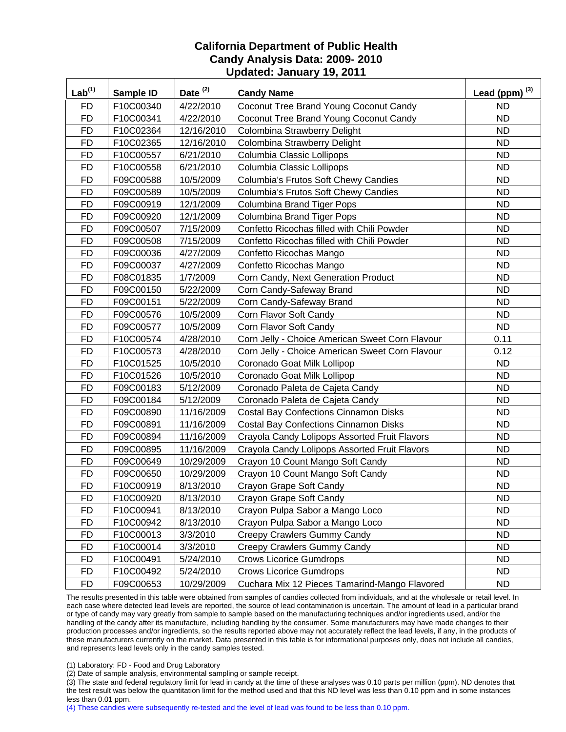# California Department of Public Health
## Candy Analysis Data: 2009- 2010
## Updated: January 19, 2011

| Lab[1] | Sample ID | Date [2] | Candy Name | Lead (ppm) [3] |
|---|---|---|---|---|
| FD | F10C00340 | 4/22/2010 | Coconut Tree Brand Young Coconut Candy | ND |
| FD | F10C00341 | 4/22/2010 | Coconut Tree Brand Young Coconut Candy | ND |
| FD | F10C02364 | 12/16/2010 | Colombina Strawberry Delight | ND |
| FD | F10C02365 | 12/16/2010 | Colombina Strawberry Delight | ND |
| FD | F10C00557 | 6/21/2010 | Columbia Classic Lollipops | ND |
| FD | F10C00558 | 6/21/2010 | Columbia Classic Lollipops | ND |
| FD | F09C00588 | 10/5/2009 | Columbia's Frutos Soft Chewy Candies | ND |
| FD | F09C00589 | 10/5/2009 | Columbia's Frutos Soft Chewy Candies | ND |
| FD | F09C00919 | 12/1/2009 | Columbina Brand Tiger Pops | ND |
| FD | F09C00920 | 12/1/2009 | Columbina Brand Tiger Pops | ND |
| FD | F09C00507 | 7/15/2009 | Confetto Ricochas filled with Chili Powder | ND |
| FD | F09C00508 | 7/15/2009 | Confetto Ricochas filled with Chili Powder | ND |
| FD | F09C00036 | 4/27/2009 | Confetto Ricochas Mango | ND |
| FD | F09C00037 | 4/27/2009 | Confetto Ricochas Mango | ND |
| FD | F08C01835 | 1/7/2009 | Corn Candy, Next Generation Product | ND |
| FD | F09C00150 | 5/22/2009 | Corn Candy-Safeway Brand | ND |
| FD | F09C00151 | 5/22/2009 | Corn Candy-Safeway Brand | ND |
| FD | F09C00576 | 10/5/2009 | Corn Flavor Soft Candy | ND |
| FD | F09C00577 | 10/5/2009 | Corn Flavor Soft Candy | ND |
| FD | F10C00574 | 4/28/2010 | Corn Jelly - Choice American Sweet Corn Flavour | 0.11 |
| FD | F10C00573 | 4/28/2010 | Corn Jelly - Choice American Sweet Corn Flavour | 0.12 |
| FD | F10C01525 | 10/5/2010 | Coronado Goat Milk Lollipop | ND |
| FD | F10C01526 | 10/5/2010 | Coronado Goat Milk Lollipop | ND |
| FD | F09C00183 | 5/12/2009 | Coronado Paleta de Cajeta Candy | ND |
| FD | F09C00184 | 5/12/2009 | Coronado Paleta de Cajeta Candy | ND |
| FD | F09C00890 | 11/16/2009 | Costal Bay Confections Cinnamon Disks | ND |
| FD | F09C00891 | 11/16/2009 | Costal Bay Confections Cinnamon Disks | ND |
| FD | F09C00894 | 11/16/2009 | Crayola Candy Lolipops Assorted Fruit Flavors | ND |
| FD | F09C00895 | 11/16/2009 | Crayola Candy Lolipops Assorted Fruit Flavors | ND |
| FD | F09C00649 | 10/29/2009 | Crayon 10 Count Mango Soft Candy | ND |
| FD | F09C00650 | 10/29/2009 | Crayon 10 Count Mango Soft Candy | ND |
| FD | F10C00919 | 8/13/2010 | Crayon Grape Soft Candy | ND |
| FD | F10C00920 | 8/13/2010 | Crayon Grape Soft Candy | ND |
| FD | F10C00941 | 8/13/2010 | Crayon Pulpa Sabor a Mango Loco | ND |
| FD | F10C00942 | 8/13/2010 | Crayon Pulpa Sabor a Mango Loco | ND |
| FD | F10C00013 | 3/3/2010 | Creepy Crawlers Gummy Candy | ND |
| FD | F10C00014 | 3/3/2010 | Creepy Crawlers Gummy Candy | ND |
| FD | F10C00491 | 5/24/2010 | Crows Licorice Gumdrops | ND |
| FD | F10C00492 | 5/24/2010 | Crows Licorice Gumdrops | ND |
| FD | F09C00653 | 10/29/2009 | Cuchara Mix 12 Pieces Tamarind-Mango Flavored | ND |

The results presented in this table were obtained from samples of candies collected from individuals, and at the wholesale or retail level. In each case where detected lead levels are reported, the source of lead contamination is uncertain. The amount of lead in a particular brand or type of candy may vary greatly from sample to sample based on the manufacturing techniques and/or ingredients used, and/or the handling of the candy after its manufacture, including handling by the consumer. Some manufacturers may have made changes to their production processes and/or ingredients, so the results reported above may not accurately reflect the lead levels, if any, in the products of these manufacturers currently on the market. Data presented in this table is for informational purposes only, does not include all candies, and represents lead levels only in the candy samples tested.

(1) Laboratory: FD - Food and Drug Laboratory
(2) Date of sample analysis, environmental sampling or sample receipt.
(3) The state and federal regulatory limit for lead in candy at the time of these analyses was 0.10 parts per million (ppm). ND denotes that the test result was below the quantitation limit for the method used and that this ND level was less than 0.10 ppm and in some instances less than 0.01 ppm.
(4) These candies were subsequently re-tested and the level of lead was found to be less than 0.10 ppm.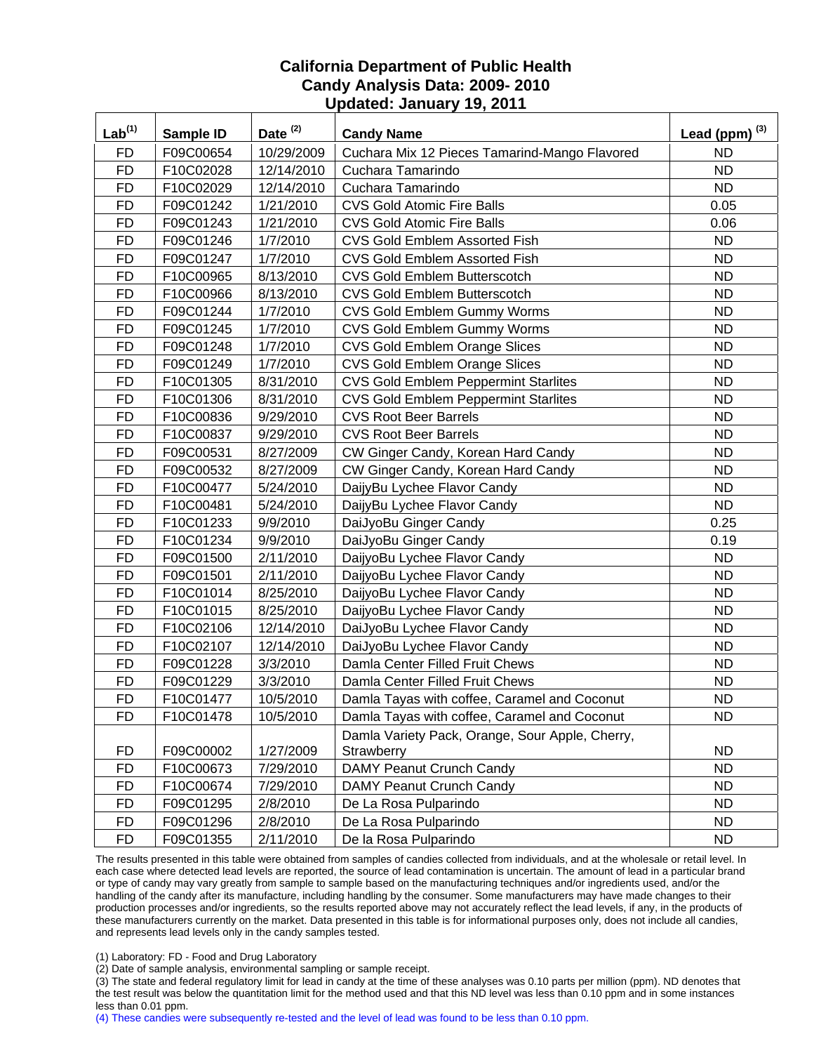# California Department of Public Health
## Candy Analysis Data: 2009- 2010
## Updated: January 19, 2011

| Lab[1] | Sample ID | Date [2] | Candy Name | Lead (ppm) [3] |
|---|---|---|---|---|
| FD | F09C00654 | 10/29/2009 | Cuchara Mix 12 Pieces Tamarind-Mango Flavored | ND |
| FD | F10C02028 | 12/14/2010 | Cuchara Tamarindo | ND |
| FD | F10C02029 | 12/14/2010 | Cuchara Tamarindo | ND |
| FD | F09C01242 | 1/21/2010 | CVS Gold Atomic Fire Balls | 0.05 |
| FD | F09C01243 | 1/21/2010 | CVS Gold Atomic Fire Balls | 0.06 |
| FD | F09C01246 | 1/7/2010 | CVS Gold Emblem Assorted Fish | ND |
| FD | F09C01247 | 1/7/2010 | CVS Gold Emblem Assorted Fish | ND |
| FD | F10C00965 | 8/13/2010 | CVS Gold Emblem Butterscotch | ND |
| FD | F10C00966 | 8/13/2010 | CVS Gold Emblem Butterscotch | ND |
| FD | F09C01244 | 1/7/2010 | CVS Gold Emblem Gummy Worms | ND |
| FD | F09C01245 | 1/7/2010 | CVS Gold Emblem Gummy Worms | ND |
| FD | F09C01248 | 1/7/2010 | CVS Gold Emblem Orange Slices | ND |
| FD | F09C01249 | 1/7/2010 | CVS Gold Emblem Orange Slices | ND |
| FD | F10C01305 | 8/31/2010 | CVS Gold Emblem Peppermint Starlites | ND |
| FD | F10C01306 | 8/31/2010 | CVS Gold Emblem Peppermint Starlites | ND |
| FD | F10C00836 | 9/29/2010 | CVS Root Beer Barrels | ND |
| FD | F10C00837 | 9/29/2010 | CVS Root Beer Barrels | ND |
| FD | F09C00531 | 8/27/2009 | CW Ginger Candy, Korean Hard Candy | ND |
| FD | F09C00532 | 8/27/2009 | CW Ginger Candy, Korean Hard Candy | ND |
| FD | F10C00477 | 5/24/2010 | DaijyBu Lychee Flavor Candy | ND |
| FD | F10C00481 | 5/24/2010 | DaijyBu Lychee Flavor Candy | ND |
| FD | F10C01233 | 9/9/2010 | DaiJyoBu Ginger Candy | 0.25 |
| FD | F10C01234 | 9/9/2010 | DaiJyoBu Ginger Candy | 0.19 |
| FD | F09C01500 | 2/11/2010 | DaijyoBu Lychee Flavor Candy | ND |
| FD | F09C01501 | 2/11/2010 | DaijyoBu Lychee Flavor Candy | ND |
| FD | F10C01014 | 8/25/2010 | DaijyoBu Lychee Flavor Candy | ND |
| FD | F10C01015 | 8/25/2010 | DaijyoBu Lychee Flavor Candy | ND |
| FD | F10C02106 | 12/14/2010 | DaiJyoBu Lychee Flavor Candy | ND |
| FD | F10C02107 | 12/14/2010 | DaiJyoBu Lychee Flavor Candy | ND |
| FD | F09C01228 | 3/3/2010 | Damla Center Filled Fruit Chews | ND |
| FD | F09C01229 | 3/3/2010 | Damla Center Filled Fruit Chews | ND |
| FD | F10C01477 | 10/5/2010 | Damla Tayas with coffee, Caramel and Coconut | ND |
| FD | F10C01478 | 10/5/2010 | Damla Tayas with coffee, Caramel and Coconut | ND |
| FD | F09C00002 | 1/27/2009 | Damla Variety Pack, Orange, Sour Apple, Cherry, Strawberry | ND |
| FD | F10C00673 | 7/29/2010 | DAMY Peanut Crunch Candy | ND |
| FD | F10C00674 | 7/29/2010 | DAMY Peanut Crunch Candy | ND |
| FD | F09C01295 | 2/8/2010 | De La Rosa Pulparindo | ND |
| FD | F09C01296 | 2/8/2010 | De La Rosa Pulparindo | ND |
| FD | F09C01355 | 2/11/2010 | De la Rosa Pulparindo | ND |

The results presented in this table were obtained from samples of candies collected from individuals, and at the wholesale or retail level. In each case where detected lead levels are reported, the source of lead contamination is uncertain. The amount of lead in a particular brand or type of candy may vary greatly from sample to sample based on the manufacturing techniques and/or ingredients used, and/or the handling of the candy after its manufacture, including handling by the consumer. Some manufacturers may have made changes to their production processes and/or ingredients, so the results reported above may not accurately reflect the lead levels, if any, in the products of these manufacturers currently on the market. Data presented in this table is for informational purposes only, does not include all candies, and represents lead levels only in the candy samples tested.

(1) Laboratory: FD - Food and Drug Laboratory

(2) Date of sample analysis, environmental sampling or sample receipt.

(3) The state and federal regulatory limit for lead in candy at the time of these analyses was 0.10 parts per million (ppm). ND denotes that the test result was below the quantitation limit for the method used and that this ND level was less than 0.10 ppm and in some instances less than 0.01 ppm.

(4) These candies were subsequently re-tested and the level of lead was found to be less than 0.10 ppm.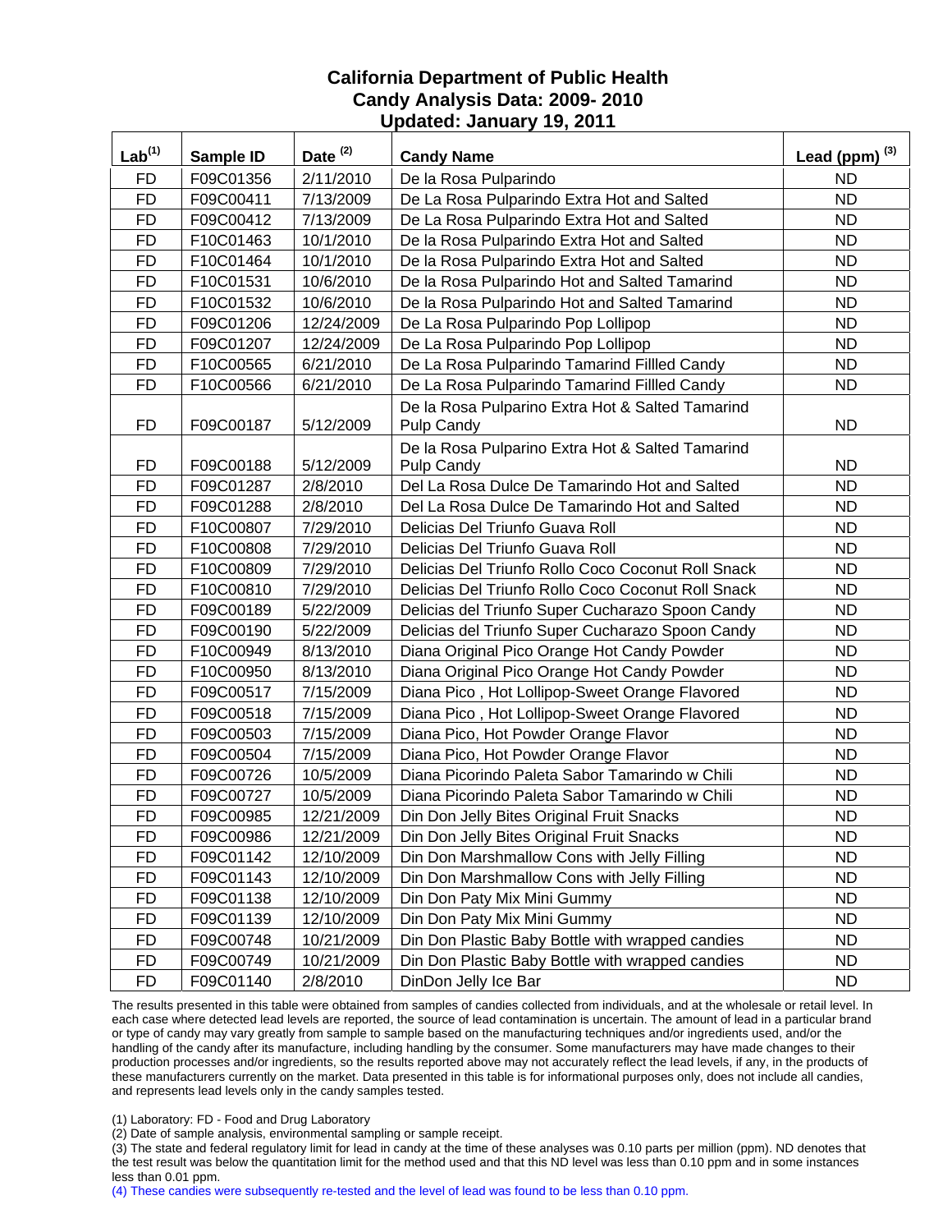# California Department of Public Health
## Candy Analysis Data: 2009- 2010
### Updated: January 19, 2011

| Lab[1] | Sample ID | Date [2] | Candy Name | Lead (ppm) [3] |
|---|---|---|---|---|
| FD | F09C01356 | 2/11/2010 | De la Rosa Pulparindo | ND |
| FD | F09C00411 | 7/13/2009 | De La Rosa Pulparindo Extra Hot and Salted | ND |
| FD | F09C00412 | 7/13/2009 | De La Rosa Pulparindo Extra Hot and Salted | ND |
| FD | F10C01463 | 10/1/2010 | De la Rosa Pulparindo Extra Hot and Salted | ND |
| FD | F10C01464 | 10/1/2010 | De la Rosa Pulparindo Extra Hot and Salted | ND |
| FD | F10C01531 | 10/6/2010 | De la Rosa Pulparindo Hot and Salted Tamarind | ND |
| FD | F10C01532 | 10/6/2010 | De la Rosa Pulparindo Hot and Salted Tamarind | ND |
| FD | F09C01206 | 12/24/2009 | De La Rosa Pulparindo Pop Lollipop | ND |
| FD | F09C01207 | 12/24/2009 | De La Rosa Pulparindo Pop Lollipop | ND |
| FD | F10C00565 | 6/21/2010 | De La Rosa Pulparindo Tamarind Fillled Candy | ND |
| FD | F10C00566 | 6/21/2010 | De La Rosa Pulparindo Tamarind Fillled Candy | ND |
| FD | F09C00187 | 5/12/2009 | De la Rosa Pulparino Extra Hot & Salted Tamarind Pulp Candy | ND |
| FD | F09C00188 | 5/12/2009 | De la Rosa Pulparino Extra Hot & Salted Tamarind Pulp Candy | ND |
| FD | F09C01287 | 2/8/2010 | Del La Rosa Dulce De Tamarindo Hot and Salted | ND |
| FD | F09C01288 | 2/8/2010 | Del La Rosa Dulce De Tamarindo Hot and Salted | ND |
| FD | F10C00807 | 7/29/2010 | Delicias Del Triunfo Guava Roll | ND |
| FD | F10C00808 | 7/29/2010 | Delicias Del Triunfo Guava Roll | ND |
| FD | F10C00809 | 7/29/2010 | Delicias Del Triunfo Rollo Coco Coconut Roll Snack | ND |
| FD | F10C00810 | 7/29/2010 | Delicias Del Triunfo Rollo Coco Coconut Roll Snack | ND |
| FD | F09C00189 | 5/22/2009 | Delicias del Triunfo Super Cucharazo Spoon Candy | ND |
| FD | F09C00190 | 5/22/2009 | Delicias del Triunfo Super Cucharazo Spoon Candy | ND |
| FD | F10C00949 | 8/13/2010 | Diana Original Pico Orange Hot Candy Powder | ND |
| FD | F10C00950 | 8/13/2010 | Diana Original Pico Orange Hot Candy Powder | ND |
| FD | F09C00517 | 7/15/2009 | Diana Pico , Hot Lollipop-Sweet Orange Flavored | ND |
| FD | F09C00518 | 7/15/2009 | Diana Pico , Hot Lollipop-Sweet Orange Flavored | ND |
| FD | F09C00503 | 7/15/2009 | Diana Pico, Hot Powder Orange Flavor | ND |
| FD | F09C00504 | 7/15/2009 | Diana Pico, Hot Powder Orange Flavor | ND |
| FD | F09C00726 | 10/5/2009 | Diana Picorindo Paleta Sabor Tamarindo w Chili | ND |
| FD | F09C00727 | 10/5/2009 | Diana Picorindo Paleta Sabor Tamarindo w Chili | ND |
| FD | F09C00985 | 12/21/2009 | Din Don Jelly Bites Original Fruit Snacks | ND |
| FD | F09C00986 | 12/21/2009 | Din Don Jelly Bites Original Fruit Snacks | ND |
| FD | F09C01142 | 12/10/2009 | Din Don Marshmallow Cons with Jelly Filling | ND |
| FD | F09C01143 | 12/10/2009 | Din Don Marshmallow Cons with Jelly Filling | ND |
| FD | F09C01138 | 12/10/2009 | Din Don Paty Mix Mini Gummy | ND |
| FD | F09C01139 | 12/10/2009 | Din Don Paty Mix Mini Gummy | ND |
| FD | F09C00748 | 10/21/2009 | Din Don Plastic Baby Bottle with wrapped candies | ND |
| FD | F09C00749 | 10/21/2009 | Din Don Plastic Baby Bottle with wrapped candies | ND |
| FD | F09C01140 | 2/8/2010 | DinDon Jelly Ice Bar | ND |

The results presented in this table were obtained from samples of candies collected from individuals, and at the wholesale or retail level. In each case where detected lead levels are reported, the source of lead contamination is uncertain. The amount of lead in a particular brand or type of candy may vary greatly from sample to sample based on the manufacturing techniques and/or ingredients used, and/or the handling of the candy after its manufacture, including handling by the consumer. Some manufacturers may have made changes to their production processes and/or ingredients, so the results reported above may not accurately reflect the lead levels, if any, in the products of these manufacturers currently on the market. Data presented in this table is for informational purposes only, does not include all candies, and represents lead levels only in the candy samples tested.

(1) Laboratory: FD - Food and Drug Laboratory

(2) Date of sample analysis, environmental sampling or sample receipt.

(3) The state and federal regulatory limit for lead in candy at the time of these analyses was 0.10 parts per million (ppm). ND denotes that the test result was below the quantitation limit for the method used and that this ND level was less than 0.10 ppm and in some instances less than 0.01 ppm.

(4) These candies were subsequently re-tested and the level of lead was found to be less than 0.10 ppm.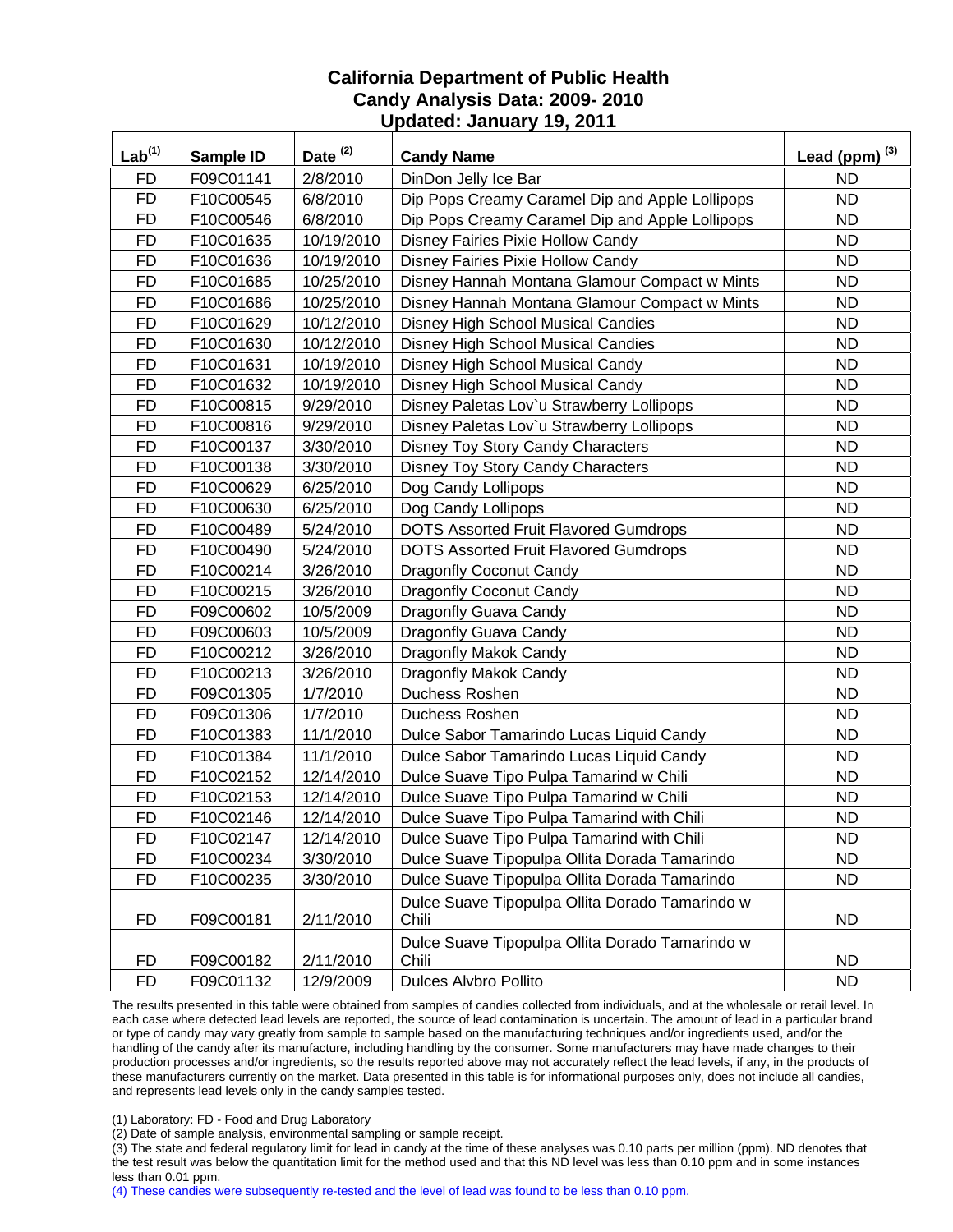# California Department of Public Health
## Candy Analysis Data: 2009- 2010
## Updated: January 19, 2011

| Lab[1] | Sample ID | Date [2] | Candy Name | Lead (ppm) [3] |
|---|---|---|---|---|
| FD | F09C01141 | 2/8/2010 | DinDon Jelly Ice Bar | ND |
| FD | F10C00545 | 6/8/2010 | Dip Pops Creamy Caramel Dip and Apple Lollipops | ND |
| FD | F10C00546 | 6/8/2010 | Dip Pops Creamy Caramel Dip and Apple Lollipops | ND |
| FD | F10C01635 | 10/19/2010 | Disney Fairies Pixie Hollow Candy | ND |
| FD | F10C01636 | 10/19/2010 | Disney Fairies Pixie Hollow Candy | ND |
| FD | F10C01685 | 10/25/2010 | Disney Hannah Montana Glamour Compact w Mints | ND |
| FD | F10C01686 | 10/25/2010 | Disney Hannah Montana Glamour Compact w Mints | ND |
| FD | F10C01629 | 10/12/2010 | Disney High School Musical Candies | ND |
| FD | F10C01630 | 10/12/2010 | Disney High School Musical Candies | ND |
| FD | F10C01631 | 10/19/2010 | Disney High School Musical Candy | ND |
| FD | F10C01632 | 10/19/2010 | Disney High School Musical Candy | ND |
| FD | F10C00815 | 9/29/2010 | Disney Paletas Lov`u Strawberry Lollipops | ND |
| FD | F10C00816 | 9/29/2010 | Disney Paletas Lov`u Strawberry Lollipops | ND |
| FD | F10C00137 | 3/30/2010 | Disney Toy Story Candy Characters | ND |
| FD | F10C00138 | 3/30/2010 | Disney Toy Story Candy Characters | ND |
| FD | F10C00629 | 6/25/2010 | Dog Candy Lollipops | ND |
| FD | F10C00630 | 6/25/2010 | Dog Candy Lollipops | ND |
| FD | F10C00489 | 5/24/2010 | DOTS Assorted Fruit Flavored Gumdrops | ND |
| FD | F10C00490 | 5/24/2010 | DOTS Assorted Fruit Flavored Gumdrops | ND |
| FD | F10C00214 | 3/26/2010 | Dragonfly Coconut Candy | ND |
| FD | F10C00215 | 3/26/2010 | Dragonfly Coconut Candy | ND |
| FD | F09C00602 | 10/5/2009 | Dragonfly Guava Candy | ND |
| FD | F09C00603 | 10/5/2009 | Dragonfly Guava Candy | ND |
| FD | F10C00212 | 3/26/2010 | Dragonfly Makok Candy | ND |
| FD | F10C00213 | 3/26/2010 | Dragonfly Makok Candy | ND |
| FD | F09C01305 | 1/7/2010 | Duchess Roshen | ND |
| FD | F09C01306 | 1/7/2010 | Duchess Roshen | ND |
| FD | F10C01383 | 11/1/2010 | Dulce Sabor Tamarindo Lucas Liquid Candy | ND |
| FD | F10C01384 | 11/1/2010 | Dulce Sabor Tamarindo Lucas Liquid Candy | ND |
| FD | F10C02152 | 12/14/2010 | Dulce Suave Tipo Pulpa Tamarind w Chili | ND |
| FD | F10C02153 | 12/14/2010 | Dulce Suave Tipo Pulpa Tamarind w Chili | ND |
| FD | F10C02146 | 12/14/2010 | Dulce Suave Tipo Pulpa Tamarind with Chili | ND |
| FD | F10C02147 | 12/14/2010 | Dulce Suave Tipo Pulpa Tamarind with Chili | ND |
| FD | F10C00234 | 3/30/2010 | Dulce Suave Tipopulpa Ollita Dorada Tamarindo | ND |
| FD | F10C00235 | 3/30/2010 | Dulce Suave Tipopulpa Ollita Dorada Tamarindo | ND |
| FD | F09C00181 | 2/11/2010 | Dulce Suave Tipopulpa Ollita Dorado Tamarindo w Chili | ND |
| FD | F09C00182 | 2/11/2010 | Dulce Suave Tipopulpa Ollita Dorado Tamarindo w Chili | ND |
| FD | F09C01132 | 12/9/2009 | Dulces Alvbro Pollito | ND |

The results presented in this table were obtained from samples of candies collected from individuals, and at the wholesale or retail level. In each case where detected lead levels are reported, the source of lead contamination is uncertain. The amount of lead in a particular brand or type of candy may vary greatly from sample to sample based on the manufacturing techniques and/or ingredients used, and/or the handling of the candy after its manufacture, including handling by the consumer. Some manufacturers may have made changes to their production processes and/or ingredients, so the results reported above may not accurately reflect the lead levels, if any, in the products of these manufacturers currently on the market. Data presented in this table is for informational purposes only, does not include all candies, and represents lead levels only in the candy samples tested.

(1) Laboratory: FD - Food and Drug Laboratory

(2) Date of sample analysis, environmental sampling or sample receipt.

(3) The state and federal regulatory limit for lead in candy at the time of these analyses was 0.10 parts per million (ppm). ND denotes that the test result was below the quantitation limit for the method used and that this ND level was less than 0.10 ppm and in some instances less than 0.01 ppm.

(4) These candies were subsequently re-tested and the level of lead was found to be less than 0.10 ppm.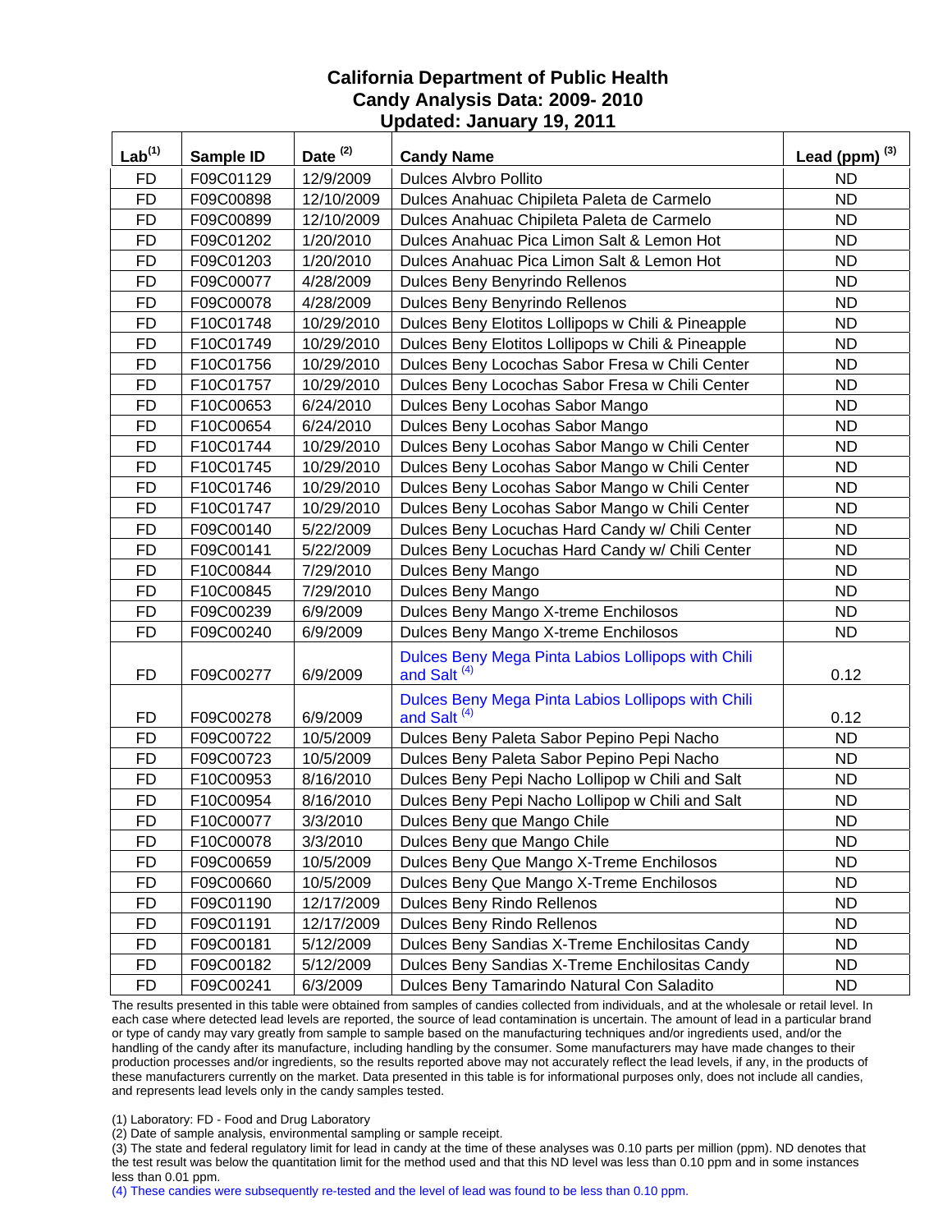# California Department of Public Health
## Candy Analysis Data: 2009- 2010
### Updated: January 19, 2011

| Lab[1] | Sample ID | Date [2] | Candy Name | Lead (ppm) [3] |
|---|---|---|---|---|
| FD | F09C01129 | 12/9/2009 | Dulces Alvbro Pollito | ND |
| FD | F09C00898 | 12/10/2009 | Dulces Anahuac Chipileta Paleta de Carmelo | ND |
| FD | F09C00899 | 12/10/2009 | Dulces Anahuac Chipileta Paleta de Carmelo | ND |
| FD | F09C01202 | 1/20/2010 | Dulces Anahuac Pica Limon Salt & Lemon Hot | ND |
| FD | F09C01203 | 1/20/2010 | Dulces Anahuac Pica Limon Salt & Lemon Hot | ND |
| FD | F09C00077 | 4/28/2009 | Dulces Beny Benyrindo Rellenos | ND |
| FD | F09C00078 | 4/28/2009 | Dulces Beny Benyrindo Rellenos | ND |
| FD | F10C01748 | 10/29/2010 | Dulces Beny Elotitos Lollipops w Chili & Pineapple | ND |
| FD | F10C01749 | 10/29/2010 | Dulces Beny Elotitos Lollipops w Chili & Pineapple | ND |
| FD | F10C01756 | 10/29/2010 | Dulces Beny Locochas Sabor Fresa w Chili Center | ND |
| FD | F10C01757 | 10/29/2010 | Dulces Beny Locochas Sabor Fresa w Chili Center | ND |
| FD | F10C00653 | 6/24/2010 | Dulces Beny Locohas Sabor Mango | ND |
| FD | F10C00654 | 6/24/2010 | Dulces Beny Locohas Sabor Mango | ND |
| FD | F10C01744 | 10/29/2010 | Dulces Beny Locohas Sabor Mango w Chili Center | ND |
| FD | F10C01745 | 10/29/2010 | Dulces Beny Locohas Sabor Mango w Chili Center | ND |
| FD | F10C01746 | 10/29/2010 | Dulces Beny Locohas Sabor Mango w Chili Center | ND |
| FD | F10C01747 | 10/29/2010 | Dulces Beny Locohas Sabor Mango w Chili Center | ND |
| FD | F09C00140 | 5/22/2009 | Dulces Beny Locuchas Hard Candy w/ Chili Center | ND |
| FD | F09C00141 | 5/22/2009 | Dulces Beny Locuchas Hard Candy w/ Chili Center | ND |
| FD | F10C00844 | 7/29/2010 | Dulces Beny Mango | ND |
| FD | F10C00845 | 7/29/2010 | Dulces Beny Mango | ND |
| FD | F09C00239 | 6/9/2009 | Dulces Beny Mango X-treme Enchilosos | ND |
| FD | F09C00240 | 6/9/2009 | Dulces Beny Mango X-treme Enchilosos | ND |
| FD | F09C00277 | 6/9/2009 | Dulces Beny Mega Pinta Labios Lollipops with Chili and Salt [4] | 0.12 |
| FD | F09C00278 | 6/9/2009 | Dulces Beny Mega Pinta Labios Lollipops with Chili and Salt [4] | 0.12 |
| FD | F09C00722 | 10/5/2009 | Dulces Beny Paleta Sabor Pepino Pepi Nacho | ND |
| FD | F09C00723 | 10/5/2009 | Dulces Beny Paleta Sabor Pepino Pepi Nacho | ND |
| FD | F10C00953 | 8/16/2010 | Dulces Beny Pepi Nacho Lollipop w Chili and Salt | ND |
| FD | F10C00954 | 8/16/2010 | Dulces Beny Pepi Nacho Lollipop w Chili and Salt | ND |
| FD | F10C00077 | 3/3/2010 | Dulces Beny que Mango Chile | ND |
| FD | F10C00078 | 3/3/2010 | Dulces Beny que Mango Chile | ND |
| FD | F09C00659 | 10/5/2009 | Dulces Beny Que Mango X-Treme Enchilosos | ND |
| FD | F09C00660 | 10/5/2009 | Dulces Beny Que Mango X-Treme Enchilosos | ND |
| FD | F09C01190 | 12/17/2009 | Dulces Beny Rindo Rellenos | ND |
| FD | F09C01191 | 12/17/2009 | Dulces Beny Rindo Rellenos | ND |
| FD | F09C00181 | 5/12/2009 | Dulces Beny Sandias X-Treme Enchilositas Candy | ND |
| FD | F09C00182 | 5/12/2009 | Dulces Beny Sandias X-Treme Enchilositas Candy | ND |
| FD | F09C00241 | 6/3/2009 | Dulces Beny Tamarindo Natural Con Saladito | ND |

The results presented in this table were obtained from samples of candies collected from individuals, and at the wholesale or retail level. In each case where detected lead levels are reported, the source of lead contamination is uncertain. The amount of lead in a particular brand or type of candy may vary greatly from sample to sample based on the manufacturing techniques and/or ingredients used, and/or the handling of the candy after its manufacture, including handling by the consumer. Some manufacturers may have made changes to their production processes and/or ingredients, so the results reported above may not accurately reflect the lead levels, if any, in the products of these manufacturers currently on the market. Data presented in this table is for informational purposes only, does not include all candies, and represents lead levels only in the candy samples tested.

(1) Laboratory: FD - Food and Drug Laboratory
(2) Date of sample analysis, environmental sampling or sample receipt.
(3) The state and federal regulatory limit for lead in candy at the time of these analyses was 0.10 parts per million (ppm). ND denotes that the test result was below the quantitation limit for the method used and that this ND level was less than 0.10 ppm and in some instances less than 0.01 ppm.
(4) These candies were subsequently re-tested and the level of lead was found to be less than 0.10 ppm.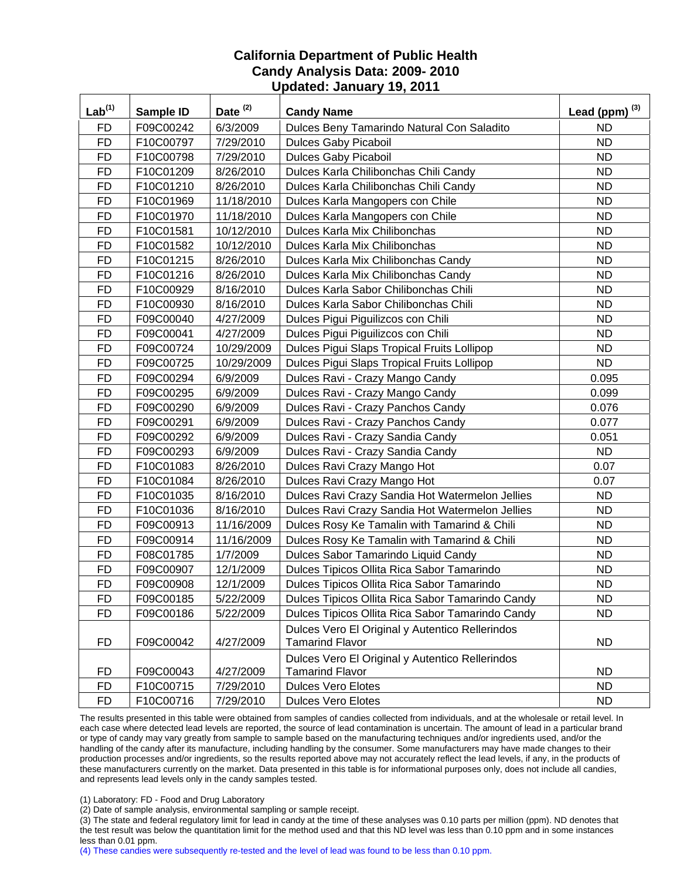# California Department of Public Health
## Candy Analysis Data: 2009- 2010
## Updated: January 19, 2011

| Lab[1] | Sample ID | Date [2] | Candy Name | Lead (ppm) [3] |
|---|---|---|---|---|
| FD | F09C00242 | 6/3/2009 | Dulces Beny Tamarindo Natural Con Saladito | ND |
| FD | F10C00797 | 7/29/2010 | Dulces Gaby Picaboil | ND |
| FD | F10C00798 | 7/29/2010 | Dulces Gaby Picaboil | ND |
| FD | F10C01209 | 8/26/2010 | Dulces Karla Chilibonchas Chili Candy | ND |
| FD | F10C01210 | 8/26/2010 | Dulces Karla Chilibonchas Chili Candy | ND |
| FD | F10C01969 | 11/18/2010 | Dulces Karla Mangopers con Chile | ND |
| FD | F10C01970 | 11/18/2010 | Dulces Karla Mangopers con Chile | ND |
| FD | F10C01581 | 10/12/2010 | Dulces Karla Mix Chilibonchas | ND |
| FD | F10C01582 | 10/12/2010 | Dulces Karla Mix Chilibonchas | ND |
| FD | F10C01215 | 8/26/2010 | Dulces Karla Mix Chilibonchas Candy | ND |
| FD | F10C01216 | 8/26/2010 | Dulces Karla Mix Chilibonchas Candy | ND |
| FD | F10C00929 | 8/16/2010 | Dulces Karla Sabor Chilibonchas Chili | ND |
| FD | F10C00930 | 8/16/2010 | Dulces Karla Sabor Chilibonchas Chili | ND |
| FD | F09C00040 | 4/27/2009 | Dulces Pigui Piguilizcos con Chili | ND |
| FD | F09C00041 | 4/27/2009 | Dulces Pigui Piguilizcos con Chili | ND |
| FD | F09C00724 | 10/29/2009 | Dulces Pigui Slaps Tropical Fruits Lollipop | ND |
| FD | F09C00725 | 10/29/2009 | Dulces Pigui Slaps Tropical Fruits Lollipop | ND |
| FD | F09C00294 | 6/9/2009 | Dulces Ravi - Crazy Mango Candy | 0.095 |
| FD | F09C00295 | 6/9/2009 | Dulces Ravi - Crazy Mango Candy | 0.099 |
| FD | F09C00290 | 6/9/2009 | Dulces Ravi - Crazy Panchos Candy | 0.076 |
| FD | F09C00291 | 6/9/2009 | Dulces Ravi - Crazy Panchos Candy | 0.077 |
| FD | F09C00292 | 6/9/2009 | Dulces Ravi - Crazy Sandia Candy | 0.051 |
| FD | F09C00293 | 6/9/2009 | Dulces Ravi - Crazy Sandia Candy | ND |
| FD | F10C01083 | 8/26/2010 | Dulces Ravi Crazy Mango Hot | 0.07 |
| FD | F10C01084 | 8/26/2010 | Dulces Ravi Crazy Mango Hot | 0.07 |
| FD | F10C01035 | 8/16/2010 | Dulces Ravi Crazy Sandia Hot Watermelon Jellies | ND |
| FD | F10C01036 | 8/16/2010 | Dulces Ravi Crazy Sandia Hot Watermelon Jellies | ND |
| FD | F09C00913 | 11/16/2009 | Dulces Rosy Ke Tamalin with Tamarind & Chili | ND |
| FD | F09C00914 | 11/16/2009 | Dulces Rosy Ke Tamalin with Tamarind & Chili | ND |
| FD | F08C01785 | 1/7/2009 | Dulces Sabor Tamarindo Liquid Candy | ND |
| FD | F09C00907 | 12/1/2009 | Dulces Tipicos Ollita Rica Sabor Tamarindo | ND |
| FD | F09C00908 | 12/1/2009 | Dulces Tipicos Ollita Rica Sabor Tamarindo | ND |
| FD | F09C00185 | 5/22/2009 | Dulces Tipicos Ollita Rica Sabor Tamarindo Candy | ND |
| FD | F09C00186 | 5/22/2009 | Dulces Tipicos Ollita Rica Sabor Tamarindo Candy | ND |
| FD | F09C00042 | 4/27/2009 | Dulces Vero El Original y Autentico Rellerindos Tamarind Flavor | ND |
| FD | F09C00043 | 4/27/2009 | Dulces Vero El Original y Autentico Rellerindos Tamarind Flavor | ND |
| FD | F10C00715 | 7/29/2010 | Dulces Vero Elotes | ND |
| FD | F10C00716 | 7/29/2010 | Dulces Vero Elotes | ND |

The results presented in this table were obtained from samples of candies collected from individuals, and at the wholesale or retail level. In each case where detected lead levels are reported, the source of lead contamination is uncertain. The amount of lead in a particular brand or type of candy may vary greatly from sample to sample based on the manufacturing techniques and/or ingredients used, and/or the handling of the candy after its manufacture, including handling by the consumer. Some manufacturers may have made changes to their production processes and/or ingredients, so the results reported above may not accurately reflect the lead levels, if any, in the products of these manufacturers currently on the market. Data presented in this table is for informational purposes only, does not include all candies, and represents lead levels only in the candy samples tested.

(1) Laboratory: FD - Food and Drug Laboratory

(2) Date of sample analysis, environmental sampling or sample receipt.

(3) The state and federal regulatory limit for lead in candy at the time of these analyses was 0.10 parts per million (ppm). ND denotes that the test result was below the quantitation limit for the method used and that this ND level was less than 0.10 ppm and in some instances less than 0.01 ppm.

(4) These candies were subsequently re-tested and the level of lead was found to be less than 0.10 ppm.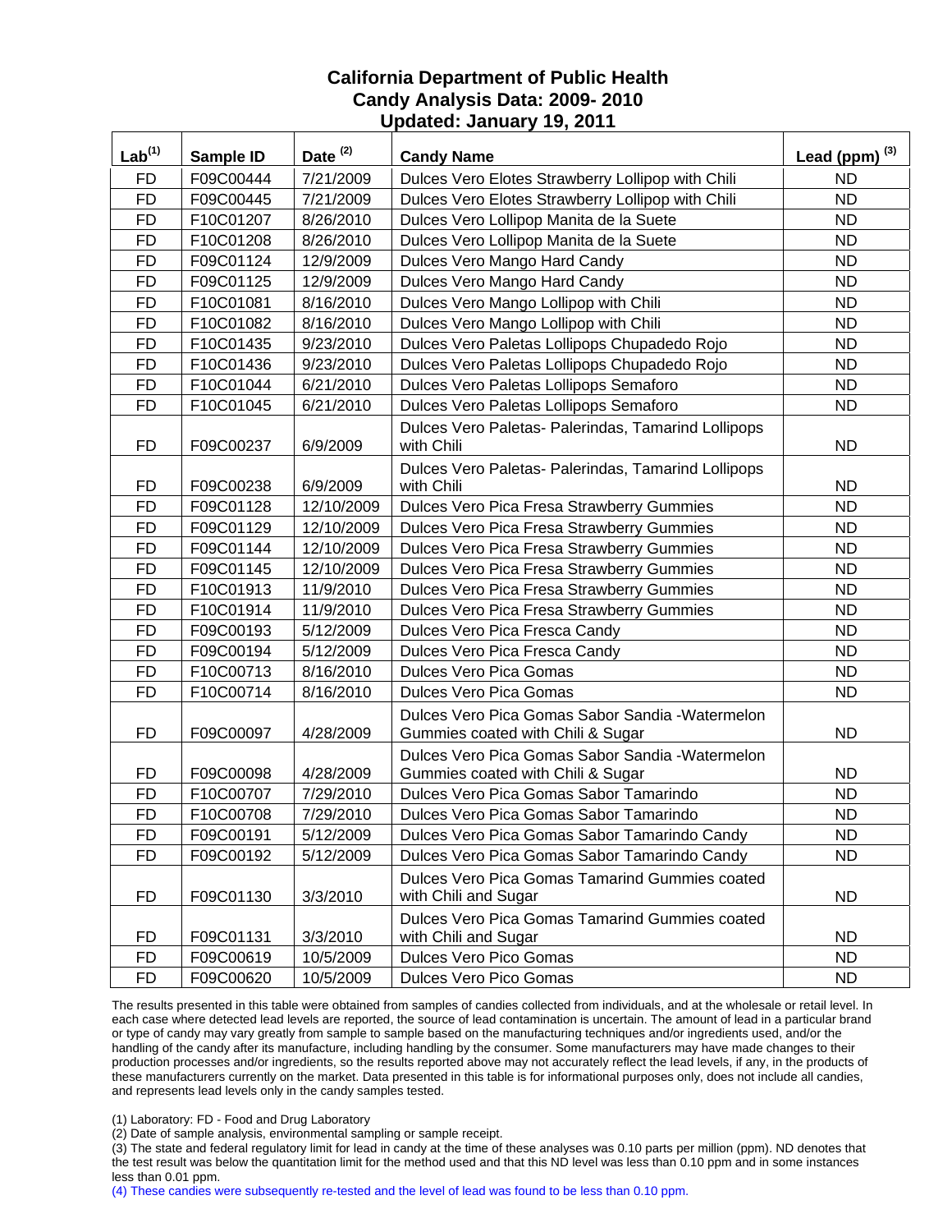# California Department of Public Health
# Candy Analysis Data: 2009- 2010
# Updated: January 19, 2011

| Lab[1] | Sample ID | Date [2] | Candy Name | Lead (ppm) [3] |
|---|---|---|---|---|
| FD | F09C00444 | 7/21/2009 | Dulces Vero Elotes Strawberry Lollipop with Chili | ND |
| FD | F09C00445 | 7/21/2009 | Dulces Vero Elotes Strawberry Lollipop with Chili | ND |
| FD | F10C01207 | 8/26/2010 | Dulces Vero Lollipop Manita de la Suete | ND |
| FD | F10C01208 | 8/26/2010 | Dulces Vero Lollipop Manita de la Suete | ND |
| FD | F09C01124 | 12/9/2009 | Dulces Vero Mango Hard Candy | ND |
| FD | F09C01125 | 12/9/2009 | Dulces Vero Mango Hard Candy | ND |
| FD | F10C01081 | 8/16/2010 | Dulces Vero Mango Lollipop with Chili | ND |
| FD | F10C01082 | 8/16/2010 | Dulces Vero Mango Lollipop with Chili | ND |
| FD | F10C01435 | 9/23/2010 | Dulces Vero Paletas Lollipops Chupadedo Rojo | ND |
| FD | F10C01436 | 9/23/2010 | Dulces Vero Paletas Lollipops Chupadedo Rojo | ND |
| FD | F10C01044 | 6/21/2010 | Dulces Vero Paletas Lollipops Semaforo | ND |
| FD | F10C01045 | 6/21/2010 | Dulces Vero Paletas Lollipops Semaforo | ND |
| FD | F09C00237 | 6/9/2009 | Dulces Vero Paletas- Palerindas, Tamarind Lollipops with Chili | ND |
| FD | F09C00238 | 6/9/2009 | Dulces Vero Paletas- Palerindas, Tamarind Lollipops with Chili | ND |
| FD | F09C01128 | 12/10/2009 | Dulces Vero Pica Fresa Strawberry Gummies | ND |
| FD | F09C01129 | 12/10/2009 | Dulces Vero Pica Fresa Strawberry Gummies | ND |
| FD | F09C01144 | 12/10/2009 | Dulces Vero Pica Fresa Strawberry Gummies | ND |
| FD | F09C01145 | 12/10/2009 | Dulces Vero Pica Fresa Strawberry Gummies | ND |
| FD | F10C01913 | 11/9/2010 | Dulces Vero Pica Fresa Strawberry Gummies | ND |
| FD | F10C01914 | 11/9/2010 | Dulces Vero Pica Fresa Strawberry Gummies | ND |
| FD | F09C00193 | 5/12/2009 | Dulces Vero Pica Fresca Candy | ND |
| FD | F09C00194 | 5/12/2009 | Dulces Vero Pica Fresca Candy | ND |
| FD | F10C00713 | 8/16/2010 | Dulces Vero Pica Gomas | ND |
| FD | F10C00714 | 8/16/2010 | Dulces Vero Pica Gomas | ND |
| FD | F09C00097 | 4/28/2009 | Dulces Vero Pica Gomas Sabor Sandia -Watermelon Gummies coated with Chili & Sugar | ND |
| FD | F09C00098 | 4/28/2009 | Dulces Vero Pica Gomas Sabor Sandia -Watermelon Gummies coated with Chili & Sugar | ND |
| FD | F10C00707 | 7/29/2010 | Dulces Vero Pica Gomas Sabor Tamarindo | ND |
| FD | F10C00708 | 7/29/2010 | Dulces Vero Pica Gomas Sabor Tamarindo | ND |
| FD | F09C00191 | 5/12/2009 | Dulces Vero Pica Gomas Sabor Tamarindo Candy | ND |
| FD | F09C00192 | 5/12/2009 | Dulces Vero Pica Gomas Sabor Tamarindo Candy | ND |
| FD | F09C01130 | 3/3/2010 | Dulces Vero Pica Gomas Tamarind Gummies coated with Chili and Sugar | ND |
| FD | F09C01131 | 3/3/2010 | Dulces Vero Pica Gomas Tamarind Gummies coated with Chili and Sugar | ND |
| FD | F09C00619 | 10/5/2009 | Dulces Vero Pico Gomas | ND |
| FD | F09C00620 | 10/5/2009 | Dulces Vero Pico Gomas | ND |

The results presented in this table were obtained from samples of candies collected from individuals, and at the wholesale or retail level. In each case where detected lead levels are reported, the source of lead contamination is uncertain. The amount of lead in a particular brand or type of candy may vary greatly from sample to sample based on the manufacturing techniques and/or ingredients used, and/or the handling of the candy after its manufacture, including handling by the consumer. Some manufacturers may have made changes to their production processes and/or ingredients, so the results reported above may not accurately reflect the lead levels, if any, in the products of these manufacturers currently on the market. Data presented in this table is for informational purposes only, does not include all candies, and represents lead levels only in the candy samples tested.

(1) Laboratory: FD - Food and Drug Laboratory
(2) Date of sample analysis, environmental sampling or sample receipt.
(3) The state and federal regulatory limit for lead in candy at the time of these analyses was 0.10 parts per million (ppm). ND denotes that the test result was below the quantitation limit for the method used and that this ND level was less than 0.10 ppm and in some instances less than 0.01 ppm.
(4) These candies were subsequently re-tested and the level of lead was found to be less than 0.10 ppm.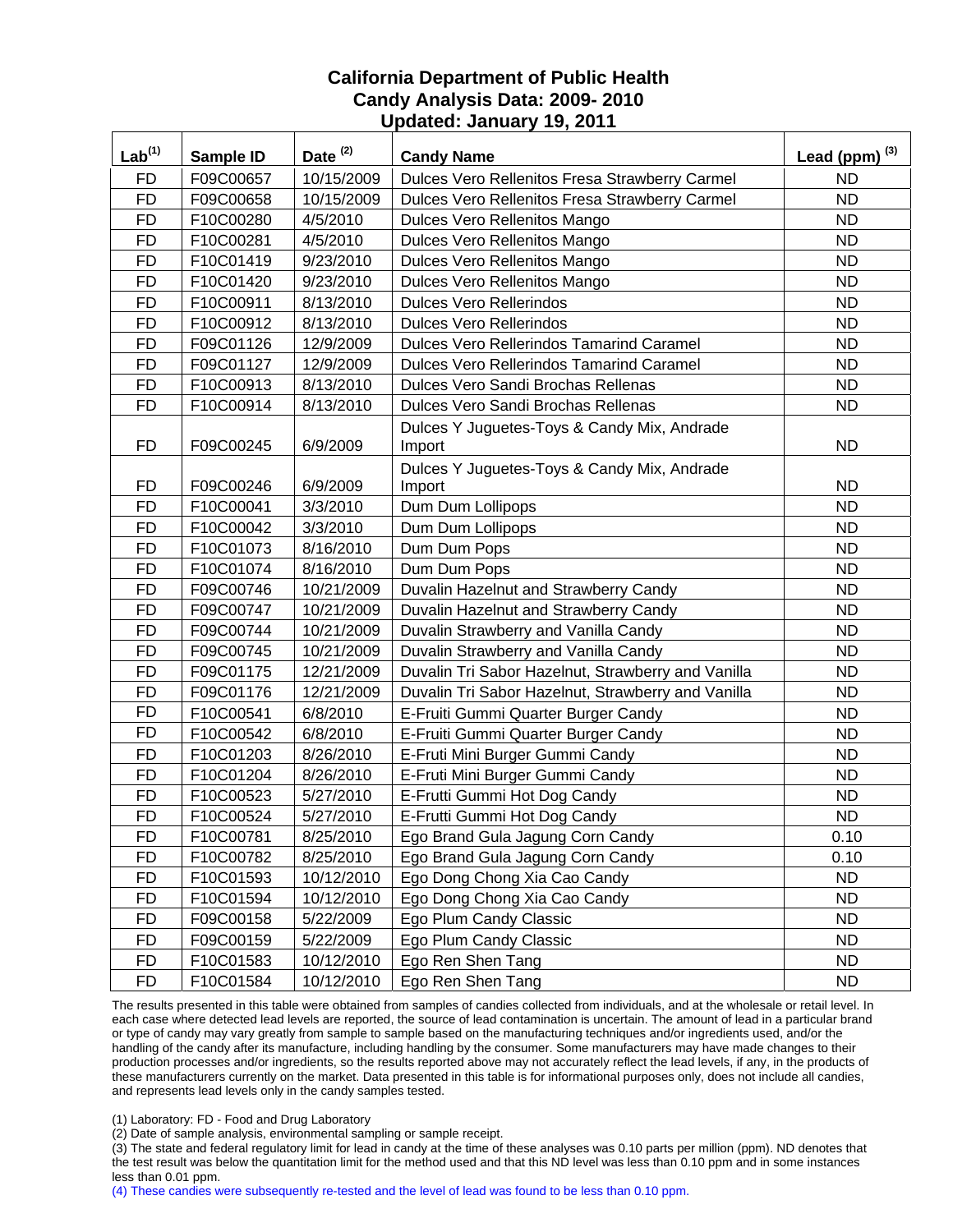# California Department of Public Health
## Candy Analysis Data: 2009- 2010
## Updated: January 19, 2011

| Lab[1] | Sample ID | Date [2] | Candy Name | Lead (ppm) [3] |
|---|---|---|---|---|
| FD | F09C00657 | 10/15/2009 | Dulces Vero Rellenitos Fresa Strawberry Carmel | ND |
| FD | F09C00658 | 10/15/2009 | Dulces Vero Rellenitos Fresa Strawberry Carmel | ND |
| FD | F10C00280 | 4/5/2010 | Dulces Vero Rellenitos Mango | ND |
| FD | F10C00281 | 4/5/2010 | Dulces Vero Rellenitos Mango | ND |
| FD | F10C01419 | 9/23/2010 | Dulces Vero Rellenitos Mango | ND |
| FD | F10C01420 | 9/23/2010 | Dulces Vero Rellenitos Mango | ND |
| FD | F10C00911 | 8/13/2010 | Dulces Vero Rellerindos | ND |
| FD | F10C00912 | 8/13/2010 | Dulces Vero Rellerindos | ND |
| FD | F09C01126 | 12/9/2009 | Dulces Vero Rellerindos Tamarind Caramel | ND |
| FD | F09C01127 | 12/9/2009 | Dulces Vero Rellerindos Tamarind Caramel | ND |
| FD | F10C00913 | 8/13/2010 | Dulces Vero Sandi Brochas Rellenas | ND |
| FD | F10C00914 | 8/13/2010 | Dulces Vero Sandi Brochas Rellenas | ND |
| FD | F09C00245 | 6/9/2009 | Dulces Y Juguetes-Toys & Candy Mix, Andrade Import | ND |
| FD | F09C00246 | 6/9/2009 | Dulces Y Juguetes-Toys & Candy Mix, Andrade Import | ND |
| FD | F10C00041 | 3/3/2010 | Dum Dum Lollipops | ND |
| FD | F10C00042 | 3/3/2010 | Dum Dum Lollipops | ND |
| FD | F10C01073 | 8/16/2010 | Dum Dum Pops | ND |
| FD | F10C01074 | 8/16/2010 | Dum Dum Pops | ND |
| FD | F09C00746 | 10/21/2009 | Duvalin Hazelnut and Strawberry Candy | ND |
| FD | F09C00747 | 10/21/2009 | Duvalin Hazelnut and Strawberry Candy | ND |
| FD | F09C00744 | 10/21/2009 | Duvalin Strawberry and Vanilla Candy | ND |
| FD | F09C00745 | 10/21/2009 | Duvalin Strawberry and Vanilla Candy | ND |
| FD | F09C01175 | 12/21/2009 | Duvalin Tri Sabor Hazelnut, Strawberry and Vanilla | ND |
| FD | F09C01176 | 12/21/2009 | Duvalin Tri Sabor Hazelnut, Strawberry and Vanilla | ND |
| FD | F10C00541 | 6/8/2010 | E-Fruiti Gummi Quarter Burger Candy | ND |
| FD | F10C00542 | 6/8/2010 | E-Fruiti Gummi Quarter Burger Candy | ND |
| FD | F10C01203 | 8/26/2010 | E-Fruti Mini Burger Gummi Candy | ND |
| FD | F10C01204 | 8/26/2010 | E-Fruti Mini Burger Gummi Candy | ND |
| FD | F10C00523 | 5/27/2010 | E-Frutti Gummi Hot Dog Candy | ND |
| FD | F10C00524 | 5/27/2010 | E-Frutti Gummi Hot Dog Candy | ND |
| FD | F10C00781 | 8/25/2010 | Ego Brand Gula Jagung Corn Candy | 0.10 |
| FD | F10C00782 | 8/25/2010 | Ego Brand Gula Jagung Corn Candy | 0.10 |
| FD | F10C01593 | 10/12/2010 | Ego Dong Chong Xia Cao Candy | ND |
| FD | F10C01594 | 10/12/2010 | Ego Dong Chong Xia Cao Candy | ND |
| FD | F09C00158 | 5/22/2009 | Ego Plum Candy Classic | ND |
| FD | F09C00159 | 5/22/2009 | Ego Plum Candy Classic | ND |
| FD | F10C01583 | 10/12/2010 | Ego Ren Shen Tang | ND |
| FD | F10C01584 | 10/12/2010 | Ego Ren Shen Tang | ND |

The results presented in this table were obtained from samples of candies collected from individuals, and at the wholesale or retail level. In each case where detected lead levels are reported, the source of lead contamination is uncertain. The amount of lead in a particular brand or type of candy may vary greatly from sample to sample based on the manufacturing techniques and/or ingredients used, and/or the handling of the candy after its manufacture, including handling by the consumer. Some manufacturers may have made changes to their production processes and/or ingredients, so the results reported above may not accurately reflect the lead levels, if any, in the products of these manufacturers currently on the market. Data presented in this table is for informational purposes only, does not include all candies, and represents lead levels only in the candy samples tested.

(1) Laboratory: FD - Food and Drug Laboratory

(2) Date of sample analysis, environmental sampling or sample receipt.

(3) The state and federal regulatory limit for lead in candy at the time of these analyses was 0.10 parts per million (ppm). ND denotes that the test result was below the quantitation limit for the method used and that this ND level was less than 0.10 ppm and in some instances less than 0.01 ppm.

(4) These candies were subsequently re-tested and the level of lead was found to be less than 0.10 ppm.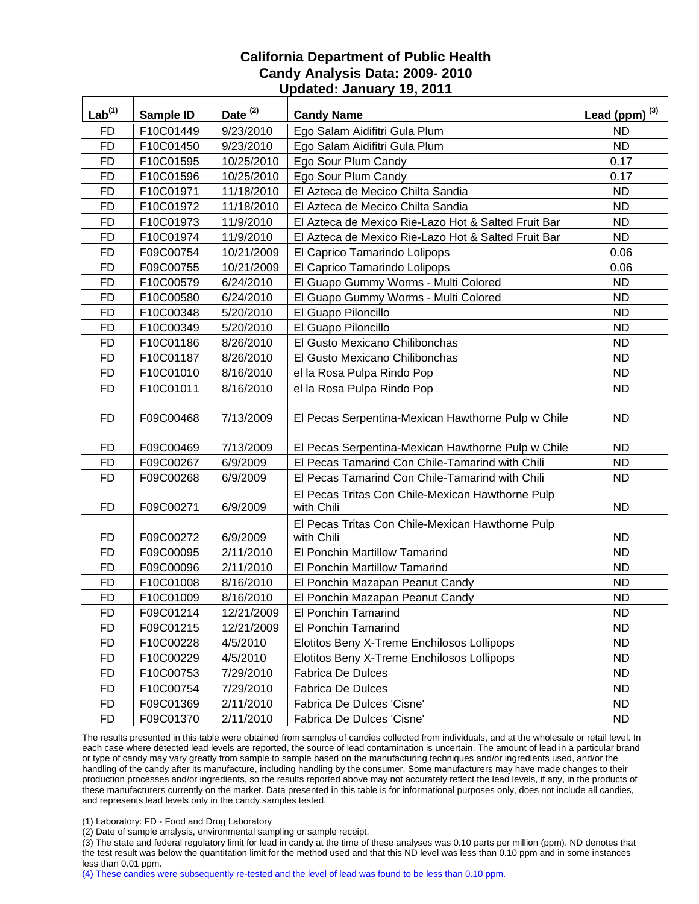# California Department of Public Health
## Candy Analysis Data: 2009- 2010
## Updated: January 19, 2011

| Lab[1] | Sample ID | Date [2] | Candy Name | Lead (ppm) [3] |
|---|---|---|---|---|
| FD | F10C01449 | 9/23/2010 | Ego Salam Aidifitri Gula Plum | ND |
| FD | F10C01450 | 9/23/2010 | Ego Salam Aidifitri Gula Plum | ND |
| FD | F10C01595 | 10/25/2010 | Ego Sour Plum Candy | 0.17 |
| FD | F10C01596 | 10/25/2010 | Ego Sour Plum Candy | 0.17 |
| FD | F10C01971 | 11/18/2010 | El Azteca de Mecico Chilta Sandia | ND |
| FD | F10C01972 | 11/18/2010 | El Azteca de Mecico Chilta Sandia | ND |
| FD | F10C01973 | 11/9/2010 | El Azteca de Mexico Rie-Lazo Hot & Salted Fruit Bar | ND |
| FD | F10C01974 | 11/9/2010 | El Azteca de Mexico Rie-Lazo Hot & Salted Fruit Bar | ND |
| FD | F09C00754 | 10/21/2009 | El Caprico Tamarindo Lolipops | 0.06 |
| FD | F09C00755 | 10/21/2009 | El Caprico Tamarindo Lolipops | 0.06 |
| FD | F10C00579 | 6/24/2010 | El Guapo Gummy Worms - Multi Colored | ND |
| FD | F10C00580 | 6/24/2010 | El Guapo Gummy Worms - Multi Colored | ND |
| FD | F10C00348 | 5/20/2010 | El Guapo Piloncillo | ND |
| FD | F10C00349 | 5/20/2010 | El Guapo Piloncillo | ND |
| FD | F10C01186 | 8/26/2010 | El Gusto Mexicano Chilibonchas | ND |
| FD | F10C01187 | 8/26/2010 | El Gusto Mexicano Chilibonchas | ND |
| FD | F10C01010 | 8/16/2010 | el la Rosa Pulpa Rindo Pop | ND |
| FD | F10C01011 | 8/16/2010 | el la Rosa Pulpa Rindo Pop | ND |
| FD | F09C00468 | 7/13/2009 | El Pecas Serpentina-Mexican Hawthorne Pulp w Chile | ND |
| FD | F09C00469 | 7/13/2009 | El Pecas Serpentina-Mexican Hawthorne Pulp w Chile | ND |
| FD | F09C00267 | 6/9/2009 | El Pecas Tamarind Con Chile-Tamarind with Chili | ND |
| FD | F09C00268 | 6/9/2009 | El Pecas Tamarind Con Chile-Tamarind with Chili | ND |
| FD | F09C00271 | 6/9/2009 | El Pecas Tritas Con Chile-Mexican Hawthorne Pulp with Chili | ND |
| FD | F09C00272 | 6/9/2009 | El Pecas Tritas Con Chile-Mexican Hawthorne Pulp with Chili | ND |
| FD | F09C00095 | 2/11/2010 | El Ponchin Martillow Tamarind | ND |
| FD | F09C00096 | 2/11/2010 | El Ponchin Martillow Tamarind | ND |
| FD | F10C01008 | 8/16/2010 | El Ponchin Mazapan Peanut Candy | ND |
| FD | F10C01009 | 8/16/2010 | El Ponchin Mazapan Peanut Candy | ND |
| FD | F09C01214 | 12/21/2009 | El Ponchin Tamarind | ND |
| FD | F09C01215 | 12/21/2009 | El Ponchin Tamarind | ND |
| FD | F10C00228 | 4/5/2010 | Elotitos Beny X-Treme Enchilosos Lollipops | ND |
| FD | F10C00229 | 4/5/2010 | Elotitos Beny X-Treme Enchilosos Lollipops | ND |
| FD | F10C00753 | 7/29/2010 | Fabrica De Dulces | ND |
| FD | F10C00754 | 7/29/2010 | Fabrica De Dulces | ND |
| FD | F09C01369 | 2/11/2010 | Fabrica De Dulces 'Cisne' | ND |
| FD | F09C01370 | 2/11/2010 | Fabrica De Dulces 'Cisne' | ND |

The results presented in this table were obtained from samples of candies collected from individuals, and at the wholesale or retail level. In each case where detected lead levels are reported, the source of lead contamination is uncertain. The amount of lead in a particular brand or type of candy may vary greatly from sample to sample based on the manufacturing techniques and/or ingredients used, and/or the handling of the candy after its manufacture, including handling by the consumer. Some manufacturers may have made changes to their production processes and/or ingredients, so the results reported above may not accurately reflect the lead levels, if any, in the products of these manufacturers currently on the market. Data presented in this table is for informational purposes only, does not include all candies, and represents lead levels only in the candy samples tested.

(1) Laboratory: FD - Food and Drug Laboratory
(2) Date of sample analysis, environmental sampling or sample receipt.
(3) The state and federal regulatory limit for lead in candy at the time of these analyses was 0.10 parts per million (ppm). ND denotes that the test result was below the quantitation limit for the method used and that this ND level was less than 0.10 ppm and in some instances less than 0.01 ppm.
(4) These candies were subsequently re-tested and the level of lead was found to be less than 0.10 ppm.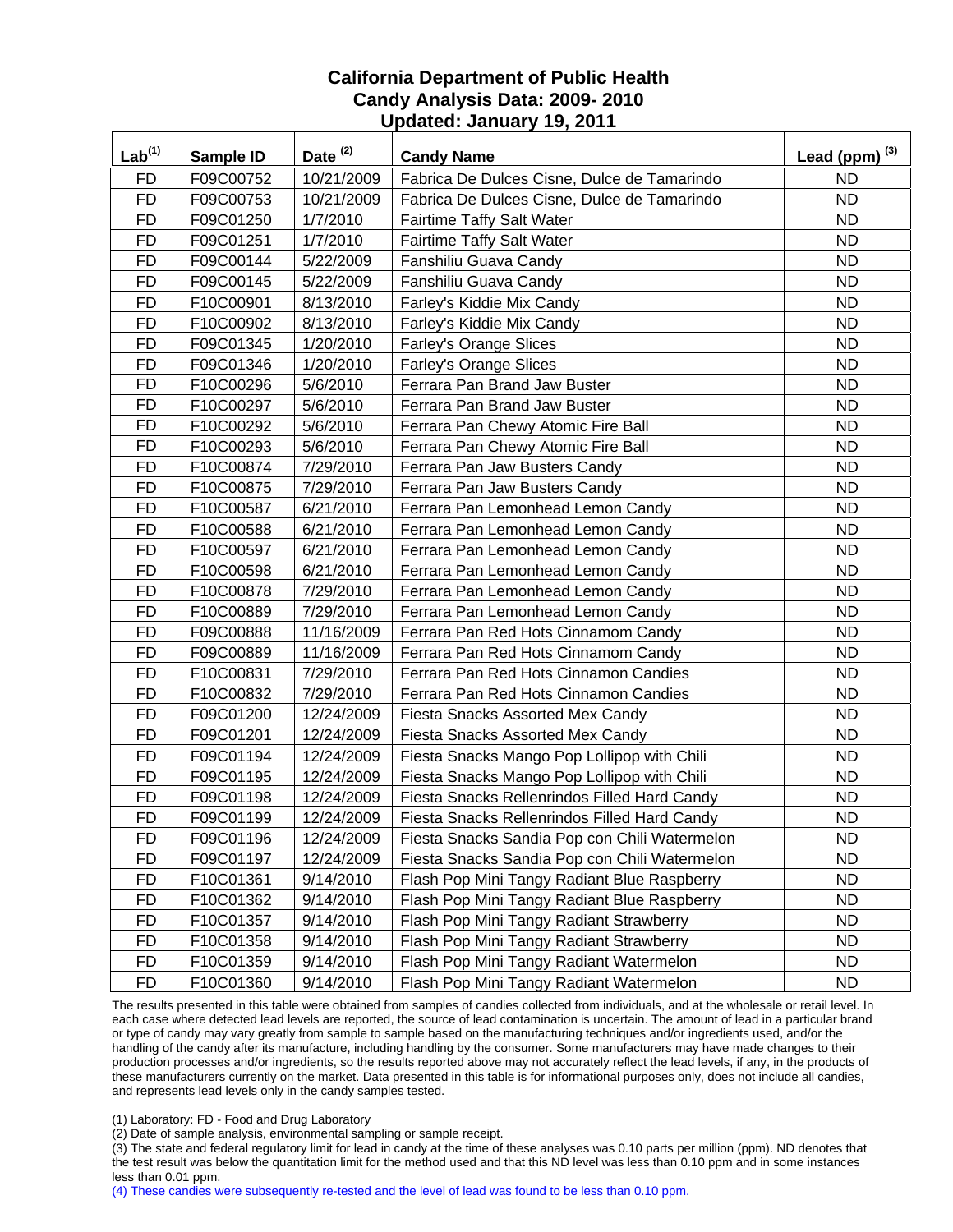# California Department of Public Health
## Candy Analysis Data: 2009- 2010
### Updated: January 19, 2011

| Lab[1] | Sample ID | Date [2] | Candy Name | Lead (ppm) [3] |
|---|---|---|---|---|
| FD | F09C00752 | 10/21/2009 | Fabrica De Dulces Cisne, Dulce de Tamarindo | ND |
| FD | F09C00753 | 10/21/2009 | Fabrica De Dulces Cisne, Dulce de Tamarindo | ND |
| FD | F09C01250 | 1/7/2010 | Fairtime Taffy Salt Water | ND |
| FD | F09C01251 | 1/7/2010 | Fairtime Taffy Salt Water | ND |
| FD | F09C00144 | 5/22/2009 | Fanshiliu Guava Candy | ND |
| FD | F09C00145 | 5/22/2009 | Fanshiliu Guava Candy | ND |
| FD | F10C00901 | 8/13/2010 | Farley's Kiddie Mix Candy | ND |
| FD | F10C00902 | 8/13/2010 | Farley's Kiddie Mix Candy | ND |
| FD | F09C01345 | 1/20/2010 | Farley's Orange Slices | ND |
| FD | F09C01346 | 1/20/2010 | Farley's Orange Slices | ND |
| FD | F10C00296 | 5/6/2010 | Ferrara Pan Brand Jaw Buster | ND |
| FD | F10C00297 | 5/6/2010 | Ferrara Pan Brand Jaw Buster | ND |
| FD | F10C00292 | 5/6/2010 | Ferrara Pan Chewy Atomic Fire Ball | ND |
| FD | F10C00293 | 5/6/2010 | Ferrara Pan Chewy Atomic Fire Ball | ND |
| FD | F10C00874 | 7/29/2010 | Ferrara Pan Jaw Busters Candy | ND |
| FD | F10C00875 | 7/29/2010 | Ferrara Pan Jaw Busters Candy | ND |
| FD | F10C00587 | 6/21/2010 | Ferrara Pan Lemonhead Lemon Candy | ND |
| FD | F10C00588 | 6/21/2010 | Ferrara Pan Lemonhead Lemon Candy | ND |
| FD | F10C00597 | 6/21/2010 | Ferrara Pan Lemonhead Lemon Candy | ND |
| FD | F10C00598 | 6/21/2010 | Ferrara Pan Lemonhead Lemon Candy | ND |
| FD | F10C00878 | 7/29/2010 | Ferrara Pan Lemonhead Lemon Candy | ND |
| FD | F10C00889 | 7/29/2010 | Ferrara Pan Lemonhead Lemon Candy | ND |
| FD | F09C00888 | 11/16/2009 | Ferrara Pan Red Hots Cinnamom Candy | ND |
| FD | F09C00889 | 11/16/2009 | Ferrara Pan Red Hots Cinnamom Candy | ND |
| FD | F10C00831 | 7/29/2010 | Ferrara Pan Red Hots Cinnamon Candies | ND |
| FD | F10C00832 | 7/29/2010 | Ferrara Pan Red Hots Cinnamon Candies | ND |
| FD | F09C01200 | 12/24/2009 | Fiesta Snacks Assorted Mex Candy | ND |
| FD | F09C01201 | 12/24/2009 | Fiesta Snacks Assorted Mex Candy | ND |
| FD | F09C01194 | 12/24/2009 | Fiesta Snacks Mango Pop Lollipop with Chili | ND |
| FD | F09C01195 | 12/24/2009 | Fiesta Snacks Mango Pop Lollipop with Chili | ND |
| FD | F09C01198 | 12/24/2009 | Fiesta Snacks Rellenrindos Filled Hard Candy | ND |
| FD | F09C01199 | 12/24/2009 | Fiesta Snacks Rellenrindos Filled Hard Candy | ND |
| FD | F09C01196 | 12/24/2009 | Fiesta Snacks Sandia Pop con Chili Watermelon | ND |
| FD | F09C01197 | 12/24/2009 | Fiesta Snacks Sandia Pop con Chili Watermelon | ND |
| FD | F10C01361 | 9/14/2010 | Flash Pop Mini Tangy Radiant Blue Raspberry | ND |
| FD | F10C01362 | 9/14/2010 | Flash Pop Mini Tangy Radiant Blue Raspberry | ND |
| FD | F10C01357 | 9/14/2010 | Flash Pop Mini Tangy Radiant Strawberry | ND |
| FD | F10C01358 | 9/14/2010 | Flash Pop Mini Tangy Radiant Strawberry | ND |
| FD | F10C01359 | 9/14/2010 | Flash Pop Mini Tangy Radiant Watermelon | ND |
| FD | F10C01360 | 9/14/2010 | Flash Pop Mini Tangy Radiant Watermelon | ND |

The results presented in this table were obtained from samples of candies collected from individuals, and at the wholesale or retail level. In each case where detected lead levels are reported, the source of lead contamination is uncertain. The amount of lead in a particular brand or type of candy may vary greatly from sample to sample based on the manufacturing techniques and/or ingredients used, and/or the handling of the candy after its manufacture, including handling by the consumer. Some manufacturers may have made changes to their production processes and/or ingredients, so the results reported above may not accurately reflect the lead levels, if any, in the products of these manufacturers currently on the market. Data presented in this table is for informational purposes only, does not include all candies, and represents lead levels only in the candy samples tested.

(1) Laboratory: FD - Food and Drug Laboratory

(2) Date of sample analysis, environmental sampling or sample receipt.

(3) The state and federal regulatory limit for lead in candy at the time of these analyses was 0.10 parts per million (ppm). ND denotes that the test result was below the quantitation limit for the method used and that this ND level was less than 0.10 ppm and in some instances less than 0.01 ppm.

(4) These candies were subsequently re-tested and the level of lead was found to be less than 0.10 ppm.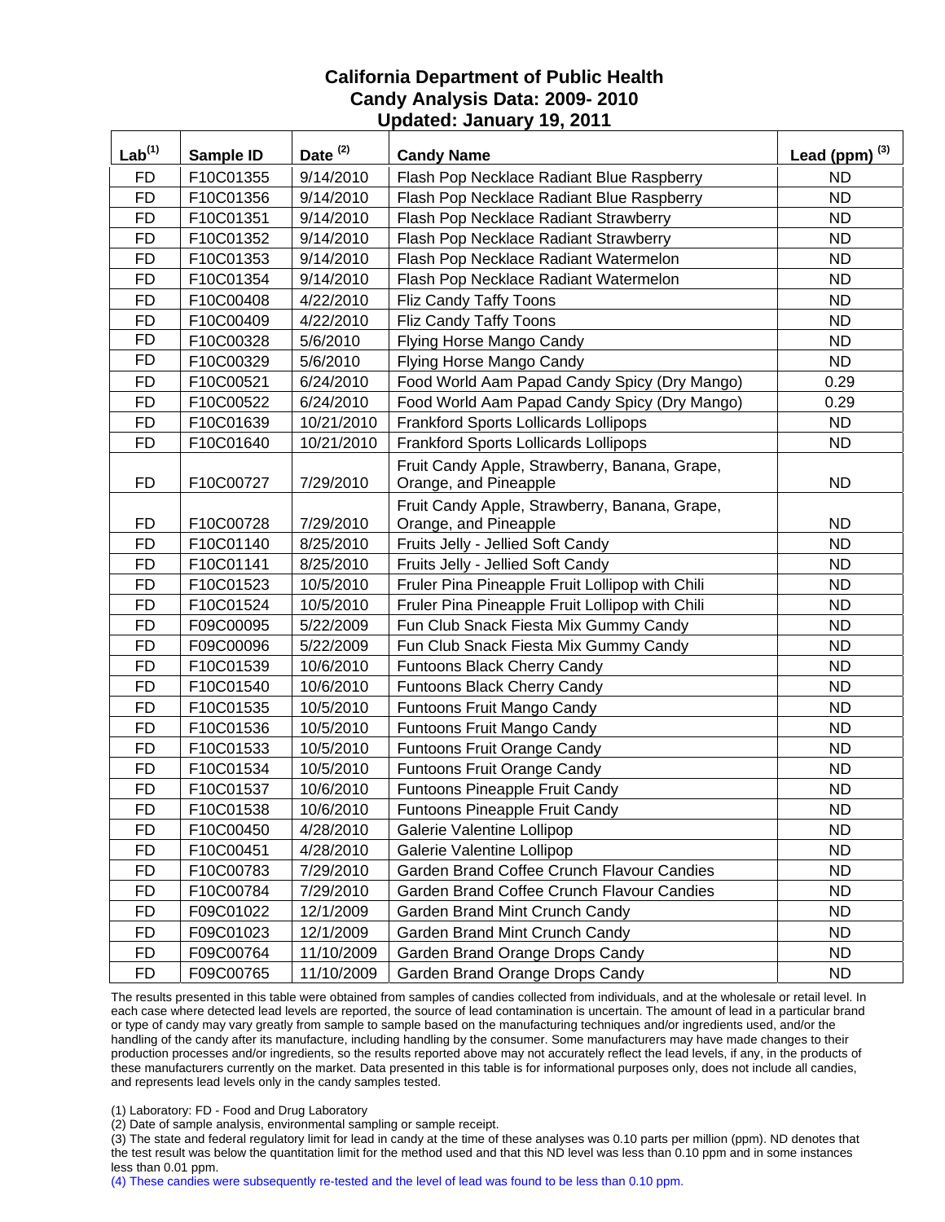# California Department of Public Health
## Candy Analysis Data: 2009- 2010
### Updated: January 19, 2011

| Lab[1] | Sample ID | Date [2] | Candy Name | Lead (ppm) [3] |
|---|---|---|---|---|
| FD | F10C01355 | 9/14/2010 | Flash Pop Necklace Radiant Blue Raspberry | ND |
| FD | F10C01356 | 9/14/2010 | Flash Pop Necklace Radiant Blue Raspberry | ND |
| FD | F10C01351 | 9/14/2010 | Flash Pop Necklace Radiant Strawberry | ND |
| FD | F10C01352 | 9/14/2010 | Flash Pop Necklace Radiant Strawberry | ND |
| FD | F10C01353 | 9/14/2010 | Flash Pop Necklace Radiant Watermelon | ND |
| FD | F10C01354 | 9/14/2010 | Flash Pop Necklace Radiant Watermelon | ND |
| FD | F10C00408 | 4/22/2010 | Fliz Candy Taffy Toons | ND |
| FD | F10C00409 | 4/22/2010 | Fliz Candy Taffy Toons | ND |
| FD | F10C00328 | 5/6/2010 | Flying Horse Mango Candy | ND |
| FD | F10C00329 | 5/6/2010 | Flying Horse Mango Candy | ND |
| FD | F10C00521 | 6/24/2010 | Food World Aam Papad Candy Spicy (Dry Mango) | 0.29 |
| FD | F10C00522 | 6/24/2010 | Food World Aam Papad Candy Spicy (Dry Mango) | 0.29 |
| FD | F10C01639 | 10/21/2010 | Frankford Sports Lollicards Lollipops | ND |
| FD | F10C01640 | 10/21/2010 | Frankford Sports Lollicards Lollipops | ND |
| FD | F10C00727 | 7/29/2010 | Fruit Candy Apple, Strawberry, Banana, Grape, Orange, and Pineapple | ND |
| FD | F10C00728 | 7/29/2010 | Fruit Candy Apple, Strawberry, Banana, Grape, Orange, and Pineapple | ND |
| FD | F10C01140 | 8/25/2010 | Fruits Jelly - Jellied Soft Candy | ND |
| FD | F10C01141 | 8/25/2010 | Fruits Jelly - Jellied Soft Candy | ND |
| FD | F10C01523 | 10/5/2010 | Fruler Pina Pineapple Fruit Lollipop with Chili | ND |
| FD | F10C01524 | 10/5/2010 | Fruler Pina Pineapple Fruit Lollipop with Chili | ND |
| FD | F09C00095 | 5/22/2009 | Fun Club Snack Fiesta Mix Gummy Candy | ND |
| FD | F09C00096 | 5/22/2009 | Fun Club Snack Fiesta Mix Gummy Candy | ND |
| FD | F10C01539 | 10/6/2010 | Funtoons Black Cherry Candy | ND |
| FD | F10C01540 | 10/6/2010 | Funtoons Black Cherry Candy | ND |
| FD | F10C01535 | 10/5/2010 | Funtoons Fruit Mango Candy | ND |
| FD | F10C01536 | 10/5/2010 | Funtoons Fruit Mango Candy | ND |
| FD | F10C01533 | 10/5/2010 | Funtoons Fruit Orange Candy | ND |
| FD | F10C01534 | 10/5/2010 | Funtoons Fruit Orange Candy | ND |
| FD | F10C01537 | 10/6/2010 | Funtoons Pineapple Fruit Candy | ND |
| FD | F10C01538 | 10/6/2010 | Funtoons Pineapple Fruit Candy | ND |
| FD | F10C00450 | 4/28/2010 | Galerie Valentine Lollipop | ND |
| FD | F10C00451 | 4/28/2010 | Galerie Valentine Lollipop | ND |
| FD | F10C00783 | 7/29/2010 | Garden Brand Coffee Crunch Flavour Candies | ND |
| FD | F10C00784 | 7/29/2010 | Garden Brand Coffee Crunch Flavour Candies | ND |
| FD | F09C01022 | 12/1/2009 | Garden Brand Mint Crunch Candy | ND |
| FD | F09C01023 | 12/1/2009 | Garden Brand Mint Crunch Candy | ND |
| FD | F09C00764 | 11/10/2009 | Garden Brand Orange Drops Candy | ND |
| FD | F09C00765 | 11/10/2009 | Garden Brand Orange Drops Candy | ND |

The results presented in this table were obtained from samples of candies collected from individuals, and at the wholesale or retail level. In each case where detected lead levels are reported, the source of lead contamination is uncertain. The amount of lead in a particular brand or type of candy may vary greatly from sample to sample based on the manufacturing techniques and/or ingredients used, and/or the handling of the candy after its manufacture, including handling by the consumer. Some manufacturers may have made changes to their production processes and/or ingredients, so the results reported above may not accurately reflect the lead levels, if any, in the products of these manufacturers currently on the market. Data presented in this table is for informational purposes only, does not include all candies, and represents lead levels only in the candy samples tested.

(1) Laboratory: FD - Food and Drug Laboratory

(2) Date of sample analysis, environmental sampling or sample receipt.

(3) The state and federal regulatory limit for lead in candy at the time of these analyses was 0.10 parts per million (ppm). ND denotes that the test result was below the quantitation limit for the method used and that this ND level was less than 0.10 ppm and in some instances less than 0.01 ppm.

(4) These candies were subsequently re-tested and the level of lead was found to be less than 0.10 ppm.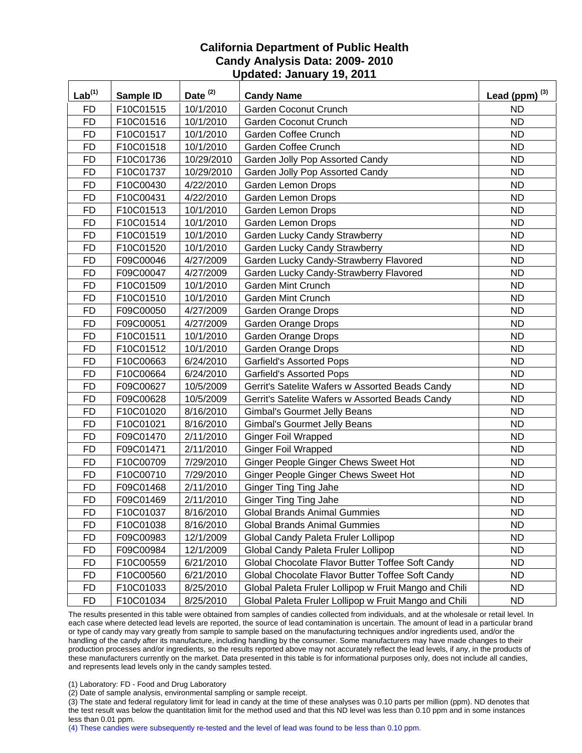# California Department of Public Health
## Candy Analysis Data: 2009- 2010
### Updated: January 19, 2011

| Lab[1] | Sample ID | Date [2] | Candy Name | Lead (ppm) [3] |
|---|---|---|---|---|
| FD | F10C01515 | 10/1/2010 | Garden Coconut Crunch | ND |
| FD | F10C01516 | 10/1/2010 | Garden Coconut Crunch | ND |
| FD | F10C01517 | 10/1/2010 | Garden Coffee Crunch | ND |
| FD | F10C01518 | 10/1/2010 | Garden Coffee Crunch | ND |
| FD | F10C01736 | 10/29/2010 | Garden Jolly Pop Assorted Candy | ND |
| FD | F10C01737 | 10/29/2010 | Garden Jolly Pop Assorted Candy | ND |
| FD | F10C00430 | 4/22/2010 | Garden Lemon Drops | ND |
| FD | F10C00431 | 4/22/2010 | Garden Lemon Drops | ND |
| FD | F10C01513 | 10/1/2010 | Garden Lemon Drops | ND |
| FD | F10C01514 | 10/1/2010 | Garden Lemon Drops | ND |
| FD | F10C01519 | 10/1/2010 | Garden Lucky Candy Strawberry | ND |
| FD | F10C01520 | 10/1/2010 | Garden Lucky Candy Strawberry | ND |
| FD | F09C00046 | 4/27/2009 | Garden Lucky Candy-Strawberry Flavored | ND |
| FD | F09C00047 | 4/27/2009 | Garden Lucky Candy-Strawberry Flavored | ND |
| FD | F10C01509 | 10/1/2010 | Garden Mint Crunch | ND |
| FD | F10C01510 | 10/1/2010 | Garden Mint Crunch | ND |
| FD | F09C00050 | 4/27/2009 | Garden Orange Drops | ND |
| FD | F09C00051 | 4/27/2009 | Garden Orange Drops | ND |
| FD | F10C01511 | 10/1/2010 | Garden Orange Drops | ND |
| FD | F10C01512 | 10/1/2010 | Garden Orange Drops | ND |
| FD | F10C00663 | 6/24/2010 | Garfield's Assorted Pops | ND |
| FD | F10C00664 | 6/24/2010 | Garfield's Assorted Pops | ND |
| FD | F09C00627 | 10/5/2009 | Gerrit's Satelite Wafers w Assorted Beads Candy | ND |
| FD | F09C00628 | 10/5/2009 | Gerrit's Satelite Wafers w Assorted Beads Candy | ND |
| FD | F10C01020 | 8/16/2010 | Gimbal's Gourmet Jelly Beans | ND |
| FD | F10C01021 | 8/16/2010 | Gimbal's Gourmet Jelly Beans | ND |
| FD | F09C01470 | 2/11/2010 | Ginger Foil Wrapped | ND |
| FD | F09C01471 | 2/11/2010 | Ginger Foil Wrapped | ND |
| FD | F10C00709 | 7/29/2010 | Ginger People Ginger Chews Sweet Hot | ND |
| FD | F10C00710 | 7/29/2010 | Ginger People Ginger Chews Sweet Hot | ND |
| FD | F09C01468 | 2/11/2010 | Ginger Ting Ting Jahe | ND |
| FD | F09C01469 | 2/11/2010 | Ginger Ting Ting Jahe | ND |
| FD | F10C01037 | 8/16/2010 | Global Brands Animal Gummies | ND |
| FD | F10C01038 | 8/16/2010 | Global Brands Animal Gummies | ND |
| FD | F09C00983 | 12/1/2009 | Global Candy Paleta Fruler Lollipop | ND |
| FD | F09C00984 | 12/1/2009 | Global Candy Paleta Fruler Lollipop | ND |
| FD | F10C00559 | 6/21/2010 | Global Chocolate Flavor Butter Toffee Soft Candy | ND |
| FD | F10C00560 | 6/21/2010 | Global Chocolate Flavor Butter Toffee Soft Candy | ND |
| FD | F10C01033 | 8/25/2010 | Global Paleta Fruler Lollipop w Fruit Mango and Chili | ND |
| FD | F10C01034 | 8/25/2010 | Global Paleta Fruler Lollipop w Fruit Mango and Chili | ND |

The results presented in this table were obtained from samples of candies collected from individuals, and at the wholesale or retail level. In each case where detected lead levels are reported, the source of lead contamination is uncertain. The amount of lead in a particular brand or type of candy may vary greatly from sample to sample based on the manufacturing techniques and/or ingredients used, and/or the handling of the candy after its manufacture, including handling by the consumer. Some manufacturers may have made changes to their production processes and/or ingredients, so the results reported above may not accurately reflect the lead levels, if any, in the products of these manufacturers currently on the market. Data presented in this table is for informational purposes only, does not include all candies, and represents lead levels only in the candy samples tested.

(1) Laboratory: FD - Food and Drug Laboratory
(2) Date of sample analysis, environmental sampling or sample receipt.
(3) The state and federal regulatory limit for lead in candy at the time of these analyses was 0.10 parts per million (ppm). ND denotes that the test result was below the quantitation limit for the method used and that this ND level was less than 0.10 ppm and in some instances less than 0.01 ppm.
(4) These candies were subsequently re-tested and the level of lead was found to be less than 0.10 ppm.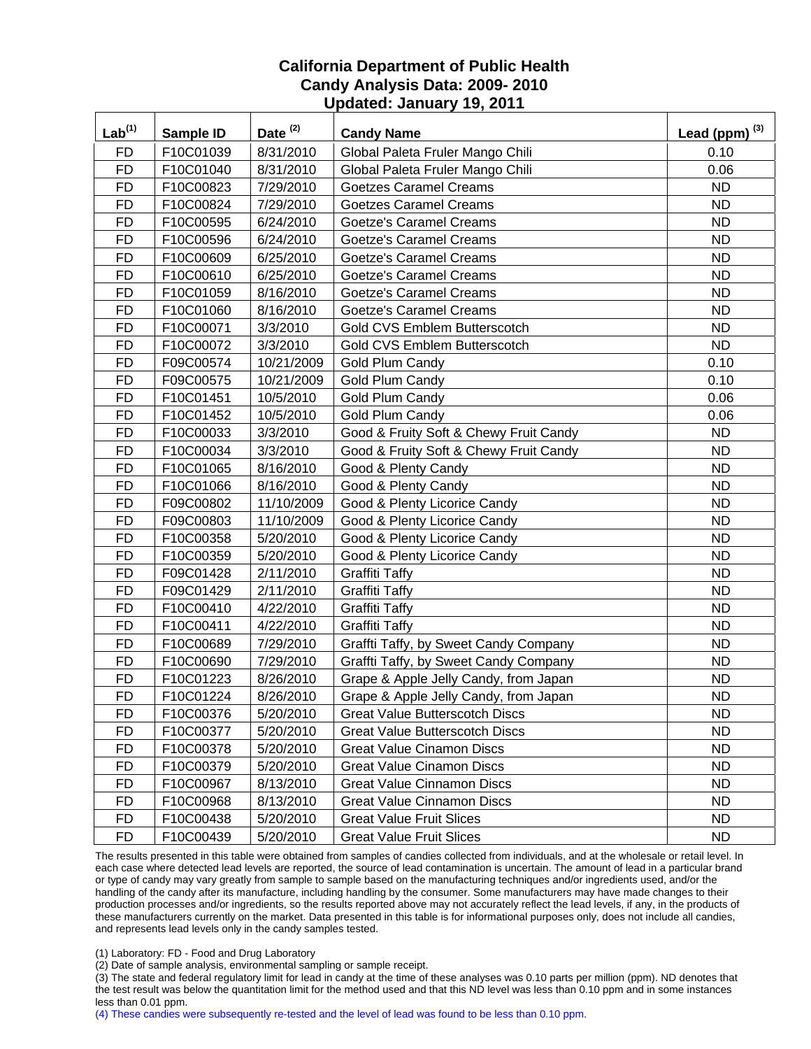## California Department of Public Health
## Candy Analysis Data: 2009- 2010
## Updated: January 19, 2011

| Lab[(1)] | Sample ID | Date [(2)] | Candy Name | Lead (ppm) [(3)] |
|---|---|---|---|---|
| FD | F10C01039 | 8/31/2010 | Global Paleta Fruler Mango Chili | 0.10 |
| FD | F10C01040 | 8/31/2010 | Global Paleta Fruler Mango Chili | 0.06 |
| FD | F10C00823 | 7/29/2010 | Goetzes Caramel Creams | ND |
| FD | F10C00824 | 7/29/2010 | Goetzes Caramel Creams | ND |
| FD | F10C00595 | 6/24/2010 | Goetze's Caramel Creams | ND |
| FD | F10C00596 | 6/24/2010 | Goetze's Caramel Creams | ND |
| FD | F10C00609 | 6/25/2010 | Goetze's Caramel Creams | ND |
| FD | F10C00610 | 6/25/2010 | Goetze's Caramel Creams | ND |
| FD | F10C01059 | 8/16/2010 | Goetze's Caramel Creams | ND |
| FD | F10C01060 | 8/16/2010 | Goetze's Caramel Creams | ND |
| FD | F10C00071 | 3/3/2010 | Gold CVS Emblem Butterscotch | ND |
| FD | F10C00072 | 3/3/2010 | Gold CVS Emblem Butterscotch | ND |
| FD | F09C00574 | 10/21/2009 | Gold Plum Candy | 0.10 |
| FD | F09C00575 | 10/21/2009 | Gold Plum Candy | 0.10 |
| FD | F10C01451 | 10/5/2010 | Gold Plum Candy | 0.06 |
| FD | F10C01452 | 10/5/2010 | Gold Plum Candy | 0.06 |
| FD | F10C00033 | 3/3/2010 | Good & Fruity Soft & Chewy Fruit Candy | ND |
| FD | F10C00034 | 3/3/2010 | Good & Fruity Soft & Chewy Fruit Candy | ND |
| FD | F10C01065 | 8/16/2010 | Good & Plenty Candy | ND |
| FD | F10C01066 | 8/16/2010 | Good & Plenty Candy | ND |
| FD | F09C00802 | 11/10/2009 | Good & Plenty Licorice Candy | ND |
| FD | F09C00803 | 11/10/2009 | Good & Plenty Licorice Candy | ND |
| FD | F10C00358 | 5/20/2010 | Good & Plenty Licorice Candy | ND |
| FD | F10C00359 | 5/20/2010 | Good & Plenty Licorice Candy | ND |
| FD | F09C01428 | 2/11/2010 | Graffiti Taffy | ND |
| FD | F09C01429 | 2/11/2010 | Graffiti Taffy | ND |
| FD | F10C00410 | 4/22/2010 | Graffiti Taffy | ND |
| FD | F10C00411 | 4/22/2010 | Graffiti Taffy | ND |
| FD | F10C00689 | 7/29/2010 | Graffti Taffy, by Sweet Candy Company | ND |
| FD | F10C00690 | 7/29/2010 | Graffti Taffy, by Sweet Candy Company | ND |
| FD | F10C01223 | 8/26/2010 | Grape & Apple Jelly Candy, from Japan | ND |
| FD | F10C01224 | 8/26/2010 | Grape & Apple Jelly Candy, from Japan | ND |
| FD | F10C00376 | 5/20/2010 | Great Value Butterscotch Discs | ND |
| FD | F10C00377 | 5/20/2010 | Great Value Butterscotch Discs | ND |
| FD | F10C00378 | 5/20/2010 | Great Value Cinamon Discs | ND |
| FD | F10C00379 | 5/20/2010 | Great Value Cinamon Discs | ND |
| FD | F10C00967 | 8/13/2010 | Great Value Cinnamon Discs | ND |
| FD | F10C00968 | 8/13/2010 | Great Value Cinnamon Discs | ND |
| FD | F10C00438 | 5/20/2010 | Great Value Fruit Slices | ND |
| FD | F10C00439 | 5/20/2010 | Great Value Fruit Slices | ND |

The results presented in this table were obtained from samples of candies collected from individuals, and at the wholesale or retail level. In each case where detected lead levels are reported, the source of lead contamination is uncertain. The amount of lead in a particular brand or type of candy may vary greatly from sample to sample based on the manufacturing techniques and/or ingredients used, and/or the handling of the candy after its manufacture, including handling by the consumer. Some manufacturers may have made changes to their production processes and/or ingredients, so the results reported above may not accurately reflect the lead levels, if any, in the products of these manufacturers currently on the market. Data presented in this table is for informational purposes only, does not include all candies, and represents lead levels only in the candy samples tested.

(1) Laboratory: FD - Food and Drug Laboratory

(2) Date of sample analysis, environmental sampling or sample receipt.

(3) The state and federal regulatory limit for lead in candy at the time of these analyses was 0.10 parts per million (ppm). ND denotes that the test result was below the quantitation limit for the method used and that this ND level was less than 0.10 ppm and in some instances less than 0.01 ppm.

(4) These candies were subsequently re-tested and the level of lead was found to be less than 0.10 ppm.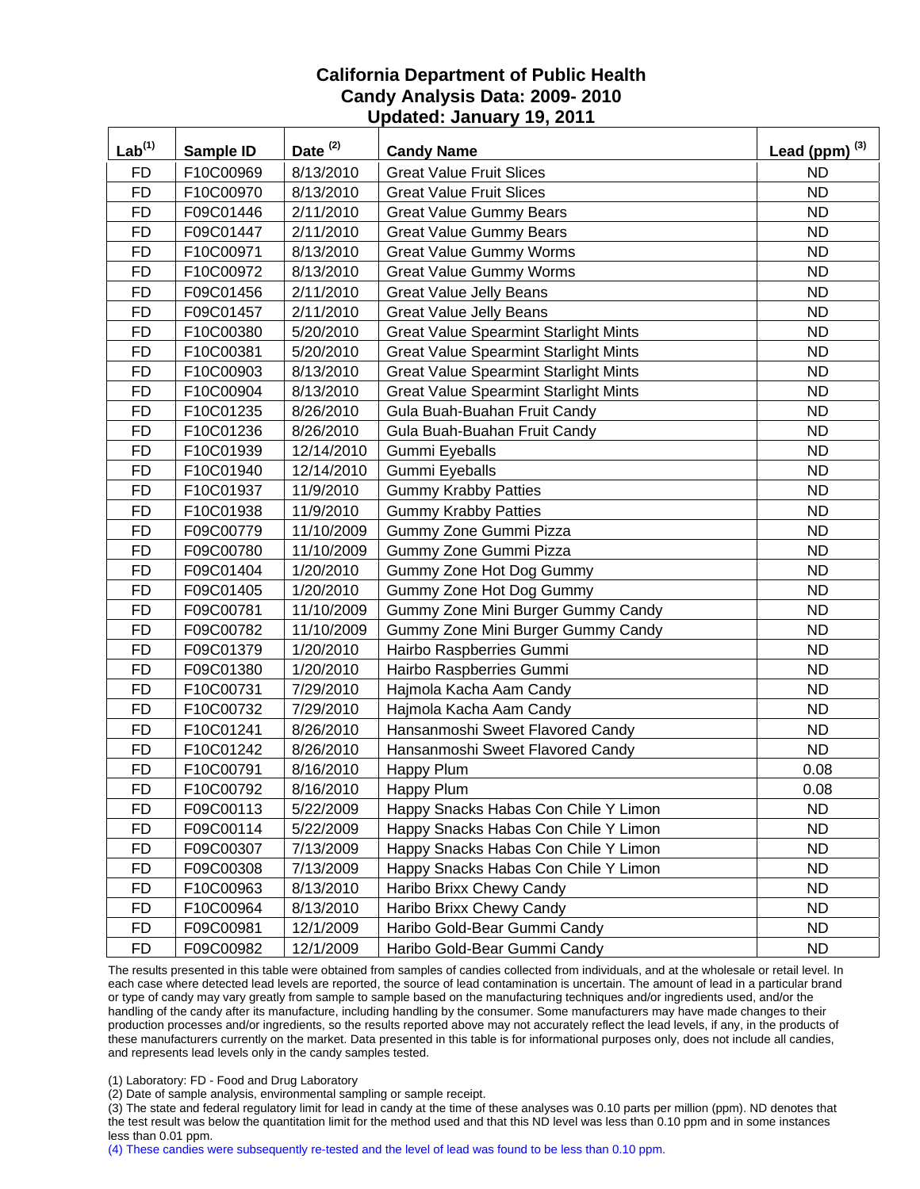# California Department of Public Health
## Candy Analysis Data: 2009- 2010
## Updated: January 19, 2011

| Lab[1] | Sample ID | Date [2] | Candy Name | Lead (ppm) [3] |
|---|---|---|---|---|
| FD | F10C00969 | 8/13/2010 | Great Value Fruit Slices | ND |
| FD | F10C00970 | 8/13/2010 | Great Value Fruit Slices | ND |
| FD | F09C01446 | 2/11/2010 | Great Value Gummy Bears | ND |
| FD | F09C01447 | 2/11/2010 | Great Value Gummy Bears | ND |
| FD | F10C00971 | 8/13/2010 | Great Value Gummy Worms | ND |
| FD | F10C00972 | 8/13/2010 | Great Value Gummy Worms | ND |
| FD | F09C01456 | 2/11/2010 | Great Value Jelly Beans | ND |
| FD | F09C01457 | 2/11/2010 | Great Value Jelly Beans | ND |
| FD | F10C00380 | 5/20/2010 | Great Value Spearmint Starlight Mints | ND |
| FD | F10C00381 | 5/20/2010 | Great Value Spearmint Starlight Mints | ND |
| FD | F10C00903 | 8/13/2010 | Great Value Spearmint Starlight Mints | ND |
| FD | F10C00904 | 8/13/2010 | Great Value Spearmint Starlight Mints | ND |
| FD | F10C01235 | 8/26/2010 | Gula Buah-Buahan Fruit Candy | ND |
| FD | F10C01236 | 8/26/2010 | Gula Buah-Buahan Fruit Candy | ND |
| FD | F10C01939 | 12/14/2010 | Gummi Eyeballs | ND |
| FD | F10C01940 | 12/14/2010 | Gummi Eyeballs | ND |
| FD | F10C01937 | 11/9/2010 | Gummy Krabby Patties | ND |
| FD | F10C01938 | 11/9/2010 | Gummy Krabby Patties | ND |
| FD | F09C00779 | 11/10/2009 | Gummy Zone Gummi Pizza | ND |
| FD | F09C00780 | 11/10/2009 | Gummy Zone Gummi Pizza | ND |
| FD | F09C01404 | 1/20/2010 | Gummy Zone Hot Dog Gummy | ND |
| FD | F09C01405 | 1/20/2010 | Gummy Zone Hot Dog Gummy | ND |
| FD | F09C00781 | 11/10/2009 | Gummy Zone Mini Burger Gummy Candy | ND |
| FD | F09C00782 | 11/10/2009 | Gummy Zone Mini Burger Gummy Candy | ND |
| FD | F09C01379 | 1/20/2010 | Hairbo Raspberries Gummi | ND |
| FD | F09C01380 | 1/20/2010 | Hairbo Raspberries Gummi | ND |
| FD | F10C00731 | 7/29/2010 | Hajmola Kacha Aam Candy | ND |
| FD | F10C00732 | 7/29/2010 | Hajmola Kacha Aam Candy | ND |
| FD | F10C01241 | 8/26/2010 | Hansanmoshi Sweet Flavored Candy | ND |
| FD | F10C01242 | 8/26/2010 | Hansanmoshi Sweet Flavored Candy | ND |
| FD | F10C00791 | 8/16/2010 | Happy Plum | 0.08 |
| FD | F10C00792 | 8/16/2010 | Happy Plum | 0.08 |
| FD | F09C00113 | 5/22/2009 | Happy Snacks Habas Con Chile Y Limon | ND |
| FD | F09C00114 | 5/22/2009 | Happy Snacks Habas Con Chile Y Limon | ND |
| FD | F09C00307 | 7/13/2009 | Happy Snacks Habas Con Chile Y Limon | ND |
| FD | F09C00308 | 7/13/2009 | Happy Snacks Habas Con Chile Y Limon | ND |
| FD | F10C00963 | 8/13/2010 | Haribo Brixx Chewy Candy | ND |
| FD | F10C00964 | 8/13/2010 | Haribo Brixx Chewy Candy | ND |
| FD | F09C00981 | 12/1/2009 | Haribo Gold-Bear Gummi Candy | ND |
| FD | F09C00982 | 12/1/2009 | Haribo Gold-Bear Gummi Candy | ND |

The results presented in this table were obtained from samples of candies collected from individuals, and at the wholesale or retail level. In each case where detected lead levels are reported, the source of lead contamination is uncertain. The amount of lead in a particular brand or type of candy may vary greatly from sample to sample based on the manufacturing techniques and/or ingredients used, and/or the handling of the candy after its manufacture, including handling by the consumer. Some manufacturers may have made changes to their production processes and/or ingredients, so the results reported above may not accurately reflect the lead levels, if any, in the products of these manufacturers currently on the market. Data presented in this table is for informational purposes only, does not include all candies, and represents lead levels only in the candy samples tested.

(1) Laboratory: FD - Food and Drug Laboratory

(2) Date of sample analysis, environmental sampling or sample receipt.

(3) The state and federal regulatory limit for lead in candy at the time of these analyses was 0.10 parts per million (ppm). ND denotes that the test result was below the quantitation limit for the method used and that this ND level was less than 0.10 ppm and in some instances less than 0.01 ppm.

(4) These candies were subsequently re-tested and the level of lead was found to be less than 0.10 ppm.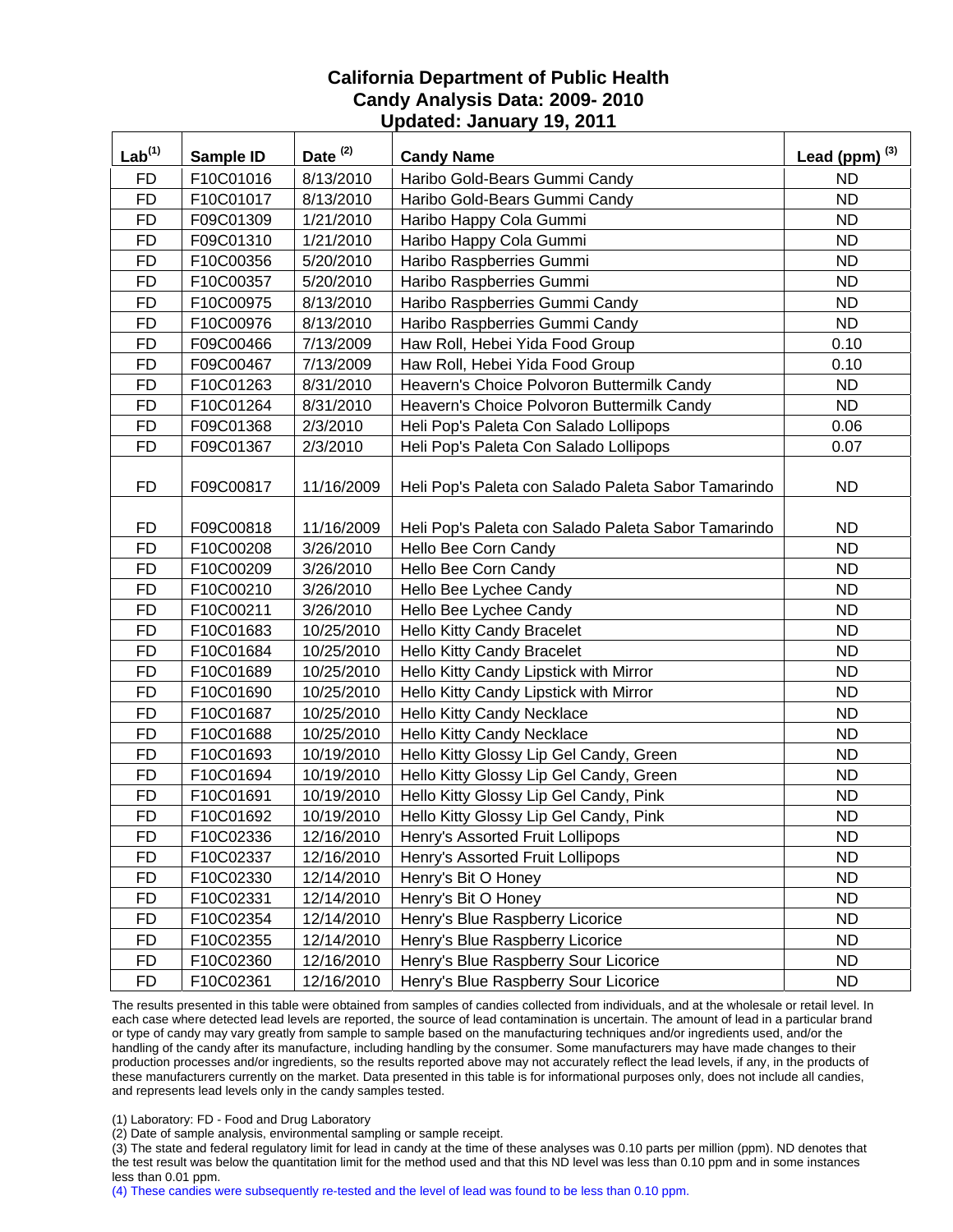# California Department of Public Health
## Candy Analysis Data: 2009- 2010
## Updated: January 19, 2011

| Lab[1] | Sample ID | Date [2] | Candy Name | Lead (ppm) [3] |
|---|---|---|---|---|
| FD | F10C01016 | 8/13/2010 | Haribo Gold-Bears Gummi Candy | ND |
| FD | F10C01017 | 8/13/2010 | Haribo Gold-Bears Gummi Candy | ND |
| FD | F09C01309 | 1/21/2010 | Haribo Happy Cola Gummi | ND |
| FD | F09C01310 | 1/21/2010 | Haribo Happy Cola Gummi | ND |
| FD | F10C00356 | 5/20/2010 | Haribo Raspberries Gummi | ND |
| FD | F10C00357 | 5/20/2010 | Haribo Raspberries Gummi | ND |
| FD | F10C00975 | 8/13/2010 | Haribo Raspberries Gummi Candy | ND |
| FD | F10C00976 | 8/13/2010 | Haribo Raspberries Gummi Candy | ND |
| FD | F09C00466 | 7/13/2009 | Haw Roll, Hebei Yida Food Group | 0.10 |
| FD | F09C00467 | 7/13/2009 | Haw Roll, Hebei Yida Food Group | 0.10 |
| FD | F10C01263 | 8/31/2010 | Heavern's Choice Polvoron Buttermilk Candy | ND |
| FD | F10C01264 | 8/31/2010 | Heavern's Choice Polvoron Buttermilk Candy | ND |
| FD | F09C01368 | 2/3/2010 | Heli Pop's Paleta Con Salado Lollipops | 0.06 |
| FD | F09C01367 | 2/3/2010 | Heli Pop's Paleta Con Salado Lollipops | 0.07 |
| FD | F09C00817 | 11/16/2009 | Heli Pop's Paleta con Salado Paleta Sabor Tamarindo | ND |
| FD | F09C00818 | 11/16/2009 | Heli Pop's Paleta con Salado Paleta Sabor Tamarindo | ND |
| FD | F10C00208 | 3/26/2010 | Hello Bee Corn Candy | ND |
| FD | F10C00209 | 3/26/2010 | Hello Bee Corn Candy | ND |
| FD | F10C00210 | 3/26/2010 | Hello Bee Lychee Candy | ND |
| FD | F10C00211 | 3/26/2010 | Hello Bee Lychee Candy | ND |
| FD | F10C01683 | 10/25/2010 | Hello Kitty Candy Bracelet | ND |
| FD | F10C01684 | 10/25/2010 | Hello Kitty Candy Bracelet | ND |
| FD | F10C01689 | 10/25/2010 | Hello Kitty Candy Lipstick with Mirror | ND |
| FD | F10C01690 | 10/25/2010 | Hello Kitty Candy Lipstick with Mirror | ND |
| FD | F10C01687 | 10/25/2010 | Hello Kitty Candy Necklace | ND |
| FD | F10C01688 | 10/25/2010 | Hello Kitty Candy Necklace | ND |
| FD | F10C01693 | 10/19/2010 | Hello Kitty Glossy Lip Gel Candy, Green | ND |
| FD | F10C01694 | 10/19/2010 | Hello Kitty Glossy Lip Gel Candy, Green | ND |
| FD | F10C01691 | 10/19/2010 | Hello Kitty Glossy Lip Gel Candy, Pink | ND |
| FD | F10C01692 | 10/19/2010 | Hello Kitty Glossy Lip Gel Candy, Pink | ND |
| FD | F10C02336 | 12/16/2010 | Henry's Assorted Fruit Lollipops | ND |
| FD | F10C02337 | 12/16/2010 | Henry's Assorted Fruit Lollipops | ND |
| FD | F10C02330 | 12/14/2010 | Henry's Bit O Honey | ND |
| FD | F10C02331 | 12/14/2010 | Henry's Bit O Honey | ND |
| FD | F10C02354 | 12/14/2010 | Henry's Blue Raspberry Licorice | ND |
| FD | F10C02355 | 12/14/2010 | Henry's Blue Raspberry Licorice | ND |
| FD | F10C02360 | 12/16/2010 | Henry's Blue Raspberry Sour Licorice | ND |
| FD | F10C02361 | 12/16/2010 | Henry's Blue Raspberry Sour Licorice | ND |

The results presented in this table were obtained from samples of candies collected from individuals, and at the wholesale or retail level. In each case where detected lead levels are reported, the source of lead contamination is uncertain. The amount of lead in a particular brand or type of candy may vary greatly from sample to sample based on the manufacturing techniques and/or ingredients used, and/or the handling of the candy after its manufacture, including handling by the consumer. Some manufacturers may have made changes to their production processes and/or ingredients, so the results reported above may not accurately reflect the lead levels, if any, in the products of these manufacturers currently on the market. Data presented in this table is for informational purposes only, does not include all candies, and represents lead levels only in the candy samples tested.

(1) Laboratory: FD - Food and Drug Laboratory

(2) Date of sample analysis, environmental sampling or sample receipt.

(3) The state and federal regulatory limit for lead in candy at the time of these analyses was 0.10 parts per million (ppm). ND denotes that the test result was below the quantitation limit for the method used and that this ND level was less than 0.10 ppm and in some instances less than 0.01 ppm.

(4) These candies were subsequently re-tested and the level of lead was found to be less than 0.10 ppm.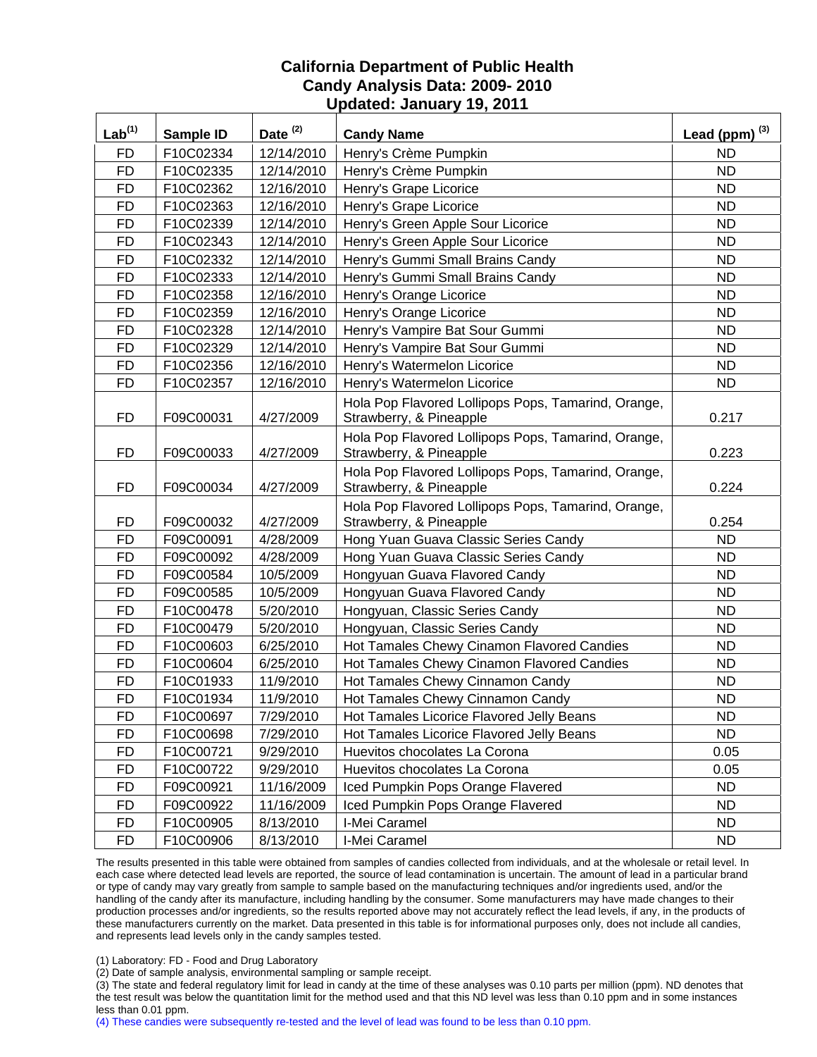# California Department of Public Health
## Candy Analysis Data: 2009- 2010
## Updated: January 19, 2011

| Lab[1] | Sample ID | Date [2] | Candy Name | Lead (ppm) [3] |
|---|---|---|---|---|
| FD | F10C02334 | 12/14/2010 | Henry's Crème Pumpkin | ND |
| FD | F10C02335 | 12/14/2010 | Henry's Crème Pumpkin | ND |
| FD | F10C02362 | 12/16/2010 | Henry's Grape Licorice | ND |
| FD | F10C02363 | 12/16/2010 | Henry's Grape Licorice | ND |
| FD | F10C02339 | 12/14/2010 | Henry's Green Apple Sour Licorice | ND |
| FD | F10C02343 | 12/14/2010 | Henry's Green Apple Sour Licorice | ND |
| FD | F10C02332 | 12/14/2010 | Henry's Gummi Small Brains Candy | ND |
| FD | F10C02333 | 12/14/2010 | Henry's Gummi Small Brains Candy | ND |
| FD | F10C02358 | 12/16/2010 | Henry's Orange Licorice | ND |
| FD | F10C02359 | 12/16/2010 | Henry's Orange Licorice | ND |
| FD | F10C02328 | 12/14/2010 | Henry's Vampire Bat Sour Gummi | ND |
| FD | F10C02329 | 12/14/2010 | Henry's Vampire Bat Sour Gummi | ND |
| FD | F10C02356 | 12/16/2010 | Henry's Watermelon Licorice | ND |
| FD | F10C02357 | 12/16/2010 | Henry's Watermelon Licorice | ND |
| FD | F09C00031 | 4/27/2009 | Hola Pop Flavored Lollipops Pops, Tamarind, Orange, Strawberry, & Pineapple | 0.217 |
| FD | F09C00033 | 4/27/2009 | Hola Pop Flavored Lollipops Pops, Tamarind, Orange, Strawberry, & Pineapple | 0.223 |
| FD | F09C00034 | 4/27/2009 | Hola Pop Flavored Lollipops Pops, Tamarind, Orange, Strawberry, & Pineapple | 0.224 |
| FD | F09C00032 | 4/27/2009 | Hola Pop Flavored Lollipops Pops, Tamarind, Orange, Strawberry, & Pineapple | 0.254 |
| FD | F09C00091 | 4/28/2009 | Hong Yuan Guava Classic Series Candy | ND |
| FD | F09C00092 | 4/28/2009 | Hong Yuan Guava Classic Series Candy | ND |
| FD | F09C00584 | 10/5/2009 | Hongyuan Guava Flavored Candy | ND |
| FD | F09C00585 | 10/5/2009 | Hongyuan Guava Flavored Candy | ND |
| FD | F10C00478 | 5/20/2010 | Hongyuan, Classic Series Candy | ND |
| FD | F10C00479 | 5/20/2010 | Hongyuan, Classic Series Candy | ND |
| FD | F10C00603 | 6/25/2010 | Hot Tamales Chewy Cinamon Flavored Candies | ND |
| FD | F10C00604 | 6/25/2010 | Hot Tamales Chewy Cinamon Flavored Candies | ND |
| FD | F10C01933 | 11/9/2010 | Hot Tamales Chewy Cinnamon Candy | ND |
| FD | F10C01934 | 11/9/2010 | Hot Tamales Chewy Cinnamon Candy | ND |
| FD | F10C00697 | 7/29/2010 | Hot Tamales Licorice Flavored Jelly Beans | ND |
| FD | F10C00698 | 7/29/2010 | Hot Tamales Licorice Flavored Jelly Beans | ND |
| FD | F10C00721 | 9/29/2010 | Huevitos chocolates La Corona | 0.05 |
| FD | F10C00722 | 9/29/2010 | Huevitos chocolates La Corona | 0.05 |
| FD | F09C00921 | 11/16/2009 | Iced Pumpkin Pops Orange Flavered | ND |
| FD | F09C00922 | 11/16/2009 | Iced Pumpkin Pops Orange Flavered | ND |
| FD | F10C00905 | 8/13/2010 | I-Mei Caramel | ND |
| FD | F10C00906 | 8/13/2010 | I-Mei Caramel | ND |

The results presented in this table were obtained from samples of candies collected from individuals, and at the wholesale or retail level. In each case where detected lead levels are reported, the source of lead contamination is uncertain. The amount of lead in a particular brand or type of candy may vary greatly from sample to sample based on the manufacturing techniques and/or ingredients used, and/or the handling of the candy after its manufacture, including handling by the consumer. Some manufacturers may have made changes to their production processes and/or ingredients, so the results reported above may not accurately reflect the lead levels, if any, in the products of these manufacturers currently on the market. Data presented in this table is for informational purposes only, does not include all candies, and represents lead levels only in the candy samples tested.

(1) Laboratory: FD - Food and Drug Laboratory

(2) Date of sample analysis, environmental sampling or sample receipt.

(3) The state and federal regulatory limit for lead in candy at the time of these analyses was 0.10 parts per million (ppm). ND denotes that the test result was below the quantitation limit for the method used and that this ND level was less than 0.10 ppm and in some instances less than 0.01 ppm.

(4) These candies were subsequently re-tested and the level of lead was found to be less than 0.10 ppm.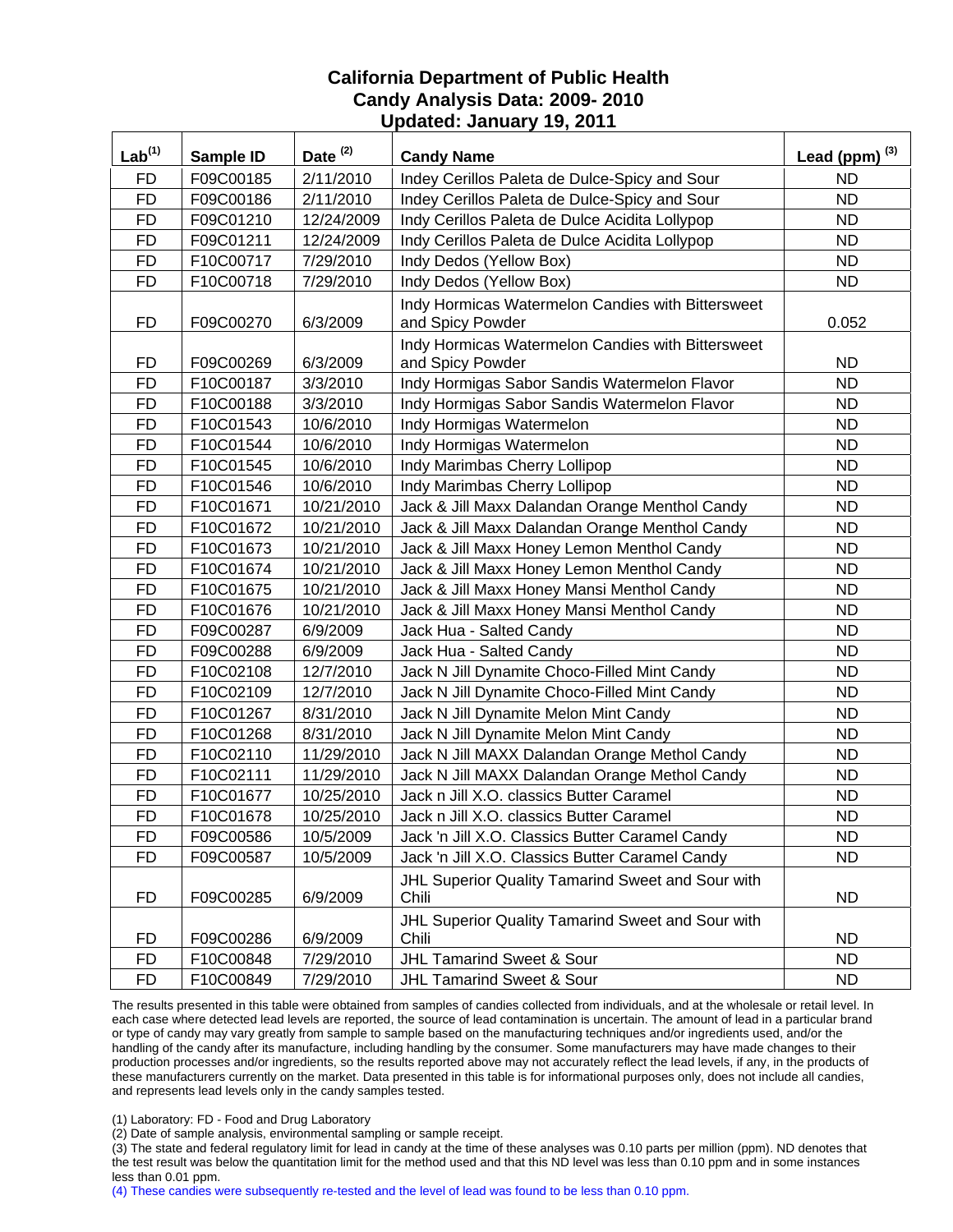# California Department of Public Health
## Candy Analysis Data: 2009- 2010
### Updated: January 19, 2011

| Lab[1] | Sample ID | Date [2] | Candy Name | Lead (ppm) [3] |
|---|---|---|---|---|
| FD | F09C00185 | 2/11/2010 | Indey Cerillos Paleta de Dulce-Spicy and Sour | ND |
| FD | F09C00186 | 2/11/2010 | Indey Cerillos Paleta de Dulce-Spicy and Sour | ND |
| FD | F09C01210 | 12/24/2009 | Indy Cerillos Paleta de Dulce Acidita Lollypop | ND |
| FD | F09C01211 | 12/24/2009 | Indy Cerillos Paleta de Dulce Acidita Lollypop | ND |
| FD | F10C00717 | 7/29/2010 | Indy Dedos (Yellow Box) | ND |
| FD | F10C00718 | 7/29/2010 | Indy Dedos (Yellow Box) | ND |
| FD | F09C00270 | 6/3/2009 | Indy Hormicas Watermelon Candies with Bittersweet and Spicy Powder | 0.052 |
| FD | F09C00269 | 6/3/2009 | Indy Hormicas Watermelon Candies with Bittersweet and Spicy Powder | ND |
| FD | F10C00187 | 3/3/2010 | Indy Hormigas Sabor Sandis Watermelon Flavor | ND |
| FD | F10C00188 | 3/3/2010 | Indy Hormigas Sabor Sandis Watermelon Flavor | ND |
| FD | F10C01543 | 10/6/2010 | Indy Hormigas Watermelon | ND |
| FD | F10C01544 | 10/6/2010 | Indy Hormigas Watermelon | ND |
| FD | F10C01545 | 10/6/2010 | Indy Marimbas Cherry Lollipop | ND |
| FD | F10C01546 | 10/6/2010 | Indy Marimbas Cherry Lollipop | ND |
| FD | F10C01671 | 10/21/2010 | Jack & Jill Maxx Dalandan Orange Menthol Candy | ND |
| FD | F10C01672 | 10/21/2010 | Jack & Jill Maxx Dalandan Orange Menthol Candy | ND |
| FD | F10C01673 | 10/21/2010 | Jack & Jill Maxx Honey Lemon Menthol Candy | ND |
| FD | F10C01674 | 10/21/2010 | Jack & Jill Maxx Honey Lemon Menthol Candy | ND |
| FD | F10C01675 | 10/21/2010 | Jack & Jill Maxx Honey Mansi Menthol Candy | ND |
| FD | F10C01676 | 10/21/2010 | Jack & Jill Maxx Honey Mansi Menthol Candy | ND |
| FD | F09C00287 | 6/9/2009 | Jack Hua - Salted Candy | ND |
| FD | F09C00288 | 6/9/2009 | Jack Hua - Salted Candy | ND |
| FD | F10C02108 | 12/7/2010 | Jack N Jill Dynamite Choco-Filled Mint Candy | ND |
| FD | F10C02109 | 12/7/2010 | Jack N Jill Dynamite Choco-Filled Mint Candy | ND |
| FD | F10C01267 | 8/31/2010 | Jack N Jill Dynamite Melon Mint Candy | ND |
| FD | F10C01268 | 8/31/2010 | Jack N Jill Dynamite Melon Mint Candy | ND |
| FD | F10C02110 | 11/29/2010 | Jack N Jill MAXX Dalandan Orange Methol Candy | ND |
| FD | F10C02111 | 11/29/2010 | Jack N Jill MAXX Dalandan Orange Methol Candy | ND |
| FD | F10C01677 | 10/25/2010 | Jack n Jill X.O. classics Butter Caramel | ND |
| FD | F10C01678 | 10/25/2010 | Jack n Jill X.O. classics Butter Caramel | ND |
| FD | F09C00586 | 10/5/2009 | Jack 'n Jill X.O. Classics Butter Caramel Candy | ND |
| FD | F09C00587 | 10/5/2009 | Jack 'n Jill X.O. Classics Butter Caramel Candy | ND |
| FD | F09C00285 | 6/9/2009 | JHL Superior Quality Tamarind Sweet and Sour with Chili | ND |
| FD | F09C00286 | 6/9/2009 | JHL Superior Quality Tamarind Sweet and Sour with Chili | ND |
| FD | F10C00848 | 7/29/2010 | JHL Tamarind Sweet & Sour | ND |
| FD | F10C00849 | 7/29/2010 | JHL Tamarind Sweet & Sour | ND |

The results presented in this table were obtained from samples of candies collected from individuals, and at the wholesale or retail level. In each case where detected lead levels are reported, the source of lead contamination is uncertain. The amount of lead in a particular brand or type of candy may vary greatly from sample to sample based on the manufacturing techniques and/or ingredients used, and/or the handling of the candy after its manufacture, including handling by the consumer. Some manufacturers may have made changes to their production processes and/or ingredients, so the results reported above may not accurately reflect the lead levels, if any, in the products of these manufacturers currently on the market. Data presented in this table is for informational purposes only, does not include all candies, and represents lead levels only in the candy samples tested.

(1) Laboratory: FD - Food and Drug Laboratory

(2) Date of sample analysis, environmental sampling or sample receipt.

(3) The state and federal regulatory limit for lead in candy at the time of these analyses was 0.10 parts per million (ppm). ND denotes that the test result was below the quantitation limit for the method used and that this ND level was less than 0.10 ppm and in some instances less than 0.01 ppm.

(4) These candies were subsequently re-tested and the level of lead was found to be less than 0.10 ppm.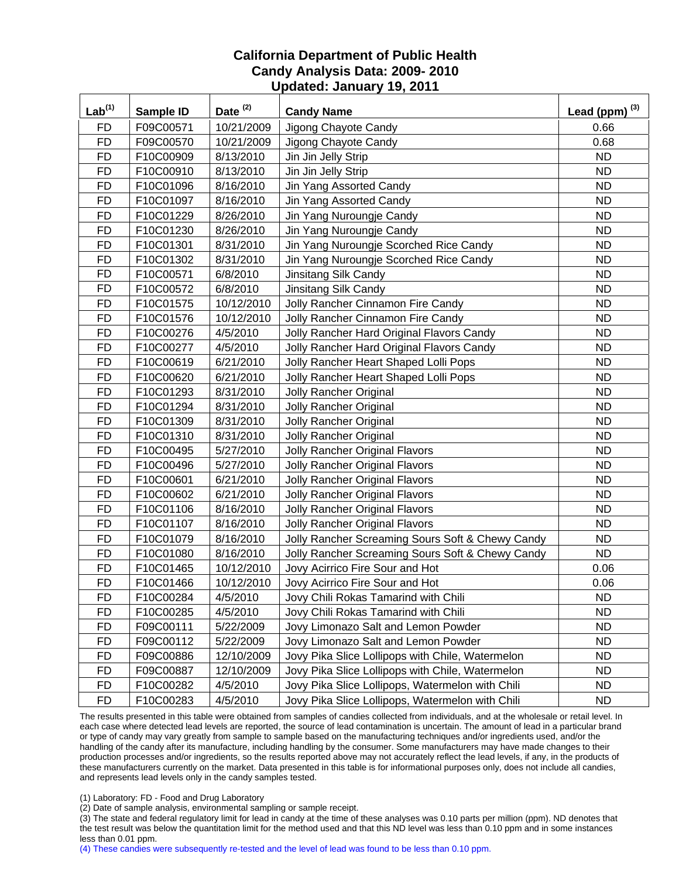# California Department of Public Health
## Candy Analysis Data: 2009- 2010
## Updated: January 19, 2011

| Lab[1] | Sample ID | Date [2] | Candy Name | Lead (ppm) [3] |
|---|---|---|---|---|
| FD | F09C00571 | 10/21/2009 | Jigong Chayote Candy | 0.66 |
| FD | F09C00570 | 10/21/2009 | Jigong Chayote Candy | 0.68 |
| FD | F10C00909 | 8/13/2010 | Jin Jin Jelly Strip | ND |
| FD | F10C00910 | 8/13/2010 | Jin Jin Jelly Strip | ND |
| FD | F10C01096 | 8/16/2010 | Jin Yang Assorted Candy | ND |
| FD | F10C01097 | 8/16/2010 | Jin Yang Assorted Candy | ND |
| FD | F10C01229 | 8/26/2010 | Jin Yang Nuroungje Candy | ND |
| FD | F10C01230 | 8/26/2010 | Jin Yang Nuroungje Candy | ND |
| FD | F10C01301 | 8/31/2010 | Jin Yang Nuroungje Scorched Rice Candy | ND |
| FD | F10C01302 | 8/31/2010 | Jin Yang Nuroungje Scorched Rice Candy | ND |
| FD | F10C00571 | 6/8/2010 | Jinsitang Silk Candy | ND |
| FD | F10C00572 | 6/8/2010 | Jinsitang Silk Candy | ND |
| FD | F10C01575 | 10/12/2010 | Jolly Rancher Cinnamon Fire Candy | ND |
| FD | F10C01576 | 10/12/2010 | Jolly Rancher Cinnamon Fire Candy | ND |
| FD | F10C00276 | 4/5/2010 | Jolly Rancher Hard Original Flavors Candy | ND |
| FD | F10C00277 | 4/5/2010 | Jolly Rancher Hard Original Flavors Candy | ND |
| FD | F10C00619 | 6/21/2010 | Jolly Rancher Heart Shaped Lolli Pops | ND |
| FD | F10C00620 | 6/21/2010 | Jolly Rancher Heart Shaped Lolli Pops | ND |
| FD | F10C01293 | 8/31/2010 | Jolly Rancher Original | ND |
| FD | F10C01294 | 8/31/2010 | Jolly Rancher Original | ND |
| FD | F10C01309 | 8/31/2010 | Jolly Rancher Original | ND |
| FD | F10C01310 | 8/31/2010 | Jolly Rancher Original | ND |
| FD | F10C00495 | 5/27/2010 | Jolly Rancher Original Flavors | ND |
| FD | F10C00496 | 5/27/2010 | Jolly Rancher Original Flavors | ND |
| FD | F10C00601 | 6/21/2010 | Jolly Rancher Original Flavors | ND |
| FD | F10C00602 | 6/21/2010 | Jolly Rancher Original Flavors | ND |
| FD | F10C01106 | 8/16/2010 | Jolly Rancher Original Flavors | ND |
| FD | F10C01107 | 8/16/2010 | Jolly Rancher Original Flavors | ND |
| FD | F10C01079 | 8/16/2010 | Jolly Rancher Screaming Sours Soft & Chewy Candy | ND |
| FD | F10C01080 | 8/16/2010 | Jolly Rancher Screaming Sours Soft & Chewy Candy | ND |
| FD | F10C01465 | 10/12/2010 | Jovy Acirrico Fire Sour and Hot | 0.06 |
| FD | F10C01466 | 10/12/2010 | Jovy Acirrico Fire Sour and Hot | 0.06 |
| FD | F10C00284 | 4/5/2010 | Jovy Chili Rokas Tamarind with Chili | ND |
| FD | F10C00285 | 4/5/2010 | Jovy Chili Rokas Tamarind with Chili | ND |
| FD | F09C00111 | 5/22/2009 | Jovy Limonazo Salt and Lemon Powder | ND |
| FD | F09C00112 | 5/22/2009 | Jovy Limonazo Salt and Lemon Powder | ND |
| FD | F09C00886 | 12/10/2009 | Jovy Pika Slice Lollipops with Chile, Watermelon | ND |
| FD | F09C00887 | 12/10/2009 | Jovy Pika Slice Lollipops with Chile, Watermelon | ND |
| FD | F10C00282 | 4/5/2010 | Jovy Pika Slice Lollipops, Watermelon with Chili | ND |
| FD | F10C00283 | 4/5/2010 | Jovy Pika Slice Lollipops, Watermelon with Chili | ND |

The results presented in this table were obtained from samples of candies collected from individuals, and at the wholesale or retail level. In each case where detected lead levels are reported, the source of lead contamination is uncertain. The amount of lead in a particular brand or type of candy may vary greatly from sample to sample based on the manufacturing techniques and/or ingredients used, and/or the handling of the candy after its manufacture, including handling by the consumer. Some manufacturers may have made changes to their production processes and/or ingredients, so the results reported above may not accurately reflect the lead levels, if any, in the products of these manufacturers currently on the market. Data presented in this table is for informational purposes only, does not include all candies, and represents lead levels only in the candy samples tested.

(1) Laboratory: FD - Food and Drug Laboratory
(2) Date of sample analysis, environmental sampling or sample receipt.
(3) The state and federal regulatory limit for lead in candy at the time of these analyses was 0.10 parts per million (ppm). ND denotes that the test result was below the quantitation limit for the method used and that this ND level was less than 0.10 ppm and in some instances less than 0.01 ppm.
(4) These candies were subsequently re-tested and the level of lead was found to be less than 0.10 ppm.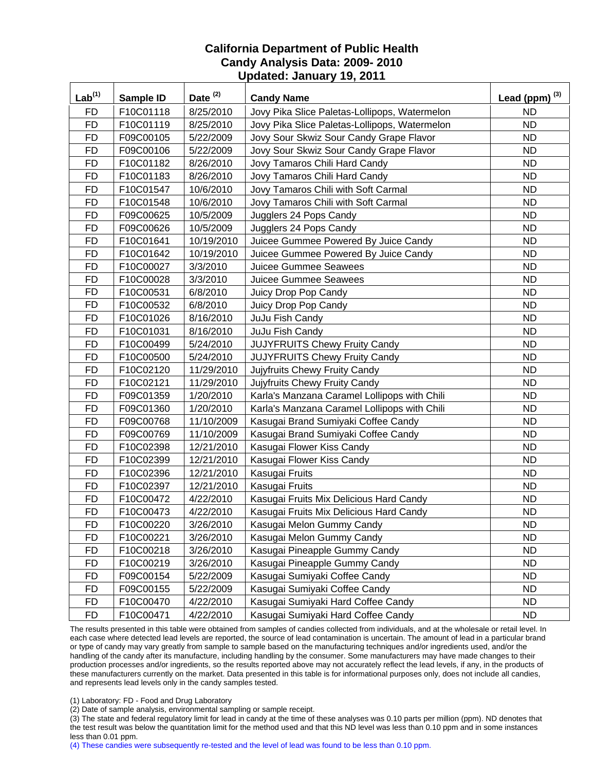# California Department of Public Health
## Candy Analysis Data: 2009- 2010
### Updated: January 19, 2011

| Lab[1] | Sample ID | Date [2] | Candy Name | Lead (ppm) [3] |
|---|---|---|---|---|
| FD | F10C01118 | 8/25/2010 | Jovy Pika Slice Paletas-Lollipops, Watermelon | ND |
| FD | F10C01119 | 8/25/2010 | Jovy Pika Slice Paletas-Lollipops, Watermelon | ND |
| FD | F09C00105 | 5/22/2009 | Jovy Sour Skwiz Sour Candy Grape Flavor | ND |
| FD | F09C00106 | 5/22/2009 | Jovy Sour Skwiz Sour Candy Grape Flavor | ND |
| FD | F10C01182 | 8/26/2010 | Jovy Tamaros Chili Hard Candy | ND |
| FD | F10C01183 | 8/26/2010 | Jovy Tamaros Chili Hard Candy | ND |
| FD | F10C01547 | 10/6/2010 | Jovy Tamaros Chili with Soft Carmal | ND |
| FD | F10C01548 | 10/6/2010 | Jovy Tamaros Chili with Soft Carmal | ND |
| FD | F09C00625 | 10/5/2009 | Jugglers 24 Pops Candy | ND |
| FD | F09C00626 | 10/5/2009 | Jugglers 24 Pops Candy | ND |
| FD | F10C01641 | 10/19/2010 | Juicee Gummee Powered By Juice Candy | ND |
| FD | F10C01642 | 10/19/2010 | Juicee Gummee Powered By Juice Candy | ND |
| FD | F10C00027 | 3/3/2010 | Juicee Gummee Seawees | ND |
| FD | F10C00028 | 3/3/2010 | Juicee Gummee Seawees | ND |
| FD | F10C00531 | 6/8/2010 | Juicy Drop Pop Candy | ND |
| FD | F10C00532 | 6/8/2010 | Juicy Drop Pop Candy | ND |
| FD | F10C01026 | 8/16/2010 | JuJu Fish Candy | ND |
| FD | F10C01031 | 8/16/2010 | JuJu Fish Candy | ND |
| FD | F10C00499 | 5/24/2010 | JUJYFRUITS Chewy Fruity Candy | ND |
| FD | F10C00500 | 5/24/2010 | JUJYFRUITS Chewy Fruity Candy | ND |
| FD | F10C02120 | 11/29/2010 | Jujyfruits Chewy Fruity Candy | ND |
| FD | F10C02121 | 11/29/2010 | Jujyfruits Chewy Fruity Candy | ND |
| FD | F09C01359 | 1/20/2010 | Karla's Manzana Caramel Lollipops with Chili | ND |
| FD | F09C01360 | 1/20/2010 | Karla's Manzana Caramel Lollipops with Chili | ND |
| FD | F09C00768 | 11/10/2009 | Kasugai Brand Sumiyaki Coffee Candy | ND |
| FD | F09C00769 | 11/10/2009 | Kasugai Brand Sumiyaki Coffee Candy | ND |
| FD | F10C02398 | 12/21/2010 | Kasugai Flower Kiss Candy | ND |
| FD | F10C02399 | 12/21/2010 | Kasugai Flower Kiss Candy | ND |
| FD | F10C02396 | 12/21/2010 | Kasugai Fruits | ND |
| FD | F10C02397 | 12/21/2010 | Kasugai Fruits | ND |
| FD | F10C00472 | 4/22/2010 | Kasugai Fruits Mix Delicious Hard Candy | ND |
| FD | F10C00473 | 4/22/2010 | Kasugai Fruits Mix Delicious Hard Candy | ND |
| FD | F10C00220 | 3/26/2010 | Kasugai Melon Gummy Candy | ND |
| FD | F10C00221 | 3/26/2010 | Kasugai Melon Gummy Candy | ND |
| FD | F10C00218 | 3/26/2010 | Kasugai Pineapple Gummy Candy | ND |
| FD | F10C00219 | 3/26/2010 | Kasugai Pineapple Gummy Candy | ND |
| FD | F09C00154 | 5/22/2009 | Kasugai Sumiyaki Coffee Candy | ND |
| FD | F09C00155 | 5/22/2009 | Kasugai Sumiyaki Coffee Candy | ND |
| FD | F10C00470 | 4/22/2010 | Kasugai Sumiyaki Hard Coffee Candy | ND |
| FD | F10C00471 | 4/22/2010 | Kasugai Sumiyaki Hard Coffee Candy | ND |

The results presented in this table were obtained from samples of candies collected from individuals, and at the wholesale or retail level. In each case where detected lead levels are reported, the source of lead contamination is uncertain. The amount of lead in a particular brand or type of candy may vary greatly from sample to sample based on the manufacturing techniques and/or ingredients used, and/or the handling of the candy after its manufacture, including handling by the consumer. Some manufacturers may have made changes to their production processes and/or ingredients, so the results reported above may not accurately reflect the lead levels, if any, in the products of these manufacturers currently on the market. Data presented in this table is for informational purposes only, does not include all candies, and represents lead levels only in the candy samples tested.

(1) Laboratory: FD - Food and Drug Laboratory

(2) Date of sample analysis, environmental sampling or sample receipt.

(3) The state and federal regulatory limit for lead in candy at the time of these analyses was 0.10 parts per million (ppm). ND denotes that the test result was below the quantitation limit for the method used and that this ND level was less than 0.10 ppm and in some instances less than 0.01 ppm.

(4) These candies were subsequently re-tested and the level of lead was found to be less than 0.10 ppm.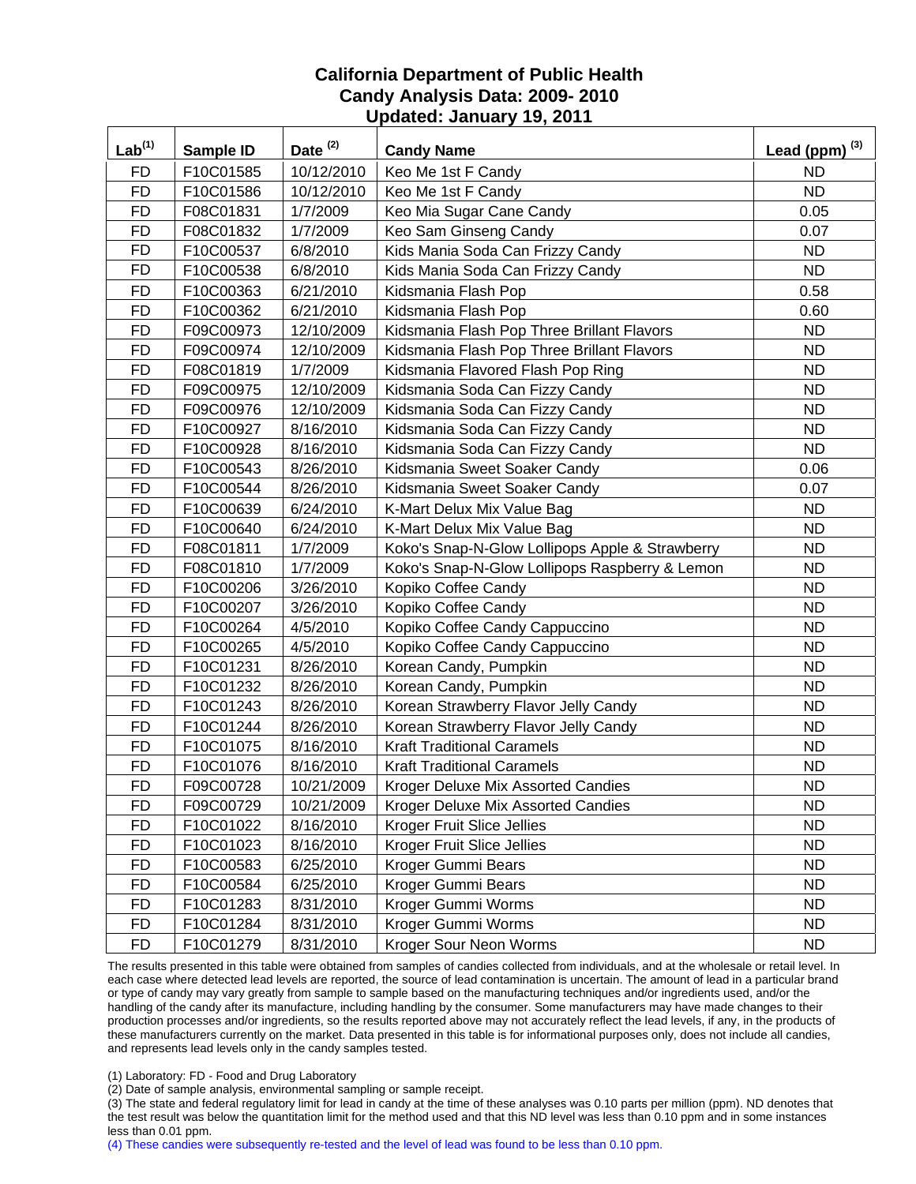# California Department of Public Health
## Candy Analysis Data: 2009- 2010
### Updated: January 19, 2011

| Lab[1] | Sample ID | Date [2] | Candy Name | Lead (ppm) [3] |
|---|---|---|---|---|
| FD | F10C01585 | 10/12/2010 | Keo Me 1st F Candy | ND |
| FD | F10C01586 | 10/12/2010 | Keo Me 1st F Candy | ND |
| FD | F08C01831 | 1/7/2009 | Keo Mia Sugar Cane Candy | 0.05 |
| FD | F08C01832 | 1/7/2009 | Keo Sam Ginseng Candy | 0.07 |
| FD | F10C00537 | 6/8/2010 | Kids Mania Soda Can Frizzy Candy | ND |
| FD | F10C00538 | 6/8/2010 | Kids Mania Soda Can Frizzy Candy | ND |
| FD | F10C00363 | 6/21/2010 | Kidsmania Flash Pop | 0.58 |
| FD | F10C00362 | 6/21/2010 | Kidsmania Flash Pop | 0.60 |
| FD | F09C00973 | 12/10/2009 | Kidsmania Flash Pop Three Brillant Flavors | ND |
| FD | F09C00974 | 12/10/2009 | Kidsmania Flash Pop Three Brillant Flavors | ND |
| FD | F08C01819 | 1/7/2009 | Kidsmania Flavored Flash Pop Ring | ND |
| FD | F09C00975 | 12/10/2009 | Kidsmania Soda Can Fizzy Candy | ND |
| FD | F09C00976 | 12/10/2009 | Kidsmania Soda Can Fizzy Candy | ND |
| FD | F10C00927 | 8/16/2010 | Kidsmania Soda Can Fizzy Candy | ND |
| FD | F10C00928 | 8/16/2010 | Kidsmania Soda Can Fizzy Candy | ND |
| FD | F10C00543 | 8/26/2010 | Kidsmania Sweet Soaker Candy | 0.06 |
| FD | F10C00544 | 8/26/2010 | Kidsmania Sweet Soaker Candy | 0.07 |
| FD | F10C00639 | 6/24/2010 | K-Mart Delux Mix Value Bag | ND |
| FD | F10C00640 | 6/24/2010 | K-Mart Delux Mix Value Bag | ND |
| FD | F08C01811 | 1/7/2009 | Koko's Snap-N-Glow Lollipops Apple & Strawberry | ND |
| FD | F08C01810 | 1/7/2009 | Koko's Snap-N-Glow Lollipops Raspberry & Lemon | ND |
| FD | F10C00206 | 3/26/2010 | Kopiko Coffee Candy | ND |
| FD | F10C00207 | 3/26/2010 | Kopiko Coffee Candy | ND |
| FD | F10C00264 | 4/5/2010 | Kopiko Coffee Candy Cappuccino | ND |
| FD | F10C00265 | 4/5/2010 | Kopiko Coffee Candy Cappuccino | ND |
| FD | F10C01231 | 8/26/2010 | Korean Candy, Pumpkin | ND |
| FD | F10C01232 | 8/26/2010 | Korean Candy, Pumpkin | ND |
| FD | F10C01243 | 8/26/2010 | Korean Strawberry Flavor Jelly Candy | ND |
| FD | F10C01244 | 8/26/2010 | Korean Strawberry Flavor Jelly Candy | ND |
| FD | F10C01075 | 8/16/2010 | Kraft Traditional Caramels | ND |
| FD | F10C01076 | 8/16/2010 | Kraft Traditional Caramels | ND |
| FD | F09C00728 | 10/21/2009 | Kroger Deluxe Mix Assorted Candies | ND |
| FD | F09C00729 | 10/21/2009 | Kroger Deluxe Mix Assorted Candies | ND |
| FD | F10C01022 | 8/16/2010 | Kroger Fruit Slice Jellies | ND |
| FD | F10C01023 | 8/16/2010 | Kroger Fruit Slice Jellies | ND |
| FD | F10C00583 | 6/25/2010 | Kroger Gummi Bears | ND |
| FD | F10C00584 | 6/25/2010 | Kroger Gummi Bears | ND |
| FD | F10C01283 | 8/31/2010 | Kroger Gummi Worms | ND |
| FD | F10C01284 | 8/31/2010 | Kroger Gummi Worms | ND |
| FD | F10C01279 | 8/31/2010 | Kroger Sour Neon Worms | ND |

The results presented in this table were obtained from samples of candies collected from individuals, and at the wholesale or retail level. In each case where detected lead levels are reported, the source of lead contamination is uncertain. The amount of lead in a particular brand or type of candy may vary greatly from sample to sample based on the manufacturing techniques and/or ingredients used, and/or the handling of the candy after its manufacture, including handling by the consumer. Some manufacturers may have made changes to their production processes and/or ingredients, so the results reported above may not accurately reflect the lead levels, if any, in the products of these manufacturers currently on the market. Data presented in this table is for informational purposes only, does not include all candies, and represents lead levels only in the candy samples tested.

(1) Laboratory: FD - Food and Drug Laboratory

(2) Date of sample analysis, environmental sampling or sample receipt.

(3) The state and federal regulatory limit for lead in candy at the time of these analyses was 0.10 parts per million (ppm). ND denotes that the test result was below the quantitation limit for the method used and that this ND level was less than 0.10 ppm and in some instances less than 0.01 ppm.

(4) These candies were subsequently re-tested and the level of lead was found to be less than 0.10 ppm.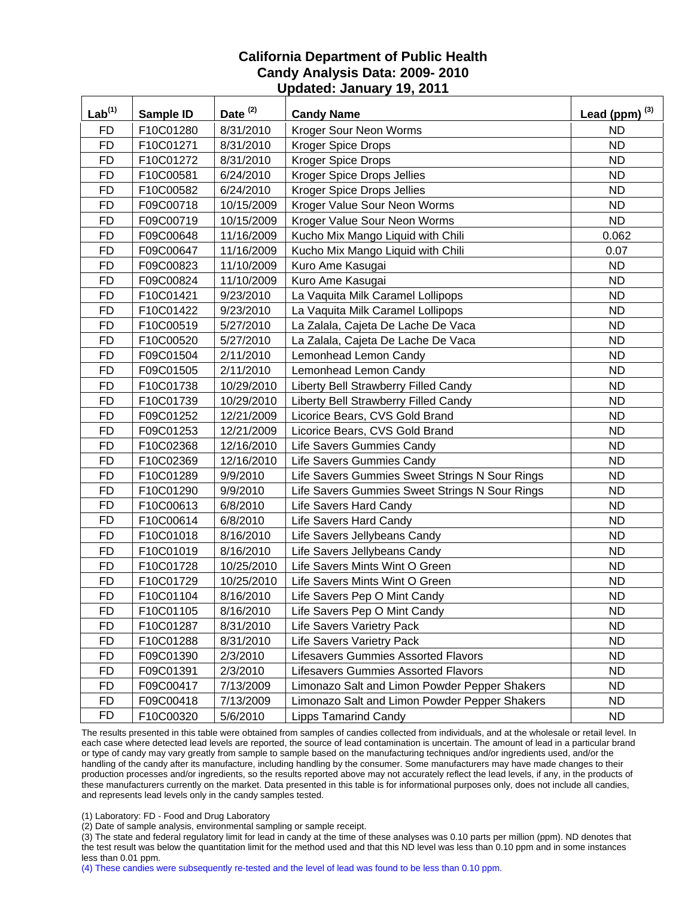# California Department of Public Health
## Candy Analysis Data: 2009- 2010
### Updated: January 19, 2011

| Lab[1] | Sample ID | Date [2] | Candy Name | Lead (ppm) [3] |
|---|---|---|---|---|
| FD | F10C01280 | 8/31/2010 | Kroger Sour Neon Worms | ND |
| FD | F10C01271 | 8/31/2010 | Kroger Spice Drops | ND |
| FD | F10C01272 | 8/31/2010 | Kroger Spice Drops | ND |
| FD | F10C00581 | 6/24/2010 | Kroger Spice Drops Jellies | ND |
| FD | F10C00582 | 6/24/2010 | Kroger Spice Drops Jellies | ND |
| FD | F09C00718 | 10/15/2009 | Kroger Value Sour Neon Worms | ND |
| FD | F09C00719 | 10/15/2009 | Kroger Value Sour Neon Worms | ND |
| FD | F09C00648 | 11/16/2009 | Kucho Mix Mango Liquid with Chili | 0.062 |
| FD | F09C00647 | 11/16/2009 | Kucho Mix Mango Liquid with Chili | 0.07 |
| FD | F09C00823 | 11/10/2009 | Kuro Ame Kasugai | ND |
| FD | F09C00824 | 11/10/2009 | Kuro Ame Kasugai | ND |
| FD | F10C01421 | 9/23/2010 | La Vaquita Milk Caramel Lollipops | ND |
| FD | F10C01422 | 9/23/2010 | La Vaquita Milk Caramel Lollipops | ND |
| FD | F10C00519 | 5/27/2010 | La Zalala, Cajeta De Lache De Vaca | ND |
| FD | F10C00520 | 5/27/2010 | La Zalala, Cajeta De Lache De Vaca | ND |
| FD | F09C01504 | 2/11/2010 | Lemonhead Lemon Candy | ND |
| FD | F09C01505 | 2/11/2010 | Lemonhead Lemon Candy | ND |
| FD | F10C01738 | 10/29/2010 | Liberty Bell Strawberry Filled Candy | ND |
| FD | F10C01739 | 10/29/2010 | Liberty Bell Strawberry Filled Candy | ND |
| FD | F09C01252 | 12/21/2009 | Licorice Bears, CVS Gold Brand | ND |
| FD | F09C01253 | 12/21/2009 | Licorice Bears, CVS Gold Brand | ND |
| FD | F10C02368 | 12/16/2010 | Life Savers Gummies Candy | ND |
| FD | F10C02369 | 12/16/2010 | Life Savers Gummies Candy | ND |
| FD | F10C01289 | 9/9/2010 | Life Savers Gummies Sweet Strings N Sour Rings | ND |
| FD | F10C01290 | 9/9/2010 | Life Savers Gummies Sweet Strings N Sour Rings | ND |
| FD | F10C00613 | 6/8/2010 | Life Savers Hard Candy | ND |
| FD | F10C00614 | 6/8/2010 | Life Savers Hard Candy | ND |
| FD | F10C01018 | 8/16/2010 | Life Savers Jellybeans Candy | ND |
| FD | F10C01019 | 8/16/2010 | Life Savers Jellybeans Candy | ND |
| FD | F10C01728 | 10/25/2010 | Life Savers Mints Wint O Green | ND |
| FD | F10C01729 | 10/25/2010 | Life Savers Mints Wint O Green | ND |
| FD | F10C01104 | 8/16/2010 | Life Savers Pep O Mint Candy | ND |
| FD | F10C01105 | 8/16/2010 | Life Savers Pep O Mint Candy | ND |
| FD | F10C01287 | 8/31/2010 | Life Savers Varietry Pack | ND |
| FD | F10C01288 | 8/31/2010 | Life Savers Varietry Pack | ND |
| FD | F09C01390 | 2/3/2010 | Lifesavers Gummies Assorted Flavors | ND |
| FD | F09C01391 | 2/3/2010 | Lifesavers Gummies Assorted Flavors | ND |
| FD | F09C00417 | 7/13/2009 | Limonazo Salt and Limon Powder Pepper Shakers | ND |
| FD | F09C00418 | 7/13/2009 | Limonazo Salt and Limon Powder Pepper Shakers | ND |
| FD | F10C00320 | 5/6/2010 | Lipps Tamarind Candy | ND |

The results presented in this table were obtained from samples of candies collected from individuals, and at the wholesale or retail level. In each case where detected lead levels are reported, the source of lead contamination is uncertain. The amount of lead in a particular brand or type of candy may vary greatly from sample to sample based on the manufacturing techniques and/or ingredients used, and/or the handling of the candy after its manufacture, including handling by the consumer. Some manufacturers may have made changes to their production processes and/or ingredients, so the results reported above may not accurately reflect the lead levels, if any, in the products of these manufacturers currently on the market. Data presented in this table is for informational purposes only, does not include all candies, and represents lead levels only in the candy samples tested.

(1) Laboratory: FD - Food and Drug Laboratory

(2) Date of sample analysis, environmental sampling or sample receipt.

(3) The state and federal regulatory limit for lead in candy at the time of these analyses was 0.10 parts per million (ppm). ND denotes that the test result was below the quantitation limit for the method used and that this ND level was less than 0.10 ppm and in some instances less than 0.01 ppm.

(4) These candies were subsequently re-tested and the level of lead was found to be less than 0.10 ppm.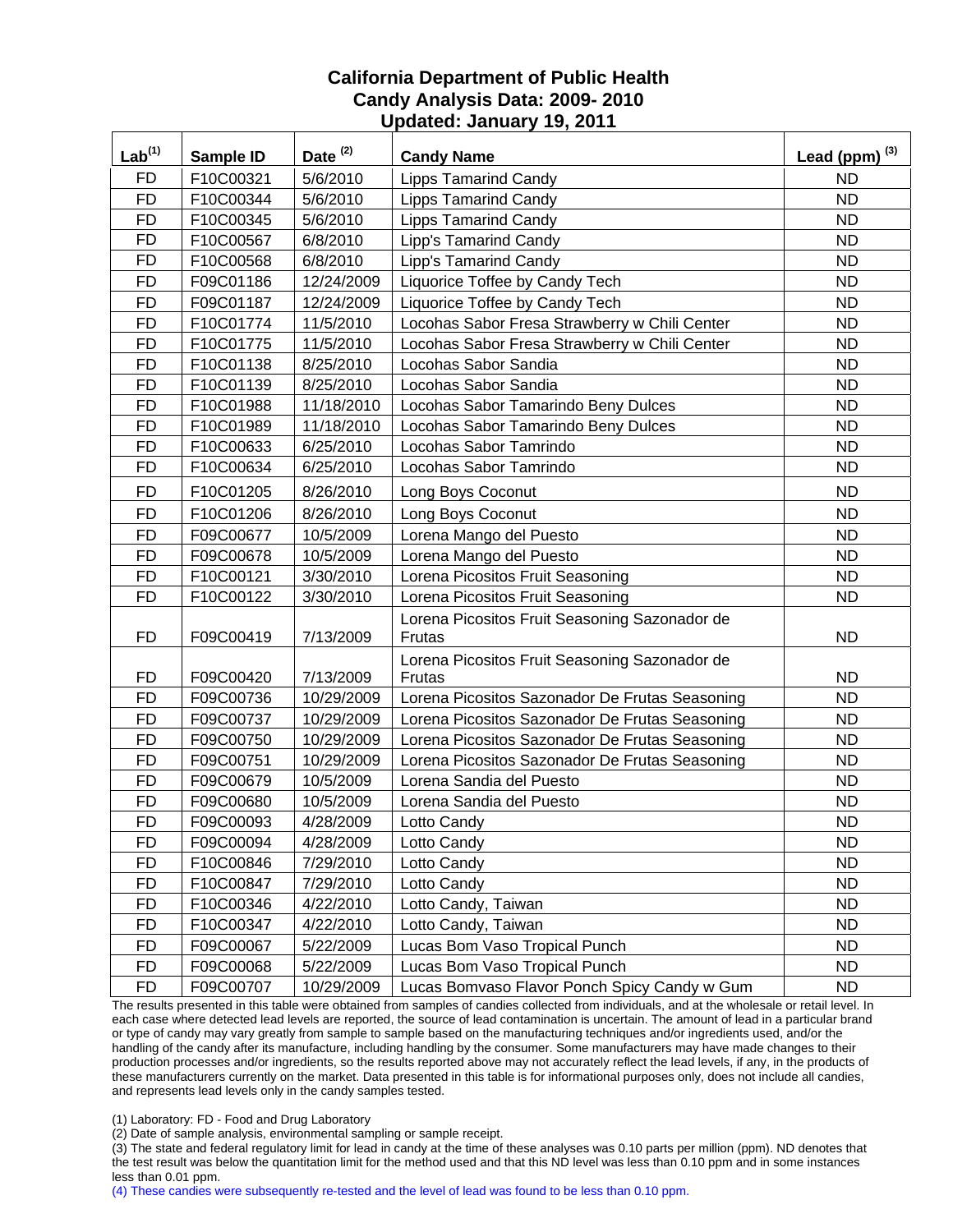# California Department of Public Health
## Candy Analysis Data: 2009- 2010
### Updated: January 19, 2011

| Lab[1] | Sample ID | Date [2] | Candy Name | Lead (ppm) [3] |
|---|---|---|---|---|
| FD | F10C00321 | 5/6/2010 | Lipps Tamarind Candy | ND |
| FD | F10C00344 | 5/6/2010 | Lipps Tamarind Candy | ND |
| FD | F10C00345 | 5/6/2010 | Lipps Tamarind Candy | ND |
| FD | F10C00567 | 6/8/2010 | Lipp's Tamarind Candy | ND |
| FD | F10C00568 | 6/8/2010 | Lipp's Tamarind Candy | ND |
| FD | F09C01186 | 12/24/2009 | Liquorice Toffee by Candy Tech | ND |
| FD | F09C01187 | 12/24/2009 | Liquorice Toffee by Candy Tech | ND |
| FD | F10C01774 | 11/5/2010 | Locohas Sabor Fresa Strawberry w Chili Center | ND |
| FD | F10C01775 | 11/5/2010 | Locohas Sabor Fresa Strawberry w Chili Center | ND |
| FD | F10C01138 | 8/25/2010 | Locohas Sabor Sandia | ND |
| FD | F10C01139 | 8/25/2010 | Locohas Sabor Sandia | ND |
| FD | F10C01988 | 11/18/2010 | Locohas Sabor Tamarindo Beny Dulces | ND |
| FD | F10C01989 | 11/18/2010 | Locohas Sabor Tamarindo Beny Dulces | ND |
| FD | F10C00633 | 6/25/2010 | Locohas Sabor Tamrindo | ND |
| FD | F10C00634 | 6/25/2010 | Locohas Sabor Tamrindo | ND |
| FD | F10C01205 | 8/26/2010 | Long Boys Coconut | ND |
| FD | F10C01206 | 8/26/2010 | Long Boys Coconut | ND |
| FD | F09C00677 | 10/5/2009 | Lorena Mango del Puesto | ND |
| FD | F09C00678 | 10/5/2009 | Lorena Mango del Puesto | ND |
| FD | F10C00121 | 3/30/2010 | Lorena Picositos Fruit Seasoning | ND |
| FD | F10C00122 | 3/30/2010 | Lorena Picositos Fruit Seasoning | ND |
| FD | F09C00419 | 7/13/2009 | Lorena Picositos Fruit Seasoning Sazonador de Frutas | ND |
| FD | F09C00420 | 7/13/2009 | Lorena Picositos Fruit Seasoning Sazonador de Frutas | ND |
| FD | F09C00736 | 10/29/2009 | Lorena Picositos Sazonador De Frutas Seasoning | ND |
| FD | F09C00737 | 10/29/2009 | Lorena Picositos Sazonador De Frutas Seasoning | ND |
| FD | F09C00750 | 10/29/2009 | Lorena Picositos Sazonador De Frutas Seasoning | ND |
| FD | F09C00751 | 10/29/2009 | Lorena Picositos Sazonador De Frutas Seasoning | ND |
| FD | F09C00679 | 10/5/2009 | Lorena Sandia del Puesto | ND |
| FD | F09C00680 | 10/5/2009 | Lorena Sandia del Puesto | ND |
| FD | F09C00093 | 4/28/2009 | Lotto Candy | ND |
| FD | F09C00094 | 4/28/2009 | Lotto Candy | ND |
| FD | F10C00846 | 7/29/2010 | Lotto Candy | ND |
| FD | F10C00847 | 7/29/2010 | Lotto Candy | ND |
| FD | F10C00346 | 4/22/2010 | Lotto Candy, Taiwan | ND |
| FD | F10C00347 | 4/22/2010 | Lotto Candy, Taiwan | ND |
| FD | F09C00067 | 5/22/2009 | Lucas Bom Vaso Tropical Punch | ND |
| FD | F09C00068 | 5/22/2009 | Lucas Bom Vaso Tropical Punch | ND |
| FD | F09C00707 | 10/29/2009 | Lucas Bomvaso Flavor Ponch Spicy Candy w Gum | ND |

The results presented in this table were obtained from samples of candies collected from individuals, and at the wholesale or retail level. In each case where detected lead levels are reported, the source of lead contamination is uncertain. The amount of lead in a particular brand or type of candy may vary greatly from sample to sample based on the manufacturing techniques and/or ingredients used, and/or the handling of the candy after its manufacture, including handling by the consumer. Some manufacturers may have made changes to their production processes and/or ingredients, so the results reported above may not accurately reflect the lead levels, if any, in the products of these manufacturers currently on the market. Data presented in this table is for informational purposes only, does not include all candies, and represents lead levels only in the candy samples tested.

(1) Laboratory: FD - Food and Drug Laboratory

(2) Date of sample analysis, environmental sampling or sample receipt.

(3) The state and federal regulatory limit for lead in candy at the time of these analyses was 0.10 parts per million (ppm). ND denotes that the test result was below the quantitation limit for the method used and that this ND level was less than 0.10 ppm and in some instances less than 0.01 ppm.

(4) These candies were subsequently re-tested and the level of lead was found to be less than 0.10 ppm.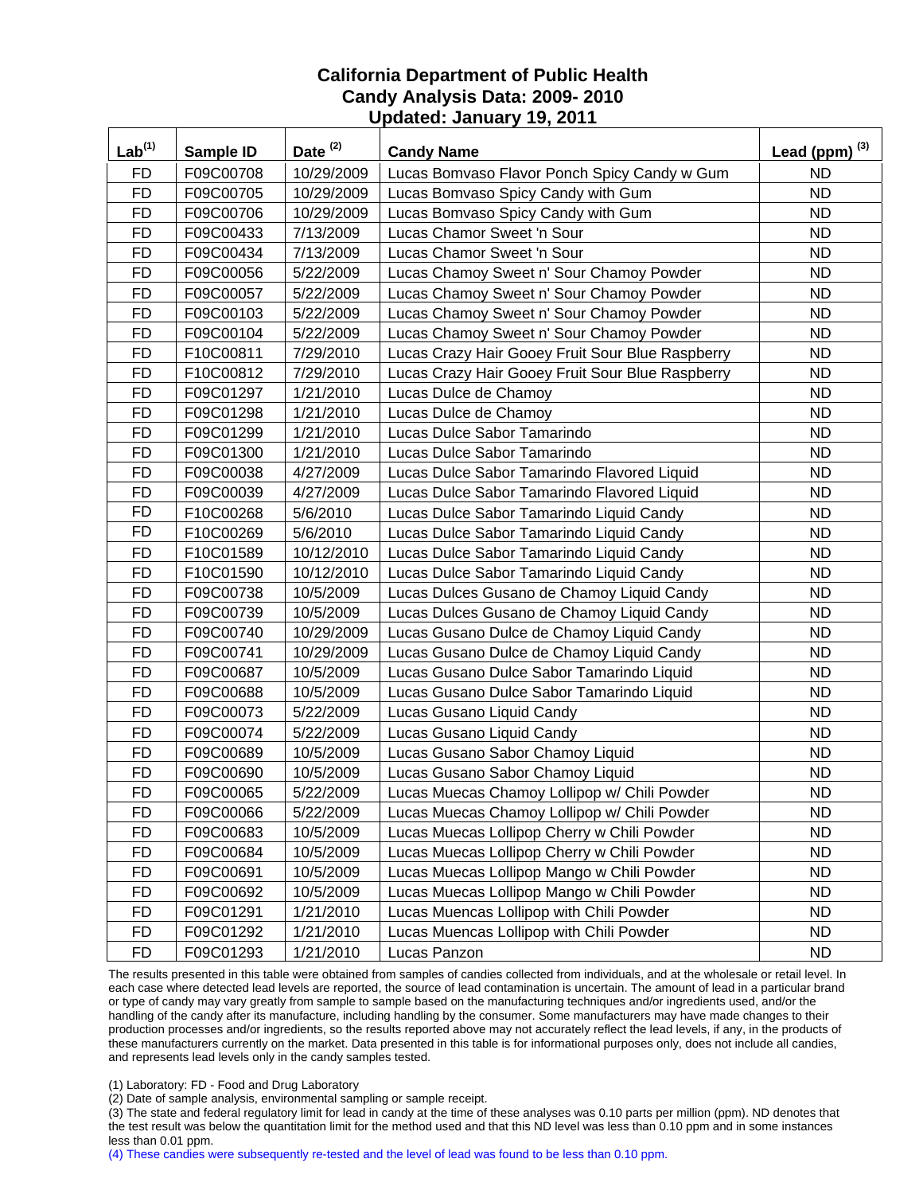# California Department of Public Health
## Candy Analysis Data: 2009- 2010
### Updated: January 19, 2011

| Lab[1] | Sample ID | Date [2] | Candy Name | Lead (ppm) [3] |
|---|---|---|---|---|
| FD | F09C00708 | 10/29/2009 | Lucas Bomvaso Flavor Ponch Spicy Candy w Gum | ND |
| FD | F09C00705 | 10/29/2009 | Lucas Bomvaso Spicy Candy with Gum | ND |
| FD | F09C00706 | 10/29/2009 | Lucas Bomvaso Spicy Candy with Gum | ND |
| FD | F09C00433 | 7/13/2009 | Lucas Chamor Sweet 'n Sour | ND |
| FD | F09C00434 | 7/13/2009 | Lucas Chamor Sweet 'n Sour | ND |
| FD | F09C00056 | 5/22/2009 | Lucas Chamoy Sweet n' Sour Chamoy Powder | ND |
| FD | F09C00057 | 5/22/2009 | Lucas Chamoy Sweet n' Sour Chamoy Powder | ND |
| FD | F09C00103 | 5/22/2009 | Lucas Chamoy Sweet n' Sour Chamoy Powder | ND |
| FD | F09C00104 | 5/22/2009 | Lucas Chamoy Sweet n' Sour Chamoy Powder | ND |
| FD | F10C00811 | 7/29/2010 | Lucas Crazy Hair Gooey Fruit Sour Blue Raspberry | ND |
| FD | F10C00812 | 7/29/2010 | Lucas Crazy Hair Gooey Fruit Sour Blue Raspberry | ND |
| FD | F09C01297 | 1/21/2010 | Lucas Dulce de Chamoy | ND |
| FD | F09C01298 | 1/21/2010 | Lucas Dulce de Chamoy | ND |
| FD | F09C01299 | 1/21/2010 | Lucas Dulce Sabor Tamarindo | ND |
| FD | F09C01300 | 1/21/2010 | Lucas Dulce Sabor Tamarindo | ND |
| FD | F09C00038 | 4/27/2009 | Lucas Dulce Sabor Tamarindo Flavored Liquid | ND |
| FD | F09C00039 | 4/27/2009 | Lucas Dulce Sabor Tamarindo Flavored Liquid | ND |
| FD | F10C00268 | 5/6/2010 | Lucas Dulce Sabor Tamarindo Liquid Candy | ND |
| FD | F10C00269 | 5/6/2010 | Lucas Dulce Sabor Tamarindo Liquid Candy | ND |
| FD | F10C01589 | 10/12/2010 | Lucas Dulce Sabor Tamarindo Liquid Candy | ND |
| FD | F10C01590 | 10/12/2010 | Lucas Dulce Sabor Tamarindo Liquid Candy | ND |
| FD | F09C00738 | 10/5/2009 | Lucas Dulces Gusano de Chamoy Liquid Candy | ND |
| FD | F09C00739 | 10/5/2009 | Lucas Dulces Gusano de Chamoy Liquid Candy | ND |
| FD | F09C00740 | 10/29/2009 | Lucas Gusano Dulce de Chamoy Liquid Candy | ND |
| FD | F09C00741 | 10/29/2009 | Lucas Gusano Dulce de Chamoy Liquid Candy | ND |
| FD | F09C00687 | 10/5/2009 | Lucas Gusano Dulce Sabor Tamarindo Liquid | ND |
| FD | F09C00688 | 10/5/2009 | Lucas Gusano Dulce Sabor Tamarindo Liquid | ND |
| FD | F09C00073 | 5/22/2009 | Lucas Gusano Liquid Candy | ND |
| FD | F09C00074 | 5/22/2009 | Lucas Gusano Liquid Candy | ND |
| FD | F09C00689 | 10/5/2009 | Lucas Gusano Sabor Chamoy Liquid | ND |
| FD | F09C00690 | 10/5/2009 | Lucas Gusano Sabor Chamoy Liquid | ND |
| FD | F09C00065 | 5/22/2009 | Lucas Muecas Chamoy Lollipop w/ Chili Powder | ND |
| FD | F09C00066 | 5/22/2009 | Lucas Muecas Chamoy Lollipop w/ Chili Powder | ND |
| FD | F09C00683 | 10/5/2009 | Lucas Muecas Lollipop Cherry w Chili Powder | ND |
| FD | F09C00684 | 10/5/2009 | Lucas Muecas Lollipop Cherry w Chili Powder | ND |
| FD | F09C00691 | 10/5/2009 | Lucas Muecas Lollipop Mango w Chili Powder | ND |
| FD | F09C00692 | 10/5/2009 | Lucas Muecas Lollipop Mango w Chili Powder | ND |
| FD | F09C01291 | 1/21/2010 | Lucas Muencas Lollipop with Chili Powder | ND |
| FD | F09C01292 | 1/21/2010 | Lucas Muencas Lollipop with Chili Powder | ND |
| FD | F09C01293 | 1/21/2010 | Lucas Panzon | ND |

The results presented in this table were obtained from samples of candies collected from individuals, and at the wholesale or retail level. In each case where detected lead levels are reported, the source of lead contamination is uncertain. The amount of lead in a particular brand or type of candy may vary greatly from sample to sample based on the manufacturing techniques and/or ingredients used, and/or the handling of the candy after its manufacture, including handling by the consumer. Some manufacturers may have made changes to their production processes and/or ingredients, so the results reported above may not accurately reflect the lead levels, if any, in the products of these manufacturers currently on the market. Data presented in this table is for informational purposes only, does not include all candies, and represents lead levels only in the candy samples tested.

(1) Laboratory: FD - Food and Drug Laboratory

(2) Date of sample analysis, environmental sampling or sample receipt.

(3) The state and federal regulatory limit for lead in candy at the time of these analyses was 0.10 parts per million (ppm). ND denotes that the test result was below the quantitation limit for the method used and that this ND level was less than 0.10 ppm and in some instances less than 0.01 ppm.

(4) These candies were subsequently re-tested and the level of lead was found to be less than 0.10 ppm.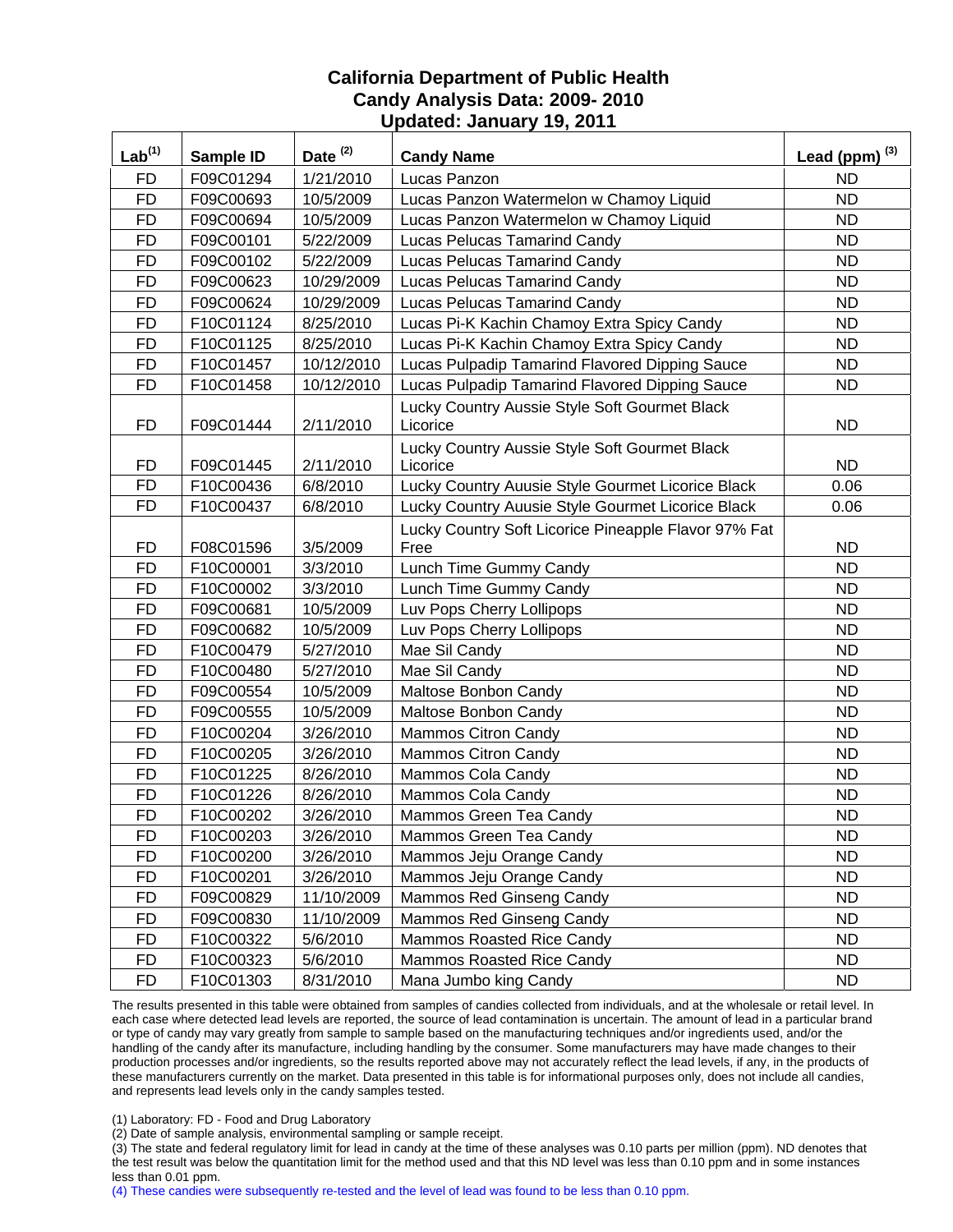# California Department of Public Health
## Candy Analysis Data: 2009- 2010
## Updated: January 19, 2011

| Lab[1] | Sample ID | Date [2] | Candy Name | Lead (ppm) [3] |
|---|---|---|---|---|
| FD | F09C01294 | 1/21/2010 | Lucas Panzon | ND |
| FD | F09C00693 | 10/5/2009 | Lucas Panzon Watermelon w Chamoy Liquid | ND |
| FD | F09C00694 | 10/5/2009 | Lucas Panzon Watermelon w Chamoy Liquid | ND |
| FD | F09C00101 | 5/22/2009 | Lucas Pelucas Tamarind Candy | ND |
| FD | F09C00102 | 5/22/2009 | Lucas Pelucas Tamarind Candy | ND |
| FD | F09C00623 | 10/29/2009 | Lucas Pelucas Tamarind Candy | ND |
| FD | F09C00624 | 10/29/2009 | Lucas Pelucas Tamarind Candy | ND |
| FD | F10C01124 | 8/25/2010 | Lucas Pi-K Kachin Chamoy Extra Spicy Candy | ND |
| FD | F10C01125 | 8/25/2010 | Lucas Pi-K Kachin Chamoy Extra Spicy Candy | ND |
| FD | F10C01457 | 10/12/2010 | Lucas Pulpadip Tamarind Flavored Dipping Sauce | ND |
| FD | F10C01458 | 10/12/2010 | Lucas Pulpadip Tamarind Flavored Dipping Sauce | ND |
| FD | F09C01444 | 2/11/2010 | Lucky Country Aussie Style Soft Gourmet Black Licorice | ND |
| FD | F09C01445 | 2/11/2010 | Lucky Country Aussie Style Soft Gourmet Black Licorice | ND |
| FD | F10C00436 | 6/8/2010 | Lucky Country Auusie Style Gourmet Licorice Black | 0.06 |
| FD | F10C00437 | 6/8/2010 | Lucky Country Auusie Style Gourmet Licorice Black | 0.06 |
| FD | F08C01596 | 3/5/2009 | Lucky Country Soft Licorice Pineapple Flavor 97% Fat Free | ND |
| FD | F10C00001 | 3/3/2010 | Lunch Time Gummy Candy | ND |
| FD | F10C00002 | 3/3/2010 | Lunch Time Gummy Candy | ND |
| FD | F09C00681 | 10/5/2009 | Luv Pops Cherry Lollipops | ND |
| FD | F09C00682 | 10/5/2009 | Luv Pops Cherry Lollipops | ND |
| FD | F10C00479 | 5/27/2010 | Mae Sil Candy | ND |
| FD | F10C00480 | 5/27/2010 | Mae Sil Candy | ND |
| FD | F09C00554 | 10/5/2009 | Maltose Bonbon Candy | ND |
| FD | F09C00555 | 10/5/2009 | Maltose Bonbon Candy | ND |
| FD | F10C00204 | 3/26/2010 | Mammos Citron Candy | ND |
| FD | F10C00205 | 3/26/2010 | Mammos Citron Candy | ND |
| FD | F10C01225 | 8/26/2010 | Mammos Cola Candy | ND |
| FD | F10C01226 | 8/26/2010 | Mammos Cola Candy | ND |
| FD | F10C00202 | 3/26/2010 | Mammos Green Tea Candy | ND |
| FD | F10C00203 | 3/26/2010 | Mammos Green Tea Candy | ND |
| FD | F10C00200 | 3/26/2010 | Mammos Jeju Orange Candy | ND |
| FD | F10C00201 | 3/26/2010 | Mammos Jeju Orange Candy | ND |
| FD | F09C00829 | 11/10/2009 | Mammos Red Ginseng Candy | ND |
| FD | F09C00830 | 11/10/2009 | Mammos Red Ginseng Candy | ND |
| FD | F10C00322 | 5/6/2010 | Mammos Roasted Rice Candy | ND |
| FD | F10C00323 | 5/6/2010 | Mammos Roasted Rice Candy | ND |
| FD | F10C01303 | 8/31/2010 | Mana Jumbo king Candy | ND |

The results presented in this table were obtained from samples of candies collected from individuals, and at the wholesale or retail level. In each case where detected lead levels are reported, the source of lead contamination is uncertain. The amount of lead in a particular brand or type of candy may vary greatly from sample to sample based on the manufacturing techniques and/or ingredients used, and/or the handling of the candy after its manufacture, including handling by the consumer. Some manufacturers may have made changes to their production processes and/or ingredients, so the results reported above may not accurately reflect the lead levels, if any, in the products of these manufacturers currently on the market. Data presented in this table is for informational purposes only, does not include all candies, and represents lead levels only in the candy samples tested.

(1) Laboratory: FD - Food and Drug Laboratory

(2) Date of sample analysis, environmental sampling or sample receipt.

(3) The state and federal regulatory limit for lead in candy at the time of these analyses was 0.10 parts per million (ppm). ND denotes that the test result was below the quantitation limit for the method used and that this ND level was less than 0.10 ppm and in some instances less than 0.01 ppm.

(4) These candies were subsequently re-tested and the level of lead was found to be less than 0.10 ppm.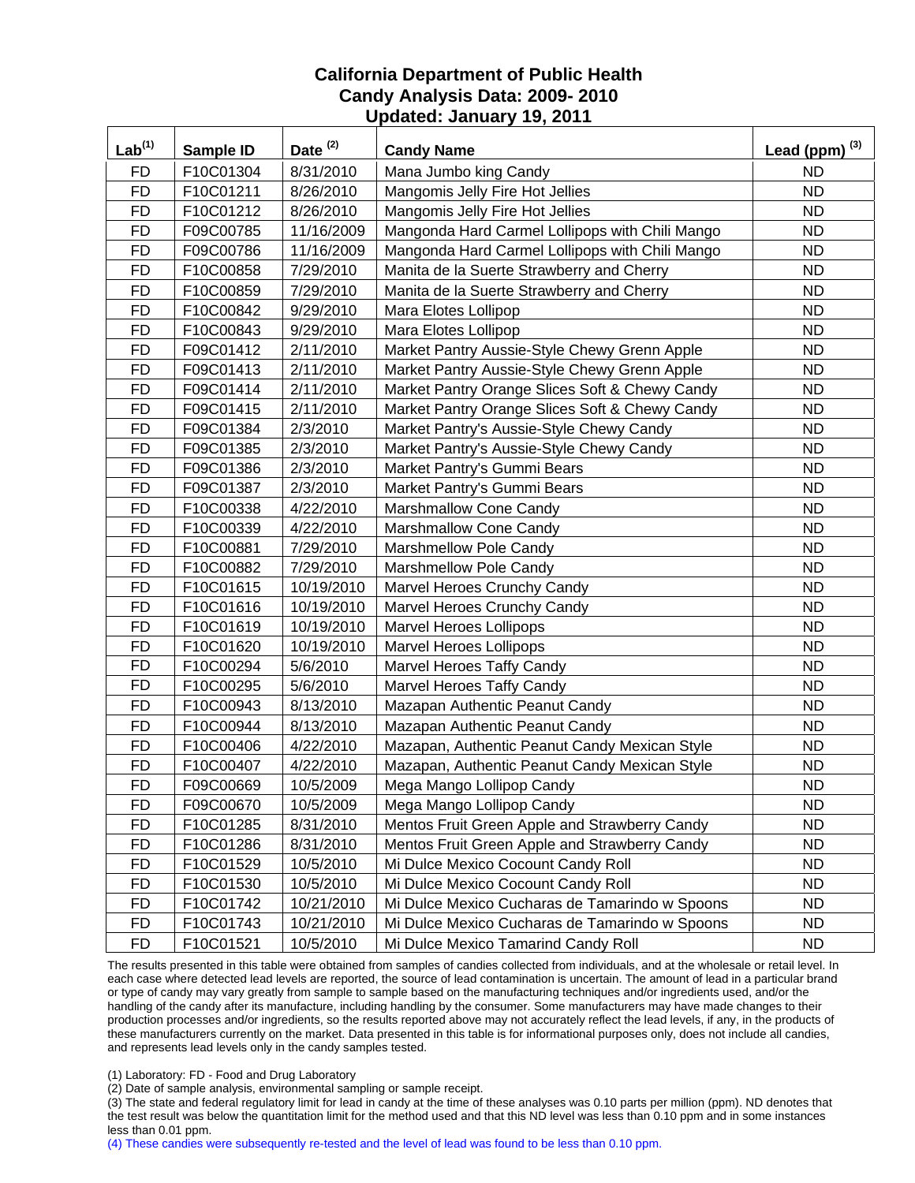# California Department of Public Health
## Candy Analysis Data: 2009- 2010
## Updated: January 19, 2011

| Lab[1] | Sample ID | Date [2] | Candy Name | Lead (ppm) [3] |
|---|---|---|---|---|
| FD | F10C01304 | 8/31/2010 | Mana Jumbo king Candy | ND |
| FD | F10C01211 | 8/26/2010 | Mangomis Jelly Fire Hot Jellies | ND |
| FD | F10C01212 | 8/26/2010 | Mangomis Jelly Fire Hot Jellies | ND |
| FD | F09C00785 | 11/16/2009 | Mangonda Hard Carmel Lollipops with Chili Mango | ND |
| FD | F09C00786 | 11/16/2009 | Mangonda Hard Carmel Lollipops with Chili Mango | ND |
| FD | F10C00858 | 7/29/2010 | Manita de la Suerte Strawberry and Cherry | ND |
| FD | F10C00859 | 7/29/2010 | Manita de la Suerte Strawberry and Cherry | ND |
| FD | F10C00842 | 9/29/2010 | Mara Elotes Lollipop | ND |
| FD | F10C00843 | 9/29/2010 | Mara Elotes Lollipop | ND |
| FD | F09C01412 | 2/11/2010 | Market Pantry Aussie-Style Chewy Grenn Apple | ND |
| FD | F09C01413 | 2/11/2010 | Market Pantry Aussie-Style Chewy Grenn Apple | ND |
| FD | F09C01414 | 2/11/2010 | Market Pantry Orange Slices Soft & Chewy Candy | ND |
| FD | F09C01415 | 2/11/2010 | Market Pantry Orange Slices Soft & Chewy Candy | ND |
| FD | F09C01384 | 2/3/2010 | Market Pantry's Aussie-Style Chewy Candy | ND |
| FD | F09C01385 | 2/3/2010 | Market Pantry's Aussie-Style Chewy Candy | ND |
| FD | F09C01386 | 2/3/2010 | Market Pantry's Gummi Bears | ND |
| FD | F09C01387 | 2/3/2010 | Market Pantry's Gummi Bears | ND |
| FD | F10C00338 | 4/22/2010 | Marshmallow Cone Candy | ND |
| FD | F10C00339 | 4/22/2010 | Marshmallow Cone Candy | ND |
| FD | F10C00881 | 7/29/2010 | Marshmellow Pole Candy | ND |
| FD | F10C00882 | 7/29/2010 | Marshmellow Pole Candy | ND |
| FD | F10C01615 | 10/19/2010 | Marvel Heroes Crunchy Candy | ND |
| FD | F10C01616 | 10/19/2010 | Marvel Heroes Crunchy Candy | ND |
| FD | F10C01619 | 10/19/2010 | Marvel Heroes Lollipops | ND |
| FD | F10C01620 | 10/19/2010 | Marvel Heroes Lollipops | ND |
| FD | F10C00294 | 5/6/2010 | Marvel Heroes Taffy Candy | ND |
| FD | F10C00295 | 5/6/2010 | Marvel Heroes Taffy Candy | ND |
| FD | F10C00943 | 8/13/2010 | Mazapan Authentic Peanut Candy | ND |
| FD | F10C00944 | 8/13/2010 | Mazapan Authentic Peanut Candy | ND |
| FD | F10C00406 | 4/22/2010 | Mazapan, Authentic Peanut Candy Mexican Style | ND |
| FD | F10C00407 | 4/22/2010 | Mazapan, Authentic Peanut Candy Mexican Style | ND |
| FD | F09C00669 | 10/5/2009 | Mega Mango Lollipop Candy | ND |
| FD | F09C00670 | 10/5/2009 | Mega Mango Lollipop Candy | ND |
| FD | F10C01285 | 8/31/2010 | Mentos Fruit Green Apple and Strawberry Candy | ND |
| FD | F10C01286 | 8/31/2010 | Mentos Fruit Green Apple and Strawberry Candy | ND |
| FD | F10C01529 | 10/5/2010 | Mi Dulce Mexico Cocount Candy Roll | ND |
| FD | F10C01530 | 10/5/2010 | Mi Dulce Mexico Cocount Candy Roll | ND |
| FD | F10C01742 | 10/21/2010 | Mi Dulce Mexico Cucharas de Tamarindo w Spoons | ND |
| FD | F10C01743 | 10/21/2010 | Mi Dulce Mexico Cucharas de Tamarindo w Spoons | ND |
| FD | F10C01521 | 10/5/2010 | Mi Dulce Mexico Tamarind Candy Roll | ND |

The results presented in this table were obtained from samples of candies collected from individuals, and at the wholesale or retail level. In each case where detected lead levels are reported, the source of lead contamination is uncertain. The amount of lead in a particular brand or type of candy may vary greatly from sample to sample based on the manufacturing techniques and/or ingredients used, and/or the handling of the candy after its manufacture, including handling by the consumer. Some manufacturers may have made changes to their production processes and/or ingredients, so the results reported above may not accurately reflect the lead levels, if any, in the products of these manufacturers currently on the market. Data presented in this table is for informational purposes only, does not include all candies, and represents lead levels only in the candy samples tested.

(1) Laboratory: FD - Food and Drug Laboratory

(2) Date of sample analysis, environmental sampling or sample receipt.

(3) The state and federal regulatory limit for lead in candy at the time of these analyses was 0.10 parts per million (ppm). ND denotes that the test result was below the quantitation limit for the method used and that this ND level was less than 0.10 ppm and in some instances less than 0.01 ppm.

(4) These candies were subsequently re-tested and the level of lead was found to be less than 0.10 ppm.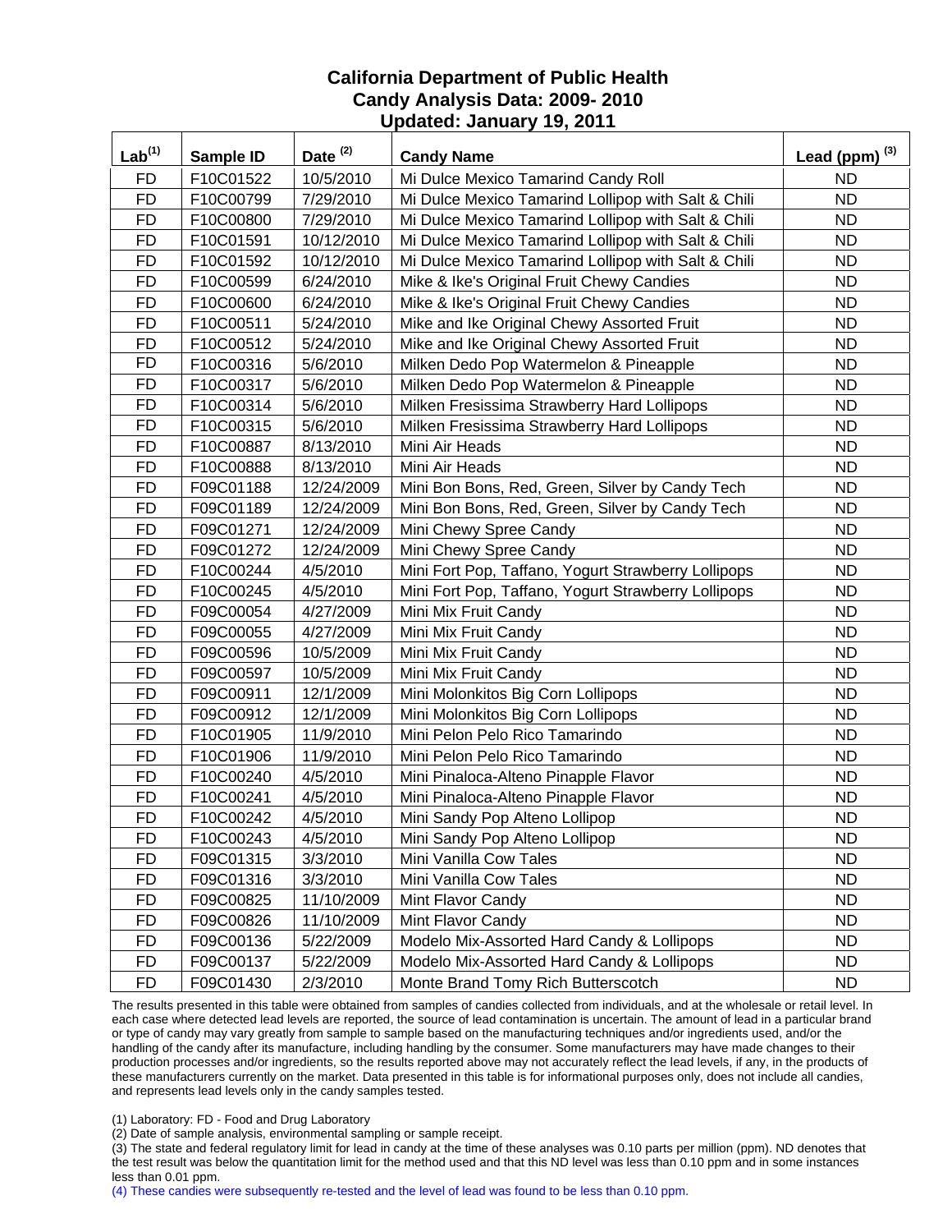**California Department of Public Health**
**Candy Analysis Data: 2009- 2010**
**Updated: January 19, 2011**

| Lab[1] | Sample ID | Date [2] | Candy Name | Lead (ppm) [3] |
|---|---|---|---|---|
| FD | F10C01522 | 10/5/2010 | Mi Dulce Mexico Tamarind Candy Roll | ND |
| FD | F10C00799 | 7/29/2010 | Mi Dulce Mexico Tamarind Lollipop with Salt & Chili | ND |
| FD | F10C00800 | 7/29/2010 | Mi Dulce Mexico Tamarind Lollipop with Salt & Chili | ND |
| FD | F10C01591 | 10/12/2010 | Mi Dulce Mexico Tamarind Lollipop with Salt & Chili | ND |
| FD | F10C01592 | 10/12/2010 | Mi Dulce Mexico Tamarind Lollipop with Salt & Chili | ND |
| FD | F10C00599 | 6/24/2010 | Mike & Ike's Original Fruit Chewy Candies | ND |
| FD | F10C00600 | 6/24/2010 | Mike & Ike's Original Fruit Chewy Candies | ND |
| FD | F10C00511 | 5/24/2010 | Mike and Ike Original Chewy Assorted Fruit | ND |
| FD | F10C00512 | 5/24/2010 | Mike and Ike Original Chewy Assorted Fruit | ND |
| FD | F10C00316 | 5/6/2010 | Milken Dedo Pop Watermelon & Pineapple | ND |
| FD | F10C00317 | 5/6/2010 | Milken Dedo Pop Watermelon & Pineapple | ND |
| FD | F10C00314 | 5/6/2010 | Milken Fresissima Strawberry Hard Lollipops | ND |
| FD | F10C00315 | 5/6/2010 | Milken Fresissima Strawberry Hard Lollipops | ND |
| FD | F10C00887 | 8/13/2010 | Mini Air Heads | ND |
| FD | F10C00888 | 8/13/2010 | Mini Air Heads | ND |
| FD | F09C01188 | 12/24/2009 | Mini Bon Bons, Red, Green, Silver by Candy Tech | ND |
| FD | F09C01189 | 12/24/2009 | Mini Bon Bons, Red, Green, Silver by Candy Tech | ND |
| FD | F09C01271 | 12/24/2009 | Mini Chewy Spree Candy | ND |
| FD | F09C01272 | 12/24/2009 | Mini Chewy Spree Candy | ND |
| FD | F10C00244 | 4/5/2010 | Mini Fort Pop, Taffano, Yogurt Strawberry Lollipops | ND |
| FD | F10C00245 | 4/5/2010 | Mini Fort Pop, Taffano, Yogurt Strawberry Lollipops | ND |
| FD | F09C00054 | 4/27/2009 | Mini Mix Fruit Candy | ND |
| FD | F09C00055 | 4/27/2009 | Mini Mix Fruit Candy | ND |
| FD | F09C00596 | 10/5/2009 | Mini Mix Fruit Candy | ND |
| FD | F09C00597 | 10/5/2009 | Mini Mix Fruit Candy | ND |
| FD | F09C00911 | 12/1/2009 | Mini Molonkitos Big Corn Lollipops | ND |
| FD | F09C00912 | 12/1/2009 | Mini Molonkitos Big Corn Lollipops | ND |
| FD | F10C01905 | 11/9/2010 | Mini Pelon Pelo Rico Tamarindo | ND |
| FD | F10C01906 | 11/9/2010 | Mini Pelon Pelo Rico Tamarindo | ND |
| FD | F10C00240 | 4/5/2010 | Mini Pinaloca-Alteno Pinapple Flavor | ND |
| FD | F10C00241 | 4/5/2010 | Mini Pinaloca-Alteno Pinapple Flavor | ND |
| FD | F10C00242 | 4/5/2010 | Mini Sandy Pop Alteno Lollipop | ND |
| FD | F10C00243 | 4/5/2010 | Mini Sandy Pop Alteno Lollipop | ND |
| FD | F09C01315 | 3/3/2010 | Mini Vanilla Cow Tales | ND |
| FD | F09C01316 | 3/3/2010 | Mini Vanilla Cow Tales | ND |
| FD | F09C00825 | 11/10/2009 | Mint Flavor Candy | ND |
| FD | F09C00826 | 11/10/2009 | Mint Flavor Candy | ND |
| FD | F09C00136 | 5/22/2009 | Modelo Mix-Assorted Hard Candy & Lollipops | ND |
| FD | F09C00137 | 5/22/2009 | Modelo Mix-Assorted Hard Candy & Lollipops | ND |
| FD | F09C01430 | 2/3/2010 | Monte Brand Tomy Rich Butterscotch | ND |

The results presented in this table were obtained from samples of candies collected from individuals, and at the wholesale or retail level. In each case where detected lead levels are reported, the source of lead contamination is uncertain. The amount of lead in a particular brand or type of candy may vary greatly from sample to sample based on the manufacturing techniques and/or ingredients used, and/or the handling of the candy after its manufacture, including handling by the consumer. Some manufacturers may have made changes to their production processes and/or ingredients, so the results reported above may not accurately reflect the lead levels, if any, in the products of these manufacturers currently on the market. Data presented in this table is for informational purposes only, does not include all candies, and represents lead levels only in the candy samples tested.

(1) Laboratory: FD - Food and Drug Laboratory

(2) Date of sample analysis, environmental sampling or sample receipt.

(3) The state and federal regulatory limit for lead in candy at the time of these analyses was 0.10 parts per million (ppm). ND denotes that the test result was below the quantitation limit for the method used and that this ND level was less than 0.10 ppm and in some instances less than 0.01 ppm.

(4) These candies were subsequently re-tested and the level of lead was found to be less than 0.10 ppm.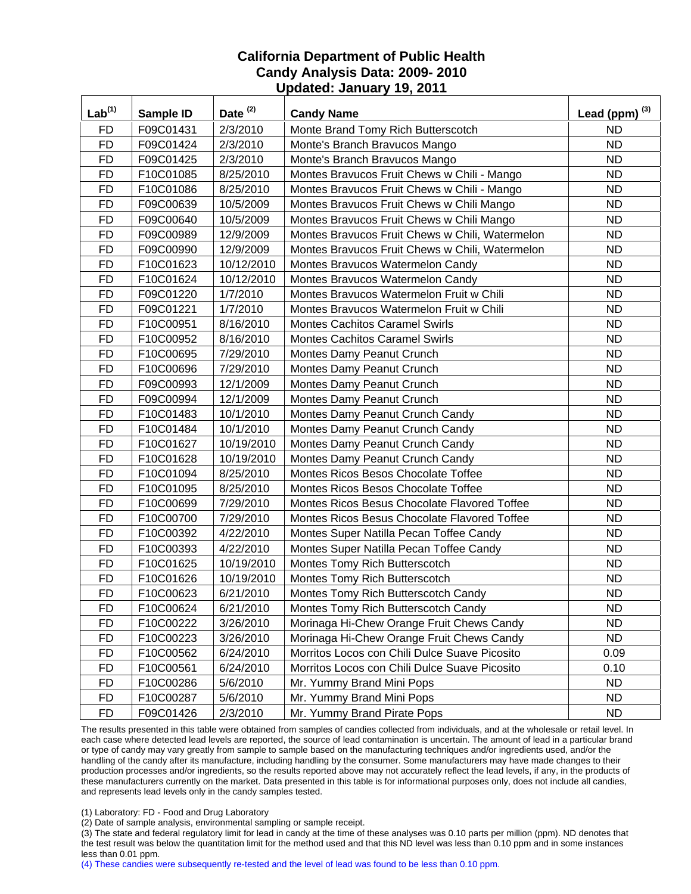# California Department of Public Health
## Candy Analysis Data: 2009- 2010
### Updated: January 19, 2011

| Lab[1] | Sample ID | Date [2] | Candy Name | Lead (ppm) [3] |
|---|---|---|---|---|
| FD | F09C01431 | 2/3/2010 | Monte Brand Tomy Rich Butterscotch | ND |
| FD | F09C01424 | 2/3/2010 | Monte's Branch Bravucos Mango | ND |
| FD | F09C01425 | 2/3/2010 | Monte's Branch Bravucos Mango | ND |
| FD | F10C01085 | 8/25/2010 | Montes Bravucos Fruit Chews w Chili - Mango | ND |
| FD | F10C01086 | 8/25/2010 | Montes Bravucos Fruit Chews w Chili - Mango | ND |
| FD | F09C00639 | 10/5/2009 | Montes Bravucos Fruit Chews w Chili Mango | ND |
| FD | F09C00640 | 10/5/2009 | Montes Bravucos Fruit Chews w Chili Mango | ND |
| FD | F09C00989 | 12/9/2009 | Montes Bravucos Fruit Chews w Chili, Watermelon | ND |
| FD | F09C00990 | 12/9/2009 | Montes Bravucos Fruit Chews w Chili, Watermelon | ND |
| FD | F10C01623 | 10/12/2010 | Montes Bravucos Watermelon Candy | ND |
| FD | F10C01624 | 10/12/2010 | Montes Bravucos Watermelon Candy | ND |
| FD | F09C01220 | 1/7/2010 | Montes Bravucos Watermelon Fruit w Chili | ND |
| FD | F09C01221 | 1/7/2010 | Montes Bravucos Watermelon Fruit w Chili | ND |
| FD | F10C00951 | 8/16/2010 | Montes Cachitos Caramel Swirls | ND |
| FD | F10C00952 | 8/16/2010 | Montes Cachitos Caramel Swirls | ND |
| FD | F10C00695 | 7/29/2010 | Montes Damy Peanut Crunch | ND |
| FD | F10C00696 | 7/29/2010 | Montes Damy Peanut Crunch | ND |
| FD | F09C00993 | 12/1/2009 | Montes Damy Peanut Crunch | ND |
| FD | F09C00994 | 12/1/2009 | Montes Damy Peanut Crunch | ND |
| FD | F10C01483 | 10/1/2010 | Montes Damy Peanut Crunch Candy | ND |
| FD | F10C01484 | 10/1/2010 | Montes Damy Peanut Crunch Candy | ND |
| FD | F10C01627 | 10/19/2010 | Montes Damy Peanut Crunch Candy | ND |
| FD | F10C01628 | 10/19/2010 | Montes Damy Peanut Crunch Candy | ND |
| FD | F10C01094 | 8/25/2010 | Montes Ricos Besos Chocolate Toffee | ND |
| FD | F10C01095 | 8/25/2010 | Montes Ricos Besos Chocolate Toffee | ND |
| FD | F10C00699 | 7/29/2010 | Montes Ricos Besus Chocolate Flavored Toffee | ND |
| FD | F10C00700 | 7/29/2010 | Montes Ricos Besus Chocolate Flavored Toffee | ND |
| FD | F10C00392 | 4/22/2010 | Montes Super Natilla Pecan Toffee Candy | ND |
| FD | F10C00393 | 4/22/2010 | Montes Super Natilla Pecan Toffee Candy | ND |
| FD | F10C01625 | 10/19/2010 | Montes Tomy Rich Butterscotch | ND |
| FD | F10C01626 | 10/19/2010 | Montes Tomy Rich Butterscotch | ND |
| FD | F10C00623 | 6/21/2010 | Montes Tomy Rich Butterscotch Candy | ND |
| FD | F10C00624 | 6/21/2010 | Montes Tomy Rich Butterscotch Candy | ND |
| FD | F10C00222 | 3/26/2010 | Morinaga Hi-Chew Orange Fruit Chews Candy | ND |
| FD | F10C00223 | 3/26/2010 | Morinaga Hi-Chew Orange Fruit Chews Candy | ND |
| FD | F10C00562 | 6/24/2010 | Morritos Locos con Chili Dulce Suave Picosito | 0.09 |
| FD | F10C00561 | 6/24/2010 | Morritos Locos con Chili Dulce Suave Picosito | 0.10 |
| FD | F10C00286 | 5/6/2010 | Mr. Yummy Brand Mini Pops | ND |
| FD | F10C00287 | 5/6/2010 | Mr. Yummy Brand Mini Pops | ND |
| FD | F09C01426 | 2/3/2010 | Mr. Yummy Brand Pirate Pops | ND |

The results presented in this table were obtained from samples of candies collected from individuals, and at the wholesale or retail level. In each case where detected lead levels are reported, the source of lead contamination is uncertain. The amount of lead in a particular brand or type of candy may vary greatly from sample to sample based on the manufacturing techniques and/or ingredients used, and/or the handling of the candy after its manufacture, including handling by the consumer. Some manufacturers may have made changes to their production processes and/or ingredients, so the results reported above may not accurately reflect the lead levels, if any, in the products of these manufacturers currently on the market. Data presented in this table is for informational purposes only, does not include all candies, and represents lead levels only in the candy samples tested.

(1) Laboratory: FD - Food and Drug Laboratory

(2) Date of sample analysis, environmental sampling or sample receipt.

(3) The state and federal regulatory limit for lead in candy at the time of these analyses was 0.10 parts per million (ppm). ND denotes that the test result was below the quantitation limit for the method used and that this ND level was less than 0.10 ppm and in some instances less than 0.01 ppm.

(4) These candies were subsequently re-tested and the level of lead was found to be less than 0.10 ppm.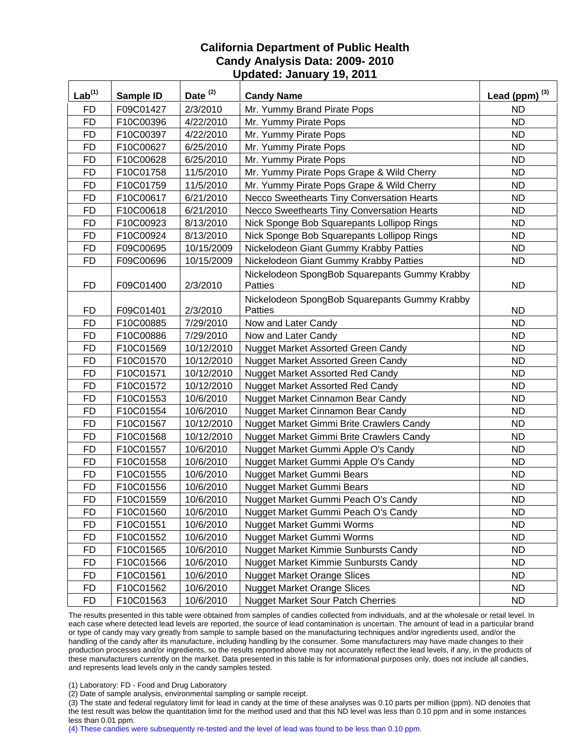# California Department of Public Health
## Candy Analysis Data: 2009- 2010
## Updated: January 19, 2011

| Lab[1] | Sample ID | Date [2] | Candy Name | Lead (ppm) [3] |
|---|---|---|---|---|
| FD | F09C01427 | 2/3/2010 | Mr. Yummy Brand Pirate Pops | ND |
| FD | F10C00396 | 4/22/2010 | Mr. Yummy Pirate Pops | ND |
| FD | F10C00397 | 4/22/2010 | Mr. Yummy Pirate Pops | ND |
| FD | F10C00627 | 6/25/2010 | Mr. Yummy Pirate Pops | ND |
| FD | F10C00628 | 6/25/2010 | Mr. Yummy Pirate Pops | ND |
| FD | F10C01758 | 11/5/2010 | Mr. Yummy Pirate Pops Grape & Wild Cherry | ND |
| FD | F10C01759 | 11/5/2010 | Mr. Yummy Pirate Pops Grape & Wild Cherry | ND |
| FD | F10C00617 | 6/21/2010 | Necco Sweethearts Tiny Conversation Hearts | ND |
| FD | F10C00618 | 6/21/2010 | Necco Sweethearts Tiny Conversation Hearts | ND |
| FD | F10C00923 | 8/13/2010 | Nick Sponge Bob Squarepants Lollipop Rings | ND |
| FD | F10C00924 | 8/13/2010 | Nick Sponge Bob Squarepants Lollipop Rings | ND |
| FD | F09C00695 | 10/15/2009 | Nickelodeon Giant Gummy Krabby Patties | ND |
| FD | F09C00696 | 10/15/2009 | Nickelodeon Giant Gummy Krabby Patties | ND |
| FD | F09C01400 | 2/3/2010 | Nickelodeon SpongBob Squarepants Gummy Krabby Patties | ND |
| FD | F09C01401 | 2/3/2010 | Nickelodeon SpongBob Squarepants Gummy Krabby Patties | ND |
| FD | F10C00885 | 7/29/2010 | Now and Later Candy | ND |
| FD | F10C00886 | 7/29/2010 | Now and Later Candy | ND |
| FD | F10C01569 | 10/12/2010 | Nugget Market Assorted Green Candy | ND |
| FD | F10C01570 | 10/12/2010 | Nugget Market Assorted Green Candy | ND |
| FD | F10C01571 | 10/12/2010 | Nugget Market Assorted Red Candy | ND |
| FD | F10C01572 | 10/12/2010 | Nugget Market Assorted Red Candy | ND |
| FD | F10C01553 | 10/6/2010 | Nugget Market Cinnamon Bear Candy | ND |
| FD | F10C01554 | 10/6/2010 | Nugget Market Cinnamon Bear Candy | ND |
| FD | F10C01567 | 10/12/2010 | Nugget Market Gimmi Brite Crawlers Candy | ND |
| FD | F10C01568 | 10/12/2010 | Nugget Market Gimmi Brite Crawlers Candy | ND |
| FD | F10C01557 | 10/6/2010 | Nugget Market Gummi Apple O's Candy | ND |
| FD | F10C01558 | 10/6/2010 | Nugget Market Gummi Apple O's Candy | ND |
| FD | F10C01555 | 10/6/2010 | Nugget Market Gummi Bears | ND |
| FD | F10C01556 | 10/6/2010 | Nugget Market Gummi Bears | ND |
| FD | F10C01559 | 10/6/2010 | Nugget Market Gummi Peach O's Candy | ND |
| FD | F10C01560 | 10/6/2010 | Nugget Market Gummi Peach O's Candy | ND |
| FD | F10C01551 | 10/6/2010 | Nugget Market Gummi Worms | ND |
| FD | F10C01552 | 10/6/2010 | Nugget Market Gummi Worms | ND |
| FD | F10C01565 | 10/6/2010 | Nugget Market Kimmie Sunbursts Candy | ND |
| FD | F10C01566 | 10/6/2010 | Nugget Market Kimmie Sunbursts Candy | ND |
| FD | F10C01561 | 10/6/2010 | Nugget Market Orange Slices | ND |
| FD | F10C01562 | 10/6/2010 | Nugget Market Orange Slices | ND |
| FD | F10C01563 | 10/6/2010 | Nugget Market Sour Patch Cherries | ND |

The results presented in this table were obtained from samples of candies collected from individuals, and at the wholesale or retail level. In each case where detected lead levels are reported, the source of lead contamination is uncertain. The amount of lead in a particular brand or type of candy may vary greatly from sample to sample based on the manufacturing techniques and/or ingredients used, and/or the handling of the candy after its manufacture, including handling by the consumer. Some manufacturers may have made changes to their production processes and/or ingredients, so the results reported above may not accurately reflect the lead levels, if any, in the products of these manufacturers currently on the market. Data presented in this table is for informational purposes only, does not include all candies, and represents lead levels only in the candy samples tested.

(1) Laboratory: FD - Food and Drug Laboratory

(2) Date of sample analysis, environmental sampling or sample receipt.

(3) The state and federal regulatory limit for lead in candy at the time of these analyses was 0.10 parts per million (ppm). ND denotes that the test result was below the quantitation limit for the method used and that this ND level was less than 0.10 ppm and in some instances less than 0.01 ppm.

(4) These candies were subsequently re-tested and the level of lead was found to be less than 0.10 ppm.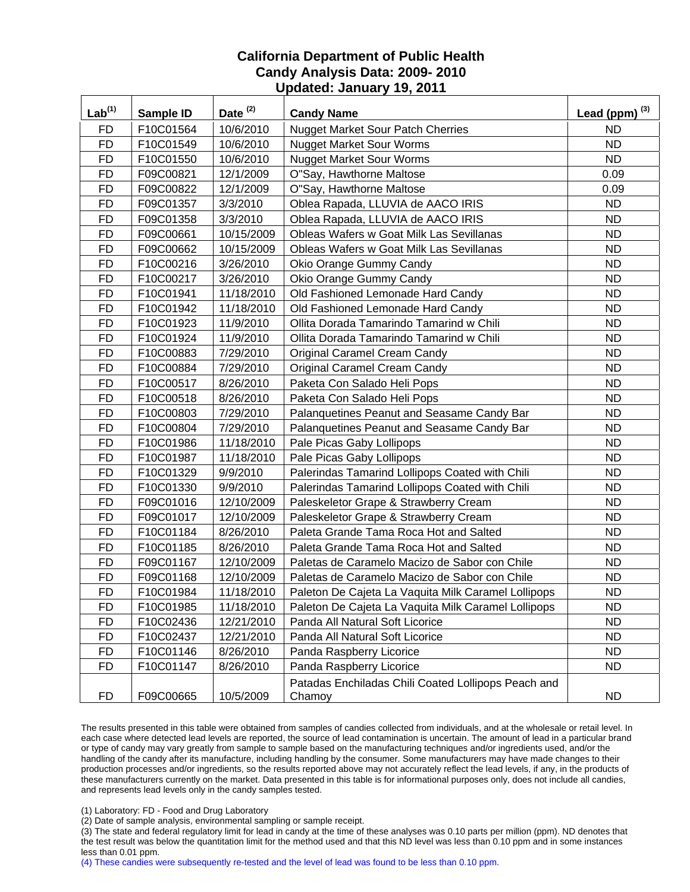# California Department of Public Health
## Candy Analysis Data: 2009- 2010
## Updated: January 19, 2011

| Lab[1] | Sample ID | Date [2] | Candy Name | Lead (ppm) [3] |
|---|---|---|---|---|
| FD | F10C01564 | 10/6/2010 | Nugget Market Sour Patch Cherries | ND |
| FD | F10C01549 | 10/6/2010 | Nugget Market Sour Worms | ND |
| FD | F10C01550 | 10/6/2010 | Nugget Market Sour Worms | ND |
| FD | F09C00821 | 12/1/2009 | O"Say, Hawthorne Maltose | 0.09 |
| FD | F09C00822 | 12/1/2009 | O"Say, Hawthorne Maltose | 0.09 |
| FD | F09C01357 | 3/3/2010 | Oblea Rapada, LLUVIA de AACO IRIS | ND |
| FD | F09C01358 | 3/3/2010 | Oblea Rapada, LLUVIA de AACO IRIS | ND |
| FD | F09C00661 | 10/15/2009 | Obleas Wafers w Goat Milk Las Sevillanas | ND |
| FD | F09C00662 | 10/15/2009 | Obleas Wafers w Goat Milk Las Sevillanas | ND |
| FD | F10C00216 | 3/26/2010 | Okio Orange Gummy Candy | ND |
| FD | F10C00217 | 3/26/2010 | Okio Orange Gummy Candy | ND |
| FD | F10C01941 | 11/18/2010 | Old Fashioned Lemonade Hard Candy | ND |
| FD | F10C01942 | 11/18/2010 | Old Fashioned Lemonade Hard Candy | ND |
| FD | F10C01923 | 11/9/2010 | Ollita Dorada Tamarindo Tamarind w Chili | ND |
| FD | F10C01924 | 11/9/2010 | Ollita Dorada Tamarindo Tamarind w Chili | ND |
| FD | F10C00883 | 7/29/2010 | Original Caramel Cream Candy | ND |
| FD | F10C00884 | 7/29/2010 | Original Caramel Cream Candy | ND |
| FD | F10C00517 | 8/26/2010 | Paketa Con Salado Heli Pops | ND |
| FD | F10C00518 | 8/26/2010 | Paketa Con Salado Heli Pops | ND |
| FD | F10C00803 | 7/29/2010 | Palanquetines Peanut and Seasame Candy Bar | ND |
| FD | F10C00804 | 7/29/2010 | Palanquetines Peanut and Seasame Candy Bar | ND |
| FD | F10C01986 | 11/18/2010 | Pale Picas Gaby Lollipops | ND |
| FD | F10C01987 | 11/18/2010 | Pale Picas Gaby Lollipops | ND |
| FD | F10C01329 | 9/9/2010 | Palerindas Tamarind Lollipops Coated with Chili | ND |
| FD | F10C01330 | 9/9/2010 | Palerindas Tamarind Lollipops Coated with Chili | ND |
| FD | F09C01016 | 12/10/2009 | Paleskeletor Grape & Strawberry Cream | ND |
| FD | F09C01017 | 12/10/2009 | Paleskeletor Grape & Strawberry Cream | ND |
| FD | F10C01184 | 8/26/2010 | Paleta Grande Tama Roca Hot and Salted | ND |
| FD | F10C01185 | 8/26/2010 | Paleta Grande Tama Roca Hot and Salted | ND |
| FD | F09C01167 | 12/10/2009 | Paletas de Caramelo Macizo de Sabor con Chile | ND |
| FD | F09C01168 | 12/10/2009 | Paletas de Caramelo Macizo de Sabor con Chile | ND |
| FD | F10C01984 | 11/18/2010 | Paleton De Cajeta La Vaquita Milk Caramel Lollipops | ND |
| FD | F10C01985 | 11/18/2010 | Paleton De Cajeta La Vaquita Milk Caramel Lollipops | ND |
| FD | F10C02436 | 12/21/2010 | Panda All Natural Soft Licorice | ND |
| FD | F10C02437 | 12/21/2010 | Panda All Natural Soft Licorice | ND |
| FD | F10C01146 | 8/26/2010 | Panda Raspberry Licorice | ND |
| FD | F10C01147 | 8/26/2010 | Panda Raspberry Licorice | ND |
| FD | F09C00665 | 10/5/2009 | Patadas Enchiladas Chili Coated Lollipops Peach and Chamoy | ND |

The results presented in this table were obtained from samples of candies collected from individuals, and at the wholesale or retail level. In each case where detected lead levels are reported, the source of lead contamination is uncertain. The amount of lead in a particular brand or type of candy may vary greatly from sample to sample based on the manufacturing techniques and/or ingredients used, and/or the handling of the candy after its manufacture, including handling by the consumer. Some manufacturers may have made changes to their production processes and/or ingredients, so the results reported above may not accurately reflect the lead levels, if any, in the products of these manufacturers currently on the market. Data presented in this table is for informational purposes only, does not include all candies, and represents lead levels only in the candy samples tested.

(1) Laboratory: FD - Food and Drug Laboratory

(2) Date of sample analysis, environmental sampling or sample receipt.

(3) The state and federal regulatory limit for lead in candy at the time of these analyses was 0.10 parts per million (ppm). ND denotes that the test result was below the quantitation limit for the method used and that this ND level was less than 0.10 ppm and in some instances less than 0.01 ppm.

(4) These candies were subsequently re-tested and the level of lead was found to be less than 0.10 ppm.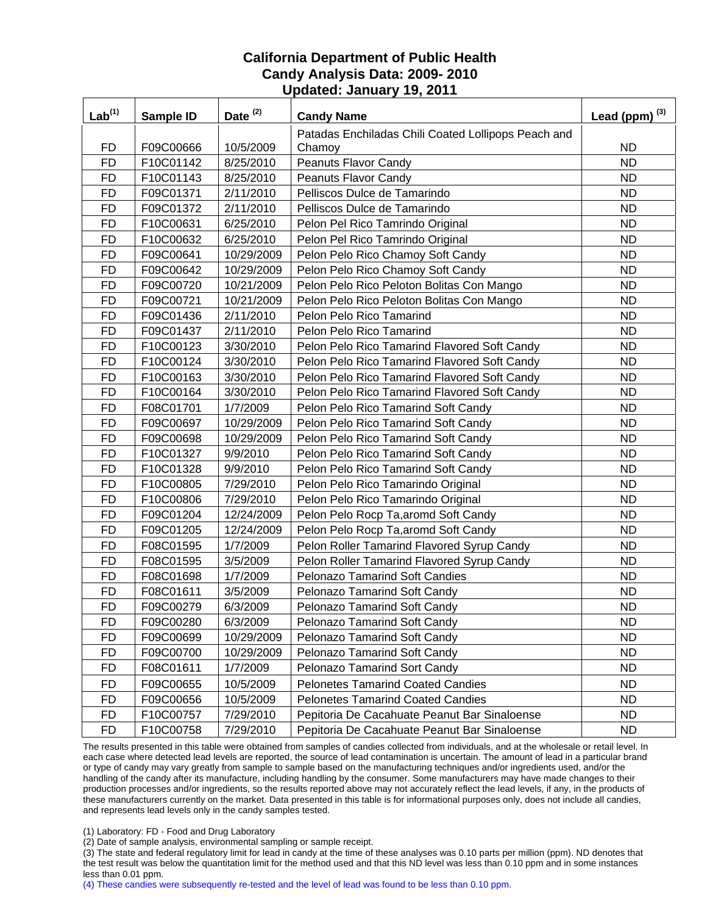# California Department of Public Health
## Candy Analysis Data: 2009- 2010
### Updated: January 19, 2011

| Lab[1] | Sample ID | Date [2] | Candy Name | Lead (ppm) [3] |
|---|---|---|---|---|
| FD | F09C00666 | 10/5/2009 | Patadas Enchiladas Chili Coated Lollipops Peach and Chamoy | ND |
| FD | F10C01142 | 8/25/2010 | Peanuts Flavor Candy | ND |
| FD | F10C01143 | 8/25/2010 | Peanuts Flavor Candy | ND |
| FD | F09C01371 | 2/11/2010 | Pelliscos Dulce de Tamarindo | ND |
| FD | F09C01372 | 2/11/2010 | Pelliscos Dulce de Tamarindo | ND |
| FD | F10C00631 | 6/25/2010 | Pelon Pel Rico Tamrindo Original | ND |
| FD | F10C00632 | 6/25/2010 | Pelon Pel Rico Tamrindo Original | ND |
| FD | F09C00641 | 10/29/2009 | Pelon Pelo Rico Chamoy Soft Candy | ND |
| FD | F09C00642 | 10/29/2009 | Pelon Pelo Rico Chamoy Soft Candy | ND |
| FD | F09C00720 | 10/21/2009 | Pelon Pelo Rico Peloton Bolitas Con Mango | ND |
| FD | F09C00721 | 10/21/2009 | Pelon Pelo Rico Peloton Bolitas Con Mango | ND |
| FD | F09C01436 | 2/11/2010 | Pelon Pelo Rico Tamarind | ND |
| FD | F09C01437 | 2/11/2010 | Pelon Pelo Rico Tamarind | ND |
| FD | F10C00123 | 3/30/2010 | Pelon Pelo Rico Tamarind Flavored Soft Candy | ND |
| FD | F10C00124 | 3/30/2010 | Pelon Pelo Rico Tamarind Flavored Soft Candy | ND |
| FD | F10C00163 | 3/30/2010 | Pelon Pelo Rico Tamarind Flavored Soft Candy | ND |
| FD | F10C00164 | 3/30/2010 | Pelon Pelo Rico Tamarind Flavored Soft Candy | ND |
| FD | F08C01701 | 1/7/2009 | Pelon Pelo Rico Tamarind Soft Candy | ND |
| FD | F09C00697 | 10/29/2009 | Pelon Pelo Rico Tamarind Soft Candy | ND |
| FD | F09C00698 | 10/29/2009 | Pelon Pelo Rico Tamarind Soft Candy | ND |
| FD | F10C01327 | 9/9/2010 | Pelon Pelo Rico Tamarind Soft Candy | ND |
| FD | F10C01328 | 9/9/2010 | Pelon Pelo Rico Tamarind Soft Candy | ND |
| FD | F10C00805 | 7/29/2010 | Pelon Pelo Rico Tamarindo Original | ND |
| FD | F10C00806 | 7/29/2010 | Pelon Pelo Rico Tamarindo Original | ND |
| FD | F09C01204 | 12/24/2009 | Pelon Pelo Rocp Ta,aromd Soft Candy | ND |
| FD | F09C01205 | 12/24/2009 | Pelon Pelo Rocp Ta,aromd Soft Candy | ND |
| FD | F08C01595 | 1/7/2009 | Pelon Roller Tamarind Flavored Syrup Candy | ND |
| FD | F08C01595 | 3/5/2009 | Pelon Roller Tamarind Flavored Syrup Candy | ND |
| FD | F08C01698 | 1/7/2009 | Pelonazo Tamarind Soft Candies | ND |
| FD | F08C01611 | 3/5/2009 | Pelonazo Tamarind Soft Candy | ND |
| FD | F09C00279 | 6/3/2009 | Pelonazo Tamarind Soft Candy | ND |
| FD | F09C00280 | 6/3/2009 | Pelonazo Tamarind Soft Candy | ND |
| FD | F09C00699 | 10/29/2009 | Pelonazo Tamarind Soft Candy | ND |
| FD | F09C00700 | 10/29/2009 | Pelonazo Tamarind Soft Candy | ND |
| FD | F08C01611 | 1/7/2009 | Pelonazo Tamarind Sort Candy | ND |
| FD | F09C00655 | 10/5/2009 | Pelonetes Tamarind Coated Candies | ND |
| FD | F09C00656 | 10/5/2009 | Pelonetes Tamarind Coated Candies | ND |
| FD | F10C00757 | 7/29/2010 | Pepitoria De Cacahuate Peanut Bar Sinaloense | ND |
| FD | F10C00758 | 7/29/2010 | Pepitoria De Cacahuate Peanut Bar Sinaloense | ND |

The results presented in this table were obtained from samples of candies collected from individuals, and at the wholesale or retail level. In each case where detected lead levels are reported, the source of lead contamination is uncertain. The amount of lead in a particular brand or type of candy may vary greatly from sample to sample based on the manufacturing techniques and/or ingredients used, and/or the handling of the candy after its manufacture, including handling by the consumer. Some manufacturers may have made changes to their production processes and/or ingredients, so the results reported above may not accurately reflect the lead levels, if any, in the products of these manufacturers currently on the market. Data presented in this table is for informational purposes only, does not include all candies, and represents lead levels only in the candy samples tested.

(1) Laboratory: FD - Food and Drug Laboratory

(2) Date of sample analysis, environmental sampling or sample receipt.

(3) The state and federal regulatory limit for lead in candy at the time of these analyses was 0.10 parts per million (ppm). ND denotes that the test result was below the quantitation limit for the method used and that this ND level was less than 0.10 ppm and in some instances less than 0.01 ppm.

(4) These candies were subsequently re-tested and the level of lead was found to be less than 0.10 ppm.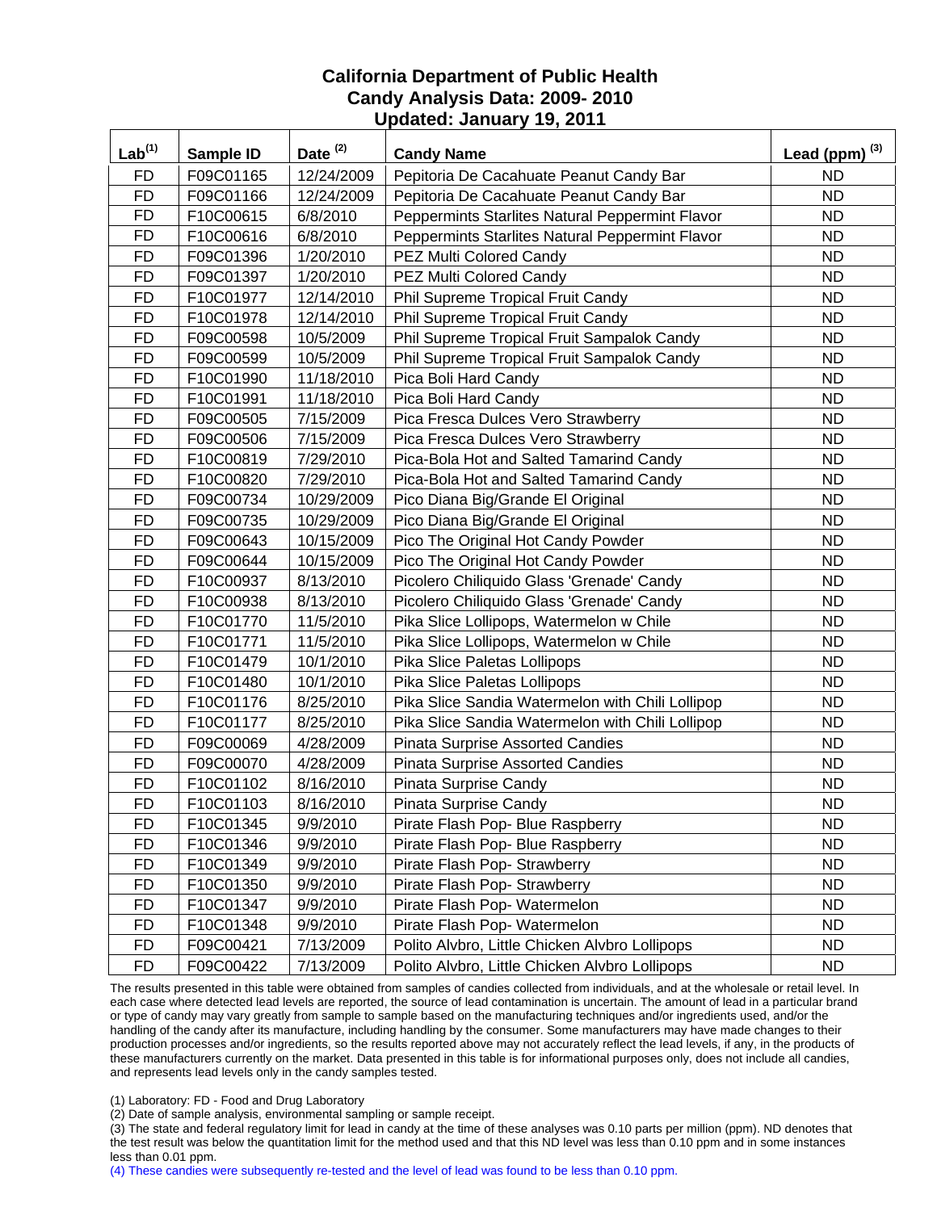# California Department of Public Health
## Candy Analysis Data: 2009- 2010
## Updated: January 19, 2011

| Lab[1] | Sample ID | Date [2] | Candy Name | Lead (ppm) [3] |
|---|---|---|---|---|
| FD | F09C01165 | 12/24/2009 | Pepitoria De Cacahuate Peanut Candy Bar | ND |
| FD | F09C01166 | 12/24/2009 | Pepitoria De Cacahuate Peanut Candy Bar | ND |
| FD | F10C00615 | 6/8/2010 | Peppermints Starlites Natural Peppermint Flavor | ND |
| FD | F10C00616 | 6/8/2010 | Peppermints Starlites Natural Peppermint Flavor | ND |
| FD | F09C01396 | 1/20/2010 | PEZ Multi Colored Candy | ND |
| FD | F09C01397 | 1/20/2010 | PEZ Multi Colored Candy | ND |
| FD | F10C01977 | 12/14/2010 | Phil Supreme Tropical Fruit Candy | ND |
| FD | F10C01978 | 12/14/2010 | Phil Supreme Tropical Fruit Candy | ND |
| FD | F09C00598 | 10/5/2009 | Phil Supreme Tropical Fruit Sampalok Candy | ND |
| FD | F09C00599 | 10/5/2009 | Phil Supreme Tropical Fruit Sampalok Candy | ND |
| FD | F10C01990 | 11/18/2010 | Pica Boli Hard Candy | ND |
| FD | F10C01991 | 11/18/2010 | Pica Boli Hard Candy | ND |
| FD | F09C00505 | 7/15/2009 | Pica Fresca Dulces Vero Strawberry | ND |
| FD | F09C00506 | 7/15/2009 | Pica Fresca Dulces Vero Strawberry | ND |
| FD | F10C00819 | 7/29/2010 | Pica-Bola Hot and Salted Tamarind Candy | ND |
| FD | F10C00820 | 7/29/2010 | Pica-Bola Hot and Salted Tamarind Candy | ND |
| FD | F09C00734 | 10/29/2009 | Pico Diana Big/Grande El Original | ND |
| FD | F09C00735 | 10/29/2009 | Pico Diana Big/Grande El Original | ND |
| FD | F09C00643 | 10/15/2009 | Pico The Original Hot Candy Powder | ND |
| FD | F09C00644 | 10/15/2009 | Pico The Original Hot Candy Powder | ND |
| FD | F10C00937 | 8/13/2010 | Picolero Chiliquido Glass 'Grenade' Candy | ND |
| FD | F10C00938 | 8/13/2010 | Picolero Chiliquido Glass 'Grenade' Candy | ND |
| FD | F10C01770 | 11/5/2010 | Pika Slice Lollipops, Watermelon w Chile | ND |
| FD | F10C01771 | 11/5/2010 | Pika Slice Lollipops, Watermelon w Chile | ND |
| FD | F10C01479 | 10/1/2010 | Pika Slice Paletas Lollipops | ND |
| FD | F10C01480 | 10/1/2010 | Pika Slice Paletas Lollipops | ND |
| FD | F10C01176 | 8/25/2010 | Pika Slice Sandia Watermelon with Chili Lollipop | ND |
| FD | F10C01177 | 8/25/2010 | Pika Slice Sandia Watermelon with Chili Lollipop | ND |
| FD | F09C00069 | 4/28/2009 | Pinata Surprise Assorted Candies | ND |
| FD | F09C00070 | 4/28/2009 | Pinata Surprise Assorted Candies | ND |
| FD | F10C01102 | 8/16/2010 | Pinata Surprise Candy | ND |
| FD | F10C01103 | 8/16/2010 | Pinata Surprise Candy | ND |
| FD | F10C01345 | 9/9/2010 | Pirate Flash Pop- Blue Raspberry | ND |
| FD | F10C01346 | 9/9/2010 | Pirate Flash Pop- Blue Raspberry | ND |
| FD | F10C01349 | 9/9/2010 | Pirate Flash Pop- Strawberry | ND |
| FD | F10C01350 | 9/9/2010 | Pirate Flash Pop- Strawberry | ND |
| FD | F10C01347 | 9/9/2010 | Pirate Flash Pop- Watermelon | ND |
| FD | F10C01348 | 9/9/2010 | Pirate Flash Pop- Watermelon | ND |
| FD | F09C00421 | 7/13/2009 | Polito Alvbro, Little Chicken Alvbro Lollipops | ND |
| FD | F09C00422 | 7/13/2009 | Polito Alvbro, Little Chicken Alvbro Lollipops | ND |

The results presented in this table were obtained from samples of candies collected from individuals, and at the wholesale or retail level. In each case where detected lead levels are reported, the source of lead contamination is uncertain. The amount of lead in a particular brand or type of candy may vary greatly from sample to sample based on the manufacturing techniques and/or ingredients used, and/or the handling of the candy after its manufacture, including handling by the consumer. Some manufacturers may have made changes to their production processes and/or ingredients, so the results reported above may not accurately reflect the lead levels, if any, in the products of these manufacturers currently on the market. Data presented in this table is for informational purposes only, does not include all candies, and represents lead levels only in the candy samples tested.

(1) Laboratory: FD - Food and Drug Laboratory

(2) Date of sample analysis, environmental sampling or sample receipt.

(3) The state and federal regulatory limit for lead in candy at the time of these analyses was 0.10 parts per million (ppm). ND denotes that the test result was below the quantitation limit for the method used and that this ND level was less than 0.10 ppm and in some instances less than 0.01 ppm.

(4) These candies were subsequently re-tested and the level of lead was found to be less than 0.10 ppm.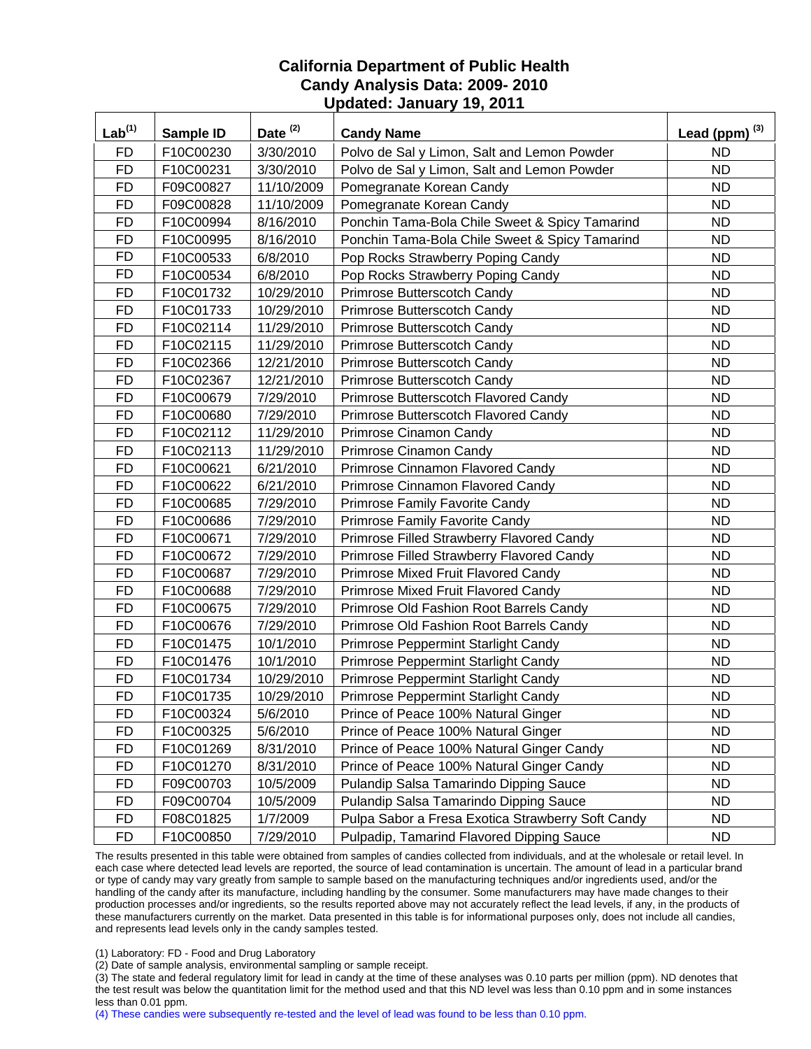# California Department of Public Health
## Candy Analysis Data: 2009- 2010
## Updated: January 19, 2011

| Lab[1] | Sample ID | Date [2] | Candy Name | Lead (ppm) [3] |
|---|---|---|---|---|
| FD | F10C00230 | 3/30/2010 | Polvo de Sal y Limon, Salt and Lemon Powder | ND |
| FD | F10C00231 | 3/30/2010 | Polvo de Sal y Limon, Salt and Lemon Powder | ND |
| FD | F09C00827 | 11/10/2009 | Pomegranate Korean Candy | ND |
| FD | F09C00828 | 11/10/2009 | Pomegranate Korean Candy | ND |
| FD | F10C00994 | 8/16/2010 | Ponchin Tama-Bola Chile Sweet & Spicy Tamarind | ND |
| FD | F10C00995 | 8/16/2010 | Ponchin Tama-Bola Chile Sweet & Spicy Tamarind | ND |
| FD | F10C00533 | 6/8/2010 | Pop Rocks Strawberry Poping Candy | ND |
| FD | F10C00534 | 6/8/2010 | Pop Rocks Strawberry Poping Candy | ND |
| FD | F10C01732 | 10/29/2010 | Primrose Butterscotch Candy | ND |
| FD | F10C01733 | 10/29/2010 | Primrose Butterscotch Candy | ND |
| FD | F10C02114 | 11/29/2010 | Primrose Butterscotch Candy | ND |
| FD | F10C02115 | 11/29/2010 | Primrose Butterscotch Candy | ND |
| FD | F10C02366 | 12/21/2010 | Primrose Butterscotch Candy | ND |
| FD | F10C02367 | 12/21/2010 | Primrose Butterscotch Candy | ND |
| FD | F10C00679 | 7/29/2010 | Primrose Butterscotch Flavored Candy | ND |
| FD | F10C00680 | 7/29/2010 | Primrose Butterscotch Flavored Candy | ND |
| FD | F10C02112 | 11/29/2010 | Primrose Cinamon Candy | ND |
| FD | F10C02113 | 11/29/2010 | Primrose Cinamon Candy | ND |
| FD | F10C00621 | 6/21/2010 | Primrose Cinnamon Flavored Candy | ND |
| FD | F10C00622 | 6/21/2010 | Primrose Cinnamon Flavored Candy | ND |
| FD | F10C00685 | 7/29/2010 | Primrose Family Favorite Candy | ND |
| FD | F10C00686 | 7/29/2010 | Primrose Family Favorite Candy | ND |
| FD | F10C00671 | 7/29/2010 | Primrose Filled Strawberry Flavored Candy | ND |
| FD | F10C00672 | 7/29/2010 | Primrose Filled Strawberry Flavored Candy | ND |
| FD | F10C00687 | 7/29/2010 | Primrose Mixed Fruit Flavored Candy | ND |
| FD | F10C00688 | 7/29/2010 | Primrose Mixed Fruit Flavored Candy | ND |
| FD | F10C00675 | 7/29/2010 | Primrose Old Fashion Root Barrels Candy | ND |
| FD | F10C00676 | 7/29/2010 | Primrose Old Fashion Root Barrels Candy | ND |
| FD | F10C01475 | 10/1/2010 | Primrose Peppermint Starlight Candy | ND |
| FD | F10C01476 | 10/1/2010 | Primrose Peppermint Starlight Candy | ND |
| FD | F10C01734 | 10/29/2010 | Primrose Peppermint Starlight Candy | ND |
| FD | F10C01735 | 10/29/2010 | Primrose Peppermint Starlight Candy | ND |
| FD | F10C00324 | 5/6/2010 | Prince of Peace 100% Natural Ginger | ND |
| FD | F10C00325 | 5/6/2010 | Prince of Peace 100% Natural Ginger | ND |
| FD | F10C01269 | 8/31/2010 | Prince of Peace 100% Natural Ginger Candy | ND |
| FD | F10C01270 | 8/31/2010 | Prince of Peace 100% Natural Ginger Candy | ND |
| FD | F09C00703 | 10/5/2009 | Pulandip Salsa Tamarindo Dipping Sauce | ND |
| FD | F09C00704 | 10/5/2009 | Pulandip Salsa Tamarindo Dipping Sauce | ND |
| FD | F08C01825 | 1/7/2009 | Pulpa Sabor a Fresa Exotica Strawberry Soft Candy | ND |
| FD | F10C00850 | 7/29/2010 | Pulpadip, Tamarind Flavored Dipping Sauce | ND |

The results presented in this table were obtained from samples of candies collected from individuals, and at the wholesale or retail level. In each case where detected lead levels are reported, the source of lead contamination is uncertain. The amount of lead in a particular brand or type of candy may vary greatly from sample to sample based on the manufacturing techniques and/or ingredients used, and/or the handling of the candy after its manufacture, including handling by the consumer. Some manufacturers may have made changes to their production processes and/or ingredients, so the results reported above may not accurately reflect the lead levels, if any, in the products of these manufacturers currently on the market. Data presented in this table is for informational purposes only, does not include all candies, and represents lead levels only in the candy samples tested.

(1) Laboratory: FD - Food and Drug Laboratory
(2) Date of sample analysis, environmental sampling or sample receipt.
(3) The state and federal regulatory limit for lead in candy at the time of these analyses was 0.10 parts per million (ppm). ND denotes that the test result was below the quantitation limit for the method used and that this ND level was less than 0.10 ppm and in some instances less than 0.01 ppm.
(4) These candies were subsequently re-tested and the level of lead was found to be less than 0.10 ppm.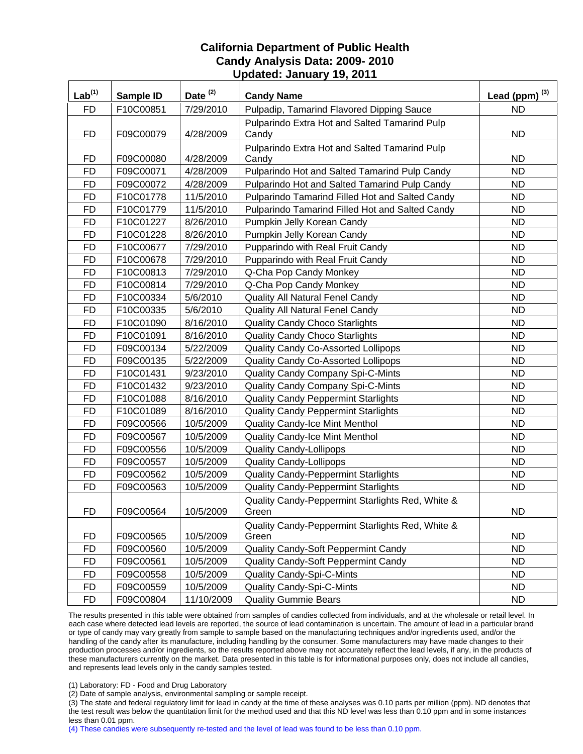**California Department of Public Health**
**Candy Analysis Data: 2009- 2010**
**Updated: January 19, 2011**

| Lab[(1)] | Sample ID | Date [(2)] | Candy Name | Lead (ppm) [(3)] |
|---|---|---|---|---|
| FD | F10C00851 | 7/29/2010 | Pulpadip, Tamarind Flavored Dipping Sauce | ND |
| FD | F09C00079 | 4/28/2009 | Pulparindo Extra Hot and Salted Tamarind Pulp Candy | ND |
| FD | F09C00080 | 4/28/2009 | Pulparindo Extra Hot and Salted Tamarind Pulp Candy | ND |
| FD | F09C00071 | 4/28/2009 | Pulparindo Hot and Salted Tamarind Pulp Candy | ND |
| FD | F09C00072 | 4/28/2009 | Pulparindo Hot and Salted Tamarind Pulp Candy | ND |
| FD | F10C01778 | 11/5/2010 | Pulparindo Tamarind Filled Hot and Salted Candy | ND |
| FD | F10C01779 | 11/5/2010 | Pulparindo Tamarind Filled Hot and Salted Candy | ND |
| FD | F10C01227 | 8/26/2010 | Pumpkin Jelly Korean Candy | ND |
| FD | F10C01228 | 8/26/2010 | Pumpkin Jelly Korean Candy | ND |
| FD | F10C00677 | 7/29/2010 | Pupparindo with Real Fruit Candy | ND |
| FD | F10C00678 | 7/29/2010 | Pupparindo with Real Fruit Candy | ND |
| FD | F10C00813 | 7/29/2010 | Q-Cha Pop Candy Monkey | ND |
| FD | F10C00814 | 7/29/2010 | Q-Cha Pop Candy Monkey | ND |
| FD | F10C00334 | 5/6/2010 | Quality All Natural Fenel Candy | ND |
| FD | F10C00335 | 5/6/2010 | Quality All Natural Fenel Candy | ND |
| FD | F10C01090 | 8/16/2010 | Quality Candy Choco Starlights | ND |
| FD | F10C01091 | 8/16/2010 | Quality Candy Choco Starlights | ND |
| FD | F09C00134 | 5/22/2009 | Quality Candy Co-Assorted Lollipops | ND |
| FD | F09C00135 | 5/22/2009 | Quality Candy Co-Assorted Lollipops | ND |
| FD | F10C01431 | 9/23/2010 | Quality Candy Company Spi-C-Mints | ND |
| FD | F10C01432 | 9/23/2010 | Quality Candy Company Spi-C-Mints | ND |
| FD | F10C01088 | 8/16/2010 | Quality Candy Peppermint Starlights | ND |
| FD | F10C01089 | 8/16/2010 | Quality Candy Peppermint Starlights | ND |
| FD | F09C00566 | 10/5/2009 | Quality Candy-Ice Mint Menthol | ND |
| FD | F09C00567 | 10/5/2009 | Quality Candy-Ice Mint Menthol | ND |
| FD | F09C00556 | 10/5/2009 | Quality Candy-Lollipops | ND |
| FD | F09C00557 | 10/5/2009 | Quality Candy-Lollipops | ND |
| FD | F09C00562 | 10/5/2009 | Quality Candy-Peppermint Starlights | ND |
| FD | F09C00563 | 10/5/2009 | Quality Candy-Peppermint Starlights | ND |
| FD | F09C00564 | 10/5/2009 | Quality Candy-Peppermint Starlights Red, White & Green | ND |
| FD | F09C00565 | 10/5/2009 | Quality Candy-Peppermint Starlights Red, White & Green | ND |
| FD | F09C00560 | 10/5/2009 | Quality Candy-Soft Peppermint Candy | ND |
| FD | F09C00561 | 10/5/2009 | Quality Candy-Soft Peppermint Candy | ND |
| FD | F09C00558 | 10/5/2009 | Quality Candy-Spi-C-Mints | ND |
| FD | F09C00559 | 10/5/2009 | Quality Candy-Spi-C-Mints | ND |
| FD | F09C00804 | 11/10/2009 | Quality Gummie Bears | ND |

The results presented in this table were obtained from samples of candies collected from individuals, and at the wholesale or retail level. In each case where detected lead levels are reported, the source of lead contamination is uncertain. The amount of lead in a particular brand or type of candy may vary greatly from sample to sample based on the manufacturing techniques and/or ingredients used, and/or the handling of the candy after its manufacture, including handling by the consumer. Some manufacturers may have made changes to their production processes and/or ingredients, so the results reported above may not accurately reflect the lead levels, if any, in the products of these manufacturers currently on the market. Data presented in this table is for informational purposes only, does not include all candies, and represents lead levels only in the candy samples tested.

(1) Laboratory: FD - Food and Drug Laboratory
(2) Date of sample analysis, environmental sampling or sample receipt.
(3) The state and federal regulatory limit for lead in candy at the time of these analyses was 0.10 parts per million (ppm). ND denotes that the test result was below the quantitation limit for the method used and that this ND level was less than 0.10 ppm and in some instances less than 0.01 ppm.
(4) These candies were subsequently re-tested and the level of lead was found to be less than 0.10 ppm.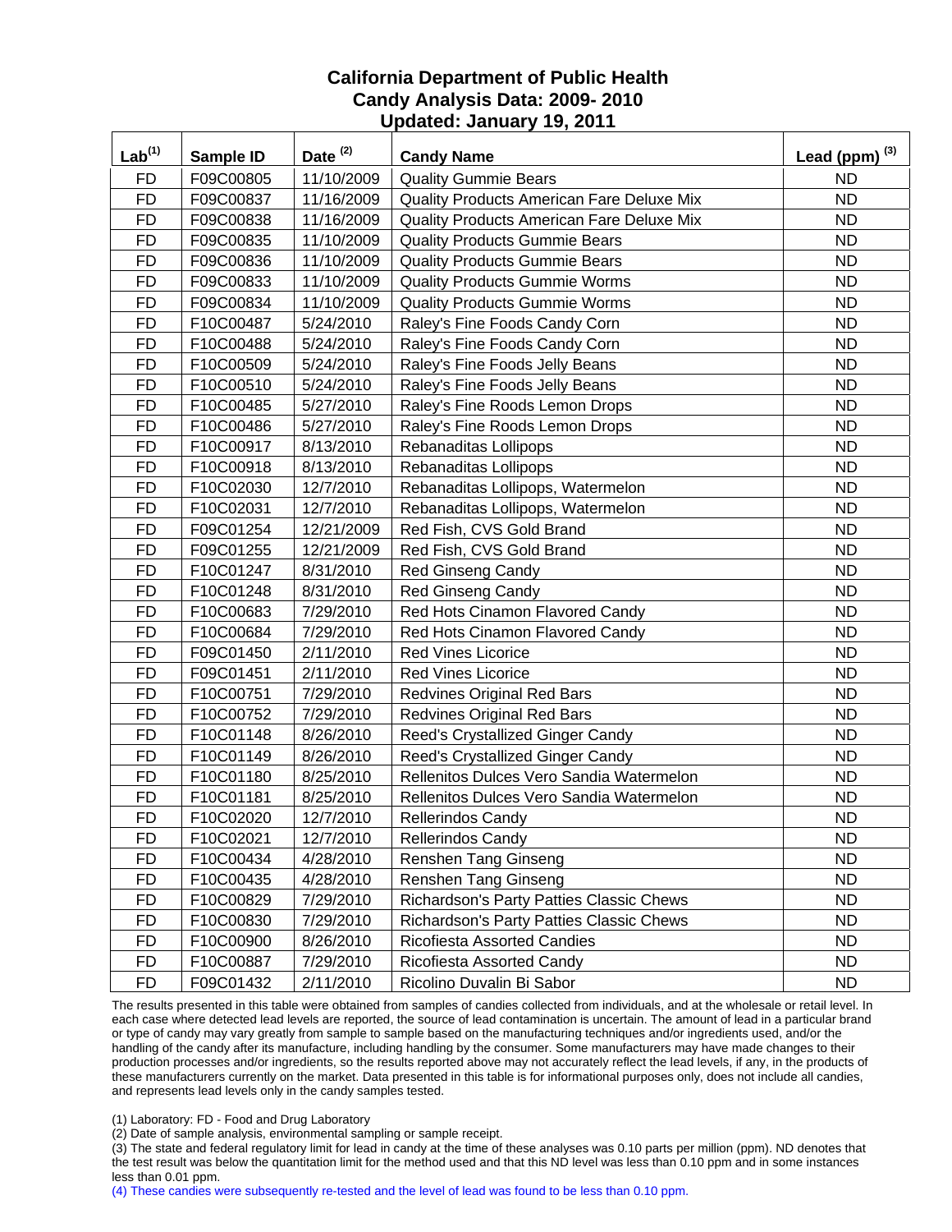# California Department of Public Health
## Candy Analysis Data: 2009- 2010
### Updated: January 19, 2011

| Lab[1] | Sample ID | Date [2] | Candy Name | Lead (ppm) [3] |
|---|---|---|---|---|
| FD | F09C00805 | 11/10/2009 | Quality Gummie Bears | ND |
| FD | F09C00837 | 11/16/2009 | Quality Products American Fare Deluxe Mix | ND |
| FD | F09C00838 | 11/16/2009 | Quality Products American Fare Deluxe Mix | ND |
| FD | F09C00835 | 11/10/2009 | Quality Products Gummie Bears | ND |
| FD | F09C00836 | 11/10/2009 | Quality Products Gummie Bears | ND |
| FD | F09C00833 | 11/10/2009 | Quality Products Gummie Worms | ND |
| FD | F09C00834 | 11/10/2009 | Quality Products Gummie Worms | ND |
| FD | F10C00487 | 5/24/2010 | Raley's Fine Foods Candy Corn | ND |
| FD | F10C00488 | 5/24/2010 | Raley's Fine Foods Candy Corn | ND |
| FD | F10C00509 | 5/24/2010 | Raley's Fine Foods Jelly Beans | ND |
| FD | F10C00510 | 5/24/2010 | Raley's Fine Foods Jelly Beans | ND |
| FD | F10C00485 | 5/27/2010 | Raley's Fine Roods Lemon Drops | ND |
| FD | F10C00486 | 5/27/2010 | Raley's Fine Roods Lemon Drops | ND |
| FD | F10C00917 | 8/13/2010 | Rebanaditas Lollipops | ND |
| FD | F10C00918 | 8/13/2010 | Rebanaditas Lollipops | ND |
| FD | F10C02030 | 12/7/2010 | Rebanaditas Lollipops, Watermelon | ND |
| FD | F10C02031 | 12/7/2010 | Rebanaditas Lollipops, Watermelon | ND |
| FD | F09C01254 | 12/21/2009 | Red Fish, CVS Gold Brand | ND |
| FD | F09C01255 | 12/21/2009 | Red Fish, CVS Gold Brand | ND |
| FD | F10C01247 | 8/31/2010 | Red Ginseng Candy | ND |
| FD | F10C01248 | 8/31/2010 | Red Ginseng Candy | ND |
| FD | F10C00683 | 7/29/2010 | Red Hots Cinamon Flavored Candy | ND |
| FD | F10C00684 | 7/29/2010 | Red Hots Cinamon Flavored Candy | ND |
| FD | F09C01450 | 2/11/2010 | Red Vines Licorice | ND |
| FD | F09C01451 | 2/11/2010 | Red Vines Licorice | ND |
| FD | F10C00751 | 7/29/2010 | Redvines Original Red Bars | ND |
| FD | F10C00752 | 7/29/2010 | Redvines Original Red Bars | ND |
| FD | F10C01148 | 8/26/2010 | Reed's Crystallized Ginger Candy | ND |
| FD | F10C01149 | 8/26/2010 | Reed's Crystallized Ginger Candy | ND |
| FD | F10C01180 | 8/25/2010 | Rellenitos Dulces Vero Sandia Watermelon | ND |
| FD | F10C01181 | 8/25/2010 | Rellenitos Dulces Vero Sandia Watermelon | ND |
| FD | F10C02020 | 12/7/2010 | Rellerindos Candy | ND |
| FD | F10C02021 | 12/7/2010 | Rellerindos Candy | ND |
| FD | F10C00434 | 4/28/2010 | Renshen Tang Ginseng | ND |
| FD | F10C00435 | 4/28/2010 | Renshen Tang Ginseng | ND |
| FD | F10C00829 | 7/29/2010 | Richardson's Party Patties Classic Chews | ND |
| FD | F10C00830 | 7/29/2010 | Richardson's Party Patties Classic Chews | ND |
| FD | F10C00900 | 8/26/2010 | Ricofiesta Assorted Candies | ND |
| FD | F10C00887 | 7/29/2010 | Ricofiesta Assorted Candy | ND |
| FD | F09C01432 | 2/11/2010 | Ricolino Duvalin Bi Sabor | ND |

The results presented in this table were obtained from samples of candies collected from individuals, and at the wholesale or retail level. In each case where detected lead levels are reported, the source of lead contamination is uncertain. The amount of lead in a particular brand or type of candy may vary greatly from sample to sample based on the manufacturing techniques and/or ingredients used, and/or the handling of the candy after its manufacture, including handling by the consumer. Some manufacturers may have made changes to their production processes and/or ingredients, so the results reported above may not accurately reflect the lead levels, if any, in the products of these manufacturers currently on the market. Data presented in this table is for informational purposes only, does not include all candies, and represents lead levels only in the candy samples tested.

(1) Laboratory: FD - Food and Drug Laboratory

(2) Date of sample analysis, environmental sampling or sample receipt.

(3) The state and federal regulatory limit for lead in candy at the time of these analyses was 0.10 parts per million (ppm). ND denotes that the test result was below the quantitation limit for the method used and that this ND level was less than 0.10 ppm and in some instances less than 0.01 ppm.

(4) These candies were subsequently re-tested and the level of lead was found to be less than 0.10 ppm.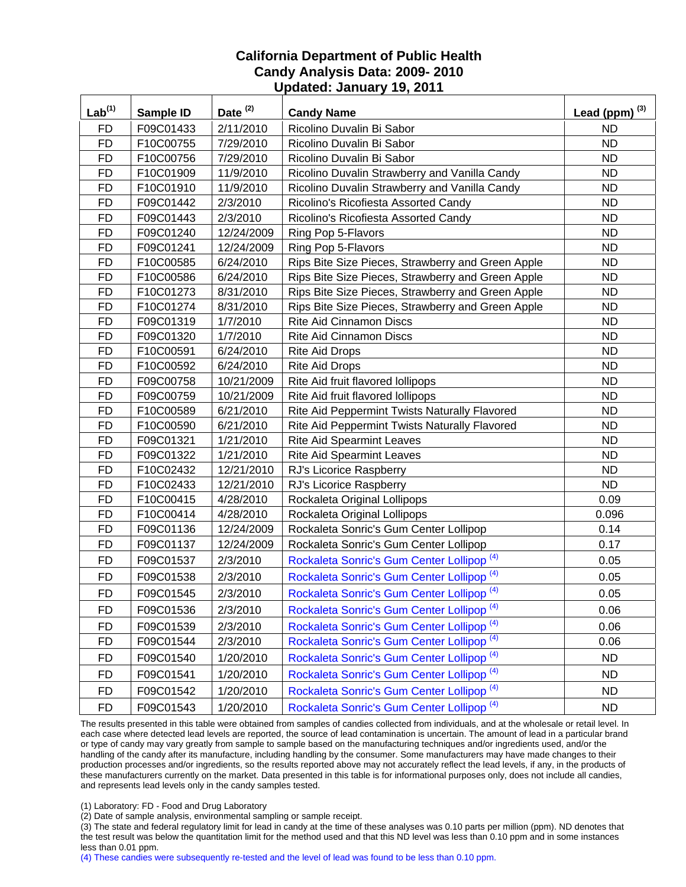# California Department of Public Health
## Candy Analysis Data: 2009- 2010
## Updated: January 19, 2011

| Lab[1] | Sample ID | Date [2] | Candy Name | Lead (ppm) [3] |
|---|---|---|---|---|
| FD | F09C01433 | 2/11/2010 | Ricolino Duvalin Bi Sabor | ND |
| FD | F10C00755 | 7/29/2010 | Ricolino Duvalin Bi Sabor | ND |
| FD | F10C00756 | 7/29/2010 | Ricolino Duvalin Bi Sabor | ND |
| FD | F10C01909 | 11/9/2010 | Ricolino Duvalin Strawberry and Vanilla Candy | ND |
| FD | F10C01910 | 11/9/2010 | Ricolino Duvalin Strawberry and Vanilla Candy | ND |
| FD | F09C01442 | 2/3/2010 | Ricolino's Ricofiesta Assorted Candy | ND |
| FD | F09C01443 | 2/3/2010 | Ricolino's Ricofiesta Assorted Candy | ND |
| FD | F09C01240 | 12/24/2009 | Ring Pop 5-Flavors | ND |
| FD | F09C01241 | 12/24/2009 | Ring Pop 5-Flavors | ND |
| FD | F10C00585 | 6/24/2010 | Rips Bite Size Pieces, Strawberry and Green Apple | ND |
| FD | F10C00586 | 6/24/2010 | Rips Bite Size Pieces, Strawberry and Green Apple | ND |
| FD | F10C01273 | 8/31/2010 | Rips Bite Size Pieces, Strawberry and Green Apple | ND |
| FD | F10C01274 | 8/31/2010 | Rips Bite Size Pieces, Strawberry and Green Apple | ND |
| FD | F09C01319 | 1/7/2010 | Rite Aid Cinnamon Discs | ND |
| FD | F09C01320 | 1/7/2010 | Rite Aid Cinnamon Discs | ND |
| FD | F10C00591 | 6/24/2010 | Rite Aid Drops | ND |
| FD | F10C00592 | 6/24/2010 | Rite Aid Drops | ND |
| FD | F09C00758 | 10/21/2009 | Rite Aid fruit flavored lollipops | ND |
| FD | F09C00759 | 10/21/2009 | Rite Aid fruit flavored lollipops | ND |
| FD | F10C00589 | 6/21/2010 | Rite Aid Peppermint Twists Naturally Flavored | ND |
| FD | F10C00590 | 6/21/2010 | Rite Aid Peppermint Twists Naturally Flavored | ND |
| FD | F09C01321 | 1/21/2010 | Rite Aid Spearmint Leaves | ND |
| FD | F09C01322 | 1/21/2010 | Rite Aid Spearmint Leaves | ND |
| FD | F10C02432 | 12/21/2010 | RJ's Licorice Raspberry | ND |
| FD | F10C02433 | 12/21/2010 | RJ's Licorice Raspberry | ND |
| FD | F10C00415 | 4/28/2010 | Rockaleta Original Lollipops | 0.09 |
| FD | F10C00414 | 4/28/2010 | Rockaleta Original Lollipops | 0.096 |
| FD | F09C01136 | 12/24/2009 | Rockaleta Sonric's Gum Center Lollipop | 0.14 |
| FD | F09C01137 | 12/24/2009 | Rockaleta Sonric's Gum Center Lollipop | 0.17 |
| FD | F09C01537 | 2/3/2010 | Rockaleta Sonric's Gum Center Lollipop [4] | 0.05 |
| FD | F09C01538 | 2/3/2010 | Rockaleta Sonric's Gum Center Lollipop [4] | 0.05 |
| FD | F09C01545 | 2/3/2010 | Rockaleta Sonric's Gum Center Lollipop [4] | 0.05 |
| FD | F09C01536 | 2/3/2010 | Rockaleta Sonric's Gum Center Lollipop [4] | 0.06 |
| FD | F09C01539 | 2/3/2010 | Rockaleta Sonric's Gum Center Lollipop [4] | 0.06 |
| FD | F09C01544 | 2/3/2010 | Rockaleta Sonric's Gum Center Lollipop [4] | 0.06 |
| FD | F09C01540 | 1/20/2010 | Rockaleta Sonric's Gum Center Lollipop [4] | ND |
| FD | F09C01541 | 1/20/2010 | Rockaleta Sonric's Gum Center Lollipop [4] | ND |
| FD | F09C01542 | 1/20/2010 | Rockaleta Sonric's Gum Center Lollipop [4] | ND |
| FD | F09C01543 | 1/20/2010 | Rockaleta Sonric's Gum Center Lollipop [4] | ND |

The results presented in this table were obtained from samples of candies collected from individuals, and at the wholesale or retail level. In each case where detected lead levels are reported, the source of lead contamination is uncertain. The amount of lead in a particular brand or type of candy may vary greatly from sample to sample based on the manufacturing techniques and/or ingredients used, and/or the handling of the candy after its manufacture, including handling by the consumer. Some manufacturers may have made changes to their production processes and/or ingredients, so the results reported above may not accurately reflect the lead levels, if any, in the products of these manufacturers currently on the market. Data presented in this table is for informational purposes only, does not include all candies, and represents lead levels only in the candy samples tested.

(1) Laboratory: FD - Food and Drug Laboratory

(2) Date of sample analysis, environmental sampling or sample receipt.

(3) The state and federal regulatory limit for lead in candy at the time of these analyses was 0.10 parts per million (ppm). ND denotes that the test result was below the quantitation limit for the method used and that this ND level was less than 0.10 ppm and in some instances less than 0.01 ppm.

(4) These candies were subsequently re-tested and the level of lead was found to be less than 0.10 ppm.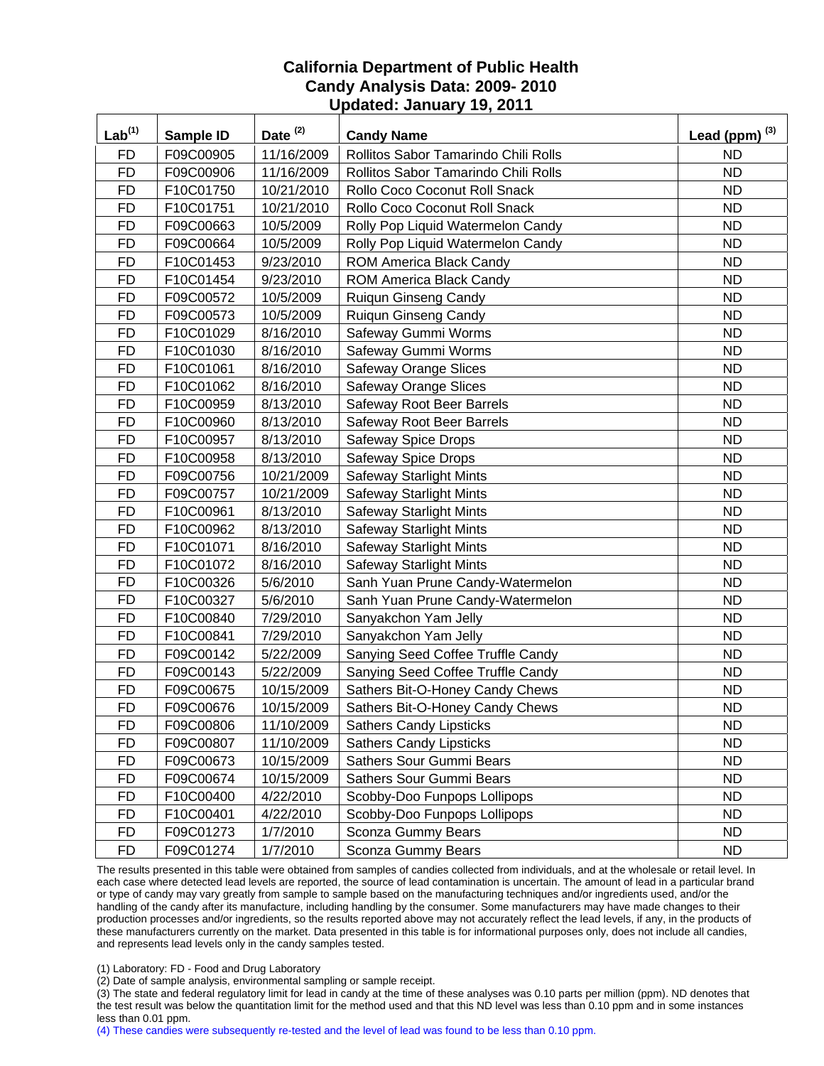# California Department of Public Health
## Candy Analysis Data: 2009- 2010
## Updated: January 19, 2011

| Lab[1] | Sample ID | Date [2] | Candy Name | Lead (ppm) [3] |
|---|---|---|---|---|
| FD | F09C00905 | 11/16/2009 | Rollitos Sabor Tamarindo Chili Rolls | ND |
| FD | F09C00906 | 11/16/2009 | Rollitos Sabor Tamarindo Chili Rolls | ND |
| FD | F10C01750 | 10/21/2010 | Rollo Coco Coconut Roll Snack | ND |
| FD | F10C01751 | 10/21/2010 | Rollo Coco Coconut Roll Snack | ND |
| FD | F09C00663 | 10/5/2009 | Rolly Pop Liquid Watermelon Candy | ND |
| FD | F09C00664 | 10/5/2009 | Rolly Pop Liquid Watermelon Candy | ND |
| FD | F10C01453 | 9/23/2010 | ROM America Black Candy | ND |
| FD | F10C01454 | 9/23/2010 | ROM America Black Candy | ND |
| FD | F09C00572 | 10/5/2009 | Ruiqun Ginseng Candy | ND |
| FD | F09C00573 | 10/5/2009 | Ruiqun Ginseng Candy | ND |
| FD | F10C01029 | 8/16/2010 | Safeway Gummi Worms | ND |
| FD | F10C01030 | 8/16/2010 | Safeway Gummi Worms | ND |
| FD | F10C01061 | 8/16/2010 | Safeway Orange Slices | ND |
| FD | F10C01062 | 8/16/2010 | Safeway Orange Slices | ND |
| FD | F10C00959 | 8/13/2010 | Safeway Root Beer Barrels | ND |
| FD | F10C00960 | 8/13/2010 | Safeway Root Beer Barrels | ND |
| FD | F10C00957 | 8/13/2010 | Safeway Spice Drops | ND |
| FD | F10C00958 | 8/13/2010 | Safeway Spice Drops | ND |
| FD | F09C00756 | 10/21/2009 | Safeway Starlight Mints | ND |
| FD | F09C00757 | 10/21/2009 | Safeway Starlight Mints | ND |
| FD | F10C00961 | 8/13/2010 | Safeway Starlight Mints | ND |
| FD | F10C00962 | 8/13/2010 | Safeway Starlight Mints | ND |
| FD | F10C01071 | 8/16/2010 | Safeway Starlight Mints | ND |
| FD | F10C01072 | 8/16/2010 | Safeway Starlight Mints | ND |
| FD | F10C00326 | 5/6/2010 | Sanh Yuan Prune Candy-Watermelon | ND |
| FD | F10C00327 | 5/6/2010 | Sanh Yuan Prune Candy-Watermelon | ND |
| FD | F10C00840 | 7/29/2010 | Sanyakchon Yam Jelly | ND |
| FD | F10C00841 | 7/29/2010 | Sanyakchon Yam Jelly | ND |
| FD | F09C00142 | 5/22/2009 | Sanying Seed Coffee Truffle Candy | ND |
| FD | F09C00143 | 5/22/2009 | Sanying Seed Coffee Truffle Candy | ND |
| FD | F09C00675 | 10/15/2009 | Sathers Bit-O-Honey Candy Chews | ND |
| FD | F09C00676 | 10/15/2009 | Sathers Bit-O-Honey Candy Chews | ND |
| FD | F09C00806 | 11/10/2009 | Sathers Candy Lipsticks | ND |
| FD | F09C00807 | 11/10/2009 | Sathers Candy Lipsticks | ND |
| FD | F09C00673 | 10/15/2009 | Sathers Sour Gummi Bears | ND |
| FD | F09C00674 | 10/15/2009 | Sathers Sour Gummi Bears | ND |
| FD | F10C00400 | 4/22/2010 | Scobby-Doo Funpops Lollipops | ND |
| FD | F10C00401 | 4/22/2010 | Scobby-Doo Funpops Lollipops | ND |
| FD | F09C01273 | 1/7/2010 | Sconza Gummy Bears | ND |
| FD | F09C01274 | 1/7/2010 | Sconza Gummy Bears | ND |

The results presented in this table were obtained from samples of candies collected from individuals, and at the wholesale or retail level. In each case where detected lead levels are reported, the source of lead contamination is uncertain. The amount of lead in a particular brand or type of candy may vary greatly from sample to sample based on the manufacturing techniques and/or ingredients used, and/or the handling of the candy after its manufacture, including handling by the consumer. Some manufacturers may have made changes to their production processes and/or ingredients, so the results reported above may not accurately reflect the lead levels, if any, in the products of these manufacturers currently on the market. Data presented in this table is for informational purposes only, does not include all candies, and represents lead levels only in the candy samples tested.

(1) Laboratory: FD - Food and Drug Laboratory
(2) Date of sample analysis, environmental sampling or sample receipt.
(3) The state and federal regulatory limit for lead in candy at the time of these analyses was 0.10 parts per million (ppm). ND denotes that the test result was below the quantitation limit for the method used and that this ND level was less than 0.10 ppm and in some instances less than 0.01 ppm.
(4) These candies were subsequently re-tested and the level of lead was found to be less than 0.10 ppm.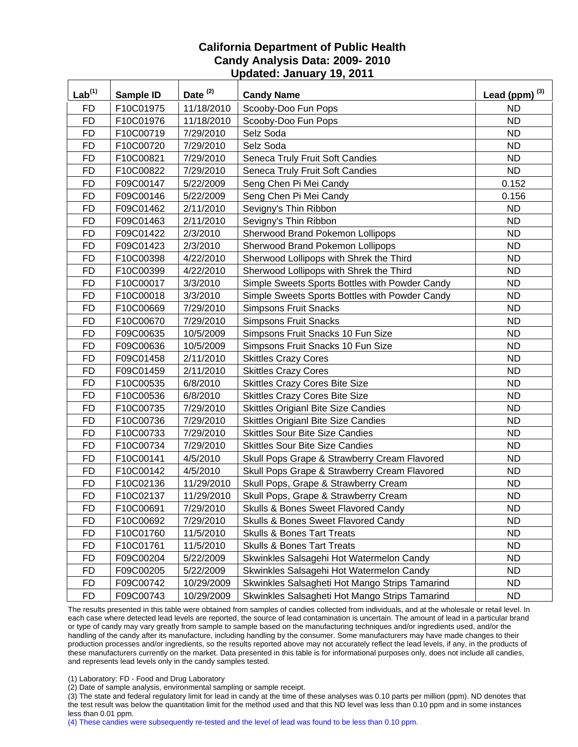# California Department of Public Health
## Candy Analysis Data: 2009- 2010
## Updated: January 19, 2011

| Lab[(1)] | Sample ID | Date [(2)] | Candy Name | Lead (ppm) [(3)] |
|---|---|---|---|---|
| FD | F10C01975 | 11/18/2010 | Scooby-Doo Fun Pops | ND |
| FD | F10C01976 | 11/18/2010 | Scooby-Doo Fun Pops | ND |
| FD | F10C00719 | 7/29/2010 | Selz Soda | ND |
| FD | F10C00720 | 7/29/2010 | Selz Soda | ND |
| FD | F10C00821 | 7/29/2010 | Seneca Truly Fruit Soft Candies | ND |
| FD | F10C00822 | 7/29/2010 | Seneca Truly Fruit Soft Candies | ND |
| FD | F09C00147 | 5/22/2009 | Seng Chen Pi Mei Candy | 0.152 |
| FD | F09C00146 | 5/22/2009 | Seng Chen Pi Mei Candy | 0.156 |
| FD | F09C01462 | 2/11/2010 | Sevigny's Thin Ribbon | ND |
| FD | F09C01463 | 2/11/2010 | Sevigny's Thin Ribbon | ND |
| FD | F09C01422 | 2/3/2010 | Sherwood Brand Pokemon Lollipops | ND |
| FD | F09C01423 | 2/3/2010 | Sherwood Brand Pokemon Lollipops | ND |
| FD | F10C00398 | 4/22/2010 | Sherwood Lollipops with Shrek the Third | ND |
| FD | F10C00399 | 4/22/2010 | Sherwood Lollipops with Shrek the Third | ND |
| FD | F10C00017 | 3/3/2010 | Simple Sweets Sports Bottles with Powder Candy | ND |
| FD | F10C00018 | 3/3/2010 | Simple Sweets Sports Bottles with Powder Candy | ND |
| FD | F10C00669 | 7/29/2010 | Simpsons Fruit Snacks | ND |
| FD | F10C00670 | 7/29/2010 | Simpsons Fruit Snacks | ND |
| FD | F09C00635 | 10/5/2009 | Simpsons Fruit Snacks 10 Fun Size | ND |
| FD | F09C00636 | 10/5/2009 | Simpsons Fruit Snacks 10 Fun Size | ND |
| FD | F09C01458 | 2/11/2010 | Skittles Crazy Cores | ND |
| FD | F09C01459 | 2/11/2010 | Skittles Crazy Cores | ND |
| FD | F10C00535 | 6/8/2010 | Skittles Crazy Cores Bite Size | ND |
| FD | F10C00536 | 6/8/2010 | Skittles Crazy Cores Bite Size | ND |
| FD | F10C00735 | 7/29/2010 | Skittles Origianl Bite Size Candies | ND |
| FD | F10C00736 | 7/29/2010 | Skittles Origianl Bite Size Candies | ND |
| FD | F10C00733 | 7/29/2010 | Skittles Sour Bite Size Candies | ND |
| FD | F10C00734 | 7/29/2010 | Skittles Sour Bite Size Candies | ND |
| FD | F10C00141 | 4/5/2010 | Skull Pops Grape & Strawberry Cream Flavored | ND |
| FD | F10C00142 | 4/5/2010 | Skull Pops Grape & Strawberry Cream Flavored | ND |
| FD | F10C02136 | 11/29/2010 | Skull Pops, Grape & Strawberry Cream | ND |
| FD | F10C02137 | 11/29/2010 | Skull Pops, Grape & Strawberry Cream | ND |
| FD | F10C00691 | 7/29/2010 | Skulls & Bones Sweet Flavored Candy | ND |
| FD | F10C00692 | 7/29/2010 | Skulls & Bones Sweet Flavored Candy | ND |
| FD | F10C01760 | 11/5/2010 | Skulls & Bones Tart Treats | ND |
| FD | F10C01761 | 11/5/2010 | Skulls & Bones Tart Treats | ND |
| FD | F09C00204 | 5/22/2009 | Skwinkles Salsagehi Hot Watermelon Candy | ND |
| FD | F09C00205 | 5/22/2009 | Skwinkles Salsagehi Hot Watermelon Candy | ND |
| FD | F09C00742 | 10/29/2009 | Skwinkles Salsagheti Hot Mango Strips Tamarind | ND |
| FD | F09C00743 | 10/29/2009 | Skwinkles Salsagheti Hot Mango Strips Tamarind | ND |

The results presented in this table were obtained from samples of candies collected from individuals, and at the wholesale or retail level. In each case where detected lead levels are reported, the source of lead contamination is uncertain. The amount of lead in a particular brand or type of candy may vary greatly from sample to sample based on the manufacturing techniques and/or ingredients used, and/or the handling of the candy after its manufacture, including handling by the consumer. Some manufacturers may have made changes to their production processes and/or ingredients, so the results reported above may not accurately reflect the lead levels, if any, in the products of these manufacturers currently on the market. Data presented in this table is for informational purposes only, does not include all candies, and represents lead levels only in the candy samples tested.

(1) Laboratory: FD - Food and Drug Laboratory

(2) Date of sample analysis, environmental sampling or sample receipt.

(3) The state and federal regulatory limit for lead in candy at the time of these analyses was 0.10 parts per million (ppm). ND denotes that the test result was below the quantitation limit for the method used and that this ND level was less than 0.10 ppm and in some instances less than 0.01 ppm.

(4) These candies were subsequently re-tested and the level of lead was found to be less than 0.10 ppm.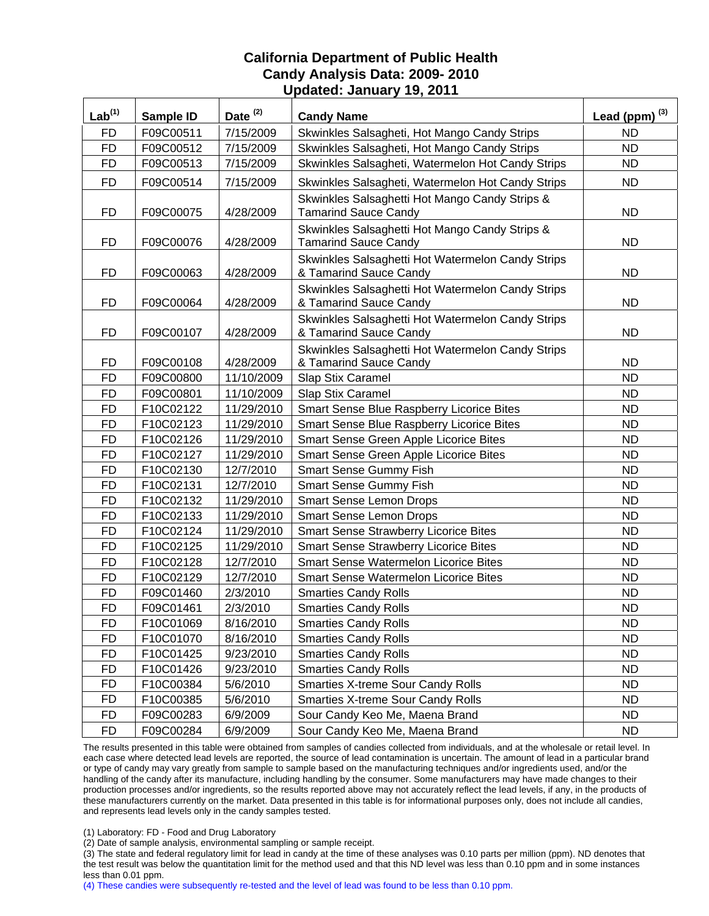# California Department of Public Health
## Candy Analysis Data: 2009- 2010
## Updated: January 19, 2011

| Lab[1] | Sample ID | Date [2] | Candy Name | Lead (ppm) [3] |
|---|---|---|---|---|
| FD | F09C00511 | 7/15/2009 | Skwinkles Salsagheti, Hot Mango Candy Strips | ND |
| FD | F09C00512 | 7/15/2009 | Skwinkles Salsagheti, Hot Mango Candy Strips | ND |
| FD | F09C00513 | 7/15/2009 | Skwinkles Salsagheti, Watermelon Hot Candy Strips | ND |
| FD | F09C00514 | 7/15/2009 | Skwinkles Salsagheti, Watermelon Hot Candy Strips | ND |
| FD | F09C00075 | 4/28/2009 | Skwinkles Salsaghetti Hot Mango Candy Strips & Tamarind Sauce Candy | ND |
| FD | F09C00076 | 4/28/2009 | Skwinkles Salsaghetti Hot Mango Candy Strips & Tamarind Sauce Candy | ND |
| FD | F09C00063 | 4/28/2009 | Skwinkles Salsaghetti Hot Watermelon Candy Strips & Tamarind Sauce Candy | ND |
| FD | F09C00064 | 4/28/2009 | Skwinkles Salsaghetti Hot Watermelon Candy Strips & Tamarind Sauce Candy | ND |
| FD | F09C00107 | 4/28/2009 | Skwinkles Salsaghetti Hot Watermelon Candy Strips & Tamarind Sauce Candy | ND |
| FD | F09C00108 | 4/28/2009 | Skwinkles Salsaghetti Hot Watermelon Candy Strips & Tamarind Sauce Candy | ND |
| FD | F09C00800 | 11/10/2009 | Slap Stix Caramel | ND |
| FD | F09C00801 | 11/10/2009 | Slap Stix Caramel | ND |
| FD | F10C02122 | 11/29/2010 | Smart Sense Blue Raspberry Licorice Bites | ND |
| FD | F10C02123 | 11/29/2010 | Smart Sense Blue Raspberry Licorice Bites | ND |
| FD | F10C02126 | 11/29/2010 | Smart Sense Green Apple Licorice Bites | ND |
| FD | F10C02127 | 11/29/2010 | Smart Sense Green Apple Licorice Bites | ND |
| FD | F10C02130 | 12/7/2010 | Smart Sense Gummy Fish | ND |
| FD | F10C02131 | 12/7/2010 | Smart Sense Gummy Fish | ND |
| FD | F10C02132 | 11/29/2010 | Smart Sense Lemon Drops | ND |
| FD | F10C02133 | 11/29/2010 | Smart Sense Lemon Drops | ND |
| FD | F10C02124 | 11/29/2010 | Smart Sense Strawberry Licorice Bites | ND |
| FD | F10C02125 | 11/29/2010 | Smart Sense Strawberry Licorice Bites | ND |
| FD | F10C02128 | 12/7/2010 | Smart Sense Watermelon Licorice Bites | ND |
| FD | F10C02129 | 12/7/2010 | Smart Sense Watermelon Licorice Bites | ND |
| FD | F09C01460 | 2/3/2010 | Smarties Candy Rolls | ND |
| FD | F09C01461 | 2/3/2010 | Smarties Candy Rolls | ND |
| FD | F10C01069 | 8/16/2010 | Smarties Candy Rolls | ND |
| FD | F10C01070 | 8/16/2010 | Smarties Candy Rolls | ND |
| FD | F10C01425 | 9/23/2010 | Smarties Candy Rolls | ND |
| FD | F10C01426 | 9/23/2010 | Smarties Candy Rolls | ND |
| FD | F10C00384 | 5/6/2010 | Smarties X-treme Sour Candy Rolls | ND |
| FD | F10C00385 | 5/6/2010 | Smarties X-treme Sour Candy Rolls | ND |
| FD | F09C00283 | 6/9/2009 | Sour Candy Keo Me, Maena Brand | ND |
| FD | F09C00284 | 6/9/2009 | Sour Candy Keo Me, Maena Brand | ND |

The results presented in this table were obtained from samples of candies collected from individuals, and at the wholesale or retail level. In each case where detected lead levels are reported, the source of lead contamination is uncertain. The amount of lead in a particular brand or type of candy may vary greatly from sample to sample based on the manufacturing techniques and/or ingredients used, and/or the handling of the candy after its manufacture, including handling by the consumer. Some manufacturers may have made changes to their production processes and/or ingredients, so the results reported above may not accurately reflect the lead levels, if any, in the products of these manufacturers currently on the market. Data presented in this table is for informational purposes only, does not include all candies, and represents lead levels only in the candy samples tested.

(1) Laboratory: FD - Food and Drug Laboratory

(2) Date of sample analysis, environmental sampling or sample receipt.

(3) The state and federal regulatory limit for lead in candy at the time of these analyses was 0.10 parts per million (ppm). ND denotes that the test result was below the quantitation limit for the method used and that this ND level was less than 0.10 ppm and in some instances less than 0.01 ppm.

(4) These candies were subsequently re-tested and the level of lead was found to be less than 0.10 ppm.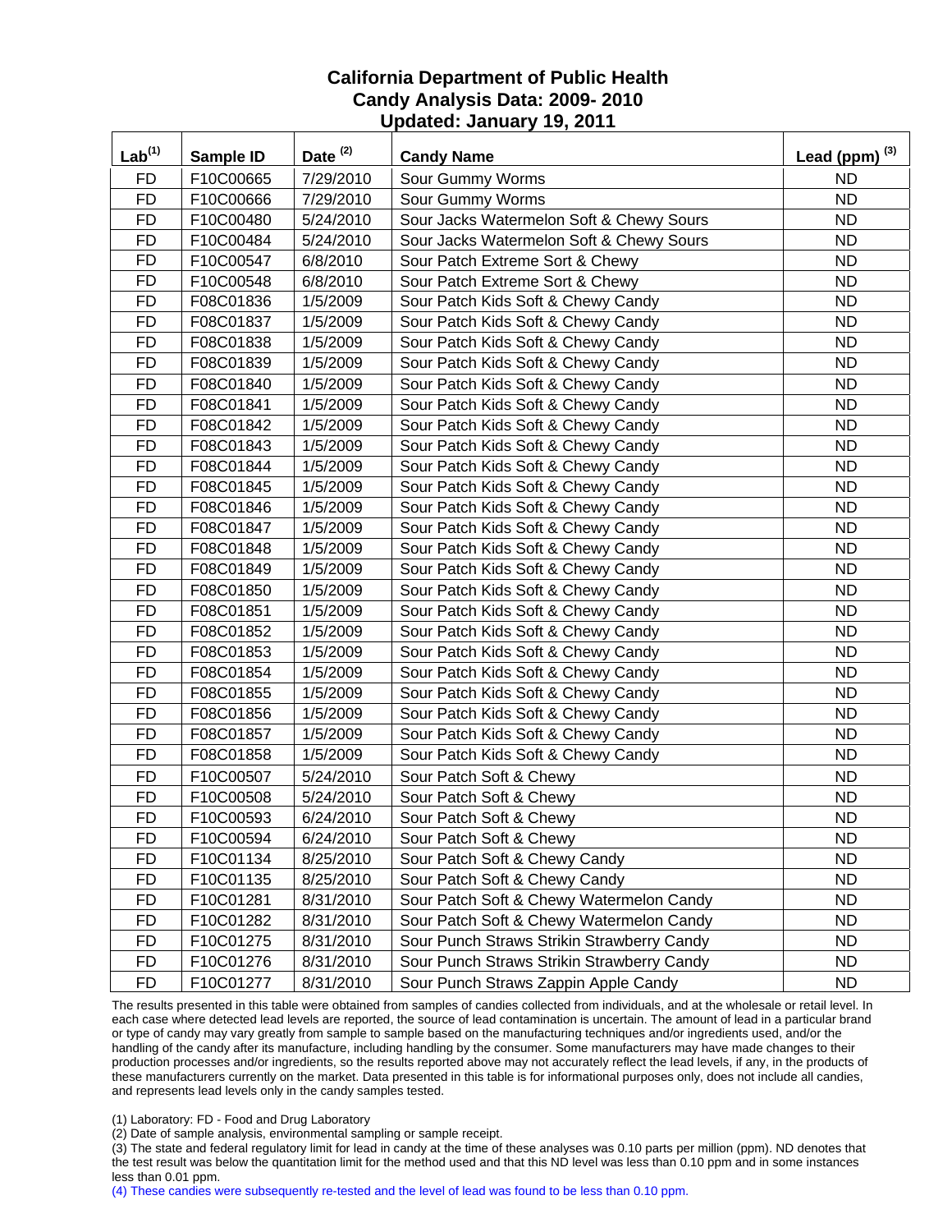# California Department of Public Health
## Candy Analysis Data: 2009- 2010
## Updated: January 19, 2011

| Lab[1] | Sample ID | Date [2] | Candy Name | Lead (ppm) [3] |
|---|---|---|---|---|
| FD | F10C00665 | 7/29/2010 | Sour Gummy Worms | ND |
| FD | F10C00666 | 7/29/2010 | Sour Gummy Worms | ND |
| FD | F10C00480 | 5/24/2010 | Sour Jacks Watermelon Soft & Chewy Sours | ND |
| FD | F10C00484 | 5/24/2010 | Sour Jacks Watermelon Soft & Chewy Sours | ND |
| FD | F10C00547 | 6/8/2010 | Sour Patch Extreme Sort & Chewy | ND |
| FD | F10C00548 | 6/8/2010 | Sour Patch Extreme Sort & Chewy | ND |
| FD | F08C01836 | 1/5/2009 | Sour Patch Kids Soft & Chewy Candy | ND |
| FD | F08C01837 | 1/5/2009 | Sour Patch Kids Soft & Chewy Candy | ND |
| FD | F08C01838 | 1/5/2009 | Sour Patch Kids Soft & Chewy Candy | ND |
| FD | F08C01839 | 1/5/2009 | Sour Patch Kids Soft & Chewy Candy | ND |
| FD | F08C01840 | 1/5/2009 | Sour Patch Kids Soft & Chewy Candy | ND |
| FD | F08C01841 | 1/5/2009 | Sour Patch Kids Soft & Chewy Candy | ND |
| FD | F08C01842 | 1/5/2009 | Sour Patch Kids Soft & Chewy Candy | ND |
| FD | F08C01843 | 1/5/2009 | Sour Patch Kids Soft & Chewy Candy | ND |
| FD | F08C01844 | 1/5/2009 | Sour Patch Kids Soft & Chewy Candy | ND |
| FD | F08C01845 | 1/5/2009 | Sour Patch Kids Soft & Chewy Candy | ND |
| FD | F08C01846 | 1/5/2009 | Sour Patch Kids Soft & Chewy Candy | ND |
| FD | F08C01847 | 1/5/2009 | Sour Patch Kids Soft & Chewy Candy | ND |
| FD | F08C01848 | 1/5/2009 | Sour Patch Kids Soft & Chewy Candy | ND |
| FD | F08C01849 | 1/5/2009 | Sour Patch Kids Soft & Chewy Candy | ND |
| FD | F08C01850 | 1/5/2009 | Sour Patch Kids Soft & Chewy Candy | ND |
| FD | F08C01851 | 1/5/2009 | Sour Patch Kids Soft & Chewy Candy | ND |
| FD | F08C01852 | 1/5/2009 | Sour Patch Kids Soft & Chewy Candy | ND |
| FD | F08C01853 | 1/5/2009 | Sour Patch Kids Soft & Chewy Candy | ND |
| FD | F08C01854 | 1/5/2009 | Sour Patch Kids Soft & Chewy Candy | ND |
| FD | F08C01855 | 1/5/2009 | Sour Patch Kids Soft & Chewy Candy | ND |
| FD | F08C01856 | 1/5/2009 | Sour Patch Kids Soft & Chewy Candy | ND |
| FD | F08C01857 | 1/5/2009 | Sour Patch Kids Soft & Chewy Candy | ND |
| FD | F08C01858 | 1/5/2009 | Sour Patch Kids Soft & Chewy Candy | ND |
| FD | F10C00507 | 5/24/2010 | Sour Patch Soft & Chewy | ND |
| FD | F10C00508 | 5/24/2010 | Sour Patch Soft & Chewy | ND |
| FD | F10C00593 | 6/24/2010 | Sour Patch Soft & Chewy | ND |
| FD | F10C00594 | 6/24/2010 | Sour Patch Soft & Chewy | ND |
| FD | F10C01134 | 8/25/2010 | Sour Patch Soft & Chewy Candy | ND |
| FD | F10C01135 | 8/25/2010 | Sour Patch Soft & Chewy Candy | ND |
| FD | F10C01281 | 8/31/2010 | Sour Patch Soft & Chewy Watermelon Candy | ND |
| FD | F10C01282 | 8/31/2010 | Sour Patch Soft & Chewy Watermelon Candy | ND |
| FD | F10C01275 | 8/31/2010 | Sour Punch Straws Strikin Strawberry Candy | ND |
| FD | F10C01276 | 8/31/2010 | Sour Punch Straws Strikin Strawberry Candy | ND |
| FD | F10C01277 | 8/31/2010 | Sour Punch Straws Zappin Apple Candy | ND |

The results presented in this table were obtained from samples of candies collected from individuals, and at the wholesale or retail level. In each case where detected lead levels are reported, the source of lead contamination is uncertain. The amount of lead in a particular brand or type of candy may vary greatly from sample to sample based on the manufacturing techniques and/or ingredients used, and/or the handling of the candy after its manufacture, including handling by the consumer. Some manufacturers may have made changes to their production processes and/or ingredients, so the results reported above may not accurately reflect the lead levels, if any, in the products of these manufacturers currently on the market. Data presented in this table is for informational purposes only, does not include all candies, and represents lead levels only in the candy samples tested.

(1) Laboratory: FD - Food and Drug Laboratory
(2) Date of sample analysis, environmental sampling or sample receipt.
(3) The state and federal regulatory limit for lead in candy at the time of these analyses was 0.10 parts per million (ppm). ND denotes that the test result was below the quantitation limit for the method used and that this ND level was less than 0.10 ppm and in some instances less than 0.01 ppm.
(4) These candies were subsequently re-tested and the level of lead was found to be less than 0.10 ppm.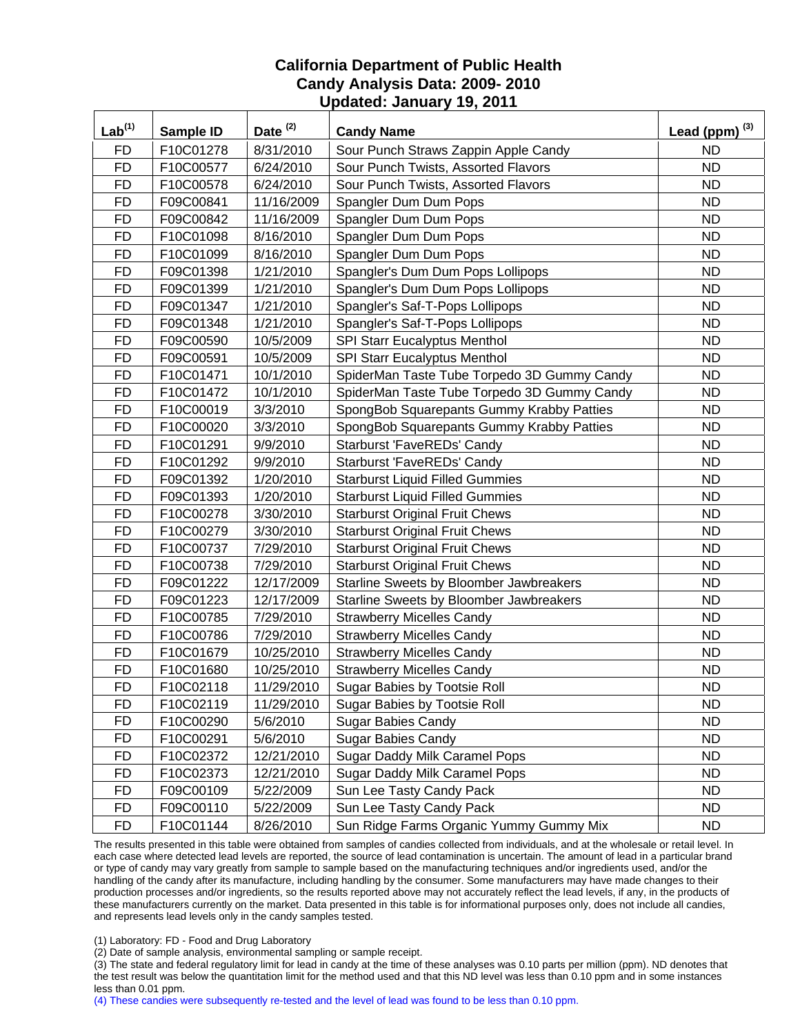# California Department of Public Health
## Candy Analysis Data: 2009- 2010
## Updated: January 19, 2011

| Lab[1] | Sample ID | Date [2] | Candy Name | Lead (ppm) [3] |
|---|---|---|---|---|
| FD | F10C01278 | 8/31/2010 | Sour Punch Straws Zappin Apple Candy | ND |
| FD | F10C00577 | 6/24/2010 | Sour Punch Twists, Assorted Flavors | ND |
| FD | F10C00578 | 6/24/2010 | Sour Punch Twists, Assorted Flavors | ND |
| FD | F09C00841 | 11/16/2009 | Spangler Dum Dum Pops | ND |
| FD | F09C00842 | 11/16/2009 | Spangler Dum Dum Pops | ND |
| FD | F10C01098 | 8/16/2010 | Spangler Dum Dum Pops | ND |
| FD | F10C01099 | 8/16/2010 | Spangler Dum Dum Pops | ND |
| FD | F09C01398 | 1/21/2010 | Spangler's Dum Dum Pops Lollipops | ND |
| FD | F09C01399 | 1/21/2010 | Spangler's Dum Dum Pops Lollipops | ND |
| FD | F09C01347 | 1/21/2010 | Spangler's Saf-T-Pops Lollipops | ND |
| FD | F09C01348 | 1/21/2010 | Spangler's Saf-T-Pops Lollipops | ND |
| FD | F09C00590 | 10/5/2009 | SPI Starr Eucalyptus Menthol | ND |
| FD | F09C00591 | 10/5/2009 | SPI Starr Eucalyptus Menthol | ND |
| FD | F10C01471 | 10/1/2010 | SpiderMan Taste Tube Torpedo 3D Gummy Candy | ND |
| FD | F10C01472 | 10/1/2010 | SpiderMan Taste Tube Torpedo 3D Gummy Candy | ND |
| FD | F10C00019 | 3/3/2010 | SpongBob Squarepants Gummy Krabby Patties | ND |
| FD | F10C00020 | 3/3/2010 | SpongBob Squarepants Gummy Krabby Patties | ND |
| FD | F10C01291 | 9/9/2010 | Starburst 'FaveREDs' Candy | ND |
| FD | F10C01292 | 9/9/2010 | Starburst 'FaveREDs' Candy | ND |
| FD | F09C01392 | 1/20/2010 | Starburst Liquid Filled Gummies | ND |
| FD | F09C01393 | 1/20/2010 | Starburst Liquid Filled Gummies | ND |
| FD | F10C00278 | 3/30/2010 | Starburst Original Fruit Chews | ND |
| FD | F10C00279 | 3/30/2010 | Starburst Original Fruit Chews | ND |
| FD | F10C00737 | 7/29/2010 | Starburst Original Fruit Chews | ND |
| FD | F10C00738 | 7/29/2010 | Starburst Original Fruit Chews | ND |
| FD | F09C01222 | 12/17/2009 | Starline Sweets by Bloomber Jawbreakers | ND |
| FD | F09C01223 | 12/17/2009 | Starline Sweets by Bloomber Jawbreakers | ND |
| FD | F10C00785 | 7/29/2010 | Strawberry Micelles Candy | ND |
| FD | F10C00786 | 7/29/2010 | Strawberry Micelles Candy | ND |
| FD | F10C01679 | 10/25/2010 | Strawberry Micelles Candy | ND |
| FD | F10C01680 | 10/25/2010 | Strawberry Micelles Candy | ND |
| FD | F10C02118 | 11/29/2010 | Sugar Babies by Tootsie Roll | ND |
| FD | F10C02119 | 11/29/2010 | Sugar Babies by Tootsie Roll | ND |
| FD | F10C00290 | 5/6/2010 | Sugar Babies Candy | ND |
| FD | F10C00291 | 5/6/2010 | Sugar Babies Candy | ND |
| FD | F10C02372 | 12/21/2010 | Sugar Daddy Milk Caramel Pops | ND |
| FD | F10C02373 | 12/21/2010 | Sugar Daddy Milk Caramel Pops | ND |
| FD | F09C00109 | 5/22/2009 | Sun Lee Tasty Candy Pack | ND |
| FD | F09C00110 | 5/22/2009 | Sun Lee Tasty Candy Pack | ND |
| FD | F10C01144 | 8/26/2010 | Sun Ridge Farms Organic Yummy Gummy Mix | ND |

The results presented in this table were obtained from samples of candies collected from individuals, and at the wholesale or retail level. In each case where detected lead levels are reported, the source of lead contamination is uncertain. The amount of lead in a particular brand or type of candy may vary greatly from sample to sample based on the manufacturing techniques and/or ingredients used, and/or the handling of the candy after its manufacture, including handling by the consumer. Some manufacturers may have made changes to their production processes and/or ingredients, so the results reported above may not accurately reflect the lead levels, if any, in the products of these manufacturers currently on the market. Data presented in this table is for informational purposes only, does not include all candies, and represents lead levels only in the candy samples tested.

(1) Laboratory: FD - Food and Drug Laboratory

(2) Date of sample analysis, environmental sampling or sample receipt.

(3) The state and federal regulatory limit for lead in candy at the time of these analyses was 0.10 parts per million (ppm). ND denotes that the test result was below the quantitation limit for the method used and that this ND level was less than 0.10 ppm and in some instances less than 0.01 ppm.

(4) These candies were subsequently re-tested and the level of lead was found to be less than 0.10 ppm.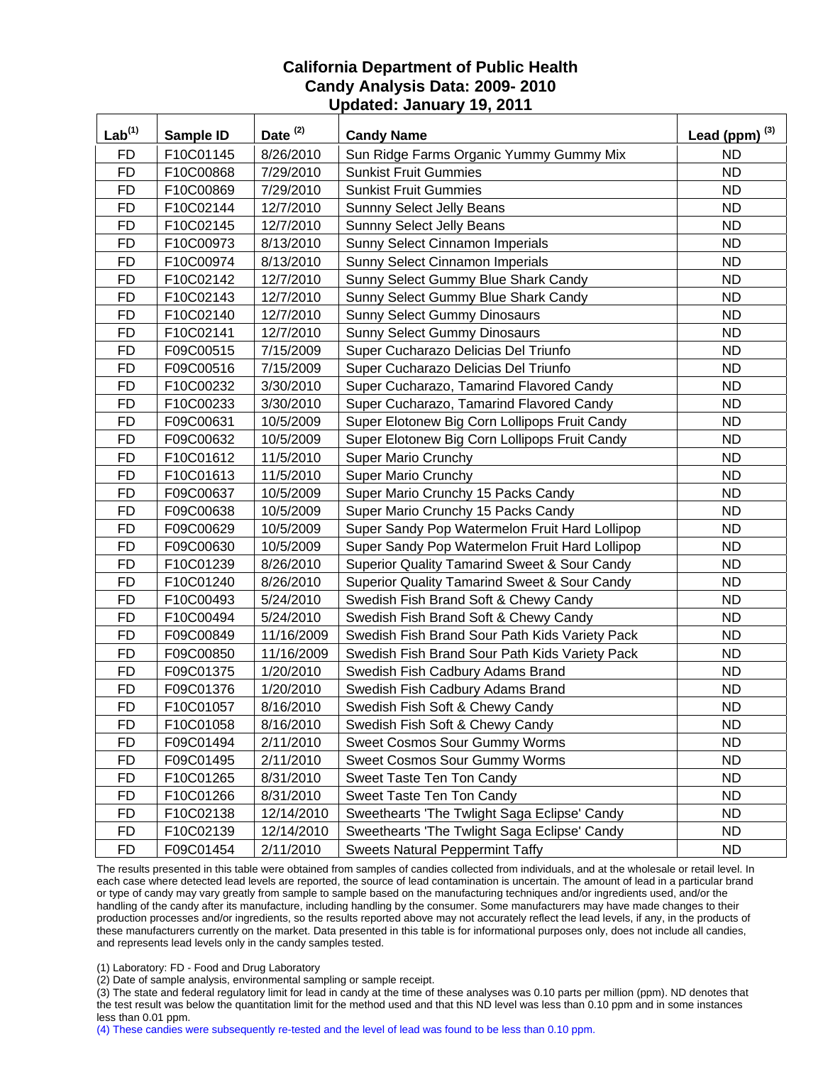# California Department of Public Health
## Candy Analysis Data: 2009- 2010
### Updated: January 19, 2011

| Lab[1] | Sample ID | Date [2] | Candy Name | Lead (ppm) [3] |
|---|---|---|---|---|
| FD | F10C01145 | 8/26/2010 | Sun Ridge Farms Organic Yummy Gummy Mix | ND |
| FD | F10C00868 | 7/29/2010 | Sunkist Fruit Gummies | ND |
| FD | F10C00869 | 7/29/2010 | Sunkist Fruit Gummies | ND |
| FD | F10C02144 | 12/7/2010 | Sunnny Select Jelly Beans | ND |
| FD | F10C02145 | 12/7/2010 | Sunnny Select Jelly Beans | ND |
| FD | F10C00973 | 8/13/2010 | Sunny Select Cinnamon Imperials | ND |
| FD | F10C00974 | 8/13/2010 | Sunny Select Cinnamon Imperials | ND |
| FD | F10C02142 | 12/7/2010 | Sunny Select Gummy Blue Shark Candy | ND |
| FD | F10C02143 | 12/7/2010 | Sunny Select Gummy Blue Shark Candy | ND |
| FD | F10C02140 | 12/7/2010 | Sunny Select Gummy Dinosaurs | ND |
| FD | F10C02141 | 12/7/2010 | Sunny Select Gummy Dinosaurs | ND |
| FD | F09C00515 | 7/15/2009 | Super Cucharazo Delicias Del Triunfo | ND |
| FD | F09C00516 | 7/15/2009 | Super Cucharazo Delicias Del Triunfo | ND |
| FD | F10C00232 | 3/30/2010 | Super Cucharazo, Tamarind Flavored Candy | ND |
| FD | F10C00233 | 3/30/2010 | Super Cucharazo, Tamarind Flavored Candy | ND |
| FD | F09C00631 | 10/5/2009 | Super Elotonew Big Corn Lollipops Fruit Candy | ND |
| FD | F09C00632 | 10/5/2009 | Super Elotonew Big Corn Lollipops Fruit Candy | ND |
| FD | F10C01612 | 11/5/2010 | Super Mario Crunchy | ND |
| FD | F10C01613 | 11/5/2010 | Super Mario Crunchy | ND |
| FD | F09C00637 | 10/5/2009 | Super Mario Crunchy 15 Packs Candy | ND |
| FD | F09C00638 | 10/5/2009 | Super Mario Crunchy 15 Packs Candy | ND |
| FD | F09C00629 | 10/5/2009 | Super Sandy Pop Watermelon Fruit Hard Lollipop | ND |
| FD | F09C00630 | 10/5/2009 | Super Sandy Pop Watermelon Fruit Hard Lollipop | ND |
| FD | F10C01239 | 8/26/2010 | Superior Quality Tamarind Sweet & Sour Candy | ND |
| FD | F10C01240 | 8/26/2010 | Superior Quality Tamarind Sweet & Sour Candy | ND |
| FD | F10C00493 | 5/24/2010 | Swedish Fish Brand Soft & Chewy Candy | ND |
| FD | F10C00494 | 5/24/2010 | Swedish Fish Brand Soft & Chewy Candy | ND |
| FD | F09C00849 | 11/16/2009 | Swedish Fish Brand Sour Path Kids Variety Pack | ND |
| FD | F09C00850 | 11/16/2009 | Swedish Fish Brand Sour Path Kids Variety Pack | ND |
| FD | F09C01375 | 1/20/2010 | Swedish Fish Cadbury Adams Brand | ND |
| FD | F09C01376 | 1/20/2010 | Swedish Fish Cadbury Adams Brand | ND |
| FD | F10C01057 | 8/16/2010 | Swedish Fish Soft & Chewy Candy | ND |
| FD | F10C01058 | 8/16/2010 | Swedish Fish Soft & Chewy Candy | ND |
| FD | F09C01494 | 2/11/2010 | Sweet Cosmos Sour Gummy Worms | ND |
| FD | F09C01495 | 2/11/2010 | Sweet Cosmos Sour Gummy Worms | ND |
| FD | F10C01265 | 8/31/2010 | Sweet Taste Ten Ton Candy | ND |
| FD | F10C01266 | 8/31/2010 | Sweet Taste Ten Ton Candy | ND |
| FD | F10C02138 | 12/14/2010 | Sweethearts 'The Twlight Saga Eclipse' Candy | ND |
| FD | F10C02139 | 12/14/2010 | Sweethearts 'The Twlight Saga Eclipse' Candy | ND |
| FD | F09C01454 | 2/11/2010 | Sweets Natural Peppermint Taffy | ND |

The results presented in this table were obtained from samples of candies collected from individuals, and at the wholesale or retail level. In each case where detected lead levels are reported, the source of lead contamination is uncertain. The amount of lead in a particular brand or type of candy may vary greatly from sample to sample based on the manufacturing techniques and/or ingredients used, and/or the handling of the candy after its manufacture, including handling by the consumer. Some manufacturers may have made changes to their production processes and/or ingredients, so the results reported above may not accurately reflect the lead levels, if any, in the products of these manufacturers currently on the market. Data presented in this table is for informational purposes only, does not include all candies, and represents lead levels only in the candy samples tested.

(1) Laboratory: FD - Food and Drug Laboratory

(2) Date of sample analysis, environmental sampling or sample receipt.

(3) The state and federal regulatory limit for lead in candy at the time of these analyses was 0.10 parts per million (ppm). ND denotes that the test result was below the quantitation limit for the method used and that this ND level was less than 0.10 ppm and in some instances less than 0.01 ppm.

(4) These candies were subsequently re-tested and the level of lead was found to be less than 0.10 ppm.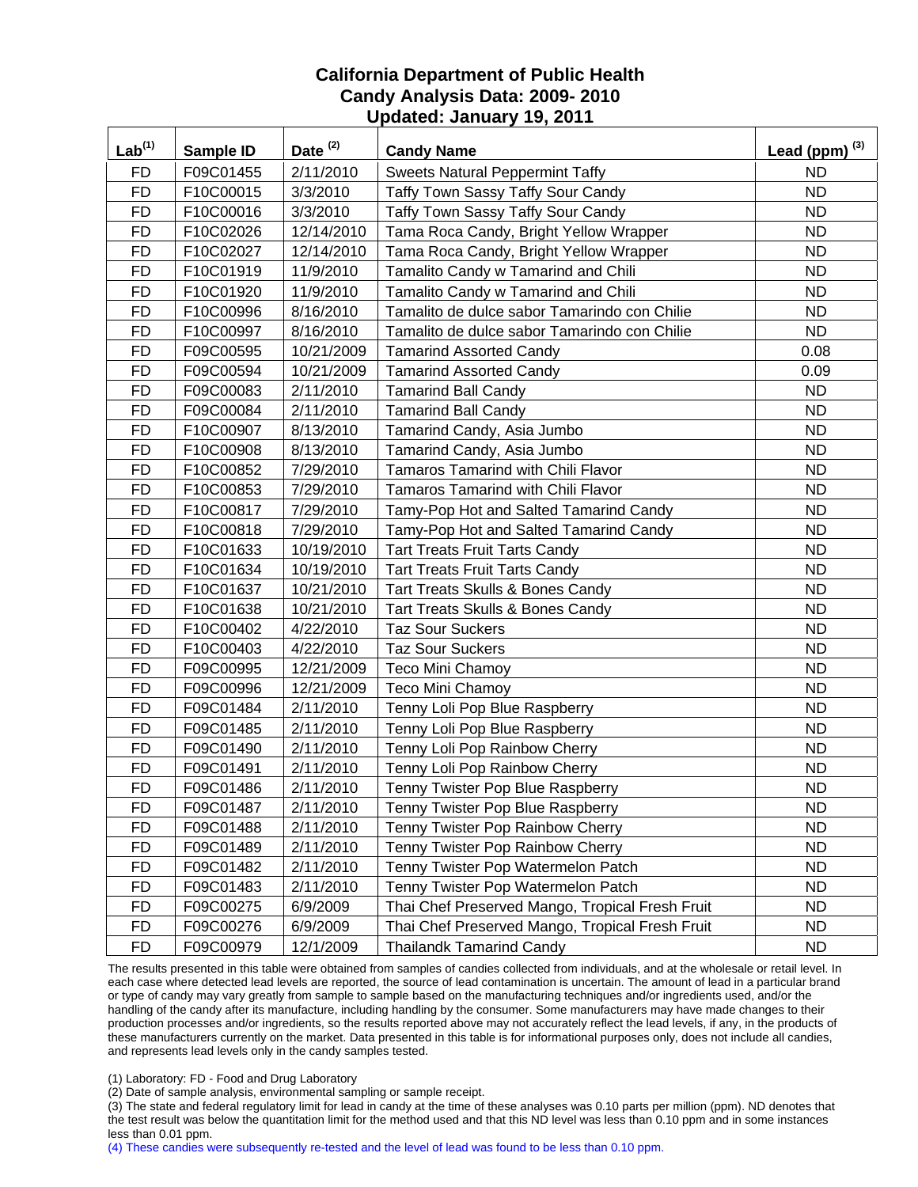# California Department of Public Health
## Candy Analysis Data: 2009- 2010
### Updated: January 19, 2011

| Lab[(1)] | Sample ID | Date [(2)] | Candy Name | Lead (ppm) [(3)] |
|---|---|---|---|---|
| FD | F09C01455 | 2/11/2010 | Sweets Natural Peppermint Taffy | ND |
| FD | F10C00015 | 3/3/2010 | Taffy Town Sassy Taffy Sour Candy | ND |
| FD | F10C00016 | 3/3/2010 | Taffy Town Sassy Taffy Sour Candy | ND |
| FD | F10C02026 | 12/14/2010 | Tama Roca Candy, Bright Yellow Wrapper | ND |
| FD | F10C02027 | 12/14/2010 | Tama Roca Candy, Bright Yellow Wrapper | ND |
| FD | F10C01919 | 11/9/2010 | Tamalito Candy w Tamarind and Chili | ND |
| FD | F10C01920 | 11/9/2010 | Tamalito Candy w Tamarind and Chili | ND |
| FD | F10C00996 | 8/16/2010 | Tamalito de dulce sabor Tamarindo con Chilie | ND |
| FD | F10C00997 | 8/16/2010 | Tamalito de dulce sabor Tamarindo con Chilie | ND |
| FD | F09C00595 | 10/21/2009 | Tamarind Assorted Candy | 0.08 |
| FD | F09C00594 | 10/21/2009 | Tamarind Assorted Candy | 0.09 |
| FD | F09C00083 | 2/11/2010 | Tamarind Ball Candy | ND |
| FD | F09C00084 | 2/11/2010 | Tamarind Ball Candy | ND |
| FD | F10C00907 | 8/13/2010 | Tamarind Candy, Asia Jumbo | ND |
| FD | F10C00908 | 8/13/2010 | Tamarind Candy, Asia Jumbo | ND |
| FD | F10C00852 | 7/29/2010 | Tamaros Tamarind with Chili Flavor | ND |
| FD | F10C00853 | 7/29/2010 | Tamaros Tamarind with Chili Flavor | ND |
| FD | F10C00817 | 7/29/2010 | Tamy-Pop Hot and Salted Tamarind Candy | ND |
| FD | F10C00818 | 7/29/2010 | Tamy-Pop Hot and Salted Tamarind Candy | ND |
| FD | F10C01633 | 10/19/2010 | Tart Treats Fruit Tarts Candy | ND |
| FD | F10C01634 | 10/19/2010 | Tart Treats Fruit Tarts Candy | ND |
| FD | F10C01637 | 10/21/2010 | Tart Treats Skulls & Bones Candy | ND |
| FD | F10C01638 | 10/21/2010 | Tart Treats Skulls & Bones Candy | ND |
| FD | F10C00402 | 4/22/2010 | Taz Sour Suckers | ND |
| FD | F10C00403 | 4/22/2010 | Taz Sour Suckers | ND |
| FD | F09C00995 | 12/21/2009 | Teco Mini Chamoy | ND |
| FD | F09C00996 | 12/21/2009 | Teco Mini Chamoy | ND |
| FD | F09C01484 | 2/11/2010 | Tenny Loli Pop Blue Raspberry | ND |
| FD | F09C01485 | 2/11/2010 | Tenny Loli Pop Blue Raspberry | ND |
| FD | F09C01490 | 2/11/2010 | Tenny Loli Pop Rainbow Cherry | ND |
| FD | F09C01491 | 2/11/2010 | Tenny Loli Pop Rainbow Cherry | ND |
| FD | F09C01486 | 2/11/2010 | Tenny Twister Pop Blue Raspberry | ND |
| FD | F09C01487 | 2/11/2010 | Tenny Twister Pop Blue Raspberry | ND |
| FD | F09C01488 | 2/11/2010 | Tenny Twister Pop Rainbow Cherry | ND |
| FD | F09C01489 | 2/11/2010 | Tenny Twister Pop Rainbow Cherry | ND |
| FD | F09C01482 | 2/11/2010 | Tenny Twister Pop Watermelon Patch | ND |
| FD | F09C01483 | 2/11/2010 | Tenny Twister Pop Watermelon Patch | ND |
| FD | F09C00275 | 6/9/2009 | Thai Chef Preserved Mango, Tropical Fresh Fruit | ND |
| FD | F09C00276 | 6/9/2009 | Thai Chef Preserved Mango, Tropical Fresh Fruit | ND |
| FD | F09C00979 | 12/1/2009 | Thailandk Tamarind Candy | ND |

The results presented in this table were obtained from samples of candies collected from individuals, and at the wholesale or retail level. In each case where detected lead levels are reported, the source of lead contamination is uncertain. The amount of lead in a particular brand or type of candy may vary greatly from sample to sample based on the manufacturing techniques and/or ingredients used, and/or the handling of the candy after its manufacture, including handling by the consumer. Some manufacturers may have made changes to their production processes and/or ingredients, so the results reported above may not accurately reflect the lead levels, if any, in the products of these manufacturers currently on the market. Data presented in this table is for informational purposes only, does not include all candies, and represents lead levels only in the candy samples tested.

(1) Laboratory: FD - Food and Drug Laboratory

(2) Date of sample analysis, environmental sampling or sample receipt.

(3) The state and federal regulatory limit for lead in candy at the time of these analyses was 0.10 parts per million (ppm). ND denotes that the test result was below the quantitation limit for the method used and that this ND level was less than 0.10 ppm and in some instances less than 0.01 ppm.

(4) These candies were subsequently re-tested and the level of lead was found to be less than 0.10 ppm.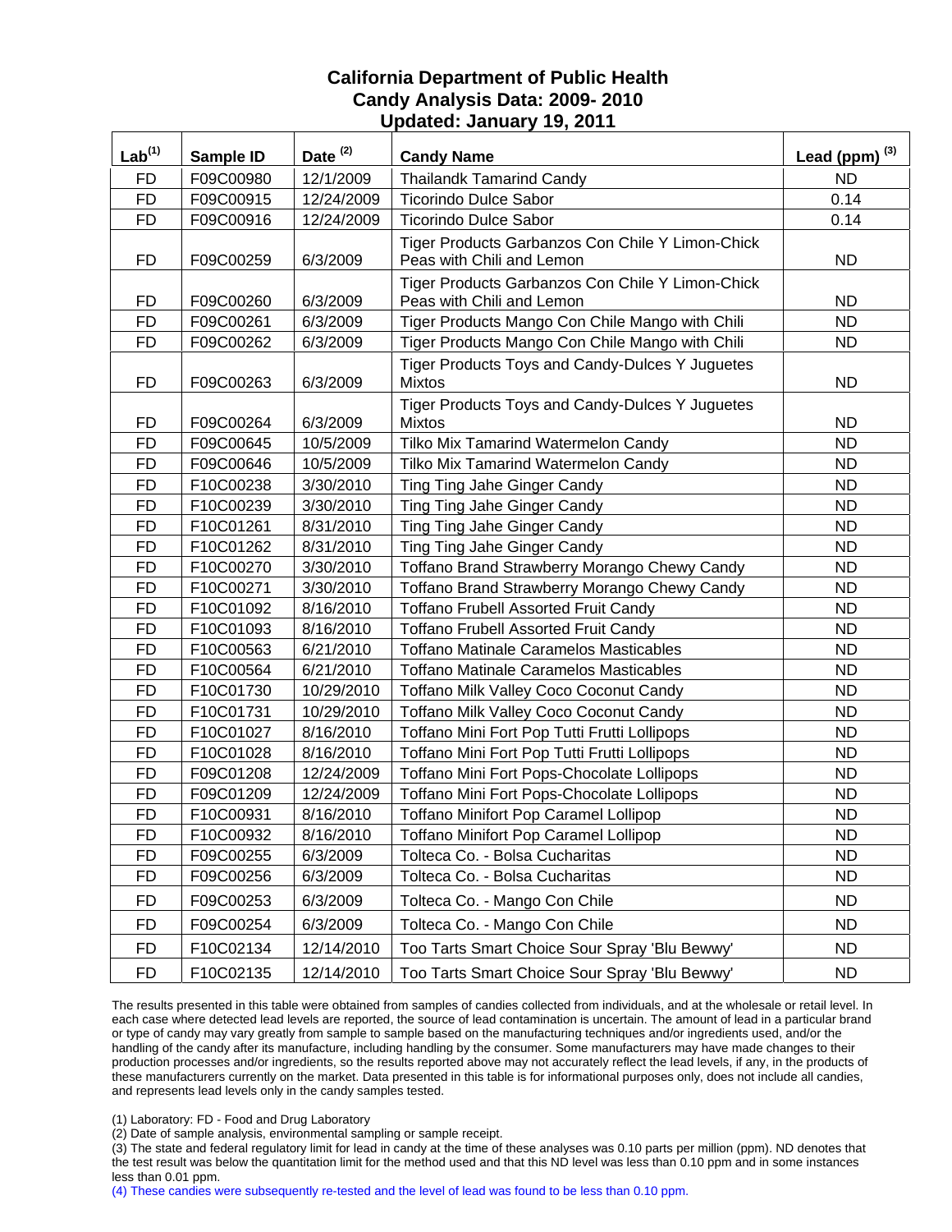# California Department of Public Health
## Candy Analysis Data: 2009- 2010
### Updated: January 19, 2011

| Lab[(1)] | Sample ID | Date [(2)] | Candy Name | Lead (ppm) [(3)] |
|---|---|---|---|---|
| FD | F09C00980 | 12/1/2009 | Thailandk Tamarind Candy | ND |
| FD | F09C00915 | 12/24/2009 | Ticorindo Dulce Sabor | 0.14 |
| FD | F09C00916 | 12/24/2009 | Ticorindo Dulce Sabor | 0.14 |
| FD | F09C00259 | 6/3/2009 | Tiger Products Garbanzos Con Chile Y Limon-Chick Peas with Chili and Lemon | ND |
| FD | F09C00260 | 6/3/2009 | Tiger Products Garbanzos Con Chile Y Limon-Chick Peas with Chili and Lemon | ND |
| FD | F09C00261 | 6/3/2009 | Tiger Products Mango Con Chile Mango with Chili | ND |
| FD | F09C00262 | 6/3/2009 | Tiger Products Mango Con Chile Mango with Chili | ND |
| FD | F09C00263 | 6/3/2009 | Tiger Products Toys and Candy-Dulces Y Juguetes Mixtos | ND |
| FD | F09C00264 | 6/3/2009 | Tiger Products Toys and Candy-Dulces Y Juguetes Mixtos | ND |
| FD | F09C00645 | 10/5/2009 | Tilko Mix Tamarind Watermelon Candy | ND |
| FD | F09C00646 | 10/5/2009 | Tilko Mix Tamarind Watermelon Candy | ND |
| FD | F10C00238 | 3/30/2010 | Ting Ting Jahe Ginger Candy | ND |
| FD | F10C00239 | 3/30/2010 | Ting Ting Jahe Ginger Candy | ND |
| FD | F10C01261 | 8/31/2010 | Ting Ting Jahe Ginger Candy | ND |
| FD | F10C01262 | 8/31/2010 | Ting Ting Jahe Ginger Candy | ND |
| FD | F10C00270 | 3/30/2010 | Toffano Brand Strawberry Morango Chewy Candy | ND |
| FD | F10C00271 | 3/30/2010 | Toffano Brand Strawberry Morango Chewy Candy | ND |
| FD | F10C01092 | 8/16/2010 | Toffano Frubell Assorted Fruit Candy | ND |
| FD | F10C01093 | 8/16/2010 | Toffano Frubell Assorted Fruit Candy | ND |
| FD | F10C00563 | 6/21/2010 | Toffano Matinale Caramelos Masticables | ND |
| FD | F10C00564 | 6/21/2010 | Toffano Matinale Caramelos Masticables | ND |
| FD | F10C01730 | 10/29/2010 | Toffano Milk Valley Coco Coconut Candy | ND |
| FD | F10C01731 | 10/29/2010 | Toffano Milk Valley Coco Coconut Candy | ND |
| FD | F10C01027 | 8/16/2010 | Toffano Mini Fort Pop Tutti Frutti Lollipops | ND |
| FD | F10C01028 | 8/16/2010 | Toffano Mini Fort Pop Tutti Frutti Lollipops | ND |
| FD | F09C01208 | 12/24/2009 | Toffano Mini Fort Pops-Chocolate Lollipops | ND |
| FD | F09C01209 | 12/24/2009 | Toffano Mini Fort Pops-Chocolate Lollipops | ND |
| FD | F10C00931 | 8/16/2010 | Toffano Minifort Pop Caramel Lollipop | ND |
| FD | F10C00932 | 8/16/2010 | Toffano Minifort Pop Caramel Lollipop | ND |
| FD | F09C00255 | 6/3/2009 | Tolteca Co. - Bolsa Cucharitas | ND |
| FD | F09C00256 | 6/3/2009 | Tolteca Co. - Bolsa Cucharitas | ND |
| FD | F09C00253 | 6/3/2009 | Tolteca Co. - Mango Con Chile | ND |
| FD | F09C00254 | 6/3/2009 | Tolteca Co. - Mango Con Chile | ND |
| FD | F10C02134 | 12/14/2010 | Too Tarts Smart Choice Sour Spray 'Blu Bewwy' | ND |
| FD | F10C02135 | 12/14/2010 | Too Tarts Smart Choice Sour Spray 'Blu Bewwy' | ND |

The results presented in this table were obtained from samples of candies collected from individuals, and at the wholesale or retail level. In each case where detected lead levels are reported, the source of lead contamination is uncertain. The amount of lead in a particular brand or type of candy may vary greatly from sample to sample based on the manufacturing techniques and/or ingredients used, and/or the handling of the candy after its manufacture, including handling by the consumer. Some manufacturers may have made changes to their production processes and/or ingredients, so the results reported above may not accurately reflect the lead levels, if any, in the products of these manufacturers currently on the market. Data presented in this table is for informational purposes only, does not include all candies, and represents lead levels only in the candy samples tested.

(1) Laboratory: FD - Food and Drug Laboratory
(2) Date of sample analysis, environmental sampling or sample receipt.
(3) The state and federal regulatory limit for lead in candy at the time of these analyses was 0.10 parts per million (ppm). ND denotes that the test result was below the quantitation limit for the method used and that this ND level was less than 0.10 ppm and in some instances less than 0.01 ppm.
(4) These candies were subsequently re-tested and the level of lead was found to be less than 0.10 ppm.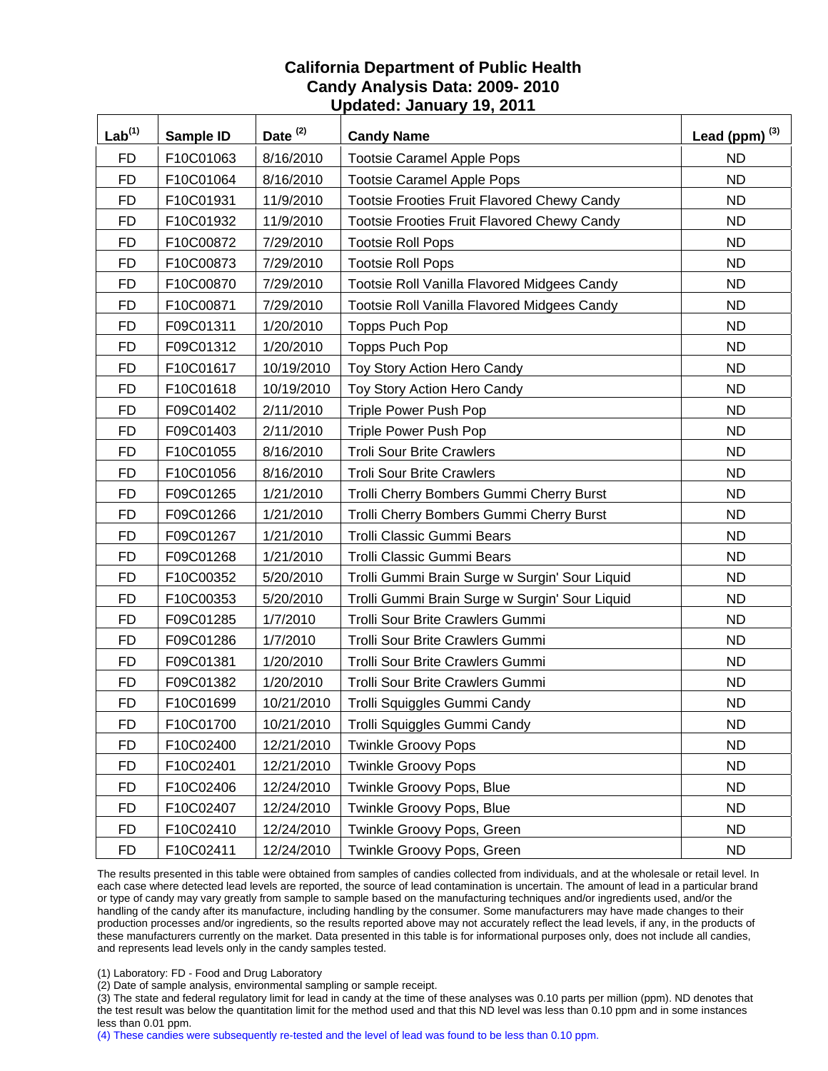**California Department of Public Health**
**Candy Analysis Data: 2009- 2010**
**Updated: January 19, 2011**

| Lab[1] | Sample ID | Date [2] | Candy Name | Lead (ppm) [3] |
|---|---|---|---|---|
| FD | F10C01063 | 8/16/2010 | Tootsie Caramel Apple Pops | ND |
| FD | F10C01064 | 8/16/2010 | Tootsie Caramel Apple Pops | ND |
| FD | F10C01931 | 11/9/2010 | Tootsie Frooties Fruit Flavored Chewy Candy | ND |
| FD | F10C01932 | 11/9/2010 | Tootsie Frooties Fruit Flavored Chewy Candy | ND |
| FD | F10C00872 | 7/29/2010 | Tootsie Roll Pops | ND |
| FD | F10C00873 | 7/29/2010 | Tootsie Roll Pops | ND |
| FD | F10C00870 | 7/29/2010 | Tootsie Roll Vanilla Flavored Midgees Candy | ND |
| FD | F10C00871 | 7/29/2010 | Tootsie Roll Vanilla Flavored Midgees Candy | ND |
| FD | F09C01311 | 1/20/2010 | Topps Puch Pop | ND |
| FD | F09C01312 | 1/20/2010 | Topps Puch Pop | ND |
| FD | F10C01617 | 10/19/2010 | Toy Story Action Hero Candy | ND |
| FD | F10C01618 | 10/19/2010 | Toy Story Action Hero Candy | ND |
| FD | F09C01402 | 2/11/2010 | Triple Power Push Pop | ND |
| FD | F09C01403 | 2/11/2010 | Triple Power Push Pop | ND |
| FD | F10C01055 | 8/16/2010 | Troli Sour Brite Crawlers | ND |
| FD | F10C01056 | 8/16/2010 | Troli Sour Brite Crawlers | ND |
| FD | F09C01265 | 1/21/2010 | Trolli Cherry Bombers Gummi Cherry Burst | ND |
| FD | F09C01266 | 1/21/2010 | Trolli Cherry Bombers Gummi Cherry Burst | ND |
| FD | F09C01267 | 1/21/2010 | Trolli Classic Gummi Bears | ND |
| FD | F09C01268 | 1/21/2010 | Trolli Classic Gummi Bears | ND |
| FD | F10C00352 | 5/20/2010 | Trolli Gummi Brain Surge w Surgin' Sour Liquid | ND |
| FD | F10C00353 | 5/20/2010 | Trolli Gummi Brain Surge w Surgin' Sour Liquid | ND |
| FD | F09C01285 | 1/7/2010 | Trolli Sour Brite Crawlers Gummi | ND |
| FD | F09C01286 | 1/7/2010 | Trolli Sour Brite Crawlers Gummi | ND |
| FD | F09C01381 | 1/20/2010 | Trolli Sour Brite Crawlers Gummi | ND |
| FD | F09C01382 | 1/20/2010 | Trolli Sour Brite Crawlers Gummi | ND |
| FD | F10C01699 | 10/21/2010 | Trolli Squiggles Gummi Candy | ND |
| FD | F10C01700 | 10/21/2010 | Trolli Squiggles Gummi Candy | ND |
| FD | F10C02400 | 12/21/2010 | Twinkle Groovy Pops | ND |
| FD | F10C02401 | 12/21/2010 | Twinkle Groovy Pops | ND |
| FD | F10C02406 | 12/24/2010 | Twinkle Groovy Pops, Blue | ND |
| FD | F10C02407 | 12/24/2010 | Twinkle Groovy Pops, Blue | ND |
| FD | F10C02410 | 12/24/2010 | Twinkle Groovy Pops, Green | ND |
| FD | F10C02411 | 12/24/2010 | Twinkle Groovy Pops, Green | ND |

The results presented in this table were obtained from samples of candies collected from individuals, and at the wholesale or retail level. In each case where detected lead levels are reported, the source of lead contamination is uncertain. The amount of lead in a particular brand or type of candy may vary greatly from sample to sample based on the manufacturing techniques and/or ingredients used, and/or the handling of the candy after its manufacture, including handling by the consumer. Some manufacturers may have made changes to their production processes and/or ingredients, so the results reported above may not accurately reflect the lead levels, if any, in the products of these manufacturers currently on the market. Data presented in this table is for informational purposes only, does not include all candies, and represents lead levels only in the candy samples tested.

(1) Laboratory: FD - Food and Drug Laboratory
(2) Date of sample analysis, environmental sampling or sample receipt.
(3) The state and federal regulatory limit for lead in candy at the time of these analyses was 0.10 parts per million (ppm). ND denotes that the test result was below the quantitation limit for the method used and that this ND level was less than 0.10 ppm and in some instances less than 0.01 ppm.
(4) These candies were subsequently re-tested and the level of lead was found to be less than 0.10 ppm.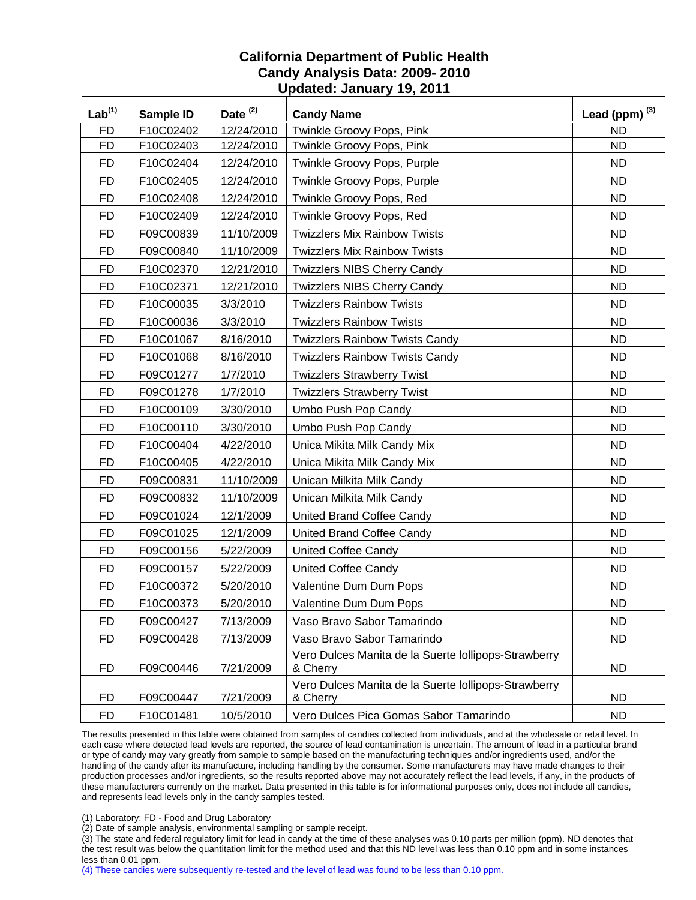# California Department of Public Health
## Candy Analysis Data: 2009- 2010
## Updated: January 19, 2011

| Lab[1] | Sample ID | Date [2] | Candy Name | Lead (ppm) [3] |
|---|---|---|---|---|
| FD | F10C02402 | 12/24/2010 | Twinkle Groovy Pops, Pink | ND |
| FD | F10C02403 | 12/24/2010 | Twinkle Groovy Pops, Pink | ND |
| FD | F10C02404 | 12/24/2010 | Twinkle Groovy Pops, Purple | ND |
| FD | F10C02405 | 12/24/2010 | Twinkle Groovy Pops, Purple | ND |
| FD | F10C02408 | 12/24/2010 | Twinkle Groovy Pops, Red | ND |
| FD | F10C02409 | 12/24/2010 | Twinkle Groovy Pops, Red | ND |
| FD | F09C00839 | 11/10/2009 | Twizzlers Mix Rainbow Twists | ND |
| FD | F09C00840 | 11/10/2009 | Twizzlers Mix Rainbow Twists | ND |
| FD | F10C02370 | 12/21/2010 | Twizzlers NIBS Cherry Candy | ND |
| FD | F10C02371 | 12/21/2010 | Twizzlers NIBS Cherry Candy | ND |
| FD | F10C00035 | 3/3/2010 | Twizzlers Rainbow Twists | ND |
| FD | F10C00036 | 3/3/2010 | Twizzlers Rainbow Twists | ND |
| FD | F10C01067 | 8/16/2010 | Twizzlers Rainbow Twists Candy | ND |
| FD | F10C01068 | 8/16/2010 | Twizzlers Rainbow Twists Candy | ND |
| FD | F09C01277 | 1/7/2010 | Twizzlers Strawberry Twist | ND |
| FD | F09C01278 | 1/7/2010 | Twizzlers Strawberry Twist | ND |
| FD | F10C00109 | 3/30/2010 | Umbo Push Pop Candy | ND |
| FD | F10C00110 | 3/30/2010 | Umbo Push Pop Candy | ND |
| FD | F10C00404 | 4/22/2010 | Unica Mikita Milk Candy Mix | ND |
| FD | F10C00405 | 4/22/2010 | Unica Mikita Milk Candy Mix | ND |
| FD | F09C00831 | 11/10/2009 | Unican Milkita Milk Candy | ND |
| FD | F09C00832 | 11/10/2009 | Unican Milkita Milk Candy | ND |
| FD | F09C01024 | 12/1/2009 | United Brand Coffee Candy | ND |
| FD | F09C01025 | 12/1/2009 | United Brand Coffee Candy | ND |
| FD | F09C00156 | 5/22/2009 | United Coffee Candy | ND |
| FD | F09C00157 | 5/22/2009 | United Coffee Candy | ND |
| FD | F10C00372 | 5/20/2010 | Valentine Dum Dum Pops | ND |
| FD | F10C00373 | 5/20/2010 | Valentine Dum Dum Pops | ND |
| FD | F09C00427 | 7/13/2009 | Vaso Bravo Sabor Tamarindo | ND |
| FD | F09C00428 | 7/13/2009 | Vaso Bravo Sabor Tamarindo | ND |
| FD | F09C00446 | 7/21/2009 | Vero Dulces Manita de la Suerte lollipops-Strawberry & Cherry | ND |
| FD | F09C00447 | 7/21/2009 | Vero Dulces Manita de la Suerte lollipops-Strawberry & Cherry | ND |
| FD | F10C01481 | 10/5/2010 | Vero Dulces Pica Gomas Sabor Tamarindo | ND |

The results presented in this table were obtained from samples of candies collected from individuals, and at the wholesale or retail level. In each case where detected lead levels are reported, the source of lead contamination is uncertain. The amount of lead in a particular brand or type of candy may vary greatly from sample to sample based on the manufacturing techniques and/or ingredients used, and/or the handling of the candy after its manufacture, including handling by the consumer. Some manufacturers may have made changes to their production processes and/or ingredients, so the results reported above may not accurately reflect the lead levels, if any, in the products of these manufacturers currently on the market. Data presented in this table is for informational purposes only, does not include all candies, and represents lead levels only in the candy samples tested.

(1) Laboratory: FD - Food and Drug Laboratory
(2) Date of sample analysis, environmental sampling or sample receipt.
(3) The state and federal regulatory limit for lead in candy at the time of these analyses was 0.10 parts per million (ppm). ND denotes that the test result was below the quantitation limit for the method used and that this ND level was less than 0.10 ppm and in some instances less than 0.01 ppm.
(4) These candies were subsequently re-tested and the level of lead was found to be less than 0.10 ppm.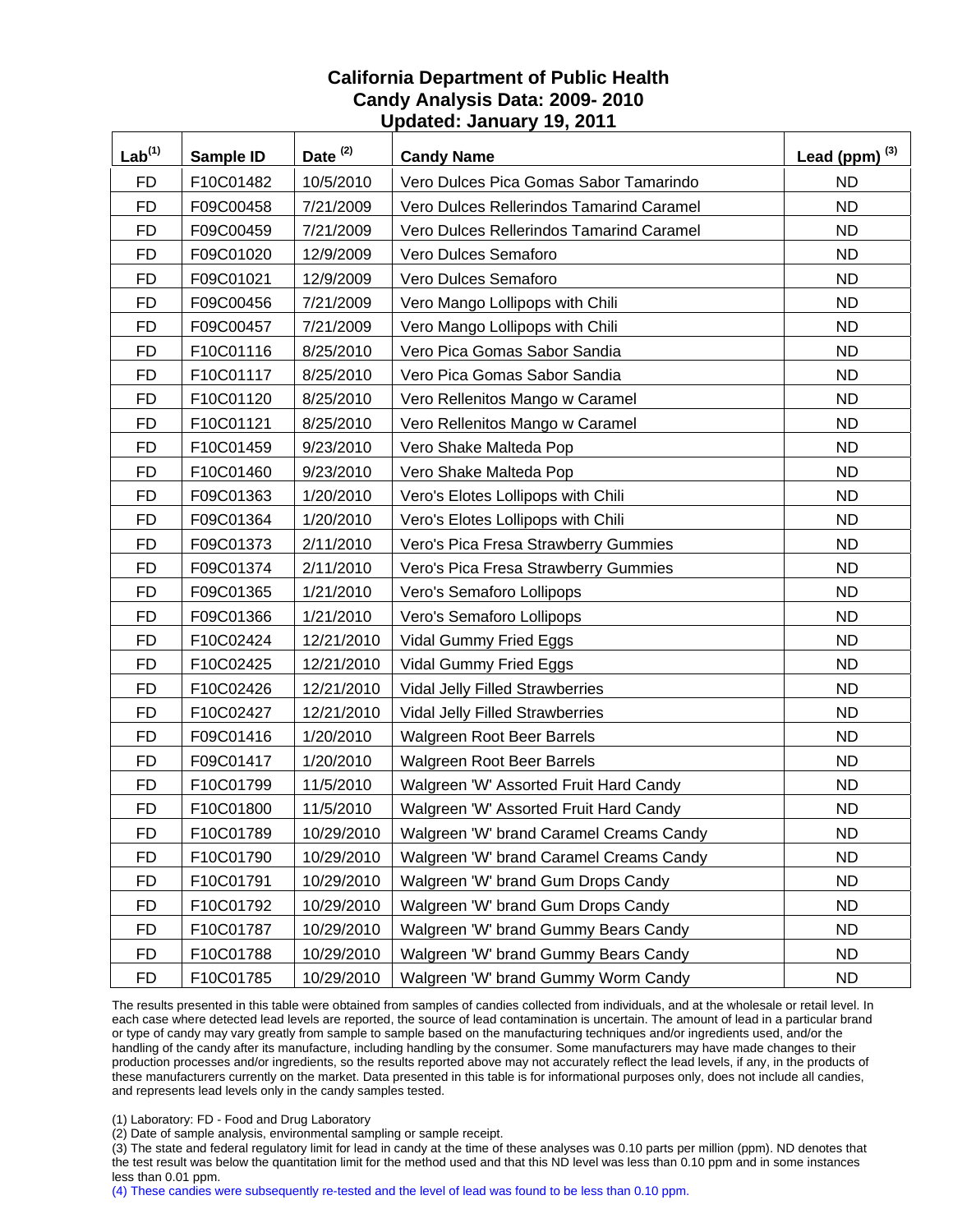# California Department of Public Health
## Candy Analysis Data: 2009- 2010
## Updated: January 19, 2011

| Lab[1] | Sample ID | Date [2] | Candy Name | Lead (ppm) [3] |
|---|---|---|---|---|
| FD | F10C01482 | 10/5/2010 | Vero Dulces Pica Gomas Sabor Tamarindo | ND |
| FD | F09C00458 | 7/21/2009 | Vero Dulces Rellerindos Tamarind Caramel | ND |
| FD | F09C00459 | 7/21/2009 | Vero Dulces Rellerindos Tamarind Caramel | ND |
| FD | F09C01020 | 12/9/2009 | Vero Dulces Semaforo | ND |
| FD | F09C01021 | 12/9/2009 | Vero Dulces Semaforo | ND |
| FD | F09C00456 | 7/21/2009 | Vero Mango Lollipops with Chili | ND |
| FD | F09C00457 | 7/21/2009 | Vero Mango Lollipops with Chili | ND |
| FD | F10C01116 | 8/25/2010 | Vero Pica Gomas Sabor Sandia | ND |
| FD | F10C01117 | 8/25/2010 | Vero Pica Gomas Sabor Sandia | ND |
| FD | F10C01120 | 8/25/2010 | Vero Rellenitos Mango w Caramel | ND |
| FD | F10C01121 | 8/25/2010 | Vero Rellenitos Mango w Caramel | ND |
| FD | F10C01459 | 9/23/2010 | Vero Shake Malteda Pop | ND |
| FD | F10C01460 | 9/23/2010 | Vero Shake Malteda Pop | ND |
| FD | F09C01363 | 1/20/2010 | Vero's Elotes Lollipops with Chili | ND |
| FD | F09C01364 | 1/20/2010 | Vero's Elotes Lollipops with Chili | ND |
| FD | F09C01373 | 2/11/2010 | Vero's Pica Fresa Strawberry Gummies | ND |
| FD | F09C01374 | 2/11/2010 | Vero's Pica Fresa Strawberry Gummies | ND |
| FD | F09C01365 | 1/21/2010 | Vero's Semaforo Lollipops | ND |
| FD | F09C01366 | 1/21/2010 | Vero's Semaforo Lollipops | ND |
| FD | F10C02424 | 12/21/2010 | Vidal Gummy Fried Eggs | ND |
| FD | F10C02425 | 12/21/2010 | Vidal Gummy Fried Eggs | ND |
| FD | F10C02426 | 12/21/2010 | Vidal Jelly Filled Strawberries | ND |
| FD | F10C02427 | 12/21/2010 | Vidal Jelly Filled Strawberries | ND |
| FD | F09C01416 | 1/20/2010 | Walgreen Root Beer Barrels | ND |
| FD | F09C01417 | 1/20/2010 | Walgreen Root Beer Barrels | ND |
| FD | F10C01799 | 11/5/2010 | Walgreen 'W' Assorted Fruit Hard Candy | ND |
| FD | F10C01800 | 11/5/2010 | Walgreen 'W' Assorted Fruit Hard Candy | ND |
| FD | F10C01789 | 10/29/2010 | Walgreen 'W' brand Caramel Creams Candy | ND |
| FD | F10C01790 | 10/29/2010 | Walgreen 'W' brand Caramel Creams Candy | ND |
| FD | F10C01791 | 10/29/2010 | Walgreen 'W' brand Gum Drops Candy | ND |
| FD | F10C01792 | 10/29/2010 | Walgreen 'W' brand Gum Drops Candy | ND |
| FD | F10C01787 | 10/29/2010 | Walgreen 'W' brand Gummy Bears Candy | ND |
| FD | F10C01788 | 10/29/2010 | Walgreen 'W' brand Gummy Bears Candy | ND |
| FD | F10C01785 | 10/29/2010 | Walgreen 'W' brand Gummy Worm Candy | ND |

The results presented in this table were obtained from samples of candies collected from individuals, and at the wholesale or retail level. In each case where detected lead levels are reported, the source of lead contamination is uncertain. The amount of lead in a particular brand or type of candy may vary greatly from sample to sample based on the manufacturing techniques and/or ingredients used, and/or the handling of the candy after its manufacture, including handling by the consumer. Some manufacturers may have made changes to their production processes and/or ingredients, so the results reported above may not accurately reflect the lead levels, if any, in the products of these manufacturers currently on the market. Data presented in this table is for informational purposes only, does not include all candies, and represents lead levels only in the candy samples tested.

(1) Laboratory: FD - Food and Drug Laboratory

(2) Date of sample analysis, environmental sampling or sample receipt.

(3) The state and federal regulatory limit for lead in candy at the time of these analyses was 0.10 parts per million (ppm). ND denotes that the test result was below the quantitation limit for the method used and that this ND level was less than 0.10 ppm and in some instances less than 0.01 ppm.

(4) These candies were subsequently re-tested and the level of lead was found to be less than 0.10 ppm.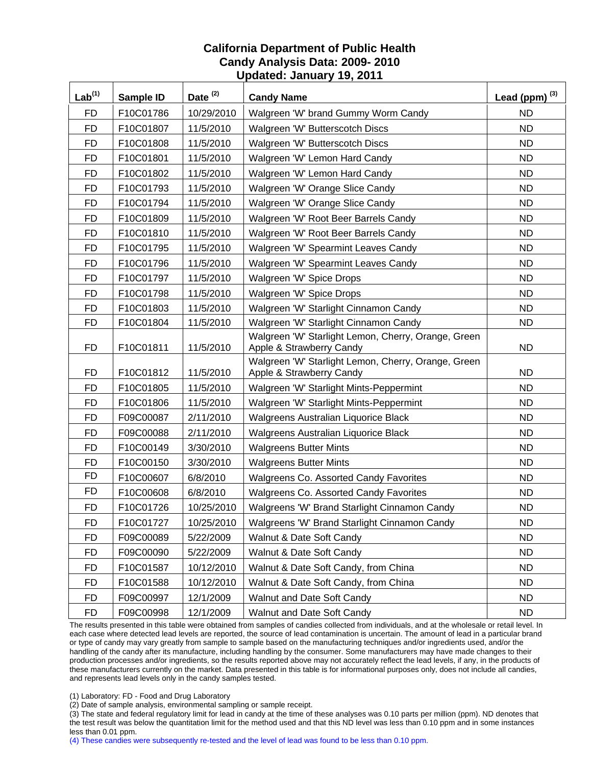# California Department of Public Health
## Candy Analysis Data: 2009- 2010
## Updated: January 19, 2011

| Lab[1] | Sample ID | Date [2] | Candy Name | Lead (ppm) [3] |
|---|---|---|---|---|
| FD | F10C01786 | 10/29/2010 | Walgreen 'W' brand Gummy Worm Candy | ND |
| FD | F10C01807 | 11/5/2010 | Walgreen 'W' Butterscotch Discs | ND |
| FD | F10C01808 | 11/5/2010 | Walgreen 'W' Butterscotch Discs | ND |
| FD | F10C01801 | 11/5/2010 | Walgreen 'W' Lemon Hard Candy | ND |
| FD | F10C01802 | 11/5/2010 | Walgreen 'W' Lemon Hard Candy | ND |
| FD | F10C01793 | 11/5/2010 | Walgreen 'W' Orange Slice Candy | ND |
| FD | F10C01794 | 11/5/2010 | Walgreen 'W' Orange Slice Candy | ND |
| FD | F10C01809 | 11/5/2010 | Walgreen 'W' Root Beer Barrels Candy | ND |
| FD | F10C01810 | 11/5/2010 | Walgreen 'W' Root Beer Barrels Candy | ND |
| FD | F10C01795 | 11/5/2010 | Walgreen 'W' Spearmint Leaves Candy | ND |
| FD | F10C01796 | 11/5/2010 | Walgreen 'W' Spearmint Leaves Candy | ND |
| FD | F10C01797 | 11/5/2010 | Walgreen 'W' Spice Drops | ND |
| FD | F10C01798 | 11/5/2010 | Walgreen 'W' Spice Drops | ND |
| FD | F10C01803 | 11/5/2010 | Walgreen 'W' Starlight Cinnamon Candy | ND |
| FD | F10C01804 | 11/5/2010 | Walgreen 'W' Starlight Cinnamon Candy | ND |
| FD | F10C01811 | 11/5/2010 | Walgreen 'W' Starlight Lemon, Cherry, Orange, Green Apple & Strawberry Candy | ND |
| FD | F10C01812 | 11/5/2010 | Walgreen 'W' Starlight Lemon, Cherry, Orange, Green Apple & Strawberry Candy | ND |
| FD | F10C01805 | 11/5/2010 | Walgreen 'W' Starlight Mints-Peppermint | ND |
| FD | F10C01806 | 11/5/2010 | Walgreen 'W' Starlight Mints-Peppermint | ND |
| FD | F09C00087 | 2/11/2010 | Walgreens Australian Liquorice Black | ND |
| FD | F09C00088 | 2/11/2010 | Walgreens Australian Liquorice Black | ND |
| FD | F10C00149 | 3/30/2010 | Walgreens Butter Mints | ND |
| FD | F10C00150 | 3/30/2010 | Walgreens Butter Mints | ND |
| FD | F10C00607 | 6/8/2010 | Walgreens Co. Assorted Candy Favorites | ND |
| FD | F10C00608 | 6/8/2010 | Walgreens Co. Assorted Candy Favorites | ND |
| FD | F10C01726 | 10/25/2010 | Walgreens 'W' Brand Starlight Cinnamon Candy | ND |
| FD | F10C01727 | 10/25/2010 | Walgreens 'W' Brand Starlight Cinnamon Candy | ND |
| FD | F09C00089 | 5/22/2009 | Walnut & Date Soft Candy | ND |
| FD | F09C00090 | 5/22/2009 | Walnut & Date Soft Candy | ND |
| FD | F10C01587 | 10/12/2010 | Walnut & Date Soft Candy, from China | ND |
| FD | F10C01588 | 10/12/2010 | Walnut & Date Soft Candy, from China | ND |
| FD | F09C00997 | 12/1/2009 | Walnut and Date Soft Candy | ND |
| FD | F09C00998 | 12/1/2009 | Walnut and Date Soft Candy | ND |

The results presented in this table were obtained from samples of candies collected from individuals, and at the wholesale or retail level. In each case where detected lead levels are reported, the source of lead contamination is uncertain. The amount of lead in a particular brand or type of candy may vary greatly from sample to sample based on the manufacturing techniques and/or ingredients used, and/or the handling of the candy after its manufacture, including handling by the consumer. Some manufacturers may have made changes to their production processes and/or ingredients, so the results reported above may not accurately reflect the lead levels, if any, in the products of these manufacturers currently on the market. Data presented in this table is for informational purposes only, does not include all candies, and represents lead levels only in the candy samples tested.

(1) Laboratory: FD - Food and Drug Laboratory

(2) Date of sample analysis, environmental sampling or sample receipt.

(3) The state and federal regulatory limit for lead in candy at the time of these analyses was 0.10 parts per million (ppm). ND denotes that the test result was below the quantitation limit for the method used and that this ND level was less than 0.10 ppm and in some instances less than 0.01 ppm.

(4) These candies were subsequently re-tested and the level of lead was found to be less than 0.10 ppm.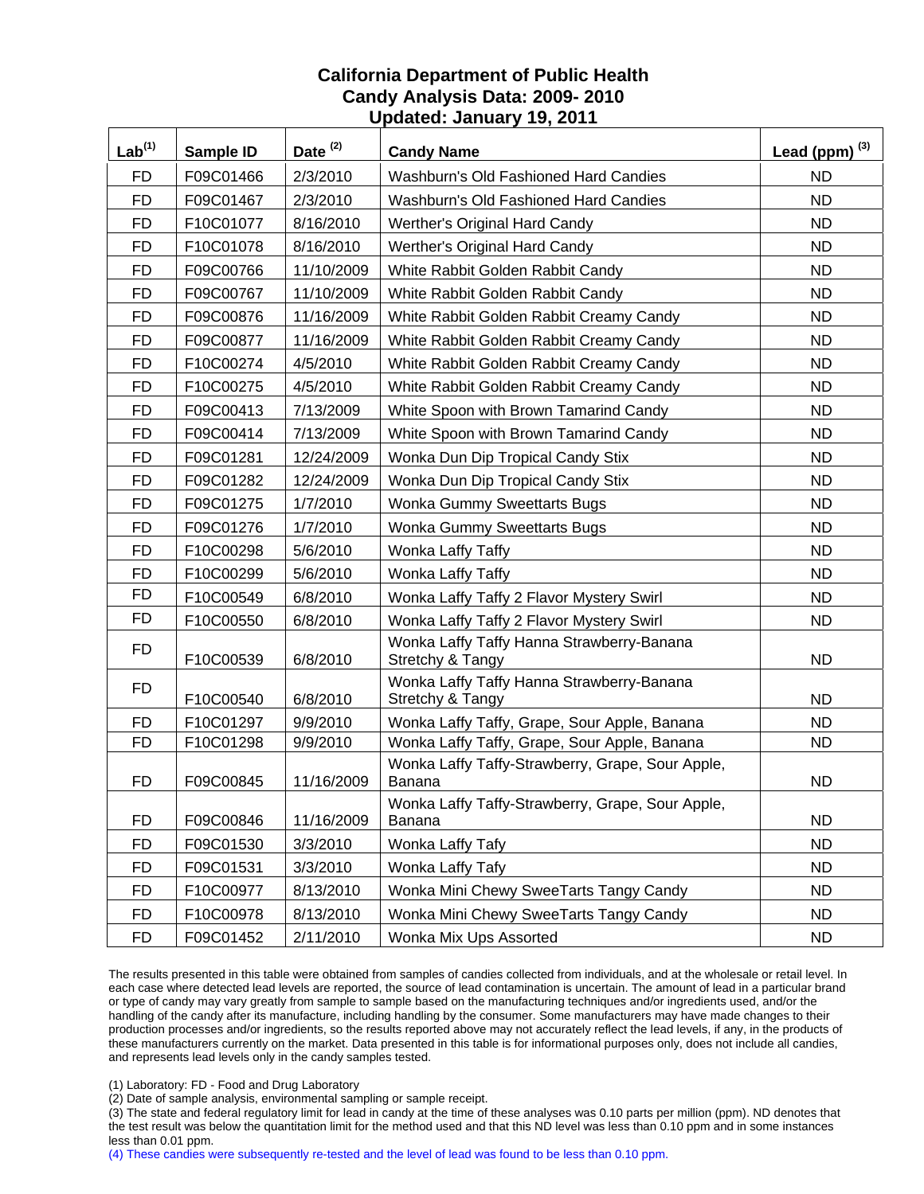# California Department of Public Health
## Candy Analysis Data: 2009- 2010
### Updated: January 19, 2011

| Lab[1] | Sample ID | Date [2] | Candy Name | Lead (ppm) [3] |
|---|---|---|---|---|
| FD | F09C01466 | 2/3/2010 | Washburn's Old Fashioned Hard Candies | ND |
| FD | F09C01467 | 2/3/2010 | Washburn's Old Fashioned Hard Candies | ND |
| FD | F10C01077 | 8/16/2010 | Werther's Original Hard Candy | ND |
| FD | F10C01078 | 8/16/2010 | Werther's Original Hard Candy | ND |
| FD | F09C00766 | 11/10/2009 | White Rabbit Golden Rabbit Candy | ND |
| FD | F09C00767 | 11/10/2009 | White Rabbit Golden Rabbit Candy | ND |
| FD | F09C00876 | 11/16/2009 | White Rabbit Golden Rabbit Creamy Candy | ND |
| FD | F09C00877 | 11/16/2009 | White Rabbit Golden Rabbit Creamy Candy | ND |
| FD | F10C00274 | 4/5/2010 | White Rabbit Golden Rabbit Creamy Candy | ND |
| FD | F10C00275 | 4/5/2010 | White Rabbit Golden Rabbit Creamy Candy | ND |
| FD | F09C00413 | 7/13/2009 | White Spoon with Brown Tamarind Candy | ND |
| FD | F09C00414 | 7/13/2009 | White Spoon with Brown Tamarind Candy | ND |
| FD | F09C01281 | 12/24/2009 | Wonka Dun Dip Tropical Candy Stix | ND |
| FD | F09C01282 | 12/24/2009 | Wonka Dun Dip Tropical Candy Stix | ND |
| FD | F09C01275 | 1/7/2010 | Wonka Gummy Sweettarts Bugs | ND |
| FD | F09C01276 | 1/7/2010 | Wonka Gummy Sweettarts Bugs | ND |
| FD | F10C00298 | 5/6/2010 | Wonka Laffy Taffy | ND |
| FD | F10C00299 | 5/6/2010 | Wonka Laffy Taffy | ND |
| FD | F10C00549 | 6/8/2010 | Wonka Laffy Taffy 2 Flavor Mystery Swirl | ND |
| FD | F10C00550 | 6/8/2010 | Wonka Laffy Taffy 2 Flavor Mystery Swirl | ND |
| FD | F10C00539 | 6/8/2010 | Wonka Laffy Taffy Hanna Strawberry-Banana Stretchy & Tangy | ND |
| FD | F10C00540 | 6/8/2010 | Wonka Laffy Taffy Hanna Strawberry-Banana Stretchy & Tangy | ND |
| FD | F10C01297 | 9/9/2010 | Wonka Laffy Taffy, Grape, Sour Apple, Banana | ND |
| FD | F10C01298 | 9/9/2010 | Wonka Laffy Taffy, Grape, Sour Apple, Banana | ND |
| FD | F09C00845 | 11/16/2009 | Wonka Laffy Taffy-Strawberry, Grape, Sour Apple, Banana | ND |
| FD | F09C00846 | 11/16/2009 | Wonka Laffy Taffy-Strawberry, Grape, Sour Apple, Banana | ND |
| FD | F09C01530 | 3/3/2010 | Wonka Laffy Tafy | ND |
| FD | F09C01531 | 3/3/2010 | Wonka Laffy Tafy | ND |
| FD | F10C00977 | 8/13/2010 | Wonka Mini Chewy SweeTarts Tangy Candy | ND |
| FD | F10C00978 | 8/13/2010 | Wonka Mini Chewy SweeTarts Tangy Candy | ND |
| FD | F09C01452 | 2/11/2010 | Wonka Mix Ups Assorted | ND |

The results presented in this table were obtained from samples of candies collected from individuals, and at the wholesale or retail level. In each case where detected lead levels are reported, the source of lead contamination is uncertain. The amount of lead in a particular brand or type of candy may vary greatly from sample to sample based on the manufacturing techniques and/or ingredients used, and/or the handling of the candy after its manufacture, including handling by the consumer. Some manufacturers may have made changes to their production processes and/or ingredients, so the results reported above may not accurately reflect the lead levels, if any, in the products of these manufacturers currently on the market. Data presented in this table is for informational purposes only, does not include all candies, and represents lead levels only in the candy samples tested.

(1) Laboratory: FD - Food and Drug Laboratory

(2) Date of sample analysis, environmental sampling or sample receipt.

(3) The state and federal regulatory limit for lead in candy at the time of these analyses was 0.10 parts per million (ppm). ND denotes that the test result was below the quantitation limit for the method used and that this ND level was less than 0.10 ppm and in some instances less than 0.01 ppm.

(4) These candies were subsequently re-tested and the level of lead was found to be less than 0.10 ppm.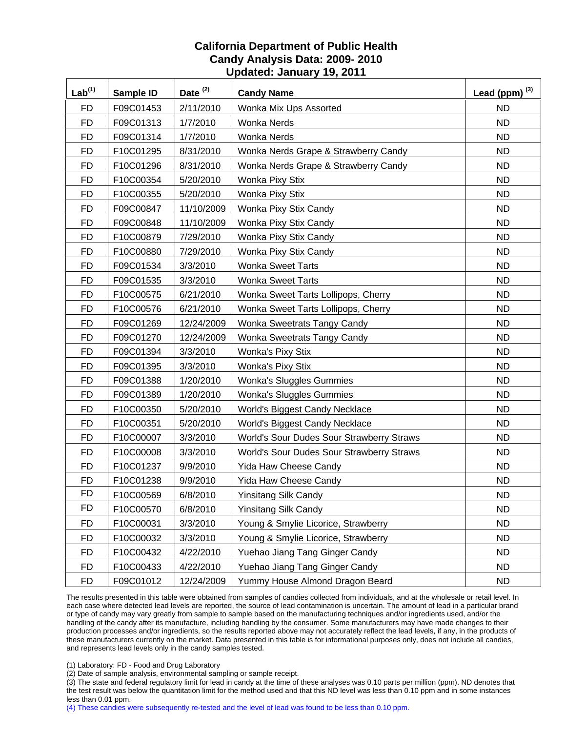# California Department of Public Health
# Candy Analysis Data: 2009- 2010
# Updated: January 19, 2011

| Lab[1] | Sample ID | Date [2] | Candy Name | Lead (ppm) [3] |
|---|---|---|---|---|
| FD | F09C01453 | 2/11/2010 | Wonka Mix Ups Assorted | ND |
| FD | F09C01313 | 1/7/2010 | Wonka Nerds | ND |
| FD | F09C01314 | 1/7/2010 | Wonka Nerds | ND |
| FD | F10C01295 | 8/31/2010 | Wonka Nerds Grape & Strawberry Candy | ND |
| FD | F10C01296 | 8/31/2010 | Wonka Nerds Grape & Strawberry Candy | ND |
| FD | F10C00354 | 5/20/2010 | Wonka Pixy Stix | ND |
| FD | F10C00355 | 5/20/2010 | Wonka Pixy Stix | ND |
| FD | F09C00847 | 11/10/2009 | Wonka Pixy Stix Candy | ND |
| FD | F09C00848 | 11/10/2009 | Wonka Pixy Stix Candy | ND |
| FD | F10C00879 | 7/29/2010 | Wonka Pixy Stix Candy | ND |
| FD | F10C00880 | 7/29/2010 | Wonka Pixy Stix Candy | ND |
| FD | F09C01534 | 3/3/2010 | Wonka Sweet Tarts | ND |
| FD | F09C01535 | 3/3/2010 | Wonka Sweet Tarts | ND |
| FD | F10C00575 | 6/21/2010 | Wonka Sweet Tarts Lollipops, Cherry | ND |
| FD | F10C00576 | 6/21/2010 | Wonka Sweet Tarts Lollipops, Cherry | ND |
| FD | F09C01269 | 12/24/2009 | Wonka Sweetrats Tangy Candy | ND |
| FD | F09C01270 | 12/24/2009 | Wonka Sweetrats Tangy Candy | ND |
| FD | F09C01394 | 3/3/2010 | Wonka's Pixy Stix | ND |
| FD | F09C01395 | 3/3/2010 | Wonka's Pixy Stix | ND |
| FD | F09C01388 | 1/20/2010 | Wonka's Sluggles Gummies | ND |
| FD | F09C01389 | 1/20/2010 | Wonka's Sluggles Gummies | ND |
| FD | F10C00350 | 5/20/2010 | World's Biggest Candy Necklace | ND |
| FD | F10C00351 | 5/20/2010 | World's Biggest Candy Necklace | ND |
| FD | F10C00007 | 3/3/2010 | World's Sour Dudes Sour Strawberry Straws | ND |
| FD | F10C00008 | 3/3/2010 | World's Sour Dudes Sour Strawberry Straws | ND |
| FD | F10C01237 | 9/9/2010 | Yida Haw Cheese Candy | ND |
| FD | F10C01238 | 9/9/2010 | Yida Haw Cheese Candy | ND |
| FD | F10C00569 | 6/8/2010 | Yinsitang Silk Candy | ND |
| FD | F10C00570 | 6/8/2010 | Yinsitang Silk Candy | ND |
| FD | F10C00031 | 3/3/2010 | Young & Smylie Licorice, Strawberry | ND |
| FD | F10C00032 | 3/3/2010 | Young & Smylie Licorice, Strawberry | ND |
| FD | F10C00432 | 4/22/2010 | Yuehao Jiang Tang Ginger Candy | ND |
| FD | F10C00433 | 4/22/2010 | Yuehao Jiang Tang Ginger Candy | ND |
| FD | F09C01012 | 12/24/2009 | Yummy House Almond Dragon Beard | ND |

The results presented in this table were obtained from samples of candies collected from individuals, and at the wholesale or retail level. In each case where detected lead levels are reported, the source of lead contamination is uncertain. The amount of lead in a particular brand or type of candy may vary greatly from sample to sample based on the manufacturing techniques and/or ingredients used, and/or the handling of the candy after its manufacture, including handling by the consumer. Some manufacturers may have made changes to their production processes and/or ingredients, so the results reported above may not accurately reflect the lead levels, if any, in the products of these manufacturers currently on the market. Data presented in this table is for informational purposes only, does not include all candies, and represents lead levels only in the candy samples tested.

(1) Laboratory: FD - Food and Drug Laboratory

(2) Date of sample analysis, environmental sampling or sample receipt.

(3) The state and federal regulatory limit for lead in candy at the time of these analyses was 0.10 parts per million (ppm). ND denotes that the test result was below the quantitation limit for the method used and that this ND level was less than 0.10 ppm and in some instances less than 0.01 ppm.

(4) These candies were subsequently re-tested and the level of lead was found to be less than 0.10 ppm.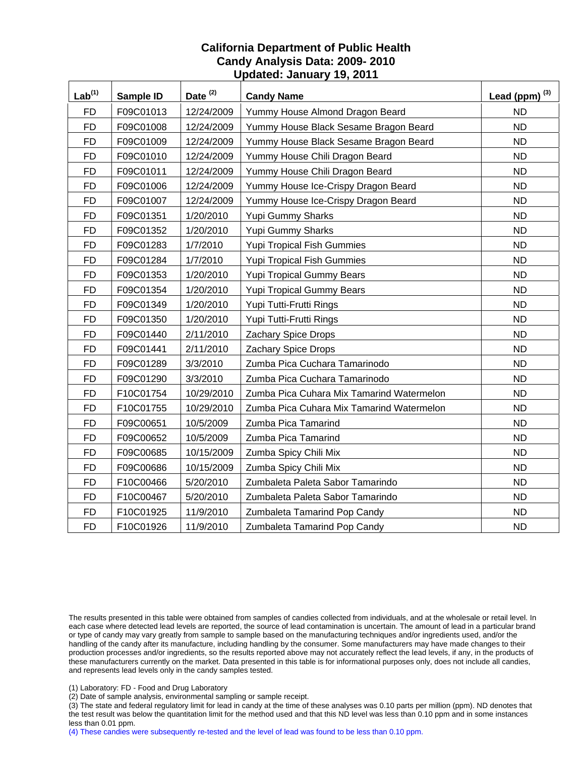**California Department of Public Health**
**Candy Analysis Data: 2009- 2010**
**Updated: January 19, 2011**

| Lab[1] | Sample ID | Date [2] | Candy Name | Lead (ppm) [3] |
|---|---|---|---|---|
| FD | F09C01013 | 12/24/2009 | Yummy House Almond Dragon Beard | ND |
| FD | F09C01008 | 12/24/2009 | Yummy House Black Sesame Bragon Beard | ND |
| FD | F09C01009 | 12/24/2009 | Yummy House Black Sesame Bragon Beard | ND |
| FD | F09C01010 | 12/24/2009 | Yummy House Chili Dragon Beard | ND |
| FD | F09C01011 | 12/24/2009 | Yummy House Chili Dragon Beard | ND |
| FD | F09C01006 | 12/24/2009 | Yummy House Ice-Crispy Dragon Beard | ND |
| FD | F09C01007 | 12/24/2009 | Yummy House Ice-Crispy Dragon Beard | ND |
| FD | F09C01351 | 1/20/2010 | Yupi Gummy Sharks | ND |
| FD | F09C01352 | 1/20/2010 | Yupi Gummy Sharks | ND |
| FD | F09C01283 | 1/7/2010 | Yupi Tropical Fish Gummies | ND |
| FD | F09C01284 | 1/7/2010 | Yupi Tropical Fish Gummies | ND |
| FD | F09C01353 | 1/20/2010 | Yupi Tropical Gummy Bears | ND |
| FD | F09C01354 | 1/20/2010 | Yupi Tropical Gummy Bears | ND |
| FD | F09C01349 | 1/20/2010 | Yupi Tutti-Frutti Rings | ND |
| FD | F09C01350 | 1/20/2010 | Yupi Tutti-Frutti Rings | ND |
| FD | F09C01440 | 2/11/2010 | Zachary Spice Drops | ND |
| FD | F09C01441 | 2/11/2010 | Zachary Spice Drops | ND |
| FD | F09C01289 | 3/3/2010 | Zumba Pica Cuchara Tamarinodo | ND |
| FD | F09C01290 | 3/3/2010 | Zumba Pica Cuchara Tamarinodo | ND |
| FD | F10C01754 | 10/29/2010 | Zumba Pica Cuhara Mix Tamarind Watermelon | ND |
| FD | F10C01755 | 10/29/2010 | Zumba Pica Cuhara Mix Tamarind Watermelon | ND |
| FD | F09C00651 | 10/5/2009 | Zumba Pica Tamarind | ND |
| FD | F09C00652 | 10/5/2009 | Zumba Pica Tamarind | ND |
| FD | F09C00685 | 10/15/2009 | Zumba Spicy Chili Mix | ND |
| FD | F09C00686 | 10/15/2009 | Zumba Spicy Chili Mix | ND |
| FD | F10C00466 | 5/20/2010 | Zumbaleta Paleta Sabor Tamarindo | ND |
| FD | F10C00467 | 5/20/2010 | Zumbaleta Paleta Sabor Tamarindo | ND |
| FD | F10C01925 | 11/9/2010 | Zumbaleta Tamarind Pop Candy | ND |
| FD | F10C01926 | 11/9/2010 | Zumbaleta Tamarind Pop Candy | ND |

The results presented in this table were obtained from samples of candies collected from individuals, and at the wholesale or retail level. In each case where detected lead levels are reported, the source of lead contamination is uncertain. The amount of lead in a particular brand or type of candy may vary greatly from sample to sample based on the manufacturing techniques and/or ingredients used, and/or the handling of the candy after its manufacture, including handling by the consumer. Some manufacturers may have made changes to their production processes and/or ingredients, so the results reported above may not accurately reflect the lead levels, if any, in the products of these manufacturers currently on the market. Data presented in this table is for informational purposes only, does not include all candies, and represents lead levels only in the candy samples tested.

(1) Laboratory: FD - Food and Drug Laboratory
(2) Date of sample analysis, environmental sampling or sample receipt.
(3) The state and federal regulatory limit for lead in candy at the time of these analyses was 0.10 parts per million (ppm). ND denotes that the test result was below the quantitation limit for the method used and that this ND level was less than 0.10 ppm and in some instances less than 0.01 ppm.
(4) These candies were subsequently re-tested and the level of lead was found to be less than 0.10 ppm.